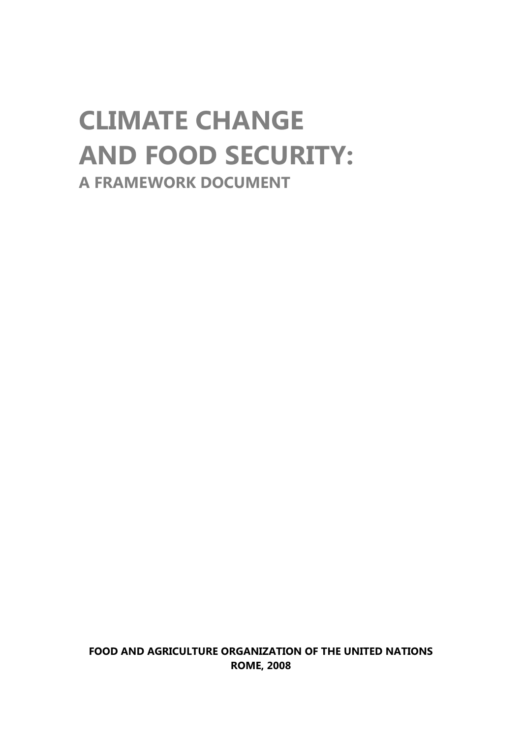# CLIMATE CHANGE AND FOOD SECURITY:

## A FRAMEWORK DOCUMENT

**FOOD AND AGRICULTURE ORGANIZATION OF THE UNITED NATIONS**
**ROME, 2008**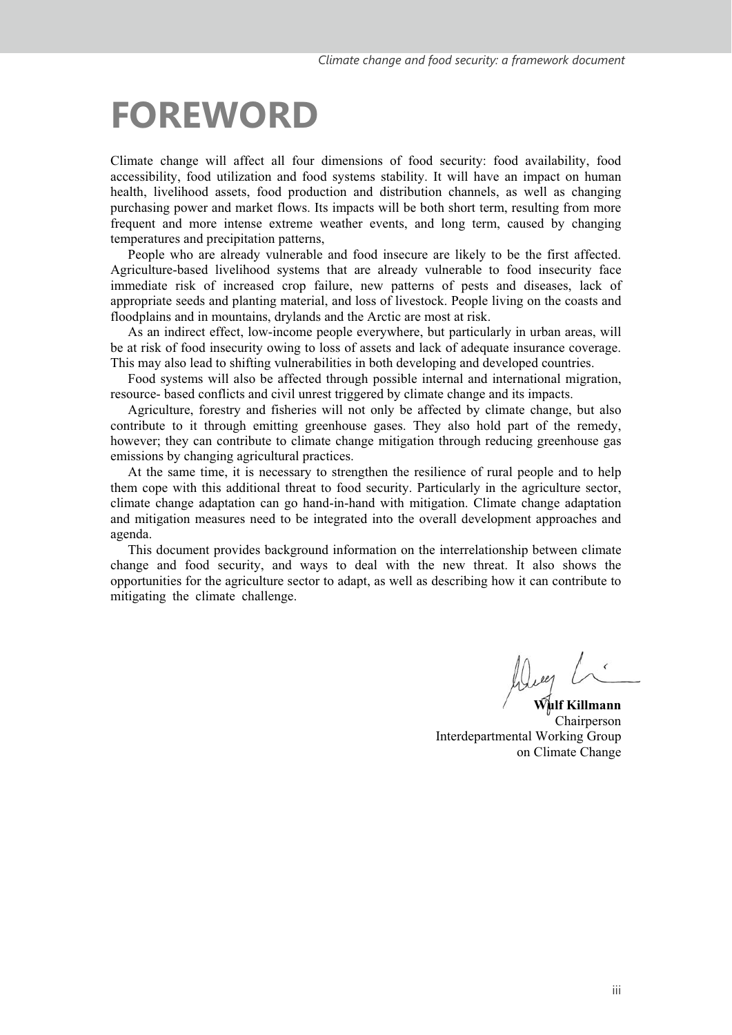# FOREWORD

Climate change will affect all four dimensions of food security: food availability, food accessibility, food utilization and food systems stability. It will have an impact on human health, livelihood assets, food production and distribution channels, as well as changing purchasing power and market flows. Its impacts will be both short term, resulting from more frequent and more intense extreme weather events, and long term, caused by changing temperatures and precipitation patterns,

People who are already vulnerable and food insecure are likely to be the first affected. Agriculture-based livelihood systems that are already vulnerable to food insecurity face immediate risk of increased crop failure, new patterns of pests and diseases, lack of appropriate seeds and planting material, and loss of livestock. People living on the coasts and floodplains and in mountains, drylands and the Arctic are most at risk.

As an indirect effect, low-income people everywhere, but particularly in urban areas, will be at risk of food insecurity owing to loss of assets and lack of adequate insurance coverage. This may also lead to shifting vulnerabilities in both developing and developed countries.

Food systems will also be affected through possible internal and international migration, resource- based conflicts and civil unrest triggered by climate change and its impacts.

Agriculture, forestry and fisheries will not only be affected by climate change, but also contribute to it through emitting greenhouse gases. They also hold part of the remedy, however; they can contribute to climate change mitigation through reducing greenhouse gas emissions by changing agricultural practices.

At the same time, it is necessary to strengthen the resilience of rural people and to help them cope with this additional threat to food security. Particularly in the agriculture sector, climate change adaptation can go hand-in-hand with mitigation. Climate change adaptation and mitigation measures need to be integrated into the overall development approaches and agenda.

This document provides background information on the interrelationship between climate change and food security, and ways to deal with the new threat. It also shows the opportunities for the agriculture sector to adapt, as well as describing how it can contribute to mitigating the climate challenge.

**Wulf Killmann**
Chairperson
Interdepartmental Working Group
on Climate Change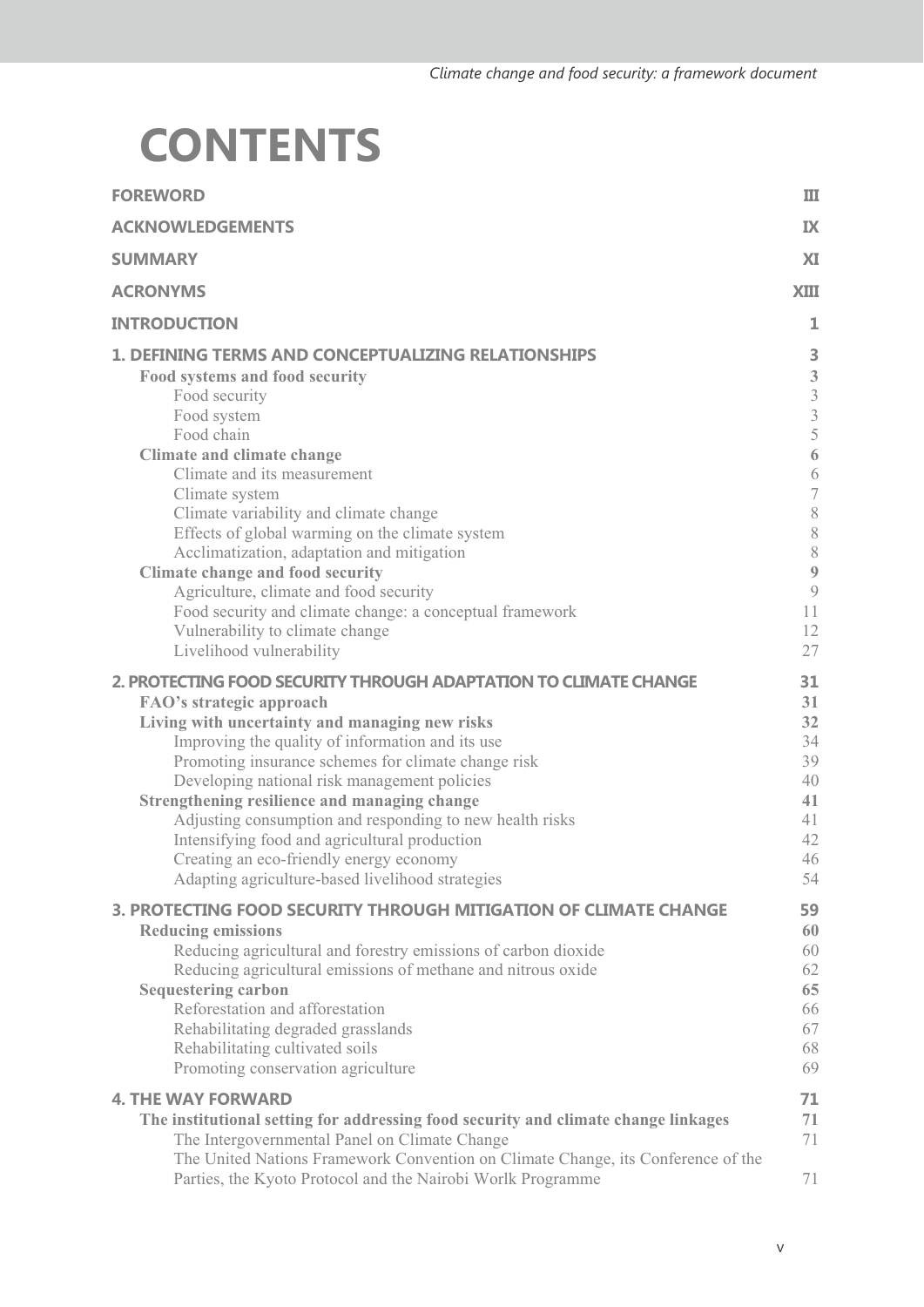# CONTENTS

| | |
|---|---|
| **FOREWORD** | **III** |
| **ACKNOWLEDGEMENTS** | **IX** |
| **SUMMARY** | **XI** |
| **ACRONYMS** | **XIII** |
| **INTRODUCTION** | **1** |
| **1. DEFINING TERMS AND CONCEPTUALIZING RELATIONSHIPS** | **3** |
| **Food systems and food security** | **3** |
| Food security | 3 |
| Food system | 3 |
| Food chain | 5 |
| **Climate and climate change** | **6** |
| Climate and its measurement | 6 |
| Climate system | 7 |
| Climate variability and climate change | 8 |
| Effects of global warming on the climate system | 8 |
| Acclimatization, adaptation and mitigation | 8 |
| **Climate change and food security** | **9** |
| Agriculture, climate and food security | 9 |
| Food security and climate change: a conceptual framework | 11 |
| Vulnerability to climate change | 12 |
| Livelihood vulnerability | 27 |
| **2. PROTECTING FOOD SECURITY THROUGH ADAPTATION TO CLIMATE CHANGE** | **31** |
| **FAO's strategic approach** | **31** |
| **Living with uncertainty and managing new risks** | **32** |
| Improving the quality of information and its use | 34 |
| Promoting insurance schemes for climate change risk | 39 |
| Developing national risk management policies | 40 |
| **Strengthening resilience and managing change** | **41** |
| Adjusting consumption and responding to new health risks | 41 |
| Intensifying food and agricultural production | 42 |
| Creating an eco-friendly energy economy | 46 |
| Adapting agriculture-based livelihood strategies | 54 |
| **3. PROTECTING FOOD SECURITY THROUGH MITIGATION OF CLIMATE CHANGE** | **59** |
| **Reducing emissions** | **60** |
| Reducing agricultural and forestry emissions of carbon dioxide | 60 |
| Reducing agricultural emissions of methane and nitrous oxide | 62 |
| **Sequestering carbon** | **65** |
| Reforestation and afforestation | 66 |
| Rehabilitating degraded grasslands | 67 |
| Rehabilitating cultivated soils | 68 |
| Promoting conservation agriculture | 69 |
| **4. THE WAY FORWARD** | **71** |
| **The institutional setting for addressing food security and climate change linkages** | **71** |
| The Intergovernmental Panel on Climate Change | 71 |
| The United Nations Framework Convention on Climate Change, its Conference of the Parties, the Kyoto Protocol and the Nairobi Worlk Programme | 71 |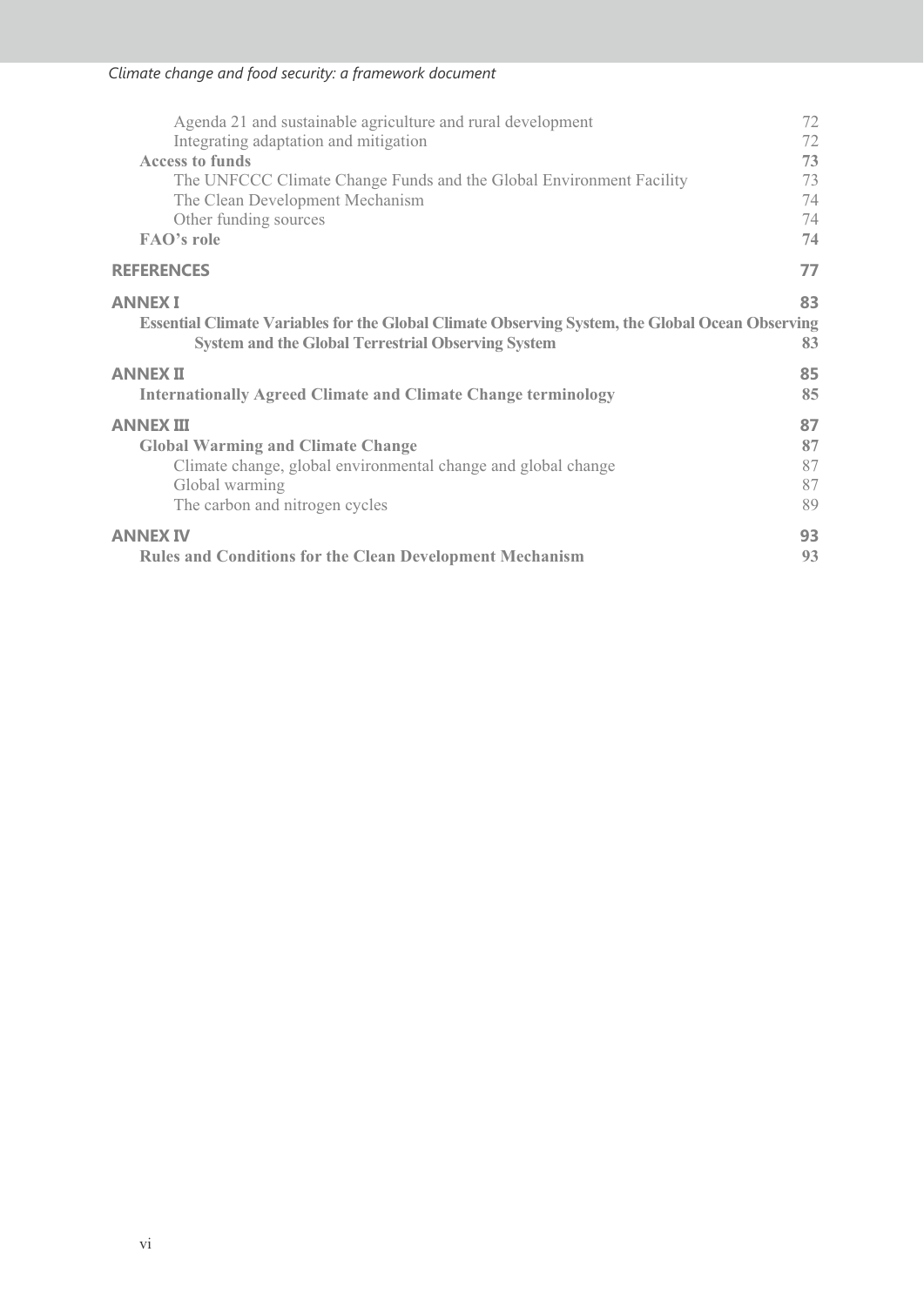Agenda 21 and sustainable agriculture and rural development 72
Integrating adaptation and mitigation 72

**Access to funds** **73**

The UNFCCC Climate Change Funds and the Global Environment Facility 73
The Clean Development Mechanism 74
Other funding sources 74

**FAO's role** **74**

**REFERENCES** **77**

**ANNEX I** **83**

**Essential Climate Variables for the Global Climate Observing System, the Global Ocean Observing System and the Global Terrestrial Observing System** **83**

**ANNEX II** **85**

**Internationally Agreed Climate and Climate Change terminology** **85**

**ANNEX III** **87**

**Global Warming and Climate Change** **87**

Climate change, global environmental change and global change 87
Global warming 87
The carbon and nitrogen cycles 89

**ANNEX IV** **93**

**Rules and Conditions for the Clean Development Mechanism** **93**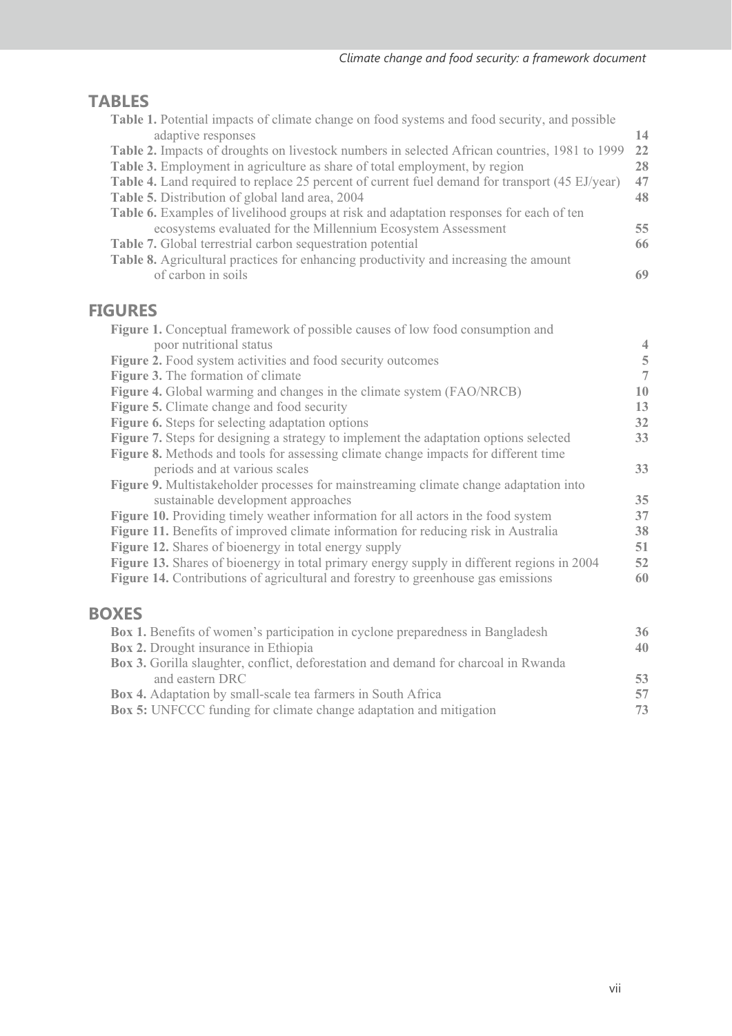## TABLES

**Table 1.** Potential impacts of climate change on food systems and food security, and possible adaptive responses **14**

**Table 2.** Impacts of droughts on livestock numbers in selected African countries, 1981 to 1999 **22**

**Table 3.** Employment in agriculture as share of total employment, by region **28**

**Table 4.** Land required to replace 25 percent of current fuel demand for transport (45 EJ/year) **47**

**Table 5.** Distribution of global land area, 2004 **48**

**Table 6.** Examples of livelihood groups at risk and adaptation responses for each of ten ecosystems evaluated for the Millennium Ecosystem Assessment **55**

**Table 7.** Global terrestrial carbon sequestration potential **66**

**Table 8.** Agricultural practices for enhancing productivity and increasing the amount of carbon in soils **69**

## FIGURES

**Figure 1.** Conceptual framework of possible causes of low food consumption and poor nutritional status **4**

**Figure 2.** Food system activities and food security outcomes **5**

**Figure 3.** The formation of climate **7**

**Figure 4.** Global warming and changes in the climate system (FAO/NRCB) **10**

**Figure 5.** Climate change and food security **13**

**Figure 6.** Steps for selecting adaptation options **32**

**Figure 7.** Steps for designing a strategy to implement the adaptation options selected **33**

**Figure 8.** Methods and tools for assessing climate change impacts for different time periods and at various scales **33**

**Figure 9.** Multistakeholder processes for mainstreaming climate change adaptation into sustainable development approaches **35**

**Figure 10.** Providing timely weather information for all actors in the food system **37**

**Figure 11.** Benefits of improved climate information for reducing risk in Australia **38**

**Figure 12.** Shares of bioenergy in total energy supply **51**

**Figure 13.** Shares of bioenergy in total primary energy supply in different regions in 2004 **52**

**Figure 14.** Contributions of agricultural and forestry to greenhouse gas emissions **60**

## BOXES

**Box 1.** Benefits of women's participation in cyclone preparedness in Bangladesh **36**

**Box 2.** Drought insurance in Ethiopia **40**

**Box 3.** Gorilla slaughter, conflict, deforestation and demand for charcoal in Rwanda and eastern DRC **53**

**Box 4.** Adaptation by small-scale tea farmers in South Africa **57**

**Box 5:** UNFCCC funding for climate change adaptation and mitigation **73**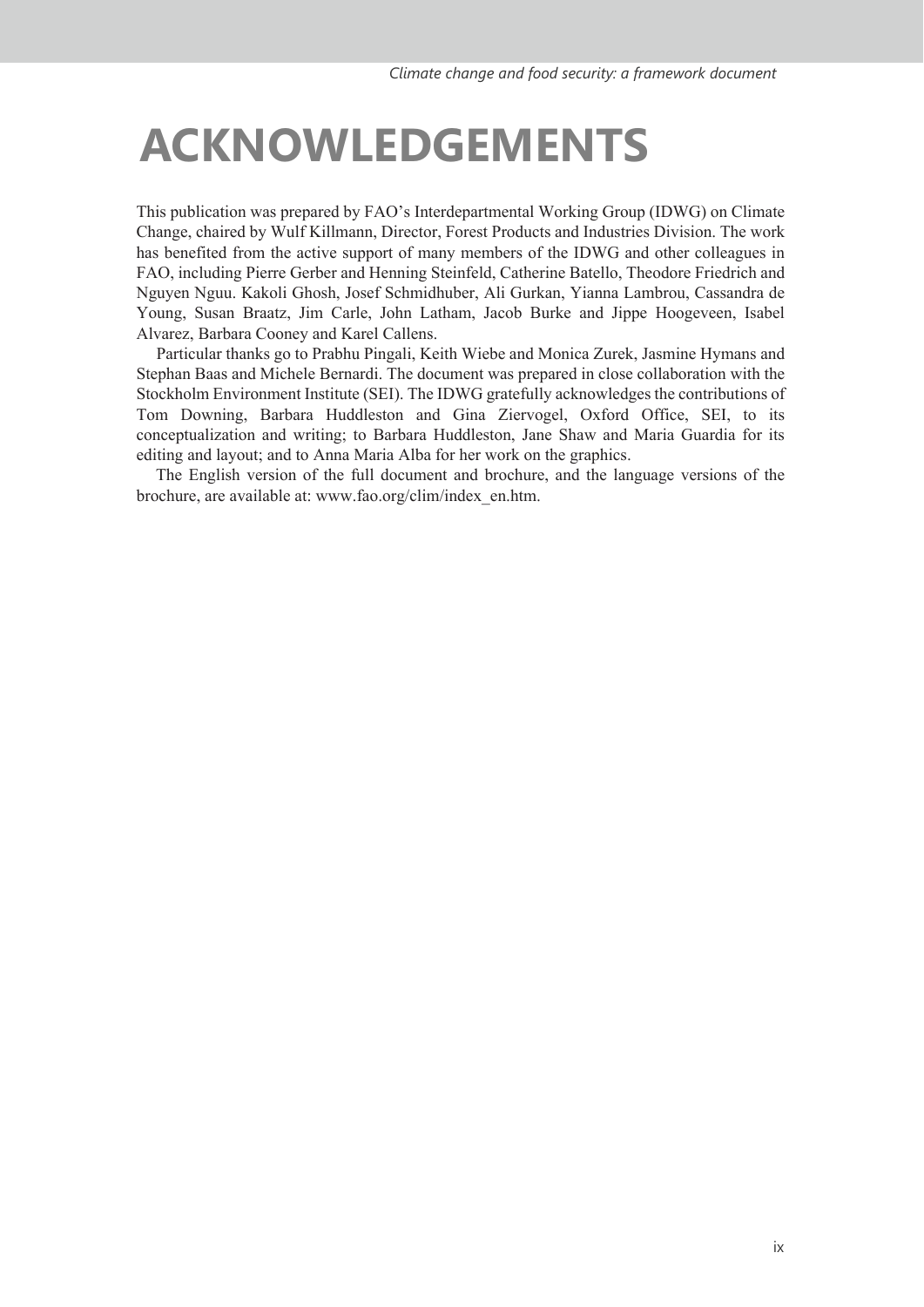# ACKNOWLEDGEMENTS

This publication was prepared by FAO's Interdepartmental Working Group (IDWG) on Climate Change, chaired by Wulf Killmann, Director, Forest Products and Industries Division. The work has benefited from the active support of many members of the IDWG and other colleagues in FAO, including Pierre Gerber and Henning Steinfeld, Catherine Batello, Theodore Friedrich and Nguyen Nguu. Kakoli Ghosh, Josef Schmidhuber, Ali Gurkan, Yianna Lambrou, Cassandra de Young, Susan Braatz, Jim Carle, John Latham, Jacob Burke and Jippe Hoogeveen, Isabel Alvarez, Barbara Cooney and Karel Callens.

Particular thanks go to Prabhu Pingali, Keith Wiebe and Monica Zurek, Jasmine Hymans and Stephan Baas and Michele Bernardi. The document was prepared in close collaboration with the Stockholm Environment Institute (SEI). The IDWG gratefully acknowledges the contributions of Tom Downing, Barbara Huddleston and Gina Ziervogel, Oxford Office, SEI, to its conceptualization and writing; to Barbara Huddleston, Jane Shaw and Maria Guardia for its editing and layout; and to Anna Maria Alba for her work on the graphics.

The English version of the full document and brochure, and the language versions of the brochure, are available at: www.fao.org/clim/index_en.htm.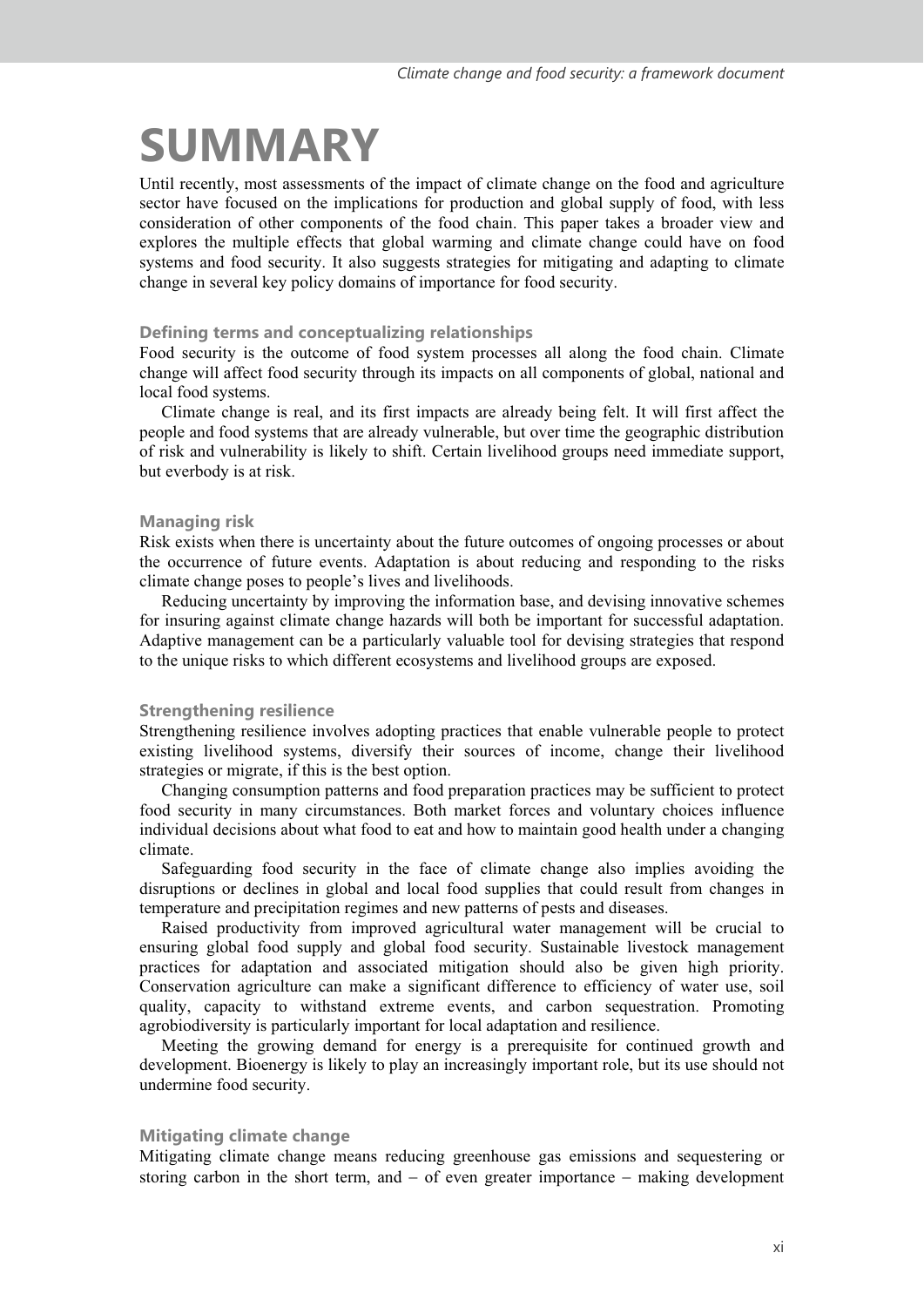# SUMMARY

Until recently, most assessments of the impact of climate change on the food and agriculture sector have focused on the implications for production and global supply of food, with less consideration of other components of the food chain. This paper takes a broader view and explores the multiple effects that global warming and climate change could have on food systems and food security. It also suggests strategies for mitigating and adapting to climate change in several key policy domains of importance for food security.

### Defining terms and conceptualizing relationships

Food security is the outcome of food system processes all along the food chain. Climate change will affect food security through its impacts on all components of global, national and local food systems.

Climate change is real, and its first impacts are already being felt. It will first affect the people and food systems that are already vulnerable, but over time the geographic distribution of risk and vulnerability is likely to shift. Certain livelihood groups need immediate support, but everbody is at risk.

### Managing risk

Risk exists when there is uncertainty about the future outcomes of ongoing processes or about the occurrence of future events. Adaptation is about reducing and responding to the risks climate change poses to people's lives and livelihoods.

Reducing uncertainty by improving the information base, and devising innovative schemes for insuring against climate change hazards will both be important for successful adaptation. Adaptive management can be a particularly valuable tool for devising strategies that respond to the unique risks to which different ecosystems and livelihood groups are exposed.

### Strengthening resilience

Strengthening resilience involves adopting practices that enable vulnerable people to protect existing livelihood systems, diversify their sources of income, change their livelihood strategies or migrate, if this is the best option.

Changing consumption patterns and food preparation practices may be sufficient to protect food security in many circumstances. Both market forces and voluntary choices influence individual decisions about what food to eat and how to maintain good health under a changing climate.

Safeguarding food security in the face of climate change also implies avoiding the disruptions or declines in global and local food supplies that could result from changes in temperature and precipitation regimes and new patterns of pests and diseases.

Raised productivity from improved agricultural water management will be crucial to ensuring global food supply and global food security. Sustainable livestock management practices for adaptation and associated mitigation should also be given high priority. Conservation agriculture can make a significant difference to efficiency of water use, soil quality, capacity to withstand extreme events, and carbon sequestration. Promoting agrobiodiversity is particularly important for local adaptation and resilience.

Meeting the growing demand for energy is a prerequisite for continued growth and development. Bioenergy is likely to play an increasingly important role, but its use should not undermine food security.

### Mitigating climate change

Mitigating climate change means reducing greenhouse gas emissions and sequestering or storing carbon in the short term, and – of even greater importance – making development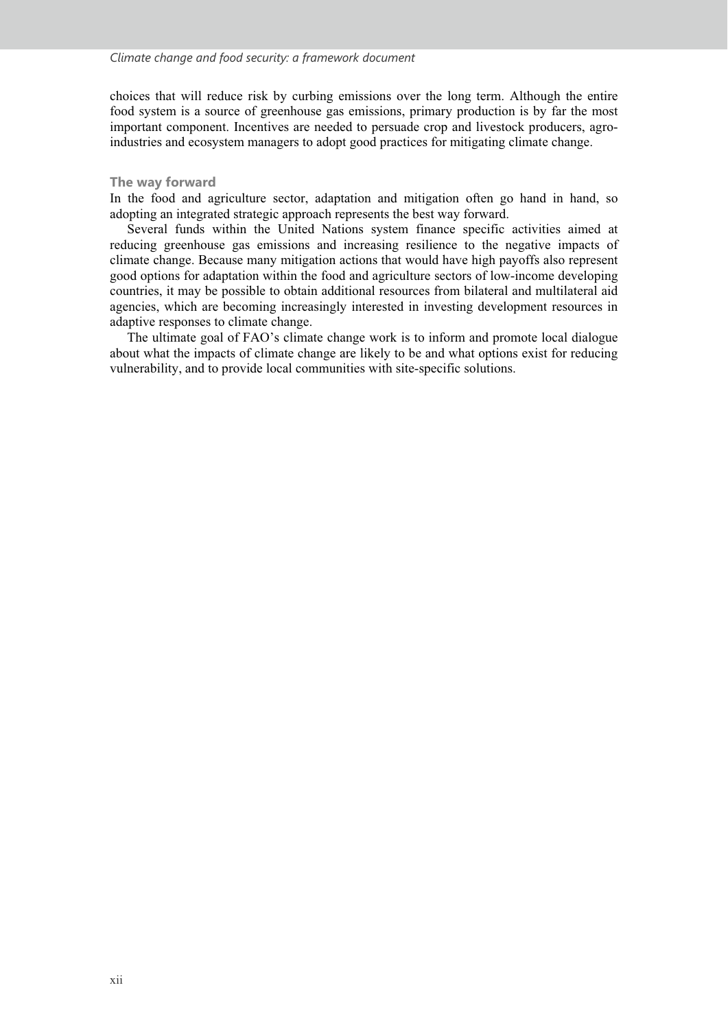choices that will reduce risk by curbing emissions over the long term. Although the entire food system is a source of greenhouse gas emissions, primary production is by far the most important component. Incentives are needed to persuade crop and livestock producers, agro-industries and ecosystem managers to adopt good practices for mitigating climate change.

### The way forward

In the food and agriculture sector, adaptation and mitigation often go hand in hand, so adopting an integrated strategic approach represents the best way forward.

Several funds within the United Nations system finance specific activities aimed at reducing greenhouse gas emissions and increasing resilience to the negative impacts of climate change. Because many mitigation actions that would have high payoffs also represent good options for adaptation within the food and agriculture sectors of low-income developing countries, it may be possible to obtain additional resources from bilateral and multilateral aid agencies, which are becoming increasingly interested in investing development resources in adaptive responses to climate change.

The ultimate goal of FAO's climate change work is to inform and promote local dialogue about what the impacts of climate change are likely to be and what options exist for reducing vulnerability, and to provide local communities with site-specific solutions.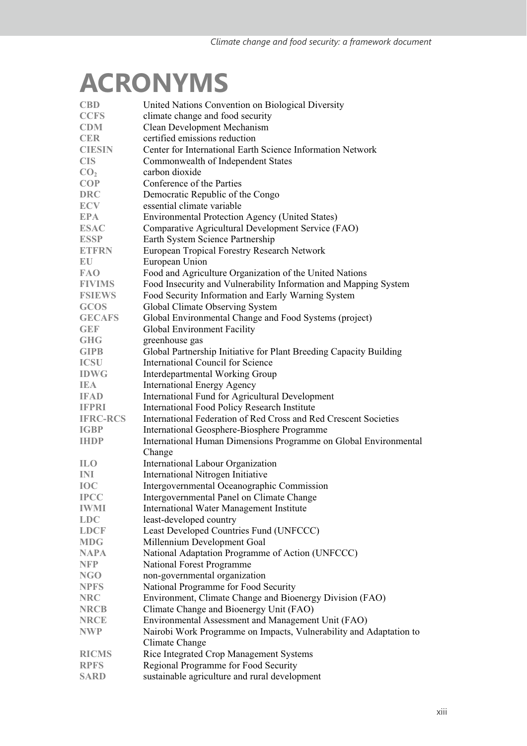# ACRONYMS

| | |
|---|---|
| **CBD** | United Nations Convention on Biological Diversity |
| **CCFS** | climate change and food security |
| **CDM** | Clean Development Mechanism |
| **CER** | certified emissions reduction |
| **CIESIN** | Center for International Earth Science Information Network |
| **CIS** | Commonwealth of Independent States |
| **$CO_2$** | carbon dioxide |
| **COP** | Conference of the Parties |
| **DRC** | Democratic Republic of the Congo |
| **ECV** | essential climate variable |
| **EPA** | Environmental Protection Agency (United States) |
| **ESAC** | Comparative Agricultural Development Service (FAO) |
| **ESSP** | Earth System Science Partnership |
| **ETFRN** | European Tropical Forestry Research Network |
| **EU** | European Union |
| **FAO** | Food and Agriculture Organization of the United Nations |
| **FIVIMS** | Food Insecurity and Vulnerability Information and Mapping System |
| **FSIEWS** | Food Security Information and Early Warning System |
| **GCOS** | Global Climate Observing System |
| **GECAFS** | Global Environmental Change and Food Systems (project) |
| **GEF** | Global Environment Facility |
| **GHG** | greenhouse gas |
| **GIPB** | Global Partnership Initiative for Plant Breeding Capacity Building |
| **ICSU** | International Council for Science |
| **IDWG** | Interdepartmental Working Group |
| **IEA** | International Energy Agency |
| **IFAD** | International Fund for Agricultural Development |
| **IFPRI** | International Food Policy Research Institute |
| **IFRC-RCS** | International Federation of Red Cross and Red Crescent Societies |
| **IGBP** | International Geosphere-Biosphere Programme |
| **IHDP** | International Human Dimensions Programme on Global Environmental Change |
| **ILO** | International Labour Organization |
| **INI** | International Nitrogen Initiative |
| **IOC** | Intergovernmental Oceanographic Commission |
| **IPCC** | Intergovernmental Panel on Climate Change |
| **IWMI** | International Water Management Institute |
| **LDC** | least-developed country |
| **LDCF** | Least Developed Countries Fund (UNFCCC) |
| **MDG** | Millennium Development Goal |
| **NAPA** | National Adaptation Programme of Action (UNFCCC) |
| **NFP** | National Forest Programme |
| **NGO** | non-governmental organization |
| **NPFS** | National Programme for Food Security |
| **NRC** | Environment, Climate Change and Bioenergy Division (FAO) |
| **NRCB** | Climate Change and Bioenergy Unit (FAO) |
| **NRCE** | Environmental Assessment and Management Unit (FAO) |
| **NWP** | Nairobi Work Programme on Impacts, Vulnerability and Adaptation to Climate Change |
| **RICMS** | Rice Integrated Crop Management Systems |
| **RPFS** | Regional Programme for Food Security |
| **SARD** | sustainable agriculture and rural development |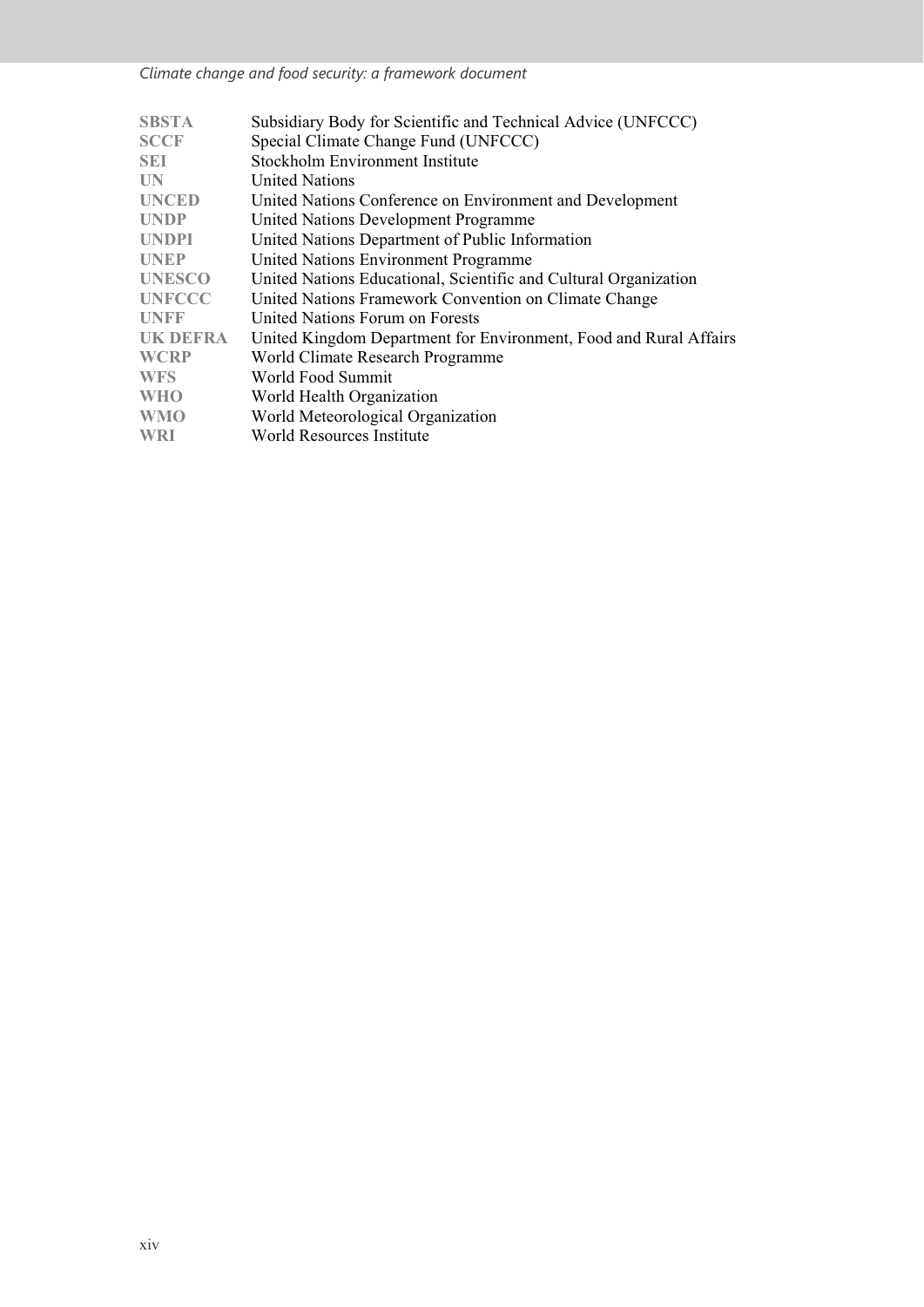| | |
|---|---|
| **SBSTA** | Subsidiary Body for Scientific and Technical Advice (UNFCCC) |
| **SCCF** | Special Climate Change Fund (UNFCCC) |
| **SEI** | Stockholm Environment Institute |
| **UN** | United Nations |
| **UNCED** | United Nations Conference on Environment and Development |
| **UNDP** | United Nations Development Programme |
| **UNDPI** | United Nations Department of Public Information |
| **UNEP** | United Nations Environment Programme |
| **UNESCO** | United Nations Educational, Scientific and Cultural Organization |
| **UNFCCC** | United Nations Framework Convention on Climate Change |
| **UNFF** | United Nations Forum on Forests |
| **UK DEFRA** | United Kingdom Department for Environment, Food and Rural Affairs |
| **WCRP** | World Climate Research Programme |
| **WFS** | World Food Summit |
| **WHO** | World Health Organization |
| **WMO** | World Meteorological Organization |
| **WRI** | World Resources Institute |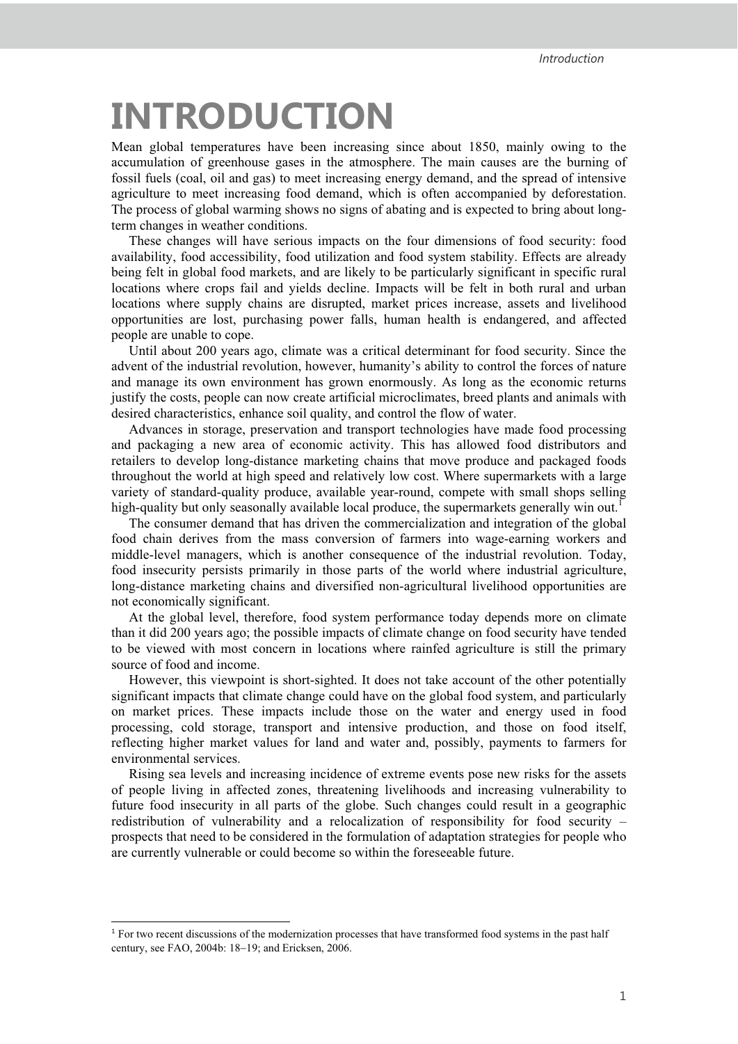# INTRODUCTION

Mean global temperatures have been increasing since about 1850, mainly owing to the accumulation of greenhouse gases in the atmosphere. The main causes are the burning of fossil fuels (coal, oil and gas) to meet increasing energy demand, and the spread of intensive agriculture to meet increasing food demand, which is often accompanied by deforestation. The process of global warming shows no signs of abating and is expected to bring about long-term changes in weather conditions.

These changes will have serious impacts on the four dimensions of food security: food availability, food accessibility, food utilization and food system stability. Effects are already being felt in global food markets, and are likely to be particularly significant in specific rural locations where crops fail and yields decline. Impacts will be felt in both rural and urban locations where supply chains are disrupted, market prices increase, assets and livelihood opportunities are lost, purchasing power falls, human health is endangered, and affected people are unable to cope.

Until about 200 years ago, climate was a critical determinant for food security. Since the advent of the industrial revolution, however, humanity's ability to control the forces of nature and manage its own environment has grown enormously. As long as the economic returns justify the costs, people can now create artificial microclimates, breed plants and animals with desired characteristics, enhance soil quality, and control the flow of water.

Advances in storage, preservation and transport technologies have made food processing and packaging a new area of economic activity. This has allowed food distributors and retailers to develop long-distance marketing chains that move produce and packaged foods throughout the world at high speed and relatively low cost. Where supermarkets with a large variety of standard-quality produce, available year-round, compete with small shops selling high-quality but only seasonally available local produce, the supermarkets generally win out.[1]

The consumer demand that has driven the commercialization and integration of the global food chain derives from the mass conversion of farmers into wage-earning workers and middle-level managers, which is another consequence of the industrial revolution. Today, food insecurity persists primarily in those parts of the world where industrial agriculture, long-distance marketing chains and diversified non-agricultural livelihood opportunities are not economically significant.

At the global level, therefore, food system performance today depends more on climate than it did 200 years ago; the possible impacts of climate change on food security have tended to be viewed with most concern in locations where rainfed agriculture is still the primary source of food and income.

However, this viewpoint is short-sighted. It does not take account of the other potentially significant impacts that climate change could have on the global food system, and particularly on market prices. These impacts include those on the water and energy used in food processing, cold storage, transport and intensive production, and those on food itself, reflecting higher market values for land and water and, possibly, payments to farmers for environmental services.

Rising sea levels and increasing incidence of extreme events pose new risks for the assets of people living in affected zones, threatening livelihoods and increasing vulnerability to future food insecurity in all parts of the globe. Such changes could result in a geographic redistribution of vulnerability and a relocalization of responsibility for food security – prospects that need to be considered in the formulation of adaptation strategies for people who are currently vulnerable or could become so within the foreseeable future.

---

[1] For two recent discussions of the modernization processes that have transformed food systems in the past half century, see FAO, 2004b: 18–19; and Ericksen, 2006.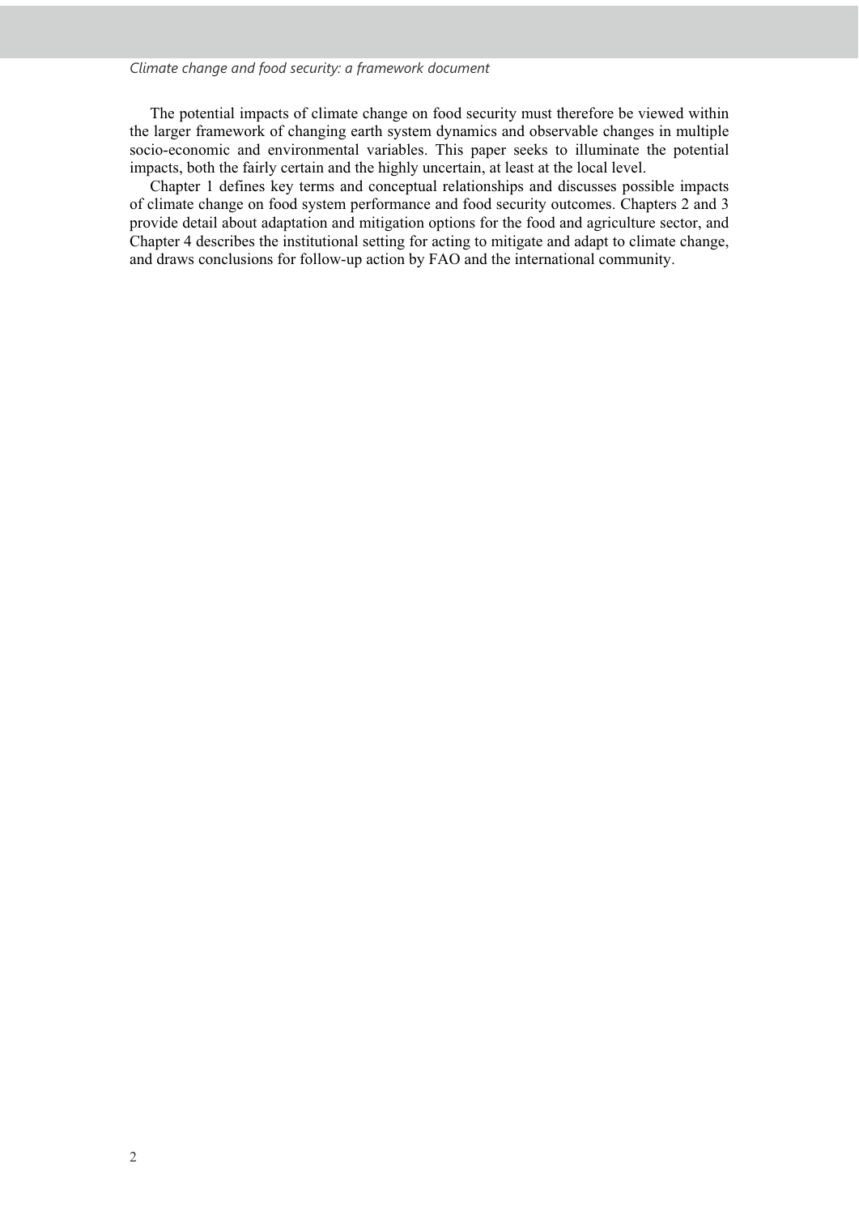The potential impacts of climate change on food security must therefore be viewed within the larger framework of changing earth system dynamics and observable changes in multiple socio-economic and environmental variables. This paper seeks to illuminate the potential impacts, both the fairly certain and the highly uncertain, at least at the local level.

Chapter 1 defines key terms and conceptual relationships and discusses possible impacts of climate change on food system performance and food security outcomes. Chapters 2 and 3 provide detail about adaptation and mitigation options for the food and agriculture sector, and Chapter 4 describes the institutional setting for acting to mitigate and adapt to climate change, and draws conclusions for follow-up action by FAO and the international community.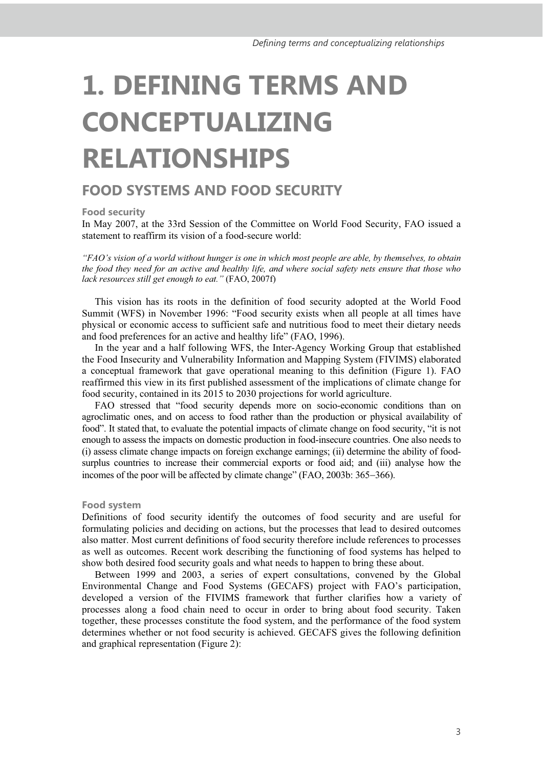# 1. DEFINING TERMS AND CONCEPTUALIZING RELATIONSHIPS

## FOOD SYSTEMS AND FOOD SECURITY

### Food security

In May 2007, at the 33rd Session of the Committee on World Food Security, FAO issued a statement to reaffirm its vision of a food-secure world:

*"FAO's vision of a world without hunger is one in which most people are able, by themselves, to obtain the food they need for an active and healthy life, and where social safety nets ensure that those who lack resources still get enough to eat."* (FAO, 2007f)

This vision has its roots in the definition of food security adopted at the World Food Summit (WFS) in November 1996: "Food security exists when all people at all times have physical or economic access to sufficient safe and nutritious food to meet their dietary needs and food preferences for an active and healthy life" (FAO, 1996).

In the year and a half following WFS, the Inter-Agency Working Group that established the Food Insecurity and Vulnerability Information and Mapping System (FIVIMS) elaborated a conceptual framework that gave operational meaning to this definition (Figure 1). FAO reaffirmed this view in its first published assessment of the implications of climate change for food security, contained in its 2015 to 2030 projections for world agriculture.

FAO stressed that "food security depends more on socio-economic conditions than on agroclimatic ones, and on access to food rather than the production or physical availability of food". It stated that, to evaluate the potential impacts of climate change on food security, "it is not enough to assess the impacts on domestic production in food-insecure countries. One also needs to (i) assess climate change impacts on foreign exchange earnings; (ii) determine the ability of food-surplus countries to increase their commercial exports or food aid; and (iii) analyse how the incomes of the poor will be affected by climate change" (FAO, 2003b: 365–366).

### Food system

Definitions of food security identify the outcomes of food security and are useful for formulating policies and deciding on actions, but the processes that lead to desired outcomes also matter. Most current definitions of food security therefore include references to processes as well as outcomes. Recent work describing the functioning of food systems has helped to show both desired food security goals and what needs to happen to bring these about.

Between 1999 and 2003, a series of expert consultations, convened by the Global Environmental Change and Food Systems (GECAFS) project with FAO's participation, developed a version of the FIVIMS framework that further clarifies how a variety of processes along a food chain need to occur in order to bring about food security. Taken together, these processes constitute the food system, and the performance of the food system determines whether or not food security is achieved. GECAFS gives the following definition and graphical representation (Figure 2):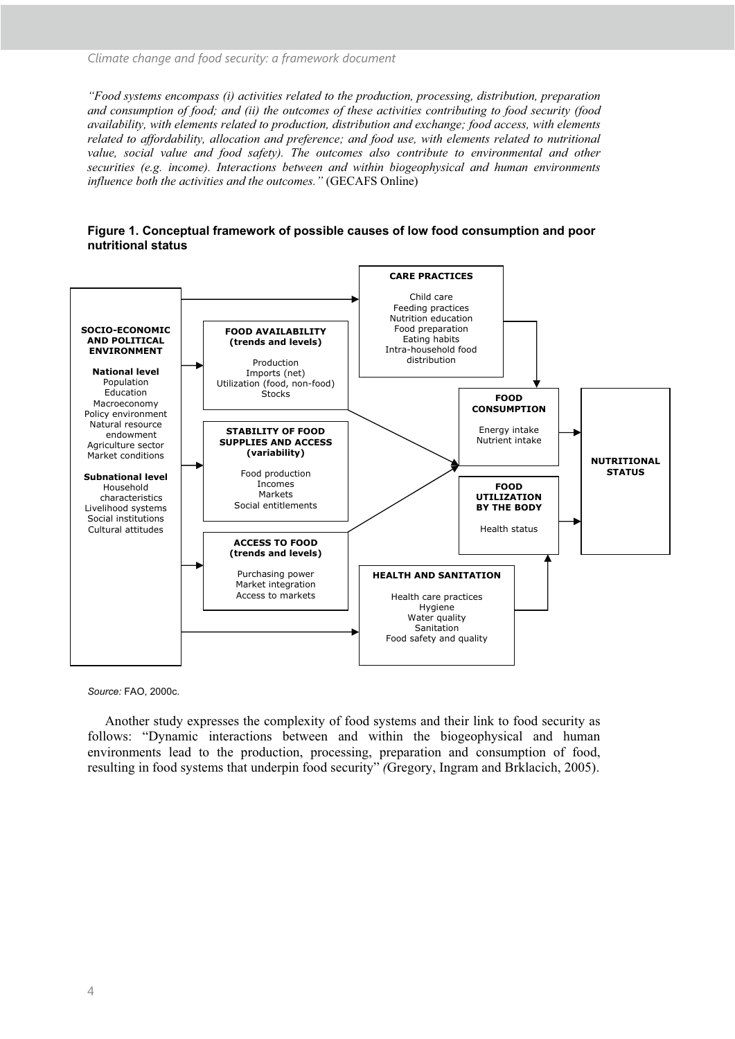*"Food systems encompass (i) activities related to the production, processing, distribution, preparation and consumption of food; and (ii) the outcomes of these activities contributing to food security (food availability, with elements related to production, distribution and exchange; food access, with elements related to affordability, allocation and preference; and food use, with elements related to nutritional value, social value and food safety). The outcomes also contribute to environmental and other securities (e.g. income). Interactions between and within biogeophysical and human environments influence both the activities and the outcomes."* (GECAFS Online)

**Figure 1. Conceptual framework of possible causes of low food consumption and poor nutritional status**

**SOCIO-ECONOMIC AND POLITICAL ENVIRONMENT**

**National level**
Population
Education
Macroeconomy
Policy environment
Natural resource endowment
Agriculture sector
Market conditions

**Subnational level**
Household characteristics
Livelihood systems
Social institutions
Cultural attitudes

**CARE PRACTICES**
Child care
Feeding practices
Nutrition education
Food preparation
Eating habits
Intra-household food distribution

**FOOD AVAILABILITY (trends and levels)**
Production
Imports (net)
Utilization (food, non-food)
Stocks

**STABILITY OF FOOD SUPPLIES AND ACCESS (variability)**
Food production
Incomes
Markets
Social entitlements

**ACCESS TO FOOD (trends and levels)**
Purchasing power
Market integration
Access to markets

**HEALTH AND SANITATION**
Health care practices
Hygiene
Water quality
Sanitation
Food safety and quality

**FOOD CONSUMPTION**
Energy intake
Nutrient intake

**FOOD UTILIZATION BY THE BODY**
Health status

**NUTRITIONAL STATUS**

*Source:* FAO, 2000c.

Another study expresses the complexity of food systems and their link to food security as follows: "Dynamic interactions between and within the biogeophysical and human environments lead to the production, processing, preparation and consumption of food, resulting in food systems that underpin food security" *(*Gregory, Ingram and Brklacich, 2005).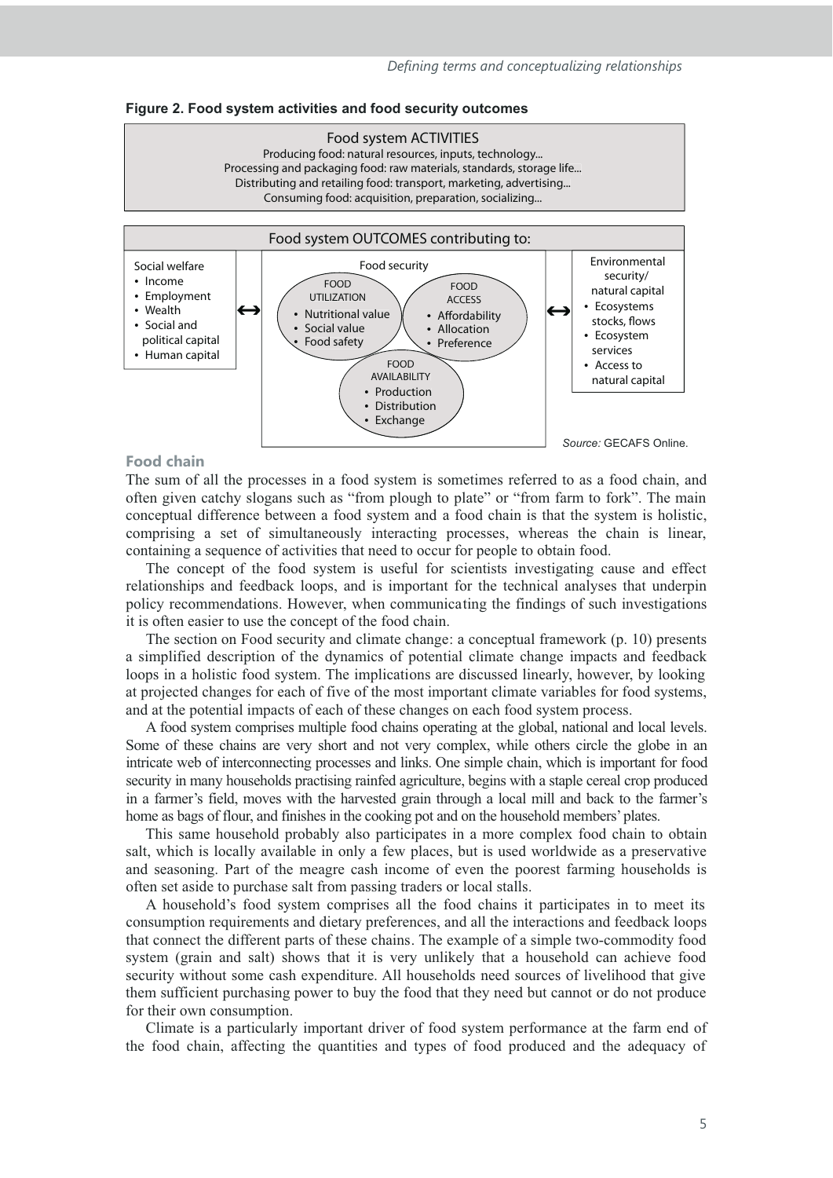**Figure 2. Food system activities and food security outcomes**

Food system ACTIVITIES
Producing food: natural resources, inputs, technology...
Processing and packaging food: raw materials, standards, storage life...
Distributing and retailing food: transport, marketing, advertising...
Consuming food: acquisition, preparation, socializing...

Food system OUTCOMES contributing to:

Social welfare
- Income
- Employment
- Wealth
- Social and political capital
- Human capital

↔

Food security

FOOD UTILIZATION
- Nutritional value
- Social value
- Food safety

FOOD ACCESS
- Affordability
- Allocation
- Preference

FOOD AVAILABILITY
- Production
- Distribution
- Exchange

↔

Environmental security/ natural capital
- Ecosystems stocks, flows
- Ecosystem services
- Access to natural capital

*Source:* GECAFS Online.

### Food chain

The sum of all the processes in a food system is sometimes referred to as a food chain, and often given catchy slogans such as "from plough to plate" or "from farm to fork". The main conceptual difference between a food system and a food chain is that the system is holistic, comprising a set of simultaneously interacting processes, whereas the chain is linear, containing a sequence of activities that need to occur for people to obtain food.

The concept of the food system is useful for scientists investigating cause and effect relationships and feedback loops, and is important for the technical analyses that underpin policy recommendations. However, when communicating the findings of such investigations it is often easier to use the concept of the food chain.

The section on Food security and climate change: a conceptual framework (p. 10) presents a simplified description of the dynamics of potential climate change impacts and feedback loops in a holistic food system. The implications are discussed linearly, however, by looking at projected changes for each of five of the most important climate variables for food systems, and at the potential impacts of each of these changes on each food system process.

A food system comprises multiple food chains operating at the global, national and local levels. Some of these chains are very short and not very complex, while others circle the globe in an intricate web of interconnecting processes and links. One simple chain, which is important for food security in many households practising rainfed agriculture, begins with a staple cereal crop produced in a farmer's field, moves with the harvested grain through a local mill and back to the farmer's home as bags of flour, and finishes in the cooking pot and on the household members' plates.

This same household probably also participates in a more complex food chain to obtain salt, which is locally available in only a few places, but is used worldwide as a preservative and seasoning. Part of the meagre cash income of even the poorest farming households is often set aside to purchase salt from passing traders or local stalls.

A household's food system comprises all the food chains it participates in to meet its consumption requirements and dietary preferences, and all the interactions and feedback loops that connect the different parts of these chains. The example of a simple two-commodity food system (grain and salt) shows that it is very unlikely that a household can achieve food security without some cash expenditure. All households need sources of livelihood that give them sufficient purchasing power to buy the food that they need but cannot or do not produce for their own consumption.

Climate is a particularly important driver of food system performance at the farm end of the food chain, affecting the quantities and types of food produced and the adequacy of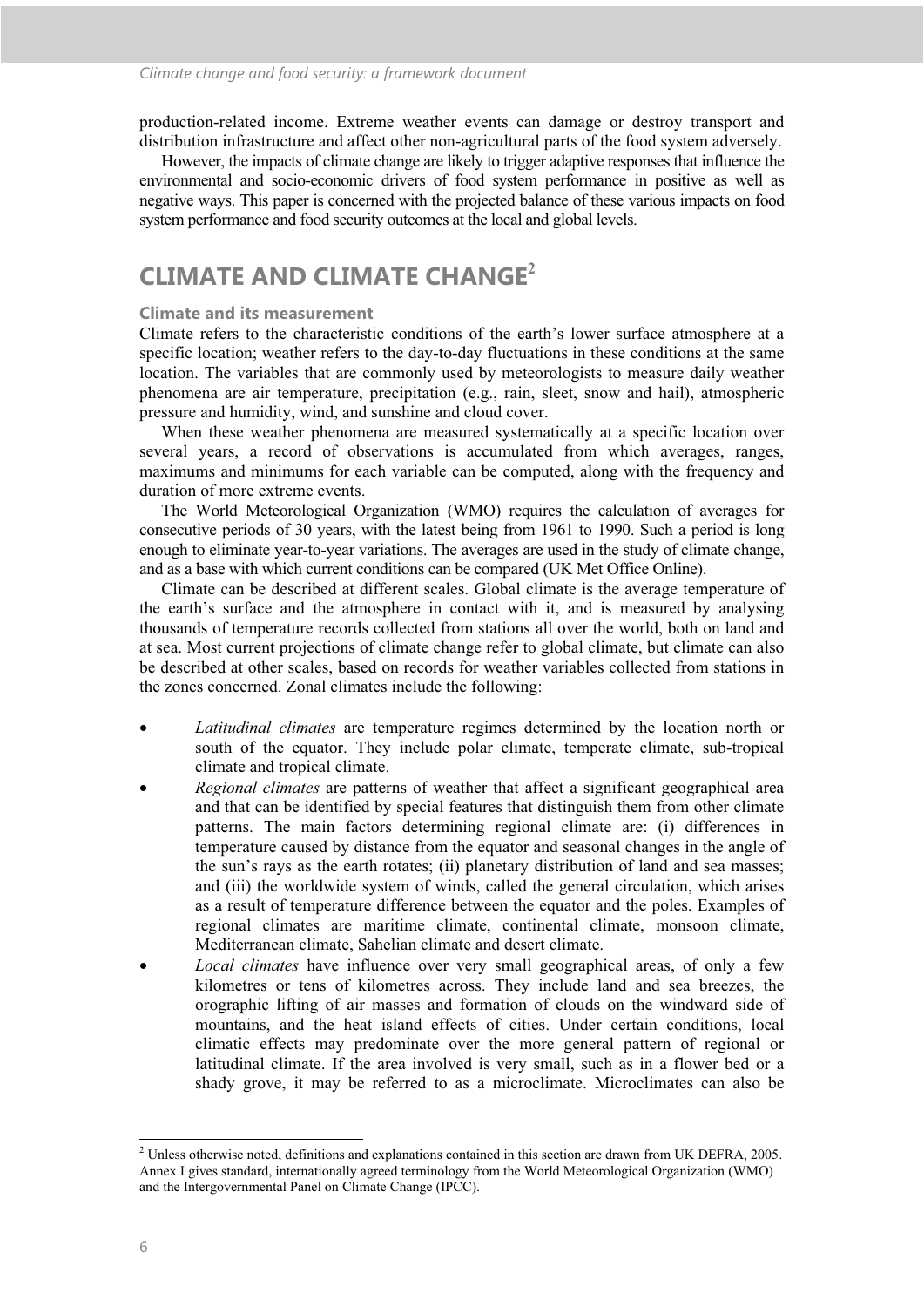production-related income. Extreme weather events can damage or destroy transport and distribution infrastructure and affect other non-agricultural parts of the food system adversely.

However, the impacts of climate change are likely to trigger adaptive responses that influence the environmental and socio-economic drivers of food system performance in positive as well as negative ways. This paper is concerned with the projected balance of these various impacts on food system performance and food security outcomes at the local and global levels.

## CLIMATE AND CLIMATE CHANGE[2]

### Climate and its measurement

Climate refers to the characteristic conditions of the earth's lower surface atmosphere at a specific location; weather refers to the day-to-day fluctuations in these conditions at the same location. The variables that are commonly used by meteorologists to measure daily weather phenomena are air temperature, precipitation (e.g., rain, sleet, snow and hail), atmospheric pressure and humidity, wind, and sunshine and cloud cover.

When these weather phenomena are measured systematically at a specific location over several years, a record of observations is accumulated from which averages, ranges, maximums and minimums for each variable can be computed, along with the frequency and duration of more extreme events.

The World Meteorological Organization (WMO) requires the calculation of averages for consecutive periods of 30 years, with the latest being from 1961 to 1990. Such a period is long enough to eliminate year-to-year variations. The averages are used in the study of climate change, and as a base with which current conditions can be compared (UK Met Office Online).

Climate can be described at different scales. Global climate is the average temperature of the earth's surface and the atmosphere in contact with it, and is measured by analysing thousands of temperature records collected from stations all over the world, both on land and at sea. Most current projections of climate change refer to global climate, but climate can also be described at other scales, based on records for weather variables collected from stations in the zones concerned. Zonal climates include the following:

- *Latitudinal climates* are temperature regimes determined by the location north or south of the equator. They include polar climate, temperate climate, sub-tropical climate and tropical climate.
- *Regional climates* are patterns of weather that affect a significant geographical area and that can be identified by special features that distinguish them from other climate patterns. The main factors determining regional climate are: (i) differences in temperature caused by distance from the equator and seasonal changes in the angle of the sun's rays as the earth rotates; (ii) planetary distribution of land and sea masses; and (iii) the worldwide system of winds, called the general circulation, which arises as a result of temperature difference between the equator and the poles. Examples of regional climates are maritime climate, continental climate, monsoon climate, Mediterranean climate, Sahelian climate and desert climate.
- *Local climates* have influence over very small geographical areas, of only a few kilometres or tens of kilometres across. They include land and sea breezes, the orographic lifting of air masses and formation of clouds on the windward side of mountains, and the heat island effects of cities. Under certain conditions, local climatic effects may predominate over the more general pattern of regional or latitudinal climate. If the area involved is very small, such as in a flower bed or a shady grove, it may be referred to as a microclimate. Microclimates can also be

[2] Unless otherwise noted, definitions and explanations contained in this section are drawn from UK DEFRA, 2005. Annex I gives standard, internationally agreed terminology from the World Meteorological Organization (WMO) and the Intergovernmental Panel on Climate Change (IPCC).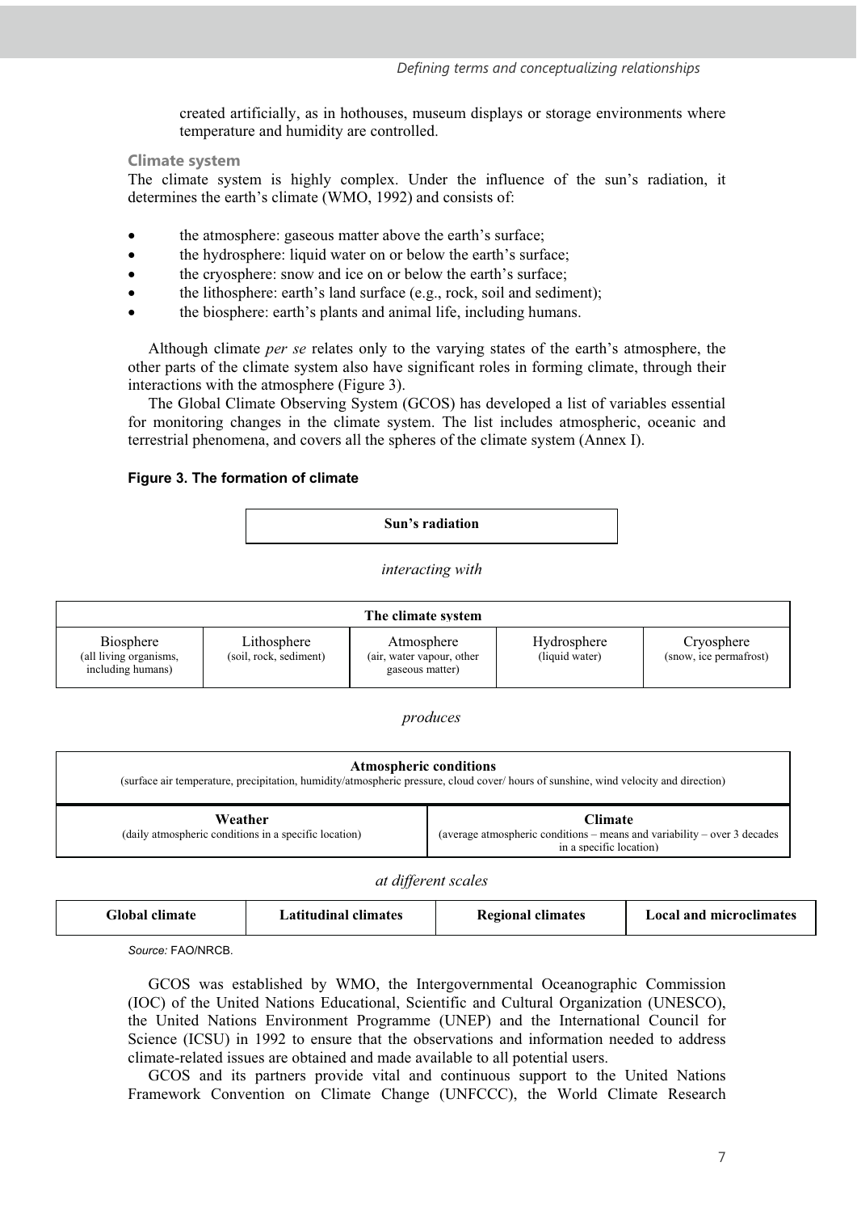created artificially, as in hothouses, museum displays or storage environments where temperature and humidity are controlled.

### Climate system

The climate system is highly complex. Under the influence of the sun's radiation, it determines the earth's climate (WMO, 1992) and consists of:

- the atmosphere: gaseous matter above the earth's surface;
- the hydrosphere: liquid water on or below the earth's surface;
- the cryosphere: snow and ice on or below the earth's surface;
- the lithosphere: earth's land surface (e.g., rock, soil and sediment);
- the biosphere: earth's plants and animal life, including humans.

Although climate *per se* relates only to the varying states of the earth's atmosphere, the other parts of the climate system also have significant roles in forming climate, through their interactions with the atmosphere (Figure 3).

The Global Climate Observing System (GCOS) has developed a list of variables essential for monitoring changes in the climate system. The list includes atmospheric, oceanic and terrestrial phenomena, and covers all the spheres of the climate system (Annex I).

**Figure 3. The formation of climate**

| **Sun's radiation** |
|---|

*interacting with*

| **The climate system** | | | | |
|---|---|---|---|---|
| Biosphere (all living organisms, including humans) | Lithosphere (soil, rock, sediment) | Atmosphere (air, water vapour, other gaseous matter) | Hydrosphere (liquid water) | Cryosphere (snow, ice permafrost) |

*produces*

| **Atmospheric conditions** (surface air temperature, precipitation, humidity/atmospheric pressure, cloud cover/ hours of sunshine, wind velocity and direction) | |
|---|---|
| **Weather** (daily atmospheric conditions in a specific location) | **Climate** (average atmospheric conditions – means and variability – over 3 decades in a specific location) |

*at different scales*

| Global climate | Latitudinal climates | Regional climates | Local and microclimates |
|---|---|---|---|

*Source:* FAO/NRCB.

GCOS was established by WMO, the Intergovernmental Oceanographic Commission (IOC) of the United Nations Educational, Scientific and Cultural Organization (UNESCO), the United Nations Environment Programme (UNEP) and the International Council for Science (ICSU) in 1992 to ensure that the observations and information needed to address climate-related issues are obtained and made available to all potential users.

GCOS and its partners provide vital and continuous support to the United Nations Framework Convention on Climate Change (UNFCCC), the World Climate Research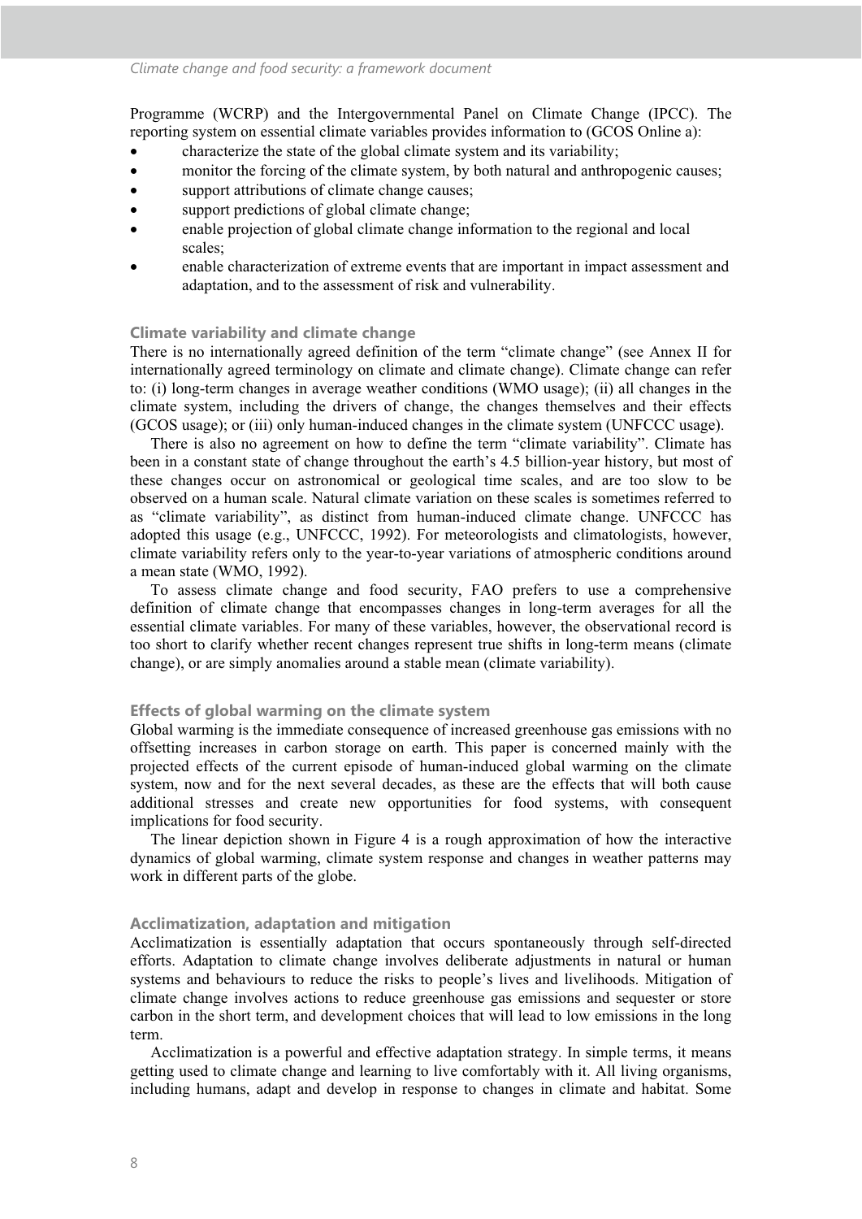Programme (WCRP) and the Intergovernmental Panel on Climate Change (IPCC). The reporting system on essential climate variables provides information to (GCOS Online a):

- characterize the state of the global climate system and its variability;
- monitor the forcing of the climate system, by both natural and anthropogenic causes;
- support attributions of climate change causes;
- support predictions of global climate change;
- enable projection of global climate change information to the regional and local scales;
- enable characterization of extreme events that are important in impact assessment and adaptation, and to the assessment of risk and vulnerability.

### Climate variability and climate change

There is no internationally agreed definition of the term "climate change" (see Annex II for internationally agreed terminology on climate and climate change). Climate change can refer to: (i) long-term changes in average weather conditions (WMO usage); (ii) all changes in the climate system, including the drivers of change, the changes themselves and their effects (GCOS usage); or (iii) only human-induced changes in the climate system (UNFCCC usage).

There is also no agreement on how to define the term "climate variability". Climate has been in a constant state of change throughout the earth's 4.5 billion-year history, but most of these changes occur on astronomical or geological time scales, and are too slow to be observed on a human scale. Natural climate variation on these scales is sometimes referred to as "climate variability", as distinct from human-induced climate change. UNFCCC has adopted this usage (e.g., UNFCCC, 1992). For meteorologists and climatologists, however, climate variability refers only to the year-to-year variations of atmospheric conditions around a mean state (WMO, 1992).

To assess climate change and food security, FAO prefers to use a comprehensive definition of climate change that encompasses changes in long-term averages for all the essential climate variables. For many of these variables, however, the observational record is too short to clarify whether recent changes represent true shifts in long-term means (climate change), or are simply anomalies around a stable mean (climate variability).

### Effects of global warming on the climate system

Global warming is the immediate consequence of increased greenhouse gas emissions with no offsetting increases in carbon storage on earth. This paper is concerned mainly with the projected effects of the current episode of human-induced global warming on the climate system, now and for the next several decades, as these are the effects that will both cause additional stresses and create new opportunities for food systems, with consequent implications for food security.

The linear depiction shown in Figure 4 is a rough approximation of how the interactive dynamics of global warming, climate system response and changes in weather patterns may work in different parts of the globe.

### Acclimatization, adaptation and mitigation

Acclimatization is essentially adaptation that occurs spontaneously through self-directed efforts. Adaptation to climate change involves deliberate adjustments in natural or human systems and behaviours to reduce the risks to people's lives and livelihoods. Mitigation of climate change involves actions to reduce greenhouse gas emissions and sequester or store carbon in the short term, and development choices that will lead to low emissions in the long term.

Acclimatization is a powerful and effective adaptation strategy. In simple terms, it means getting used to climate change and learning to live comfortably with it. All living organisms, including humans, adapt and develop in response to changes in climate and habitat. Some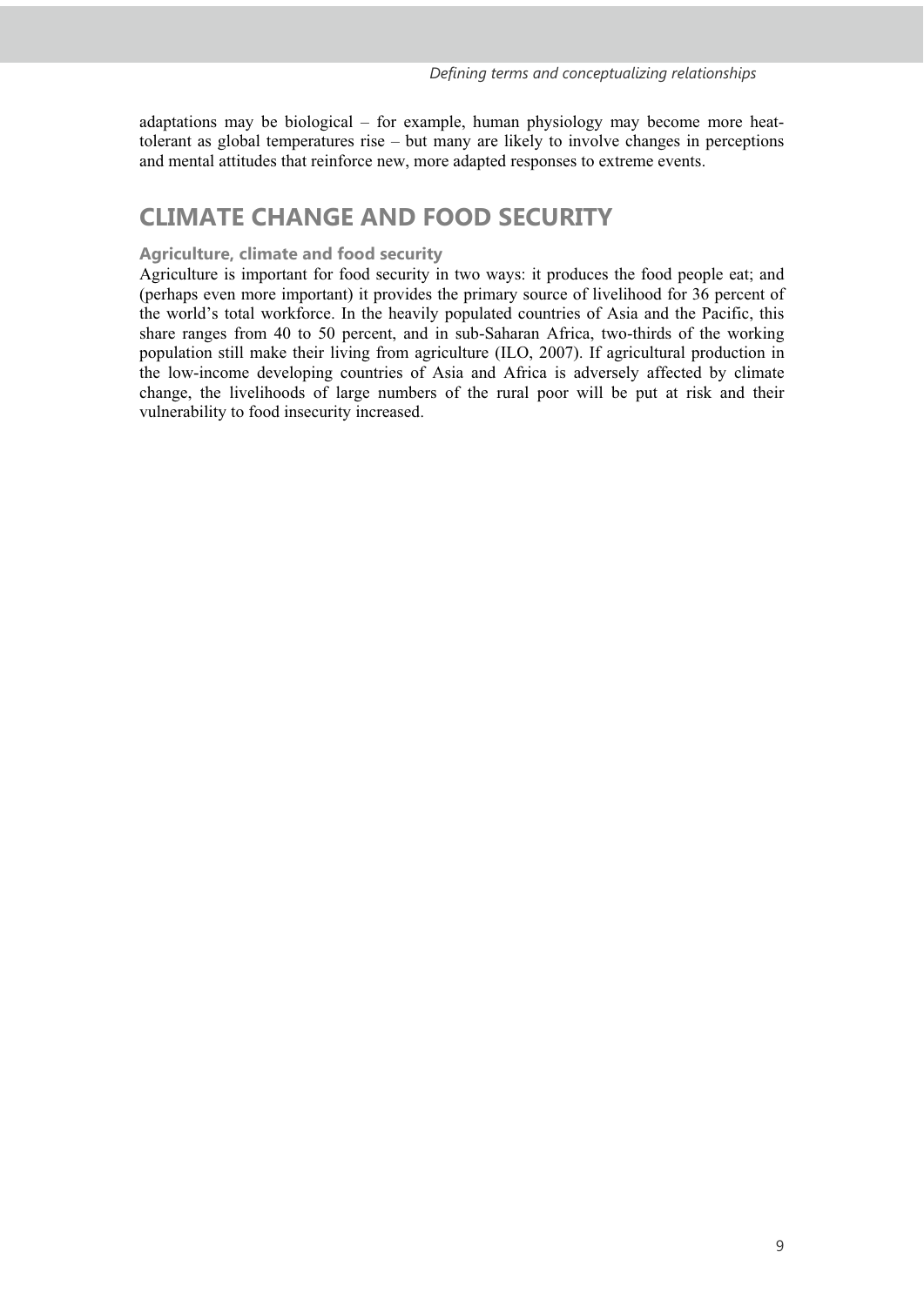adaptations may be biological – for example, human physiology may become more heat-tolerant as global temperatures rise – but many are likely to involve changes in perceptions and mental attitudes that reinforce new, more adapted responses to extreme events.

## CLIMATE CHANGE AND FOOD SECURITY

### Agriculture, climate and food security

Agriculture is important for food security in two ways: it produces the food people eat; and (perhaps even more important) it provides the primary source of livelihood for 36 percent of the world's total workforce. In the heavily populated countries of Asia and the Pacific, this share ranges from 40 to 50 percent, and in sub-Saharan Africa, two-thirds of the working population still make their living from agriculture (ILO, 2007). If agricultural production in the low-income developing countries of Asia and Africa is adversely affected by climate change, the livelihoods of large numbers of the rural poor will be put at risk and their vulnerability to food insecurity increased.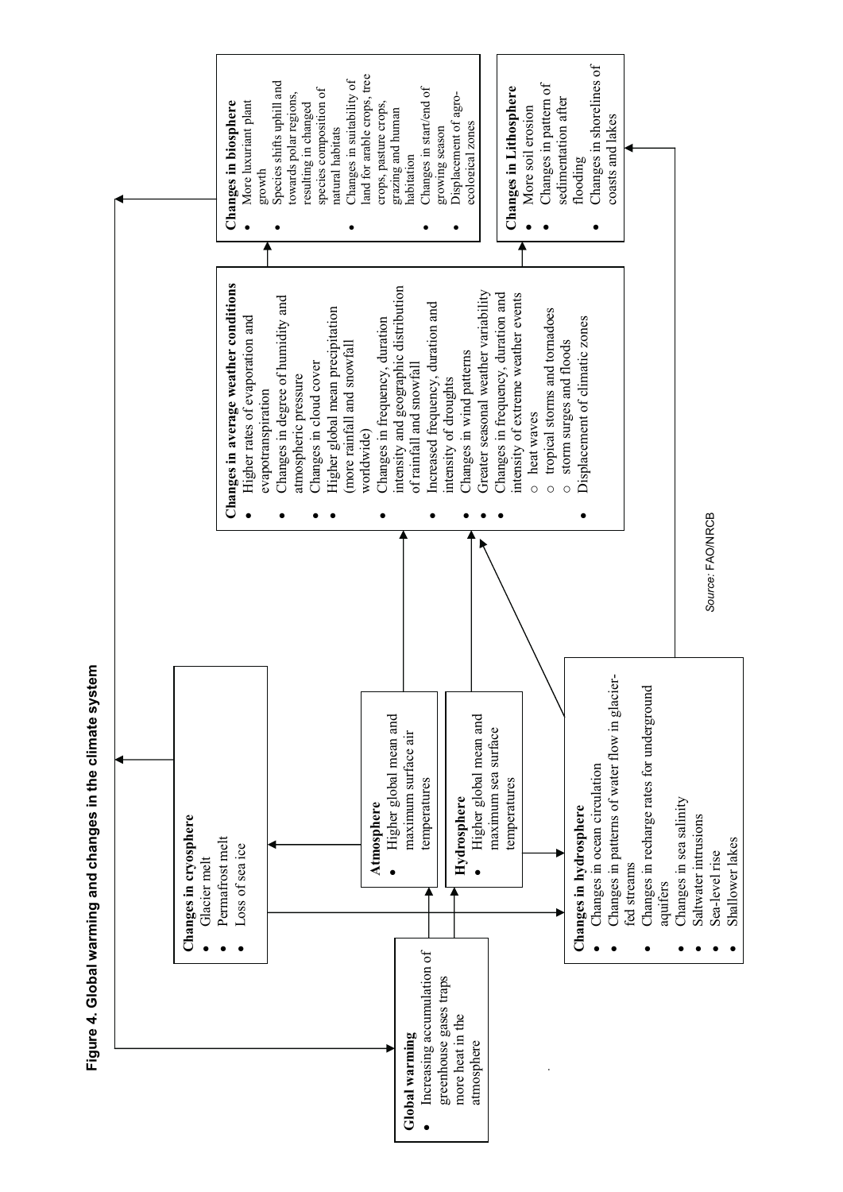**Figure 4. Global warming and changes in the climate system**

**Global warming**
- Increasing accumulation of greenhouse gases traps more heat in the atmosphere

**Changes in cryosphere**
- Glacier melt
- Permafrost melt
- Loss of sea ice

**Atmosphere**
- Higher global mean and maximum surface air temperatures

**Hydrosphere**
- Higher global mean and maximum sea surface temperatures

**Changes in hydrosphere**
- Changes in ocean circulation
- Changes in patterns of water flow in glacier-fed streams
- Changes in recharge rates for underground aquifers
- Changes in sea salinity
- Saltwater intrusions
- Sea-level rise
- Shallower lakes

**Changes in average weather conditions**
- Higher rates of evaporation and evapotranspiration
- Changes in degree of humidity and atmospheric pressure
- Changes in cloud cover
- Higher global mean precipitation (more rainfall and snowfall worldwide)
- Changes in frequency, duration intensity and geographic distribution of rainfall and snowfall
- Increased frequency, duration and intensity of droughts
- Changes in wind patterns
- Greater seasonal weather variability
- Changes in frequency, duration and intensity of extreme weather events
  - heat waves
  - tropical storms and tornadoes
  - storm surges and floods
- Displacement of climatic zones

**Changes in biosphere**
- More luxuriant plant growth
- Species shifts uphill and towards polar regions, resulting in changed species composition of natural habitats
- Changes in suitability of land for arable crops, tree crops, pasture crops, grazing and human habitation
- Changes in start/end of growing season
- Displacement of agro-ecological zones

**Changes in Lithosphere**
- More soil erosion
- Changes in pattern of sedimentation after flooding
- Changes in shorelines of coasts and lakes

*Source:* FAO/NRCB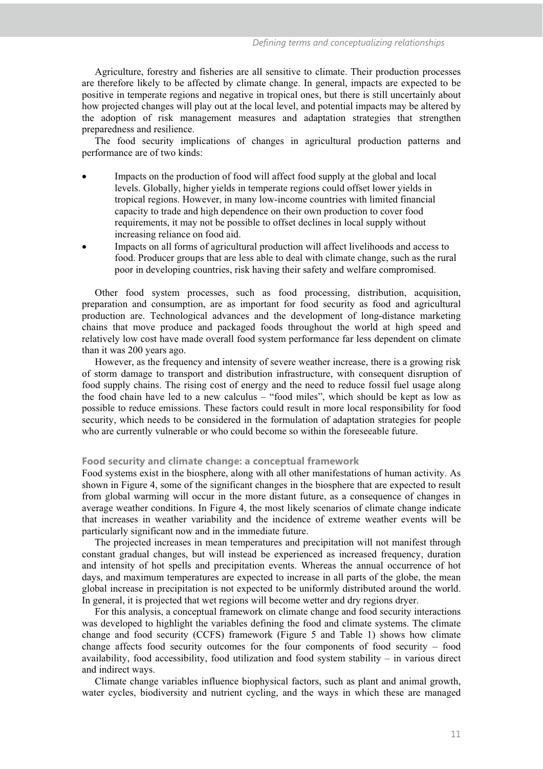Agriculture, forestry and fisheries are all sensitive to climate. Their production processes are therefore likely to be affected by climate change. In general, impacts are expected to be positive in temperate regions and negative in tropical ones, but there is still uncertainly about how projected changes will play out at the local level, and potential impacts may be altered by the adoption of risk management measures and adaptation strategies that strengthen preparedness and resilience.

The food security implications of changes in agricultural production patterns and performance are of two kinds:

- Impacts on the production of food will affect food supply at the global and local levels. Globally, higher yields in temperate regions could offset lower yields in tropical regions. However, in many low-income countries with limited financial capacity to trade and high dependence on their own production to cover food requirements, it may not be possible to offset declines in local supply without increasing reliance on food aid.
- Impacts on all forms of agricultural production will affect livelihoods and access to food. Producer groups that are less able to deal with climate change, such as the rural poor in developing countries, risk having their safety and welfare compromised.

Other food system processes, such as food processing, distribution, acquisition, preparation and consumption, are as important for food security as food and agricultural production are. Technological advances and the development of long-distance marketing chains that move produce and packaged foods throughout the world at high speed and relatively low cost have made overall food system performance far less dependent on climate than it was 200 years ago.

However, as the frequency and intensity of severe weather increase, there is a growing risk of storm damage to transport and distribution infrastructure, with consequent disruption of food supply chains. The rising cost of energy and the need to reduce fossil fuel usage along the food chain have led to a new calculus – "food miles", which should be kept as low as possible to reduce emissions. These factors could result in more local responsibility for food security, which needs to be considered in the formulation of adaptation strategies for people who are currently vulnerable or who could become so within the foreseeable future.

### Food security and climate change: a conceptual framework

Food systems exist in the biosphere, along with all other manifestations of human activity. As shown in Figure 4, some of the significant changes in the biosphere that are expected to result from global warming will occur in the more distant future, as a consequence of changes in average weather conditions. In Figure 4, the most likely scenarios of climate change indicate that increases in weather variability and the incidence of extreme weather events will be particularly significant now and in the immediate future.

The projected increases in mean temperatures and precipitation will not manifest through constant gradual changes, but will instead be experienced as increased frequency, duration and intensity of hot spells and precipitation events. Whereas the annual occurrence of hot days, and maximum temperatures are expected to increase in all parts of the globe, the mean global increase in precipitation is not expected to be uniformly distributed around the world. In general, it is projected that wet regions will become wetter and dry regions dryer.

For this analysis, a conceptual framework on climate change and food security interactions was developed to highlight the variables defining the food and climate systems. The climate change and food security (CCFS) framework (Figure 5 and Table 1) shows how climate change affects food security outcomes for the four components of food security – food availability, food accessibility, food utilization and food system stability – in various direct and indirect ways.

Climate change variables influence biophysical factors, such as plant and animal growth, water cycles, biodiversity and nutrient cycling, and the ways in which these are managed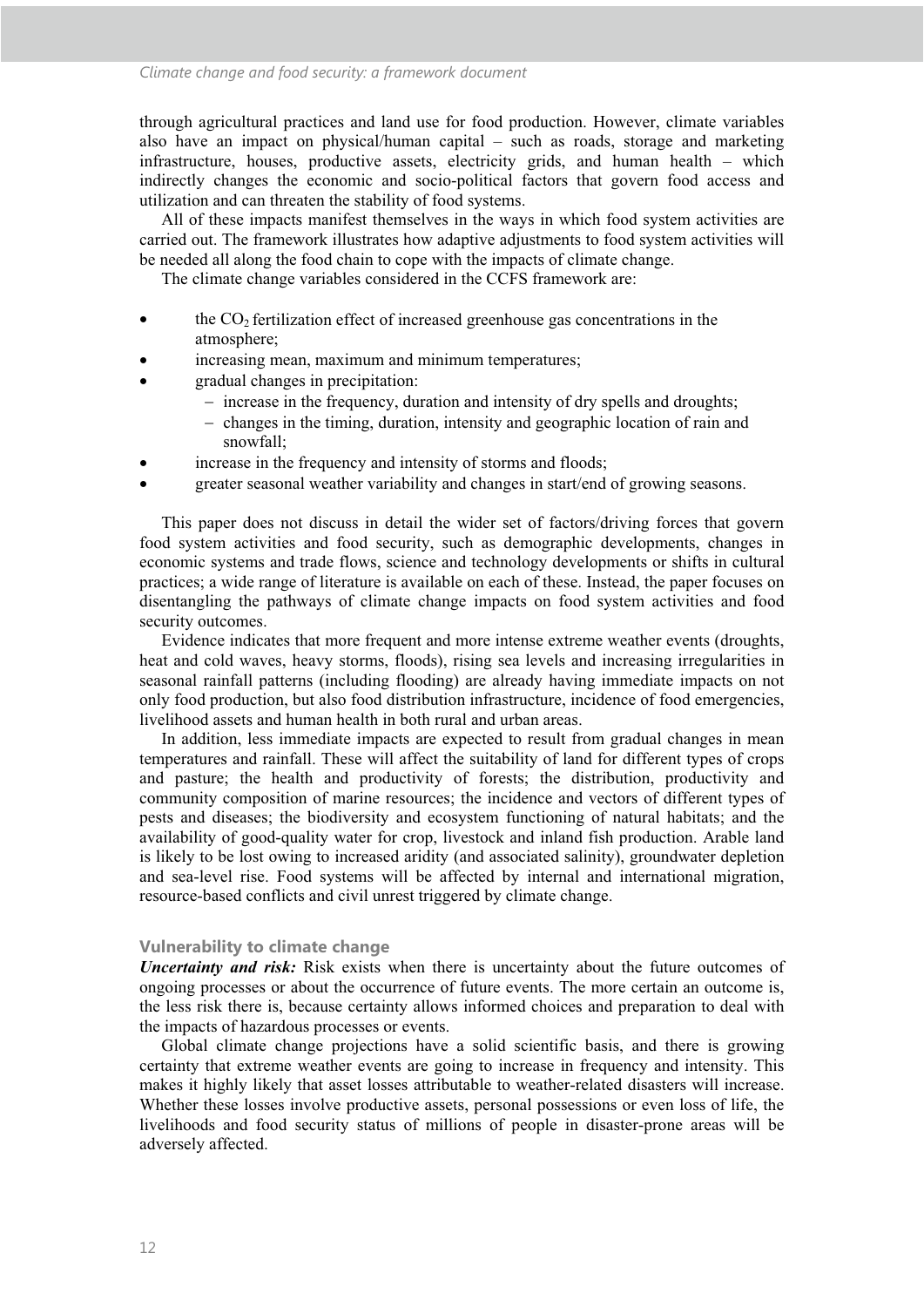through agricultural practices and land use for food production. However, climate variables also have an impact on physical/human capital – such as roads, storage and marketing infrastructure, houses, productive assets, electricity grids, and human health – which indirectly changes the economic and socio-political factors that govern food access and utilization and can threaten the stability of food systems.

All of these impacts manifest themselves in the ways in which food system activities are carried out. The framework illustrates how adaptive adjustments to food system activities will be needed all along the food chain to cope with the impacts of climate change.

The climate change variables considered in the CCFS framework are:

- the $CO_2$ fertilization effect of increased greenhouse gas concentrations in the atmosphere;
- increasing mean, maximum and minimum temperatures;
- gradual changes in precipitation:
  - increase in the frequency, duration and intensity of dry spells and droughts;
  - changes in the timing, duration, intensity and geographic location of rain and snowfall;
- increase in the frequency and intensity of storms and floods;
- greater seasonal weather variability and changes in start/end of growing seasons.

This paper does not discuss in detail the wider set of factors/driving forces that govern food system activities and food security, such as demographic developments, changes in economic systems and trade flows, science and technology developments or shifts in cultural practices; a wide range of literature is available on each of these. Instead, the paper focuses on disentangling the pathways of climate change impacts on food system activities and food security outcomes.

Evidence indicates that more frequent and more intense extreme weather events (droughts, heat and cold waves, heavy storms, floods), rising sea levels and increasing irregularities in seasonal rainfall patterns (including flooding) are already having immediate impacts on not only food production, but also food distribution infrastructure, incidence of food emergencies, livelihood assets and human health in both rural and urban areas.

In addition, less immediate impacts are expected to result from gradual changes in mean temperatures and rainfall. These will affect the suitability of land for different types of crops and pasture; the health and productivity of forests; the distribution, productivity and community composition of marine resources; the incidence and vectors of different types of pests and diseases; the biodiversity and ecosystem functioning of natural habitats; and the availability of good-quality water for crop, livestock and inland fish production. Arable land is likely to be lost owing to increased aridity (and associated salinity), groundwater depletion and sea-level rise. Food systems will be affected by internal and international migration, resource-based conflicts and civil unrest triggered by climate change.

### Vulnerability to climate change

***Uncertainty and risk:*** Risk exists when there is uncertainty about the future outcomes of ongoing processes or about the occurrence of future events. The more certain an outcome is, the less risk there is, because certainty allows informed choices and preparation to deal with the impacts of hazardous processes or events.

Global climate change projections have a solid scientific basis, and there is growing certainty that extreme weather events are going to increase in frequency and intensity. This makes it highly likely that asset losses attributable to weather-related disasters will increase. Whether these losses involve productive assets, personal possessions or even loss of life, the livelihoods and food security status of millions of people in disaster-prone areas will be adversely affected.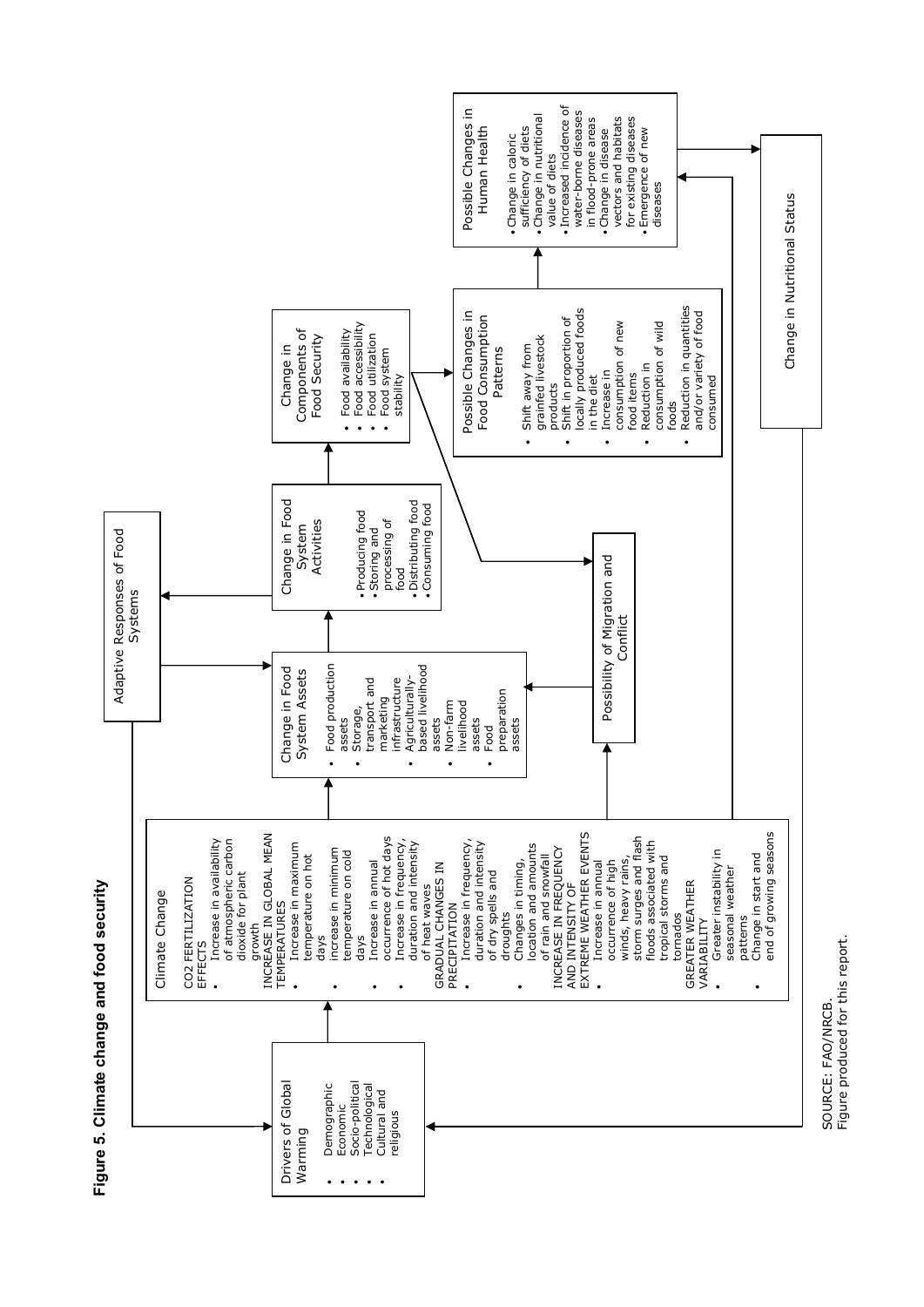**Figure 5. Climate change and food security**

**Drivers of Global Warming**
- Demographic
- Economic
- Socio-political
- Technological
- Cultural and religious

**Climate Change**

CO2 FERTILIZATION EFFECTS
- Increase in availability of atmospheric carbon dioxide for plant growth

INCREASE IN GLOBAL MEAN TEMPERATURES
- Increase in maximum temperature on hot days
- increase in minimum temperature on cold days
- Increase in annual occurrence of hot days
- Increase in frequency, duration and intensity of heat waves

GRADUAL CHANGES IN PRECIPITATION
- Increase in frequency, duration and intensity of dry spells and droughts
- Changes in timing, location and amounts of rain and snowfall

INCREASE IN FREQUENCY AND INTENSITY OF EXTREME WEATHER EVENTS
- Increase in annual occurrence of high winds, heavy rains, storm surges and flash floods associated with tropical storms and tornados

GREATER WEATHER VARIABILITY
- Greater instability in seasonal weather patterns
- Change in start and end of growing seasons

**Change in Food System Assets**
- Food production assets
- Storage, transport and marketing infrastructure
- Agriculturally-based livelihood assets
- Non-farm livelihood assets
- Food preparation assets

**Change in Food System Activities**
- Producing food
- Storing and processing of food
- Distributing food
- Consuming food

**Adaptive Responses of Food Systems**

**Change in Components of Food Security**
- Food availability
- Food accessibility
- Food utilization
- Food system stability

**Possibility of Migration and Conflict**

**Possible Changes in Food Consumption Patterns**
- Shift away from grainfed livestock products
- Shift in proportion of locally produced foods in the diet
- Increase in consumption of new food items
- Reduction in consumption of wild foods
- Reduction in quantities and/or variety of food consumed

**Possible Changes in Human Health**
- Change in caloric sufficiency of diets
- Change in nutritional value of diets
- Increased incidence of water-borne diseases in flood-prone areas
- Change in disease vectors and habitats for existing diseases
- Emergence of new diseases

**Change in Nutritional Status**

SOURCE: FAO/NRCB.
Figure produced for this report.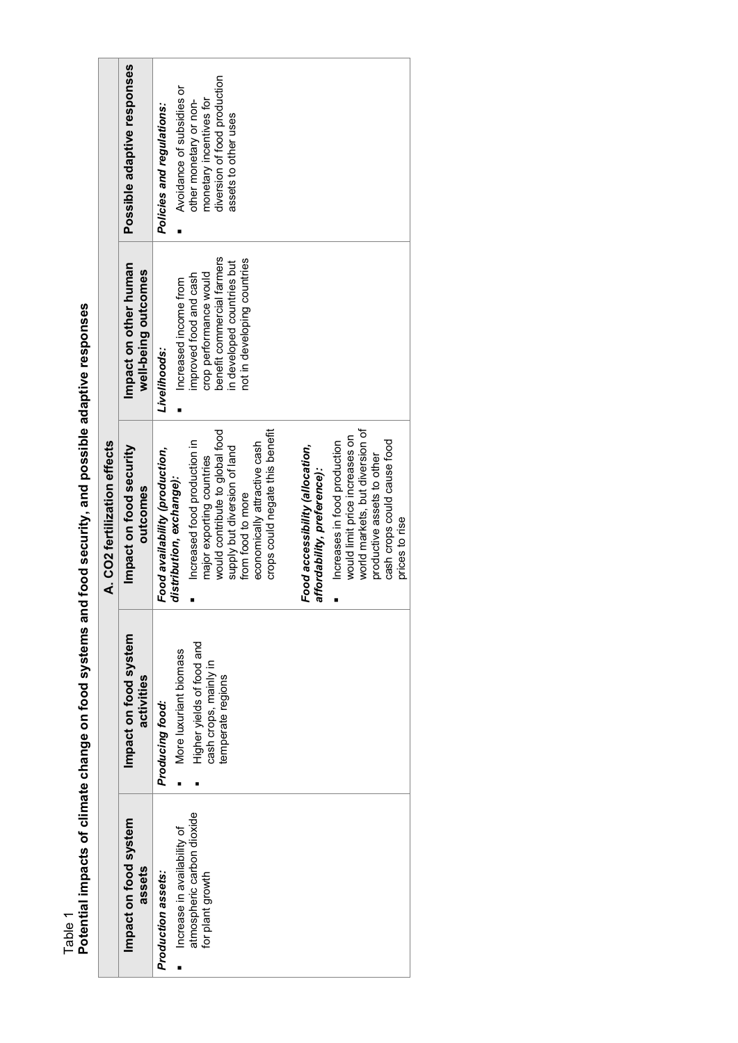Table 1
**Potential impacts of climate change on food systems and food security, and possible adaptive responses**

| Impact on food system assets | Impact on food system activities | Impact on food security outcomes | Impact on other human well-being outcomes | Possible adaptive responses |
|---|---|---|---|---|
| **A. $CO_2$ fertilization effects** | | | | |
| ***Production assets:*** <br> ▪ Increase in availability of atmospheric carbon dioxide for plant growth | ***Producing food:*** <br> ▪ More luxuriant biomass <br> ▪ Higher yields of food and cash crops, mainly in temperate regions | ***Food availability (production, distribution, exchange):*** <br> ▪ Increased food production in major exporting countries would contribute to global food supply but diversion of land from food to more economically attractive cash crops could negate this benefit <br><br> ***Food accessibility (allocation, affordability, preference):*** <br> ▪ Increases in food production would limit price increases on world markets, but diversion of productive assets to other cash crops could cause food prices to rise | ***Livelihoods:*** <br> ▪ Increased income from improved food and cash crop performance would benefit commercial farmers in developed countries but not in developing countries | ***Policies and regulations:*** <br> ▪ Avoidance of subsidies or other monetary or non-monetary incentives for diversion of food production assets to other uses |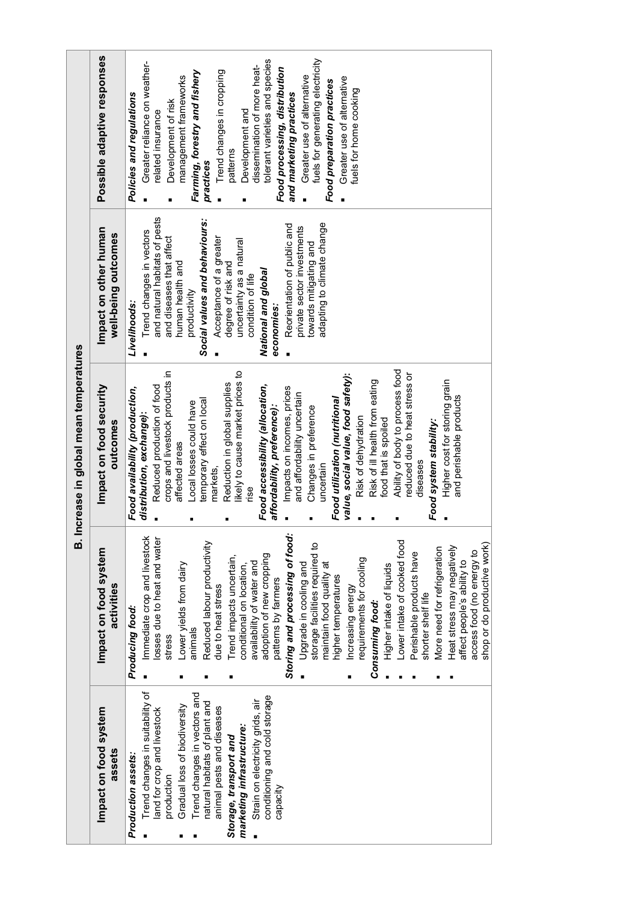| B. Increase in global mean temperatures | | | | |
|---|---|---|---|---|
| **Impact on food system assets** | **Impact on food system activities** | **Impact on food security outcomes** | **Impact on other human well-being outcomes** | **Possible adaptive responses** |
| ***Production assets:***<br>▪ Trend changes in suitability of land for crop and livestock production<br>▪ Gradual loss of biodiversity<br>▪ Trend changes in vectors and natural habitats of plant and animal pests and diseases<br>***Storage, transport and marketing infrastructure:***<br>▪ Strain on electricity grids, air conditioning and cold storage capacity | ***Producing food:***<br>▪ Immediate crop and livestock losses due to heat and water stress<br>▪ Lower yields from dairy animals<br>▪ Reduced labour productivity due to heat stress<br>▪ Trend impacts uncertain, conditional on location, availability of water and adoption of new cropping patterns by farmers<br>***Storing and processing of food:***<br>▪ Upgrade in cooling and storage facilities required to maintain food quality at higher temperatures<br>▪ Increasing energy requirements for cooling<br>***Consuming food:***<br>▪ Higher intake of liquids<br>▪ Lower intake of cooked food<br>▪ Perishable products have shorter shelf life<br>▪ More need for refrigeration<br>▪ Heat stress may negatively affect people's ability to access food (no energy to shop or do productive work) | ***Food availability (production, distribution, exchange):***<br>▪ Reduced production of food crops and livestock products in affected areas<br>▪ Local losses could have temporary effect on local markets,<br>▪ Reduction in global supplies likely to cause market prices to rise<br>***Food accessibility (allocation, affordability, preference):***<br>▪ Impacts on incomes, prices and affordability uncertain<br>▪ Changes in preference uncertain<br>***Food utilization (nutritional value, social value, food safety):***<br>▪ Risk of dehydration<br>▪ Risk of ill health from eating food that is spoiled<br>▪ Ability of body to process food reduced due to heat stress or diseases<br>***Food system stability:***<br>▪ Higher cost for storing grain and perishable products | ***Livelihoods:***<br>▪ Trend changes in vectors and natural habitats of pests and diseases that affect human health and productivity<br>***Social values and behaviours:***<br>▪ Acceptance of a greater degree of risk and uncertainty as a natural condition of life<br>***National and global economies:***<br>▪ Reorientation of public and private sector investments towards mitigating and adapting to climate change | ***Policies and regulations***<br>▪ Greater reliance on weather-related insurance<br>▪ Development of risk management frameworks<br>***Farming, forestry and fishery practices***<br>▪ Trend changes in cropping patterns<br>▪ Development and dissemination of more heat-tolerant varieties and species<br>***Food processing, distribution and marketing practices***<br>▪ Greater use of alternative fuels for generating electricity<br>***Food preparation practices***<br>▪ Greater use of alternative fuels for home cooking |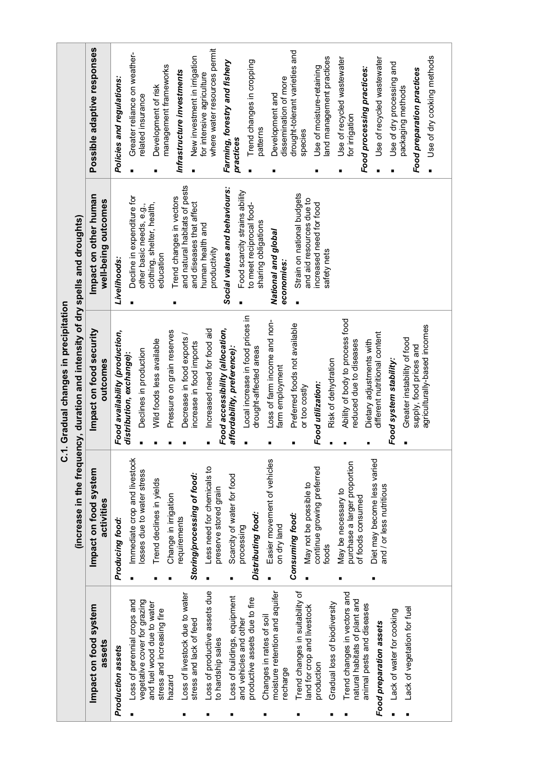| C.1. Gradual changes in precipitation (increase in the frequency, duration and intensity of dry spells and droughts) | | | | |
|---|---|---|---|---|
| **Impact on food system assets** | **Impact on food system activities** | **Impact on food security outcomes** | **Impact on other human well-being outcomes** | **Possible adaptive responses** |
| ***Production assets*** <br>▪ Loss of perennial crops and vegetative cover for grazing and fuel wood due to water stress and increasing fire hazard <br>▪ Loss of livestock due to water stress and lack of feed <br>▪ Loss of productive assets due to hardship sales <br>▪ Loss of buildings, equipment and vehicles and other productive assets due to fire <br>▪ Changes in rates of soil moisture retention and aquifer recharge <br>▪ Trend changes in suitability of land for crop and livestock production <br>▪ Gradual loss of biodiversity <br>▪ Trend changes in vectors and natural habitats of plant and animal pests and diseases <br>***Food preparation assets*** <br>▪ Lack of water for cooking <br>▪ Lack of vegetation for fuel | ***Producing food:*** <br>▪ Immediate crop and livestock losses due to water stress <br>▪ Trend declines in yields <br>▪ Change in irrigation requirements <br>***Storing/processing of food:*** <br>▪ Less need for chemicals to preserve stored grain <br>▪ Scarcity of water for food processing <br>***Distributing food:*** <br>▪ Easier movement of vehicles on dry land <br>***Consuming food:*** <br>▪ May not be possible to continue growing preferred foods <br>▪ May be necessary to purchase a larger proportion of foods consumed <br>▪ Diet may become less varied and / or less nutritious | ***Food availability (production, distribution, exchange):*** <br>▪ Declines in production <br>▪ Wild foods less available <br>▪ Pressure on grain reserves <br>▪ Decrease in food exports / increase in food imports <br>▪ Increased need for food aid <br>***Food accessibility (allocation, affordability, preference):*** <br>▪ Local increase in food prices in drought-affected areas <br>▪ Loss of farm income and non-farm employment <br>▪ Preferred foods not available or too costly <br>***Food utilization:*** <br>▪ Risk of dehydration <br>▪ Ability of body to process food reduced due to diseases <br>▪ Dietary adjustments with different nutritional content <br>***Food system stability:*** <br>▪ Greater instability of food supply, food prices and agriculturally-based incomes | ***Livelihoods:*** <br>▪ Decline in expenditure for other basic needs, e.g., clothing, shelter, health, education <br>▪ Trend changes in vectors and natural habitats of pests and diseases that affect human health and productivity <br>***Social values and behaviours:*** <br>▪ Food scarcity strains ability to meet reciprocal food-sharing obligations <br>***National and global economies:*** <br>▪ Strain on national budgets and aid resources due to increased need for food safety nets | ***Policies and regulations:*** <br>▪ Greater reliance on weather-related insurance <br>▪ Development of risk management frameworks <br>***Infrastructure investments*** <br>▪ New investment in irrigation for intensive agriculture where water resources permit <br>***Farming, forestry and fishery practices*** <br>▪ Trend changes in cropping patterns <br>▪ Development and dissemination of more drought-tolerant varieties and species <br>▪ Use of moisture-retaining land management practices <br>▪ Use of recycled wastewater for irrigation <br>***Food processing practices:*** <br>▪ Use of recycled wastewater <br>▪ Use of dry processing and packaging methods <br>***Food preparation practices*** <br>▪ Use of dry cooking methods |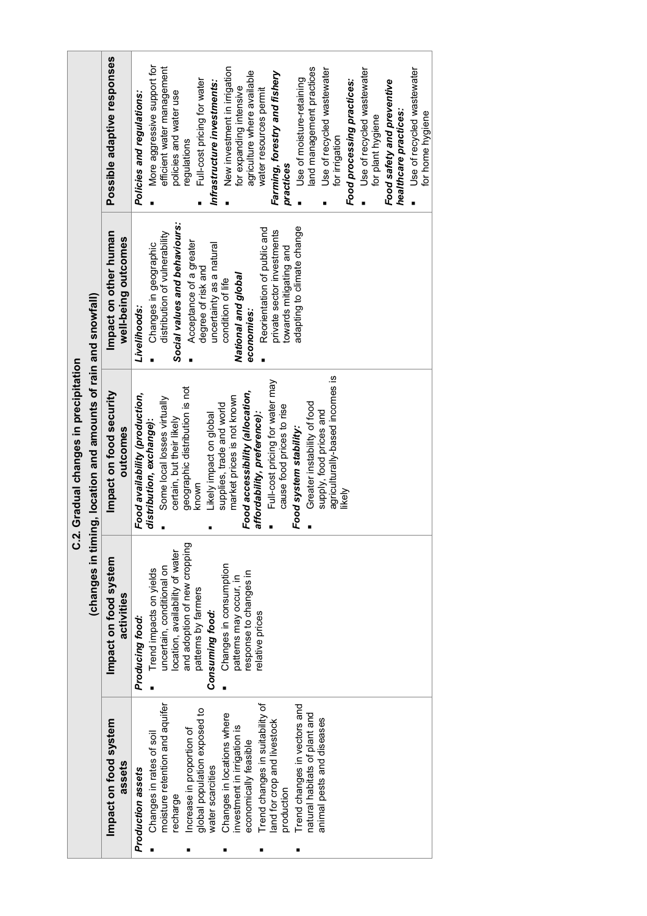| C.2. Gradual changes in precipitation (changes in timing, location and amounts of rain and snowfall) | | | | |
|---|---|---|---|---|
| **Impact on food system assets** | **Impact on food system activities** | **Impact on food security outcomes** | **Impact on other human well-being outcomes** | **Possible adaptive responses** |
| ***Production assets*** <br>▪ Changes in rates of soil moisture retention and aquifer recharge <br>▪ Increase in proportion of global population exposed to water scarcities <br>▪ Changes in locations where investment in irrigation is economically feasible <br>▪ Trend changes in suitability of land for crop and livestock production <br>▪ Trend changes in vectors and natural habitats of plant and animal pests and diseases | ***Producing food:*** <br>▪ Trend impacts on yields uncertain, conditional on location, availability of water and adoption of new cropping patterns by farmers <br>***Consuming food:*** <br>▪ Changes in consumption patterns may occur, in response to changes in relative prices | ***Food availability (production, distribution, exchange):*** <br>▪ Some local losses virtually certain, but their likely geographic distribution is not known <br>▪ Likely impact on global supplies, trade and world market prices is not known <br>***Food accessibility (allocation, affordability, preference):*** <br>▪ Full-cost pricing for water may cause food prices to rise <br>***Food system stability:*** <br>▪ Greater instability of food supply, food prices and agriculturally-based incomes is likely | ***Livelihoods:*** <br>▪ Changes in geographic distribution of vulnerability <br>***Social values and behaviours:*** <br>▪ Acceptance of a greater degree of risk and uncertainty as a natural condition of life <br>***National and global economies:*** <br>▪ Reorientation of public and private sector investments towards mitigating and adapting to climate change | ***Policies and regulations:*** <br>▪ More aggressive support for efficient water management policies and water use regulations <br>▪ Full-cost pricing for water <br>***Infrastructure investments:*** <br>▪ New investment in irrigation for expanding intensive agriculture where available water resources permit <br>***Farming, forestry and fishery practices*** <br>▪ Use of moisture-retaining land management practices <br>▪ Use of recycled wastewater for irrigation <br>***Food processing practices:*** <br>▪ Use of recycled wastewater for plant hygiene <br>***Food safety and preventive healthcare practices:*** <br>▪ Use of recycled wastewater for home hygiene |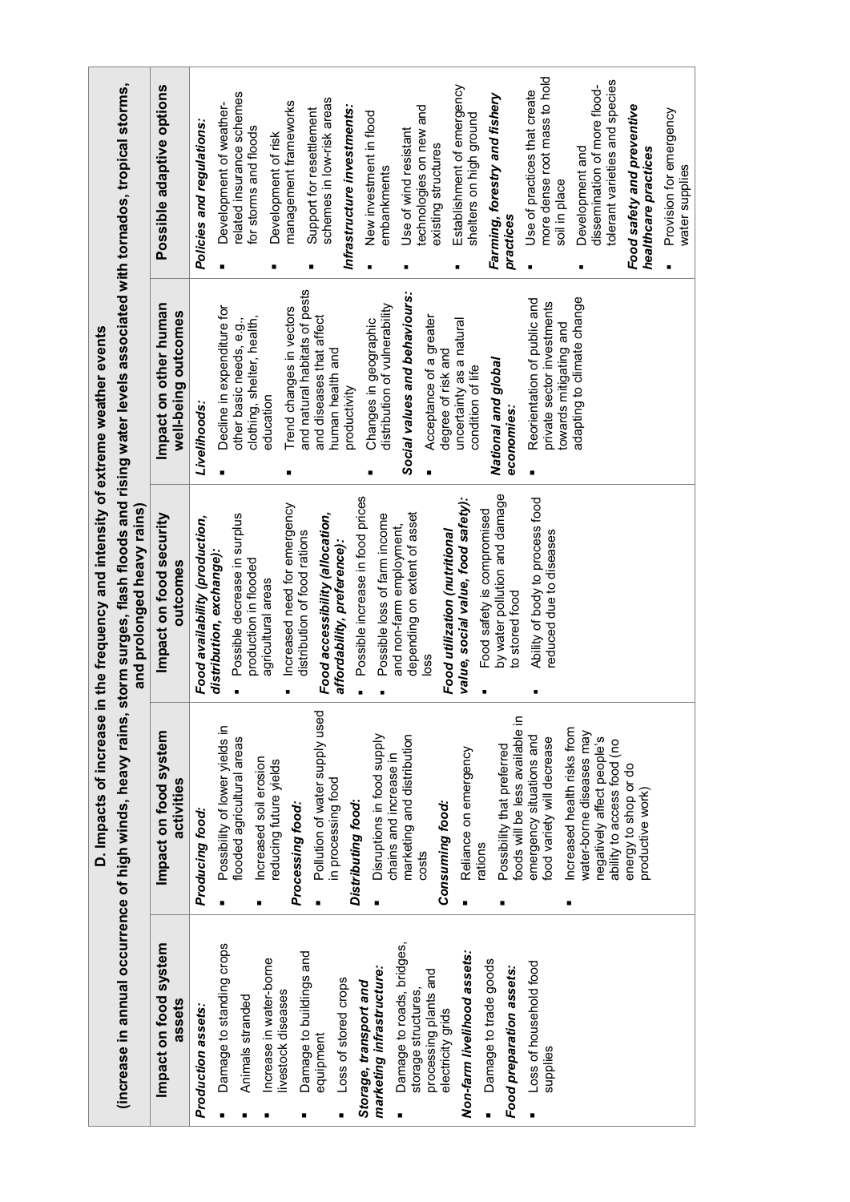| D. Impacts of increase in the frequency and intensity of extreme weather events (increase in annual occurrence of high winds, heavy rains, storm surges, flash floods and rising water levels associated with tornados, tropical storms, and prolonged heavy rains) | | | | |
|---|---|---|---|---|
| **Impact on food system assets** | **Impact on food system activities** | **Impact on food security outcomes** | **Impact on other human well-being outcomes** | **Possible adaptive options** |
| ***Production assets:*** <br>▪ Damage to standing crops <br>▪ Animals stranded <br>▪ Increase in water-borne livestock diseases <br>▪ Damage to buildings and equipment <br>▪ Loss of stored crops <br>***Storage, transport and marketing infrastructure:*** <br>▪ Damage to roads, bridges, storage structures, processing plants and electricity grids <br>***Non-farm livelihood assets:*** <br>▪ Damage to trade goods <br>***Food preparation assets:*** <br>▪ Loss of household food supplies | ***Producing food:*** <br>▪ Possibility of lower yields in flooded agricultural areas <br>▪ Increased soil erosion reducing future yields <br>***Processing food:*** <br>▪ Pollution of water supply used in processing food <br>***Distributing food:*** <br>▪ Disruptions in food supply chains and increase in marketing and distribution costs <br>***Consuming food:*** <br>▪ Reliance on emergency rations <br>▪ Possibility that preferred foods will be less available in emergency situations and food variety will decrease <br>▪ Increased health risks from water-borne diseases may negatively affect people's ability to access food (no energy to shop or do productive work) | ***Food availability (production, distribution, exchange):*** <br>▪ Possible decrease in surplus production in flooded agricultural areas <br>▪ Increased need for emergency distribution of food rations <br>***Food accessibility (allocation, affordability, preference):*** <br>▪ Possible increase in food prices <br>▪ Possible loss of farm income and non-farm employment, depending on extent of asset loss <br>***Food utilization (nutritional value, social value, food safety):*** <br>▪ Food safety is compromised by water pollution and damage to stored food <br>▪ Ability of body to process food reduced due to diseases | ***Livelihoods:*** <br>▪ Decline in expenditure for other basic needs, e.g., clothing, shelter, health, education <br>▪ Trend changes in vectors and natural habitats of pests and diseases that affect human health and productivity <br>▪ Changes in geographic distribution of vulnerability <br>***Social values and behaviours:*** <br>▪ Acceptance of a greater degree of risk and uncertainty as a natural condition of life <br>***National and global economies:*** <br>▪ Reorientation of public and private sector investments towards mitigating and adapting to climate change | ***Policies and regulations:*** <br>▪ Development of weather-related insurance schemes for storms and floods <br>▪ Development of risk management frameworks <br>▪ Support for resettlement schemes in low-risk areas <br>***Infrastructure investments:*** <br>▪ New investment in flood embankments <br>▪ Use of wind resistant technologies on new and existing structures <br>▪ Establishment of emergency shelters on high ground <br>***Farming, forestry and fishery practices*** <br>▪ Use of practices that create more dense root mass to hold soil in place <br>▪ Development and dissemination of more flood-tolerant varieties and species <br>***Food safety and preventive healthcare practices*** <br>▪ Provision for emergency water supplies |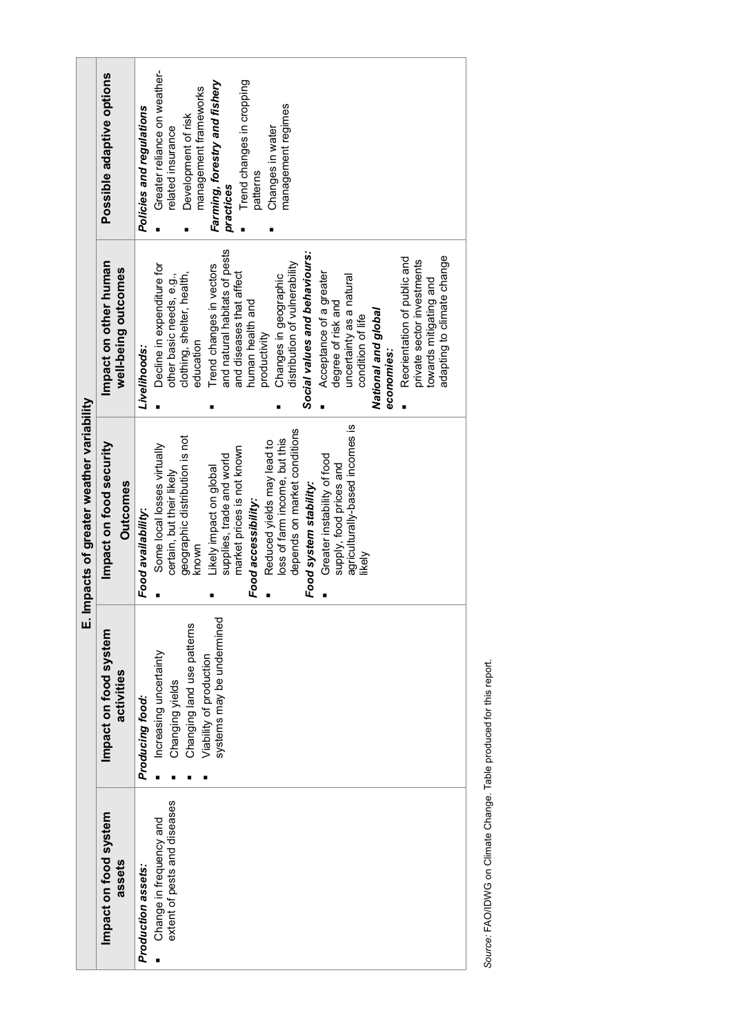| E. Impacts of greater weather variability | | | | |
|---|---|---|---|---|
| **Impact on food system assets** | **Impact on food system activities** | **Impact on food security Outcomes** | **Impact on other human well-being outcomes** | **Possible adaptive options** |
| *Production assets:* <br>▪ Change in frequency and extent of pests and diseases | *Producing food:* <br>▪ Increasing uncertainty <br>▪ Changing yields <br>▪ Changing land use patterns <br>▪ Viability of production systems may be undermined | *Food availability:* <br>▪ Some local losses virtually certain, but their likely geographic distribution is not known <br>▪ Likely impact on global supplies, trade and world market prices is not known <br>*Food accessibility:* <br>▪ Reduced yields may lead to loss of farm income, but this depends on market conditions <br>*Food system stability:* <br>▪ Greater instability of food supply, food prices and agriculturally-based incomes is likely | *Livelihoods:* <br>▪ Decline in expenditure for other basic needs, e.g., clothing, shelter, health, education <br>▪ Trend changes in vectors and natural habitats of pests and diseases that affect human health and productivity <br>▪ Changes in geographic distribution of vulnerability <br>***Social values and behaviours:*** <br>▪ Acceptance of a greater degree of risk and uncertainty as a natural condition of life <br>***National and global economies:*** <br>▪ Reorientation of public and private sector investments towards mitigating and adapting to climate change | ***Policies and regulations*** <br>▪ Greater reliance on weather-related insurance <br>▪ Development of risk management frameworks <br>***Farming, forestry and fishery practices*** <br>▪ Trend changes in cropping patterns <br>▪ Changes in water management regimes |

*Source*: FAO/IDWG on Climate Change. Table produced for this report.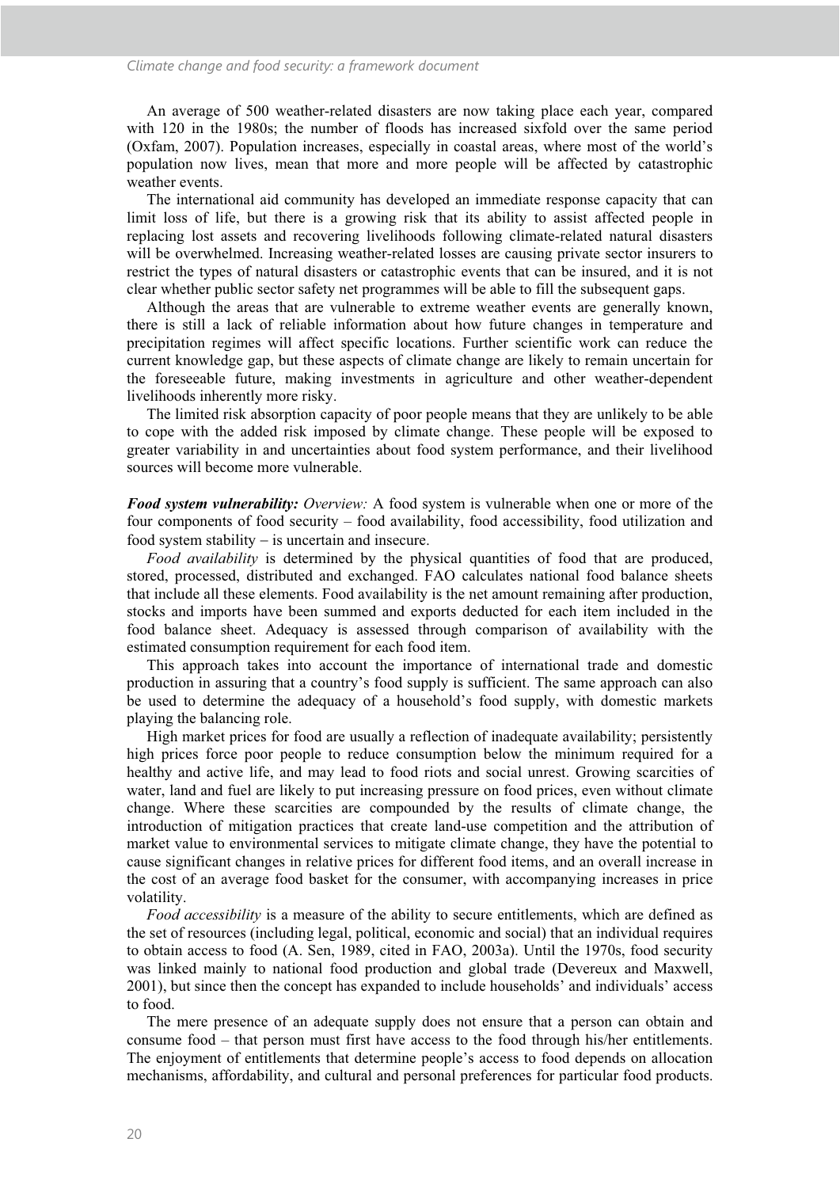An average of 500 weather-related disasters are now taking place each year, compared with 120 in the 1980s; the number of floods has increased sixfold over the same period (Oxfam, 2007). Population increases, especially in coastal areas, where most of the world's population now lives, mean that more and more people will be affected by catastrophic weather events.

The international aid community has developed an immediate response capacity that can limit loss of life, but there is a growing risk that its ability to assist affected people in replacing lost assets and recovering livelihoods following climate-related natural disasters will be overwhelmed. Increasing weather-related losses are causing private sector insurers to restrict the types of natural disasters or catastrophic events that can be insured, and it is not clear whether public sector safety net programmes will be able to fill the subsequent gaps.

Although the areas that are vulnerable to extreme weather events are generally known, there is still a lack of reliable information about how future changes in temperature and precipitation regimes will affect specific locations. Further scientific work can reduce the current knowledge gap, but these aspects of climate change are likely to remain uncertain for the foreseeable future, making investments in agriculture and other weather-dependent livelihoods inherently more risky.

The limited risk absorption capacity of poor people means that they are unlikely to be able to cope with the added risk imposed by climate change. These people will be exposed to greater variability in and uncertainties about food system performance, and their livelihood sources will become more vulnerable.

***Food system vulnerability:*** *Overview:* A food system is vulnerable when one or more of the four components of food security – food availability, food accessibility, food utilization and food system stability – is uncertain and insecure.

*Food availability* is determined by the physical quantities of food that are produced, stored, processed, distributed and exchanged. FAO calculates national food balance sheets that include all these elements. Food availability is the net amount remaining after production, stocks and imports have been summed and exports deducted for each item included in the food balance sheet. Adequacy is assessed through comparison of availability with the estimated consumption requirement for each food item.

This approach takes into account the importance of international trade and domestic production in assuring that a country's food supply is sufficient. The same approach can also be used to determine the adequacy of a household's food supply, with domestic markets playing the balancing role.

High market prices for food are usually a reflection of inadequate availability; persistently high prices force poor people to reduce consumption below the minimum required for a healthy and active life, and may lead to food riots and social unrest. Growing scarcities of water, land and fuel are likely to put increasing pressure on food prices, even without climate change. Where these scarcities are compounded by the results of climate change, the introduction of mitigation practices that create land-use competition and the attribution of market value to environmental services to mitigate climate change, they have the potential to cause significant changes in relative prices for different food items, and an overall increase in the cost of an average food basket for the consumer, with accompanying increases in price volatility.

*Food accessibility* is a measure of the ability to secure entitlements, which are defined as the set of resources (including legal, political, economic and social) that an individual requires to obtain access to food (A. Sen, 1989, cited in FAO, 2003a). Until the 1970s, food security was linked mainly to national food production and global trade (Devereux and Maxwell, 2001), but since then the concept has expanded to include households' and individuals' access to food.

The mere presence of an adequate supply does not ensure that a person can obtain and consume food – that person must first have access to the food through his/her entitlements. The enjoyment of entitlements that determine people's access to food depends on allocation mechanisms, affordability, and cultural and personal preferences for particular food products.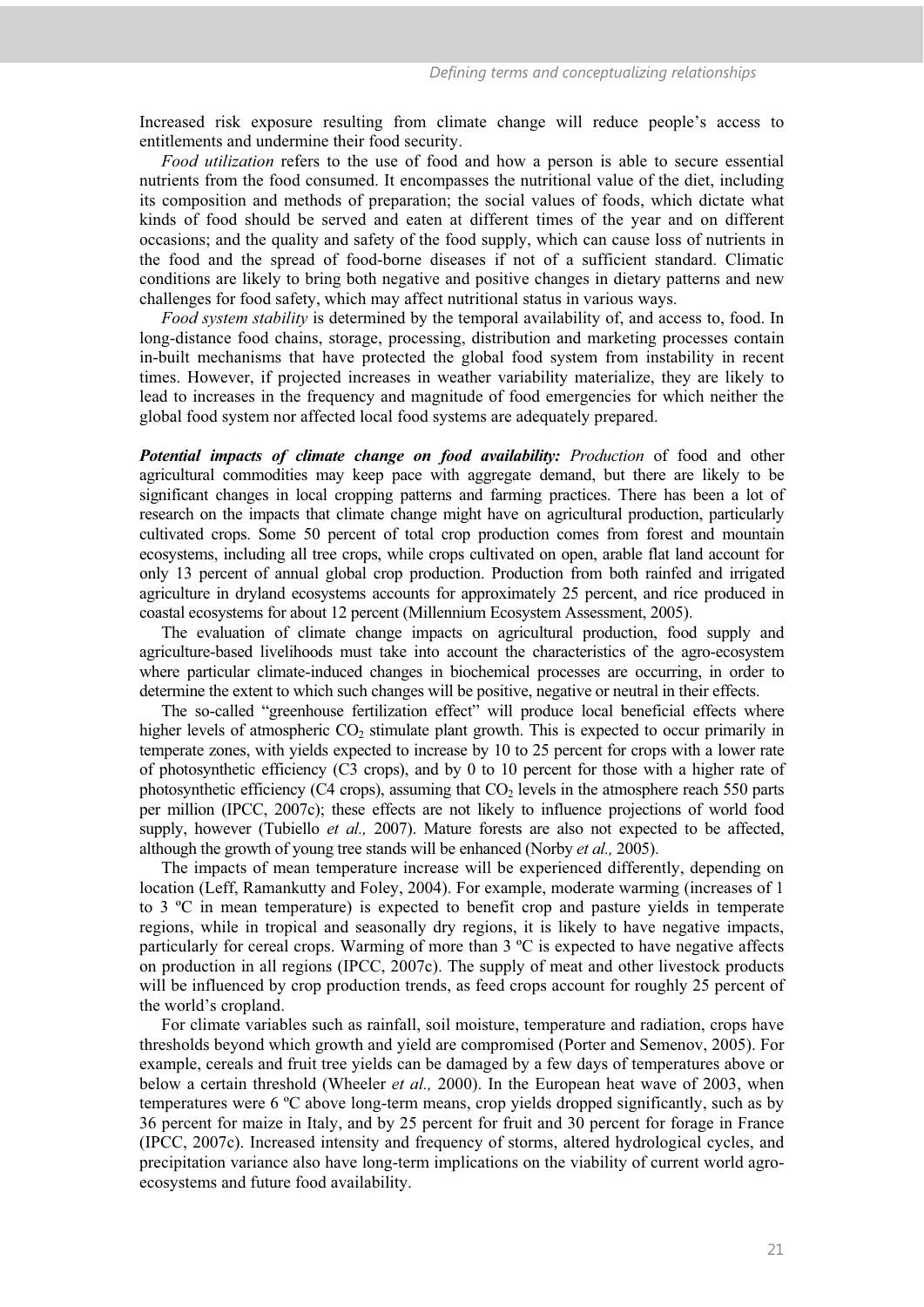Increased risk exposure resulting from climate change will reduce people's access to entitlements and undermine their food security.

*Food utilization* refers to the use of food and how a person is able to secure essential nutrients from the food consumed. It encompasses the nutritional value of the diet, including its composition and methods of preparation; the social values of foods, which dictate what kinds of food should be served and eaten at different times of the year and on different occasions; and the quality and safety of the food supply, which can cause loss of nutrients in the food and the spread of food-borne diseases if not of a sufficient standard. Climatic conditions are likely to bring both negative and positive changes in dietary patterns and new challenges for food safety, which may affect nutritional status in various ways.

*Food system stability* is determined by the temporal availability of, and access to, food. In long-distance food chains, storage, processing, distribution and marketing processes contain in-built mechanisms that have protected the global food system from instability in recent times. However, if projected increases in weather variability materialize, they are likely to lead to increases in the frequency and magnitude of food emergencies for which neither the global food system nor affected local food systems are adequately prepared.

***Potential impacts of climate change on food availability:*** *Production* of food and other agricultural commodities may keep pace with aggregate demand, but there are likely to be significant changes in local cropping patterns and farming practices. There has been a lot of research on the impacts that climate change might have on agricultural production, particularly cultivated crops. Some 50 percent of total crop production comes from forest and mountain ecosystems, including all tree crops, while crops cultivated on open, arable flat land account for only 13 percent of annual global crop production. Production from both rainfed and irrigated agriculture in dryland ecosystems accounts for approximately 25 percent, and rice produced in coastal ecosystems for about 12 percent (Millennium Ecosystem Assessment, 2005).

The evaluation of climate change impacts on agricultural production, food supply and agriculture-based livelihoods must take into account the characteristics of the agro-ecosystem where particular climate-induced changes in biochemical processes are occurring, in order to determine the extent to which such changes will be positive, negative or neutral in their effects.

The so-called "greenhouse fertilization effect" will produce local beneficial effects where higher levels of atmospheric $CO_2$ stimulate plant growth. This is expected to occur primarily in temperate zones, with yields expected to increase by 10 to 25 percent for crops with a lower rate of photosynthetic efficiency (C3 crops), and by 0 to 10 percent for those with a higher rate of photosynthetic efficiency (C4 crops), assuming that $CO_2$ levels in the atmosphere reach 550 parts per million (IPCC, 2007c); these effects are not likely to influence projections of world food supply, however (Tubiello *et al.,* 2007). Mature forests are also not expected to be affected, although the growth of young tree stands will be enhanced (Norby *et al.,* 2005).

The impacts of mean temperature increase will be experienced differently, depending on location (Leff, Ramankutty and Foley, 2004). For example, moderate warming (increases of 1 to 3 ºC in mean temperature) is expected to benefit crop and pasture yields in temperate regions, while in tropical and seasonally dry regions, it is likely to have negative impacts, particularly for cereal crops. Warming of more than 3 ºC is expected to have negative affects on production in all regions (IPCC, 2007c). The supply of meat and other livestock products will be influenced by crop production trends, as feed crops account for roughly 25 percent of the world's cropland.

For climate variables such as rainfall, soil moisture, temperature and radiation, crops have thresholds beyond which growth and yield are compromised (Porter and Semenov, 2005). For example, cereals and fruit tree yields can be damaged by a few days of temperatures above or below a certain threshold (Wheeler *et al.,* 2000). In the European heat wave of 2003, when temperatures were 6 ºC above long-term means, crop yields dropped significantly, such as by 36 percent for maize in Italy, and by 25 percent for fruit and 30 percent for forage in France (IPCC, 2007c). Increased intensity and frequency of storms, altered hydrological cycles, and precipitation variance also have long-term implications on the viability of current world agro-ecosystems and future food availability.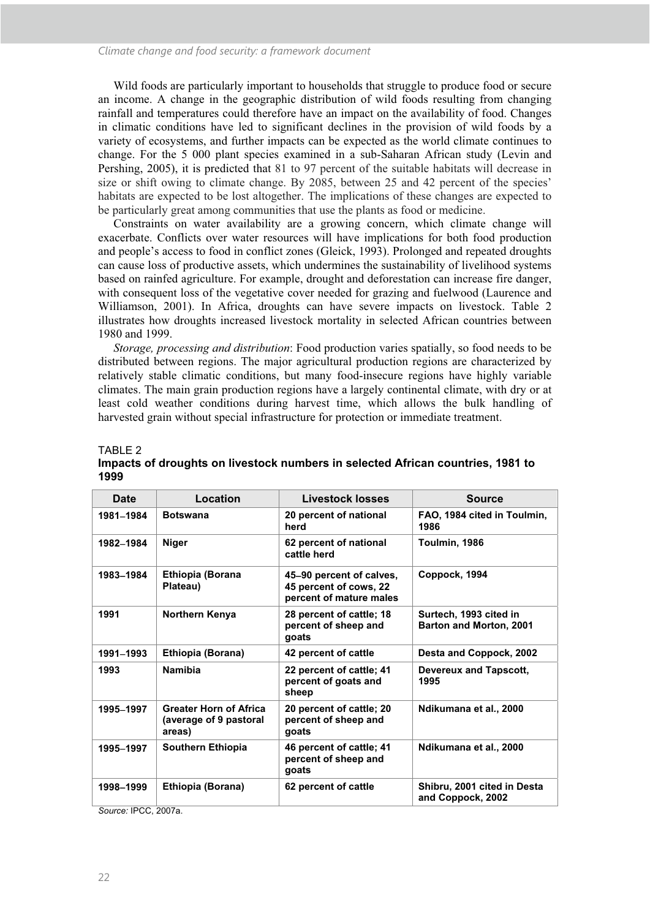Wild foods are particularly important to households that struggle to produce food or secure an income. A change in the geographic distribution of wild foods resulting from changing rainfall and temperatures could therefore have an impact on the availability of food. Changes in climatic conditions have led to significant declines in the provision of wild foods by a variety of ecosystems, and further impacts can be expected as the world climate continues to change. For the 5 000 plant species examined in a sub-Saharan African study (Levin and Pershing, 2005), it is predicted that 81 to 97 percent of the suitable habitats will decrease in size or shift owing to climate change. By 2085, between 25 and 42 percent of the species' habitats are expected to be lost altogether. The implications of these changes are expected to be particularly great among communities that use the plants as food or medicine.

Constraints on water availability are a growing concern, which climate change will exacerbate. Conflicts over water resources will have implications for both food production and people's access to food in conflict zones (Gleick, 1993). Prolonged and repeated droughts can cause loss of productive assets, which undermines the sustainability of livelihood systems based on rainfed agriculture. For example, drought and deforestation can increase fire danger, with consequent loss of the vegetative cover needed for grazing and fuelwood (Laurence and Williamson, 2001). In Africa, droughts can have severe impacts on livestock. Table 2 illustrates how droughts increased livestock mortality in selected African countries between 1980 and 1999.

*Storage, processing and distribution*: Food production varies spatially, so food needs to be distributed between regions. The major agricultural production regions are characterized by relatively stable climatic conditions, but many food-insecure regions have highly variable climates. The main grain production regions have a largely continental climate, with dry or at least cold weather conditions during harvest time, which allows the bulk handling of harvested grain without special infrastructure for protection or immediate treatment.

TABLE 2
**Impacts of droughts on livestock numbers in selected African countries, 1981 to 1999**

| Date | Location | Livestock losses | Source |
|---|---|---|---|
| 1981–1984 | Botswana | 20 percent of national herd | FAO, 1984 cited in Toulmin, 1986 |
| 1982–1984 | Niger | 62 percent of national cattle herd | Toulmin, 1986 |
| 1983–1984 | Ethiopia (Borana Plateau) | 45–90 percent of calves, 45 percent of cows, 22 percent of mature males | Coppock, 1994 |
| 1991 | Northern Kenya | 28 percent of cattle; 18 percent of sheep and goats | Surtech, 1993 cited in Barton and Morton, 2001 |
| 1991–1993 | Ethiopia (Borana) | 42 percent of cattle | Desta and Coppock, 2002 |
| 1993 | Namibia | 22 percent of cattle; 41 percent of goats and sheep | Devereux and Tapscott, 1995 |
| 1995–1997 | Greater Horn of Africa (average of 9 pastoral areas) | 20 percent of cattle; 20 percent of sheep and goats | Ndikumana et al., 2000 |
| 1995–1997 | Southern Ethiopia | 46 percent of cattle; 41 percent of sheep and goats | Ndikumana et al., 2000 |
| 1998–1999 | Ethiopia (Borana) | 62 percent of cattle | Shibru, 2001 cited in Desta and Coppock, 2002 |

*Source:* IPCC, 2007a.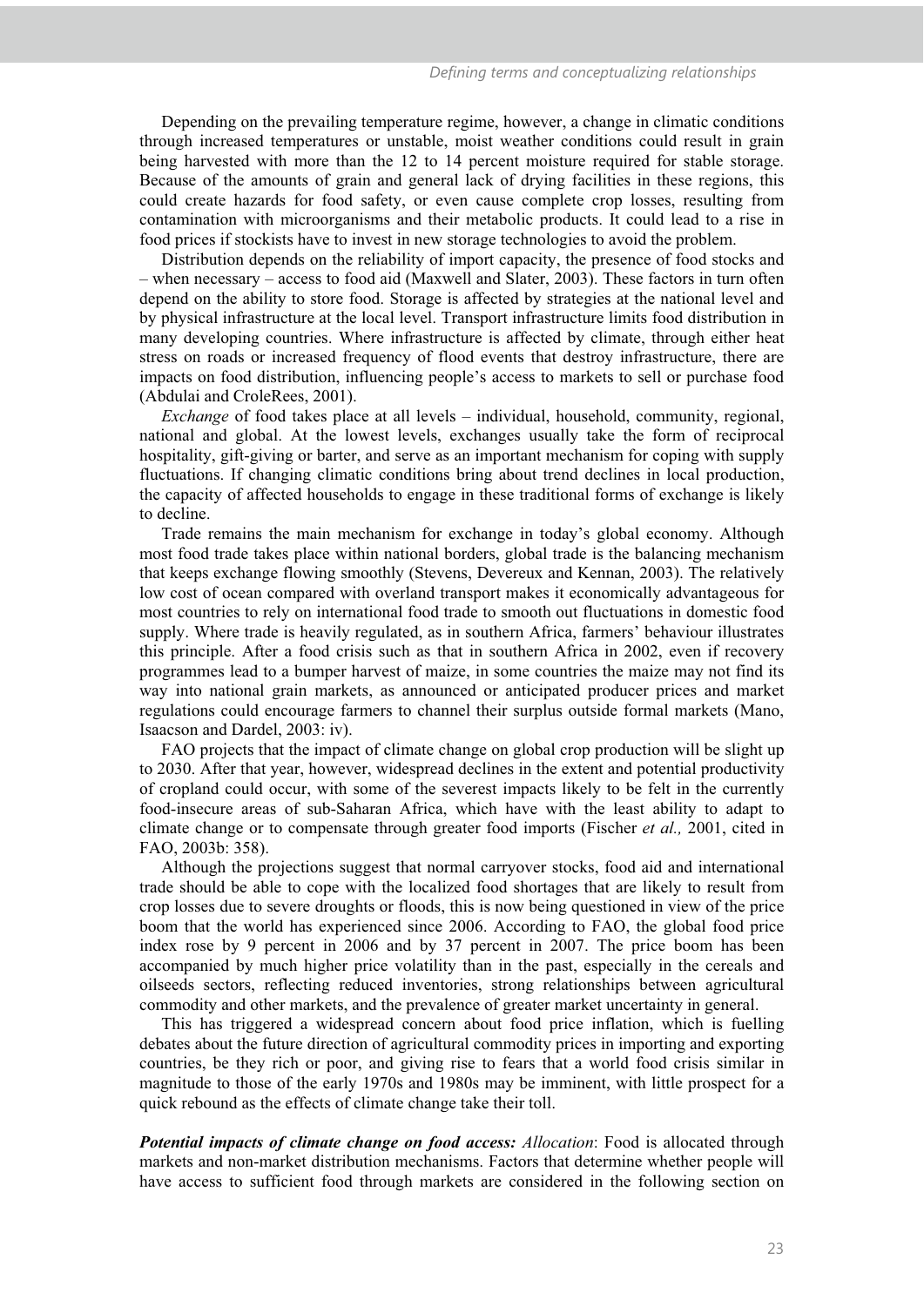Depending on the prevailing temperature regime, however, a change in climatic conditions through increased temperatures or unstable, moist weather conditions could result in grain being harvested with more than the 12 to 14 percent moisture required for stable storage. Because of the amounts of grain and general lack of drying facilities in these regions, this could create hazards for food safety, or even cause complete crop losses, resulting from contamination with microorganisms and their metabolic products. It could lead to a rise in food prices if stockists have to invest in new storage technologies to avoid the problem.

Distribution depends on the reliability of import capacity, the presence of food stocks and – when necessary – access to food aid (Maxwell and Slater, 2003). These factors in turn often depend on the ability to store food. Storage is affected by strategies at the national level and by physical infrastructure at the local level. Transport infrastructure limits food distribution in many developing countries. Where infrastructure is affected by climate, through either heat stress on roads or increased frequency of flood events that destroy infrastructure, there are impacts on food distribution, influencing people's access to markets to sell or purchase food (Abdulai and CroleRees, 2001).

*Exchange* of food takes place at all levels – individual, household, community, regional, national and global. At the lowest levels, exchanges usually take the form of reciprocal hospitality, gift-giving or barter, and serve as an important mechanism for coping with supply fluctuations. If changing climatic conditions bring about trend declines in local production, the capacity of affected households to engage in these traditional forms of exchange is likely to decline.

Trade remains the main mechanism for exchange in today's global economy. Although most food trade takes place within national borders, global trade is the balancing mechanism that keeps exchange flowing smoothly (Stevens, Devereux and Kennan, 2003). The relatively low cost of ocean compared with overland transport makes it economically advantageous for most countries to rely on international food trade to smooth out fluctuations in domestic food supply. Where trade is heavily regulated, as in southern Africa, farmers' behaviour illustrates this principle. After a food crisis such as that in southern Africa in 2002, even if recovery programmes lead to a bumper harvest of maize, in some countries the maize may not find its way into national grain markets, as announced or anticipated producer prices and market regulations could encourage farmers to channel their surplus outside formal markets (Mano, Isaacson and Dardel, 2003: iv).

FAO projects that the impact of climate change on global crop production will be slight up to 2030. After that year, however, widespread declines in the extent and potential productivity of cropland could occur, with some of the severest impacts likely to be felt in the currently food-insecure areas of sub-Saharan Africa, which have with the least ability to adapt to climate change or to compensate through greater food imports (Fischer *et al.,* 2001, cited in FAO, 2003b: 358).

Although the projections suggest that normal carryover stocks, food aid and international trade should be able to cope with the localized food shortages that are likely to result from crop losses due to severe droughts or floods, this is now being questioned in view of the price boom that the world has experienced since 2006. According to FAO, the global food price index rose by 9 percent in 2006 and by 37 percent in 2007. The price boom has been accompanied by much higher price volatility than in the past, especially in the cereals and oilseeds sectors, reflecting reduced inventories, strong relationships between agricultural commodity and other markets, and the prevalence of greater market uncertainty in general.

This has triggered a widespread concern about food price inflation, which is fuelling debates about the future direction of agricultural commodity prices in importing and exporting countries, be they rich or poor, and giving rise to fears that a world food crisis similar in magnitude to those of the early 1970s and 1980s may be imminent, with little prospect for a quick rebound as the effects of climate change take their toll.

***Potential impacts of climate change on food access:*** *Allocation*: Food is allocated through markets and non-market distribution mechanisms. Factors that determine whether people will have access to sufficient food through markets are considered in the following section on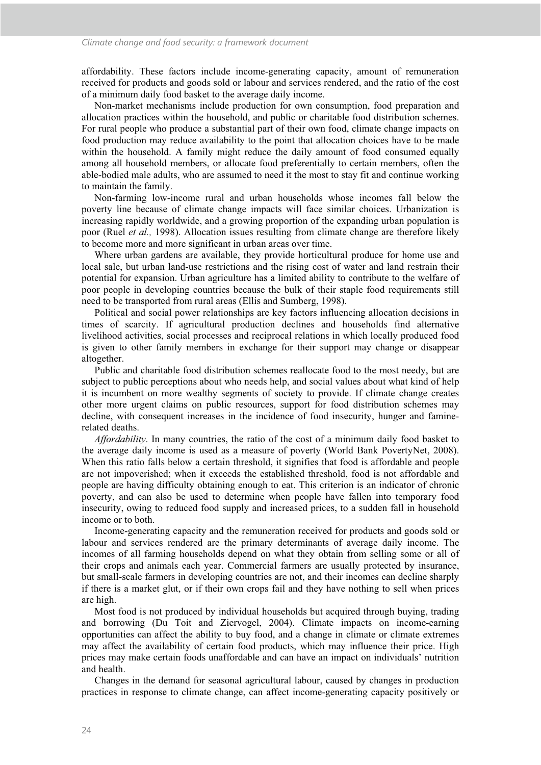affordability. These factors include income-generating capacity, amount of remuneration received for products and goods sold or labour and services rendered, and the ratio of the cost of a minimum daily food basket to the average daily income.

Non-market mechanisms include production for own consumption, food preparation and allocation practices within the household, and public or charitable food distribution schemes. For rural people who produce a substantial part of their own food, climate change impacts on food production may reduce availability to the point that allocation choices have to be made within the household. A family might reduce the daily amount of food consumed equally among all household members, or allocate food preferentially to certain members, often the able-bodied male adults, who are assumed to need it the most to stay fit and continue working to maintain the family.

Non-farming low-income rural and urban households whose incomes fall below the poverty line because of climate change impacts will face similar choices. Urbanization is increasing rapidly worldwide, and a growing proportion of the expanding urban population is poor (Ruel *et al.,* 1998). Allocation issues resulting from climate change are therefore likely to become more and more significant in urban areas over time.

Where urban gardens are available, they provide horticultural produce for home use and local sale, but urban land-use restrictions and the rising cost of water and land restrain their potential for expansion. Urban agriculture has a limited ability to contribute to the welfare of poor people in developing countries because the bulk of their staple food requirements still need to be transported from rural areas (Ellis and Sumberg, 1998).

Political and social power relationships are key factors influencing allocation decisions in times of scarcity. If agricultural production declines and households find alternative livelihood activities, social processes and reciprocal relations in which locally produced food is given to other family members in exchange for their support may change or disappear altogether.

Public and charitable food distribution schemes reallocate food to the most needy, but are subject to public perceptions about who needs help, and social values about what kind of help it is incumbent on more wealthy segments of society to provide. If climate change creates other more urgent claims on public resources, support for food distribution schemes may decline, with consequent increases in the incidence of food insecurity, hunger and famine-related deaths.

*Affordability*. In many countries, the ratio of the cost of a minimum daily food basket to the average daily income is used as a measure of poverty (World Bank PovertyNet, 2008). When this ratio falls below a certain threshold, it signifies that food is affordable and people are not impoverished; when it exceeds the established threshold, food is not affordable and people are having difficulty obtaining enough to eat. This criterion is an indicator of chronic poverty, and can also be used to determine when people have fallen into temporary food insecurity, owing to reduced food supply and increased prices, to a sudden fall in household income or to both.

Income-generating capacity and the remuneration received for products and goods sold or labour and services rendered are the primary determinants of average daily income. The incomes of all farming households depend on what they obtain from selling some or all of their crops and animals each year. Commercial farmers are usually protected by insurance, but small-scale farmers in developing countries are not, and their incomes can decline sharply if there is a market glut, or if their own crops fail and they have nothing to sell when prices are high.

Most food is not produced by individual households but acquired through buying, trading and borrowing (Du Toit and Ziervogel, 2004). Climate impacts on income-earning opportunities can affect the ability to buy food, and a change in climate or climate extremes may affect the availability of certain food products, which may influence their price. High prices may make certain foods unaffordable and can have an impact on individuals' nutrition and health.

Changes in the demand for seasonal agricultural labour, caused by changes in production practices in response to climate change, can affect income-generating capacity positively or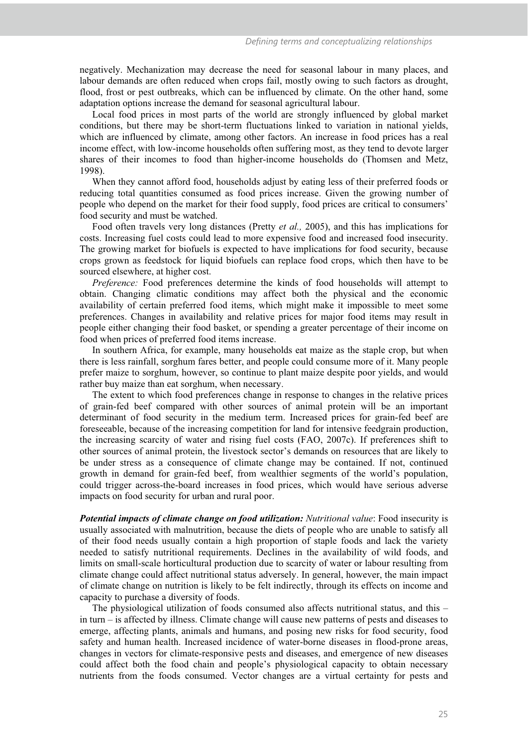negatively. Mechanization may decrease the need for seasonal labour in many places, and labour demands are often reduced when crops fail, mostly owing to such factors as drought, flood, frost or pest outbreaks, which can be influenced by climate. On the other hand, some adaptation options increase the demand for seasonal agricultural labour.

Local food prices in most parts of the world are strongly influenced by global market conditions, but there may be short-term fluctuations linked to variation in national yields, which are influenced by climate, among other factors. An increase in food prices has a real income effect, with low-income households often suffering most, as they tend to devote larger shares of their incomes to food than higher-income households do (Thomsen and Metz, 1998).

When they cannot afford food, households adjust by eating less of their preferred foods or reducing total quantities consumed as food prices increase. Given the growing number of people who depend on the market for their food supply, food prices are critical to consumers' food security and must be watched.

Food often travels very long distances (Pretty *et al.,* 2005), and this has implications for costs. Increasing fuel costs could lead to more expensive food and increased food insecurity. The growing market for biofuels is expected to have implications for food security, because crops grown as feedstock for liquid biofuels can replace food crops, which then have to be sourced elsewhere, at higher cost.

*Preference:* Food preferences determine the kinds of food households will attempt to obtain. Changing climatic conditions may affect both the physical and the economic availability of certain preferred food items, which might make it impossible to meet some preferences. Changes in availability and relative prices for major food items may result in people either changing their food basket, or spending a greater percentage of their income on food when prices of preferred food items increase.

In southern Africa, for example, many households eat maize as the staple crop, but when there is less rainfall, sorghum fares better, and people could consume more of it. Many people prefer maize to sorghum, however, so continue to plant maize despite poor yields, and would rather buy maize than eat sorghum, when necessary.

The extent to which food preferences change in response to changes in the relative prices of grain-fed beef compared with other sources of animal protein will be an important determinant of food security in the medium term. Increased prices for grain-fed beef are foreseeable, because of the increasing competition for land for intensive feedgrain production, the increasing scarcity of water and rising fuel costs (FAO, 2007c). If preferences shift to other sources of animal protein, the livestock sector's demands on resources that are likely to be under stress as a consequence of climate change may be contained. If not, continued growth in demand for grain-fed beef, from wealthier segments of the world's population, could trigger across-the-board increases in food prices, which would have serious adverse impacts on food security for urban and rural poor.

***Potential impacts of climate change on food utilization:*** *Nutritional value*: Food insecurity is usually associated with malnutrition, because the diets of people who are unable to satisfy all of their food needs usually contain a high proportion of staple foods and lack the variety needed to satisfy nutritional requirements. Declines in the availability of wild foods, and limits on small-scale horticultural production due to scarcity of water or labour resulting from climate change could affect nutritional status adversely. In general, however, the main impact of climate change on nutrition is likely to be felt indirectly, through its effects on income and capacity to purchase a diversity of foods.

The physiological utilization of foods consumed also affects nutritional status, and this – in turn – is affected by illness. Climate change will cause new patterns of pests and diseases to emerge, affecting plants, animals and humans, and posing new risks for food security, food safety and human health. Increased incidence of water-borne diseases in flood-prone areas, changes in vectors for climate-responsive pests and diseases, and emergence of new diseases could affect both the food chain and people's physiological capacity to obtain necessary nutrients from the foods consumed. Vector changes are a virtual certainty for pests and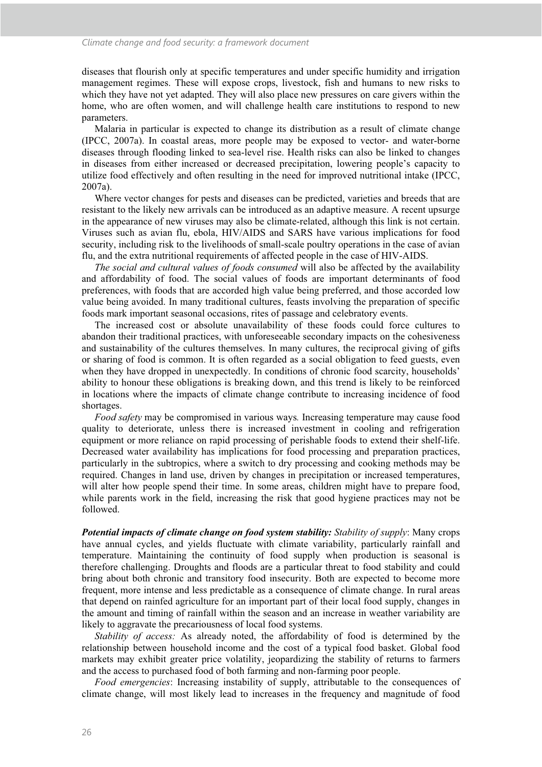diseases that flourish only at specific temperatures and under specific humidity and irrigation management regimes. These will expose crops, livestock, fish and humans to new risks to which they have not yet adapted. They will also place new pressures on care givers within the home, who are often women, and will challenge health care institutions to respond to new parameters.

Malaria in particular is expected to change its distribution as a result of climate change (IPCC, 2007a). In coastal areas, more people may be exposed to vector- and water-borne diseases through flooding linked to sea-level rise. Health risks can also be linked to changes in diseases from either increased or decreased precipitation, lowering people's capacity to utilize food effectively and often resulting in the need for improved nutritional intake (IPCC, 2007a).

Where vector changes for pests and diseases can be predicted, varieties and breeds that are resistant to the likely new arrivals can be introduced as an adaptive measure. A recent upsurge in the appearance of new viruses may also be climate-related, although this link is not certain. Viruses such as avian flu, ebola, HIV/AIDS and SARS have various implications for food security, including risk to the livelihoods of small-scale poultry operations in the case of avian flu, and the extra nutritional requirements of affected people in the case of HIV-AIDS.

*The social and cultural values of foods consumed* will also be affected by the availability and affordability of food. The social values of foods are important determinants of food preferences, with foods that are accorded high value being preferred, and those accorded low value being avoided. In many traditional cultures, feasts involving the preparation of specific foods mark important seasonal occasions, rites of passage and celebratory events.

The increased cost or absolute unavailability of these foods could force cultures to abandon their traditional practices, with unforeseeable secondary impacts on the cohesiveness and sustainability of the cultures themselves. In many cultures, the reciprocal giving of gifts or sharing of food is common. It is often regarded as a social obligation to feed guests, even when they have dropped in unexpectedly. In conditions of chronic food scarcity, households' ability to honour these obligations is breaking down, and this trend is likely to be reinforced in locations where the impacts of climate change contribute to increasing incidence of food shortages.

*Food safety* may be compromised in various ways. Increasing temperature may cause food quality to deteriorate, unless there is increased investment in cooling and refrigeration equipment or more reliance on rapid processing of perishable foods to extend their shelf-life. Decreased water availability has implications for food processing and preparation practices, particularly in the subtropics, where a switch to dry processing and cooking methods may be required. Changes in land use, driven by changes in precipitation or increased temperatures, will alter how people spend their time. In some areas, children might have to prepare food, while parents work in the field, increasing the risk that good hygiene practices may not be followed.

***Potential impacts of climate change on food system stability:*** *Stability of supply*: Many crops have annual cycles, and yields fluctuate with climate variability, particularly rainfall and temperature. Maintaining the continuity of food supply when production is seasonal is therefore challenging. Droughts and floods are a particular threat to food stability and could bring about both chronic and transitory food insecurity. Both are expected to become more frequent, more intense and less predictable as a consequence of climate change. In rural areas that depend on rainfed agriculture for an important part of their local food supply, changes in the amount and timing of rainfall within the season and an increase in weather variability are likely to aggravate the precariousness of local food systems.

*Stability of access:* As already noted, the affordability of food is determined by the relationship between household income and the cost of a typical food basket. Global food markets may exhibit greater price volatility, jeopardizing the stability of returns to farmers and the access to purchased food of both farming and non-farming poor people.

*Food emergencies*: Increasing instability of supply, attributable to the consequences of climate change, will most likely lead to increases in the frequency and magnitude of food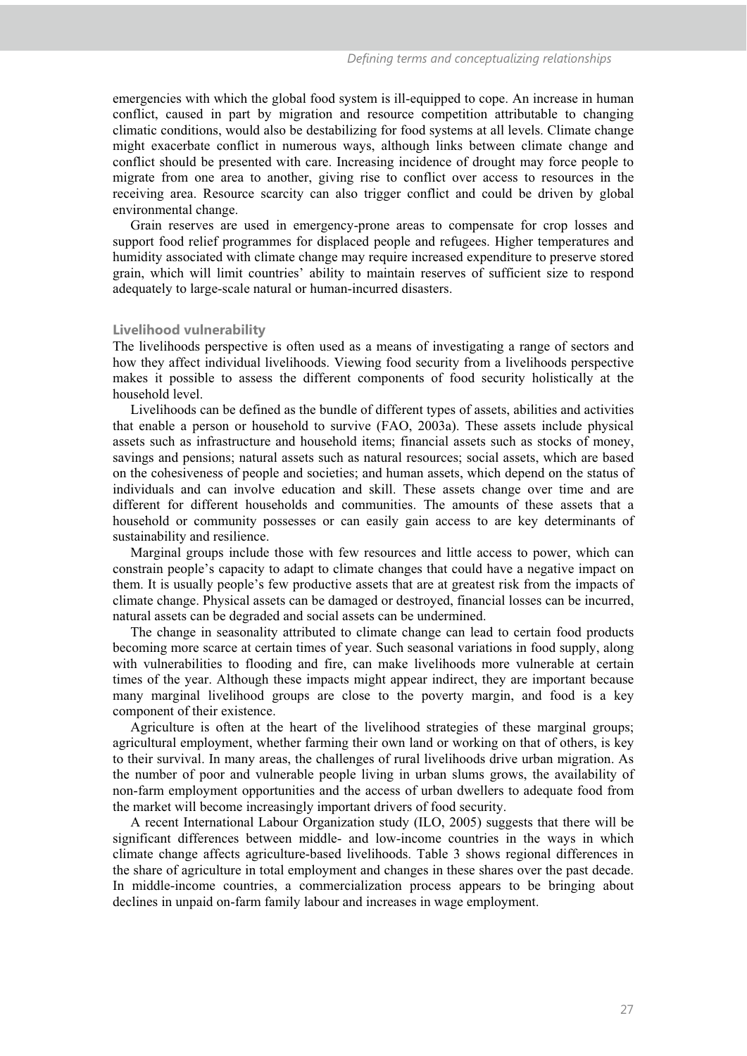emergencies with which the global food system is ill-equipped to cope. An increase in human conflict, caused in part by migration and resource competition attributable to changing climatic conditions, would also be destabilizing for food systems at all levels. Climate change might exacerbate conflict in numerous ways, although links between climate change and conflict should be presented with care. Increasing incidence of drought may force people to migrate from one area to another, giving rise to conflict over access to resources in the receiving area. Resource scarcity can also trigger conflict and could be driven by global environmental change.

Grain reserves are used in emergency-prone areas to compensate for crop losses and support food relief programmes for displaced people and refugees. Higher temperatures and humidity associated with climate change may require increased expenditure to preserve stored grain, which will limit countries' ability to maintain reserves of sufficient size to respond adequately to large-scale natural or human-incurred disasters.

### Livelihood vulnerability

The livelihoods perspective is often used as a means of investigating a range of sectors and how they affect individual livelihoods. Viewing food security from a livelihoods perspective makes it possible to assess the different components of food security holistically at the household level.

Livelihoods can be defined as the bundle of different types of assets, abilities and activities that enable a person or household to survive (FAO, 2003a). These assets include physical assets such as infrastructure and household items; financial assets such as stocks of money, savings and pensions; natural assets such as natural resources; social assets, which are based on the cohesiveness of people and societies; and human assets, which depend on the status of individuals and can involve education and skill. These assets change over time and are different for different households and communities. The amounts of these assets that a household or community possesses or can easily gain access to are key determinants of sustainability and resilience.

Marginal groups include those with few resources and little access to power, which can constrain people's capacity to adapt to climate changes that could have a negative impact on them. It is usually people's few productive assets that are at greatest risk from the impacts of climate change. Physical assets can be damaged or destroyed, financial losses can be incurred, natural assets can be degraded and social assets can be undermined.

The change in seasonality attributed to climate change can lead to certain food products becoming more scarce at certain times of year. Such seasonal variations in food supply, along with vulnerabilities to flooding and fire, can make livelihoods more vulnerable at certain times of the year. Although these impacts might appear indirect, they are important because many marginal livelihood groups are close to the poverty margin, and food is a key component of their existence.

Agriculture is often at the heart of the livelihood strategies of these marginal groups; agricultural employment, whether farming their own land or working on that of others, is key to their survival. In many areas, the challenges of rural livelihoods drive urban migration. As the number of poor and vulnerable people living in urban slums grows, the availability of non-farm employment opportunities and the access of urban dwellers to adequate food from the market will become increasingly important drivers of food security.

A recent International Labour Organization study (ILO, 2005) suggests that there will be significant differences between middle- and low-income countries in the ways in which climate change affects agriculture-based livelihoods. Table 3 shows regional differences in the share of agriculture in total employment and changes in these shares over the past decade. In middle-income countries, a commercialization process appears to be bringing about declines in unpaid on-farm family labour and increases in wage employment.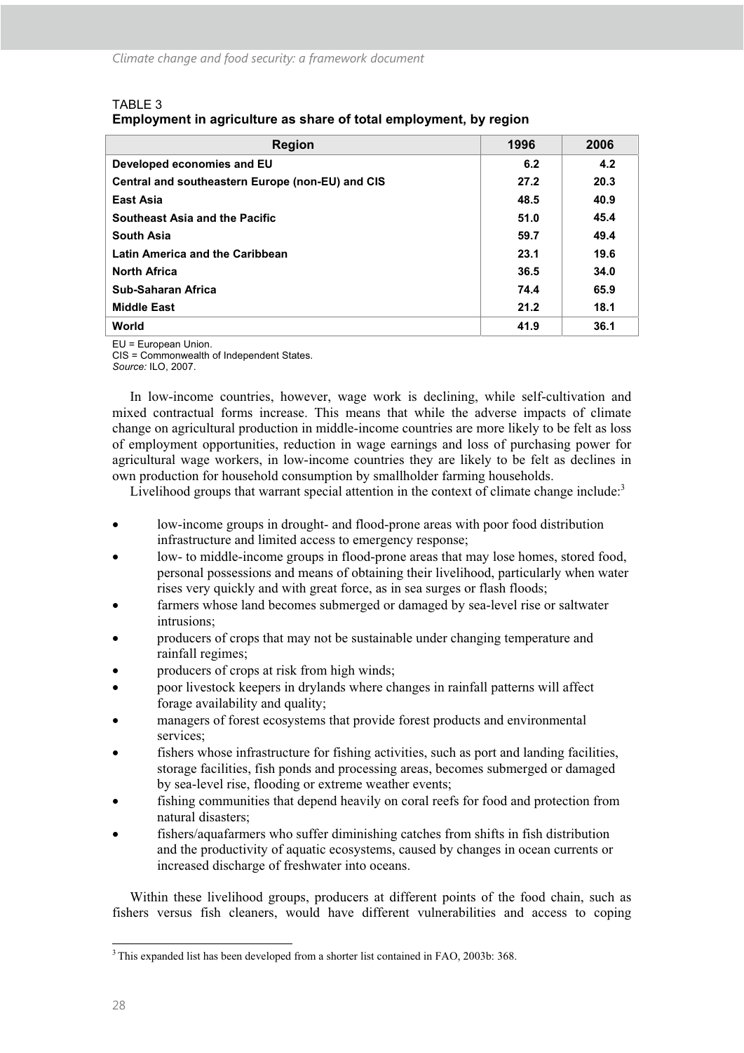TABLE 3
**Employment in agriculture as share of total employment, by region**

| Region | 1996 | 2006 |
|---|---|---|
| **Developed economies and EU** | **6.2** | **4.2** |
| **Central and southeastern Europe (non-EU) and CIS** | **27.2** | **20.3** |
| **East Asia** | **48.5** | **40.9** |
| **Southeast Asia and the Pacific** | **51.0** | **45.4** |
| **South Asia** | **59.7** | **49.4** |
| **Latin America and the Caribbean** | **23.1** | **19.6** |
| **North Africa** | **36.5** | **34.0** |
| **Sub-Saharan Africa** | **74.4** | **65.9** |
| **Middle East** | **21.2** | **18.1** |
| **World** | **41.9** | **36.1** |

EU = European Union.
CIS = Commonwealth of Independent States.
*Source:* ILO, 2007.

In low-income countries, however, wage work is declining, while self-cultivation and mixed contractual forms increase. This means that while the adverse impacts of climate change on agricultural production in middle-income countries are more likely to be felt as loss of employment opportunities, reduction in wage earnings and loss of purchasing power for agricultural wage workers, in low-income countries they are likely to be felt as declines in own production for household consumption by smallholder farming households.

Livelihood groups that warrant special attention in the context of climate change include:[3]

- low-income groups in drought- and flood-prone areas with poor food distribution infrastructure and limited access to emergency response;
- low- to middle-income groups in flood-prone areas that may lose homes, stored food, personal possessions and means of obtaining their livelihood, particularly when water rises very quickly and with great force, as in sea surges or flash floods;
- farmers whose land becomes submerged or damaged by sea-level rise or saltwater intrusions;
- producers of crops that may not be sustainable under changing temperature and rainfall regimes;
- producers of crops at risk from high winds;
- poor livestock keepers in drylands where changes in rainfall patterns will affect forage availability and quality;
- managers of forest ecosystems that provide forest products and environmental services;
- fishers whose infrastructure for fishing activities, such as port and landing facilities, storage facilities, fish ponds and processing areas, becomes submerged or damaged by sea-level rise, flooding or extreme weather events;
- fishing communities that depend heavily on coral reefs for food and protection from natural disasters;
- fishers/aquafarmers who suffer diminishing catches from shifts in fish distribution and the productivity of aquatic ecosystems, caused by changes in ocean currents or increased discharge of freshwater into oceans.

Within these livelihood groups, producers at different points of the food chain, such as fishers versus fish cleaners, would have different vulnerabilities and access to coping

[3] This expanded list has been developed from a shorter list contained in FAO, 2003b: 368.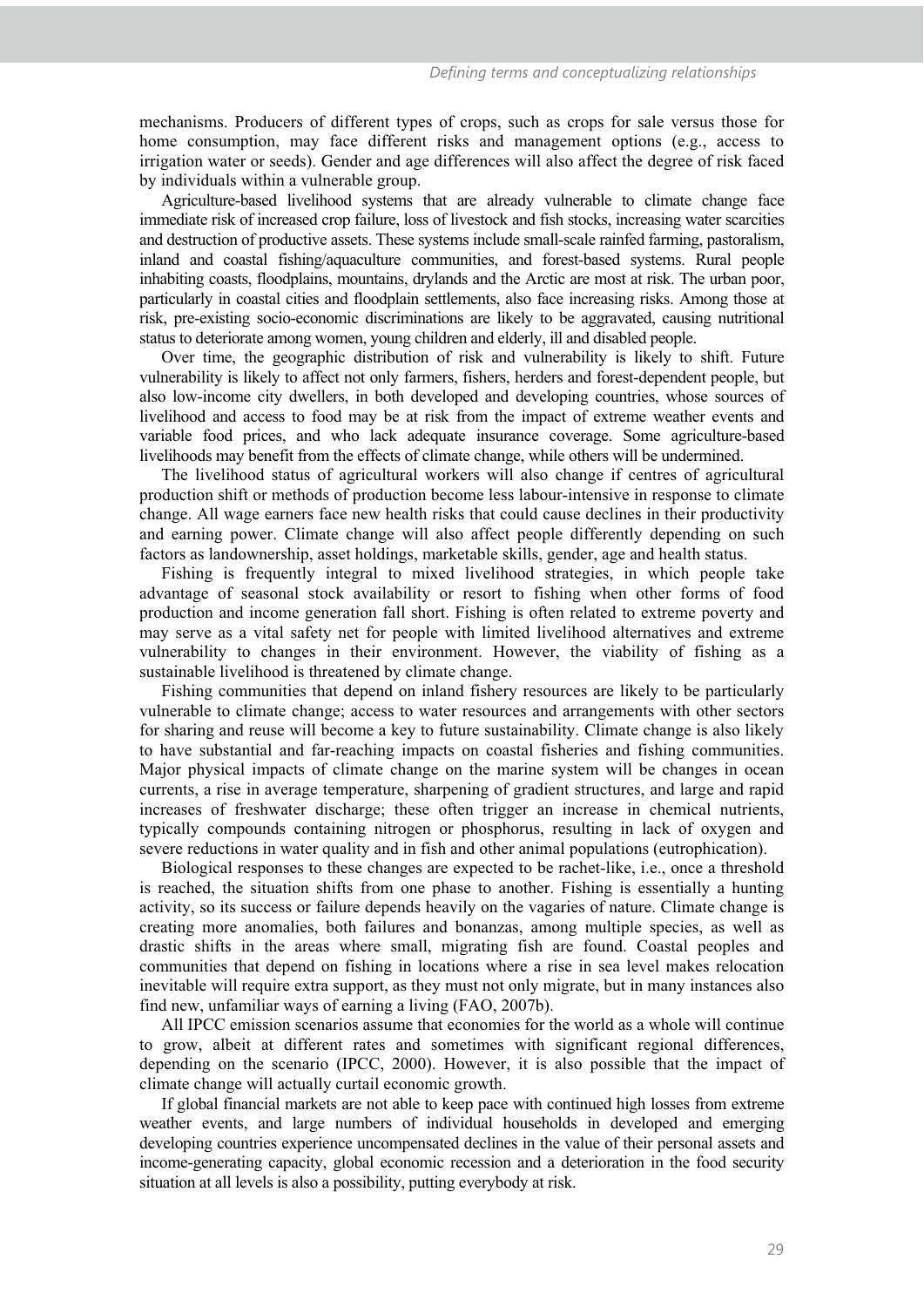mechanisms. Producers of different types of crops, such as crops for sale versus those for home consumption, may face different risks and management options (e.g., access to irrigation water or seeds). Gender and age differences will also affect the degree of risk faced by individuals within a vulnerable group.

Agriculture-based livelihood systems that are already vulnerable to climate change face immediate risk of increased crop failure, loss of livestock and fish stocks, increasing water scarcities and destruction of productive assets. These systems include small-scale rainfed farming, pastoralism, inland and coastal fishing/aquaculture communities, and forest-based systems. Rural people inhabiting coasts, floodplains, mountains, drylands and the Arctic are most at risk. The urban poor, particularly in coastal cities and floodplain settlements, also face increasing risks. Among those at risk, pre-existing socio-economic discriminations are likely to be aggravated, causing nutritional status to deteriorate among women, young children and elderly, ill and disabled people.

Over time, the geographic distribution of risk and vulnerability is likely to shift. Future vulnerability is likely to affect not only farmers, fishers, herders and forest-dependent people, but also low-income city dwellers, in both developed and developing countries, whose sources of livelihood and access to food may be at risk from the impact of extreme weather events and variable food prices, and who lack adequate insurance coverage. Some agriculture-based livelihoods may benefit from the effects of climate change, while others will be undermined.

The livelihood status of agricultural workers will also change if centres of agricultural production shift or methods of production become less labour-intensive in response to climate change. All wage earners face new health risks that could cause declines in their productivity and earning power. Climate change will also affect people differently depending on such factors as landownership, asset holdings, marketable skills, gender, age and health status.

Fishing is frequently integral to mixed livelihood strategies, in which people take advantage of seasonal stock availability or resort to fishing when other forms of food production and income generation fall short. Fishing is often related to extreme poverty and may serve as a vital safety net for people with limited livelihood alternatives and extreme vulnerability to changes in their environment. However, the viability of fishing as a sustainable livelihood is threatened by climate change.

Fishing communities that depend on inland fishery resources are likely to be particularly vulnerable to climate change; access to water resources and arrangements with other sectors for sharing and reuse will become a key to future sustainability. Climate change is also likely to have substantial and far-reaching impacts on coastal fisheries and fishing communities. Major physical impacts of climate change on the marine system will be changes in ocean currents, a rise in average temperature, sharpening of gradient structures, and large and rapid increases of freshwater discharge; these often trigger an increase in chemical nutrients, typically compounds containing nitrogen or phosphorus, resulting in lack of oxygen and severe reductions in water quality and in fish and other animal populations (eutrophication).

Biological responses to these changes are expected to be rachet-like, i.e., once a threshold is reached, the situation shifts from one phase to another. Fishing is essentially a hunting activity, so its success or failure depends heavily on the vagaries of nature. Climate change is creating more anomalies, both failures and bonanzas, among multiple species, as well as drastic shifts in the areas where small, migrating fish are found. Coastal peoples and communities that depend on fishing in locations where a rise in sea level makes relocation inevitable will require extra support, as they must not only migrate, but in many instances also find new, unfamiliar ways of earning a living (FAO, 2007b).

All IPCC emission scenarios assume that economies for the world as a whole will continue to grow, albeit at different rates and sometimes with significant regional differences, depending on the scenario (IPCC, 2000). However, it is also possible that the impact of climate change will actually curtail economic growth.

If global financial markets are not able to keep pace with continued high losses from extreme weather events, and large numbers of individual households in developed and emerging developing countries experience uncompensated declines in the value of their personal assets and income-generating capacity, global economic recession and a deterioration in the food security situation at all levels is also a possibility, putting everybody at risk.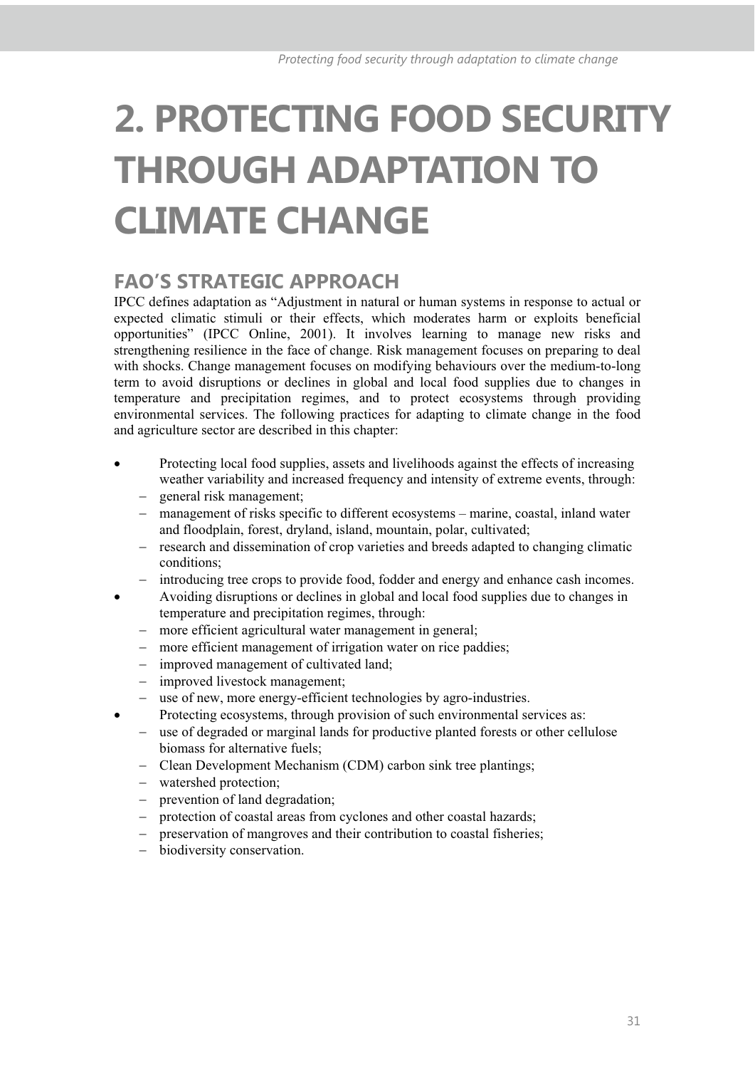# 2. PROTECTING FOOD SECURITY THROUGH ADAPTATION TO CLIMATE CHANGE

## FAO'S STRATEGIC APPROACH

IPCC defines adaptation as "Adjustment in natural or human systems in response to actual or expected climatic stimuli or their effects, which moderates harm or exploits beneficial opportunities" (IPCC Online, 2001). It involves learning to manage new risks and strengthening resilience in the face of change. Risk management focuses on preparing to deal with shocks. Change management focuses on modifying behaviours over the medium-to-long term to avoid disruptions or declines in global and local food supplies due to changes in temperature and precipitation regimes, and to protect ecosystems through providing environmental services. The following practices for adapting to climate change in the food and agriculture sector are described in this chapter:

- Protecting local food supplies, assets and livelihoods against the effects of increasing weather variability and increased frequency and intensity of extreme events, through:
  - general risk management;
  - management of risks specific to different ecosystems – marine, coastal, inland water and floodplain, forest, dryland, island, mountain, polar, cultivated;
  - research and dissemination of crop varieties and breeds adapted to changing climatic conditions;
  - introducing tree crops to provide food, fodder and energy and enhance cash incomes.
- Avoiding disruptions or declines in global and local food supplies due to changes in temperature and precipitation regimes, through:
  - more efficient agricultural water management in general;
  - more efficient management of irrigation water on rice paddies;
  - improved management of cultivated land;
  - improved livestock management;
  - use of new, more energy-efficient technologies by agro-industries.
- Protecting ecosystems, through provision of such environmental services as:
  - use of degraded or marginal lands for productive planted forests or other cellulose biomass for alternative fuels;
  - Clean Development Mechanism (CDM) carbon sink tree plantings;
  - watershed protection;
  - prevention of land degradation;
  - protection of coastal areas from cyclones and other coastal hazards;
  - preservation of mangroves and their contribution to coastal fisheries;
  - biodiversity conservation.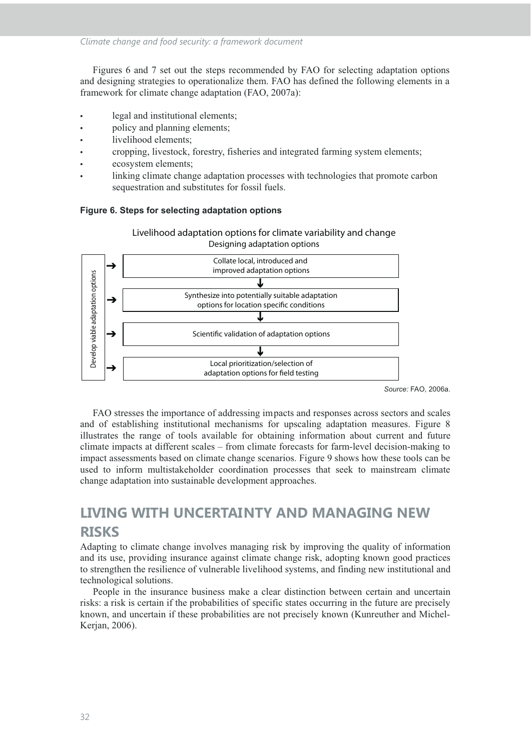Figures 6 and 7 set out the steps recommended by FAO for selecting adaptation options and designing strategies to operationalize them. FAO has defined the following elements in a framework for climate change adaptation (FAO, 2007a):

- legal and institutional elements;
- policy and planning elements;
- livelihood elements;
- cropping, livestock, forestry, fisheries and integrated farming system elements;
- ecosystem elements;
- linking climate change adaptation processes with technologies that promote carbon sequestration and substitutes for fossil fuels.

**Figure 6. Steps for selecting adaptation options**

Livelihood adaptation options for climate variability and change
Designing adaptation options

Develop viable adaptation options

→ Collate local, introduced and improved adaptation options
↓
→ Synthesize into potentially suitable adaptation options for location specific conditions
↓
→ Scientific validation of adaptation options
↓
→ Local prioritization/selection of adaptation options for field testing

*Source:* FAO, 2006a.

FAO stresses the importance of addressing impacts and responses across sectors and scales and of establishing institutional mechanisms for upscaling adaptation measures. Figure 8 illustrates the range of tools available for obtaining information about current and future climate impacts at different scales – from climate forecasts for farm-level decision-making to impact assessments based on climate change scenarios. Figure 9 shows how these tools can be used to inform multistakeholder coordination processes that seek to mainstream climate change adaptation into sustainable development approaches.

## LIVING WITH UNCERTAINTY AND MANAGING NEW RISKS

Adapting to climate change involves managing risk by improving the quality of information and its use, providing insurance against climate change risk, adopting known good practices to strengthen the resilience of vulnerable livelihood systems, and finding new institutional and technological solutions.

People in the insurance business make a clear distinction between certain and uncertain risks: a risk is certain if the probabilities of specific states occurring in the future are precisely known, and uncertain if these probabilities are not precisely known (Kunreuther and Michel-Kerjan, 2006).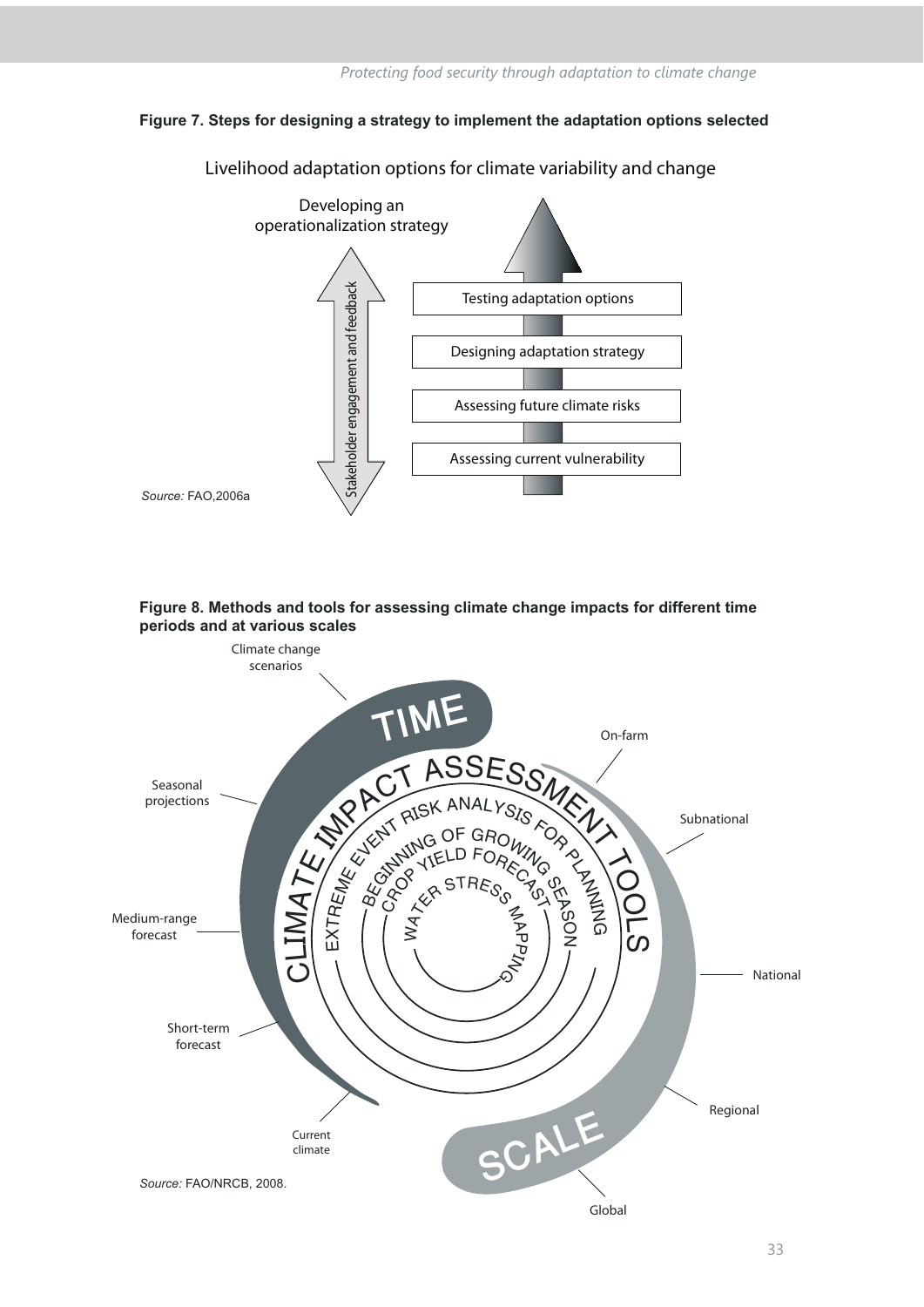**Figure 7. Steps for designing a strategy to implement the adaptation options selected**

Livelihood adaptation options for climate variability and change

Developing an operationalization strategy

Stakeholder engagement and feedback

- Testing adaptation options
- Designing adaptation strategy
- Assessing future climate risks
- Assessing current vulnerability

*Source:* FAO,2006a

**Figure 8. Methods and tools for assessing climate change impacts for different time periods and at various scales**

TIME: Climate change scenarios; Seasonal projections; Medium-range forecast; Short-term forecast; Current climate

CLIMATE IMPACT ASSESSMENT TOOLS: Extreme event risk analysis for planning; Beginning of growing season; Crop yield forecast; Water stress mapping

SCALE: On-farm; Subnational; National; Regional; Global

*Source:* FAO/NRCB, 2008.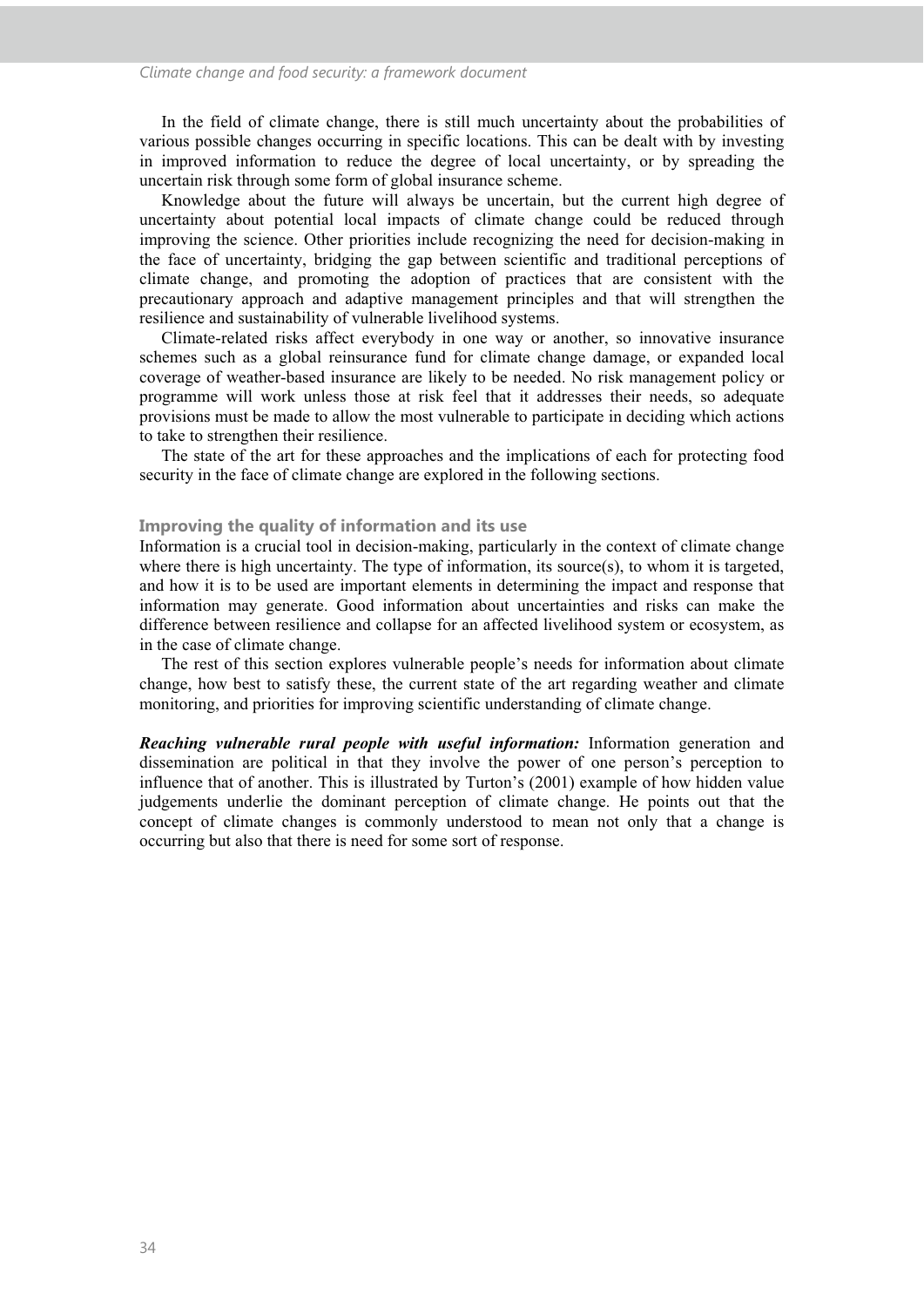In the field of climate change, there is still much uncertainty about the probabilities of various possible changes occurring in specific locations. This can be dealt with by investing in improved information to reduce the degree of local uncertainty, or by spreading the uncertain risk through some form of global insurance scheme.

Knowledge about the future will always be uncertain, but the current high degree of uncertainty about potential local impacts of climate change could be reduced through improving the science. Other priorities include recognizing the need for decision-making in the face of uncertainty, bridging the gap between scientific and traditional perceptions of climate change, and promoting the adoption of practices that are consistent with the precautionary approach and adaptive management principles and that will strengthen the resilience and sustainability of vulnerable livelihood systems.

Climate-related risks affect everybody in one way or another, so innovative insurance schemes such as a global reinsurance fund for climate change damage, or expanded local coverage of weather-based insurance are likely to be needed. No risk management policy or programme will work unless those at risk feel that it addresses their needs, so adequate provisions must be made to allow the most vulnerable to participate in deciding which actions to take to strengthen their resilience.

The state of the art for these approaches and the implications of each for protecting food security in the face of climate change are explored in the following sections.

### Improving the quality of information and its use

Information is a crucial tool in decision-making, particularly in the context of climate change where there is high uncertainty. The type of information, its source(s), to whom it is targeted, and how it is to be used are important elements in determining the impact and response that information may generate. Good information about uncertainties and risks can make the difference between resilience and collapse for an affected livelihood system or ecosystem, as in the case of climate change.

The rest of this section explores vulnerable people's needs for information about climate change, how best to satisfy these, the current state of the art regarding weather and climate monitoring, and priorities for improving scientific understanding of climate change.

***Reaching vulnerable rural people with useful information:*** Information generation and dissemination are political in that they involve the power of one person's perception to influence that of another. This is illustrated by Turton's (2001) example of how hidden value judgements underlie the dominant perception of climate change. He points out that the concept of climate changes is commonly understood to mean not only that a change is occurring but also that there is need for some sort of response.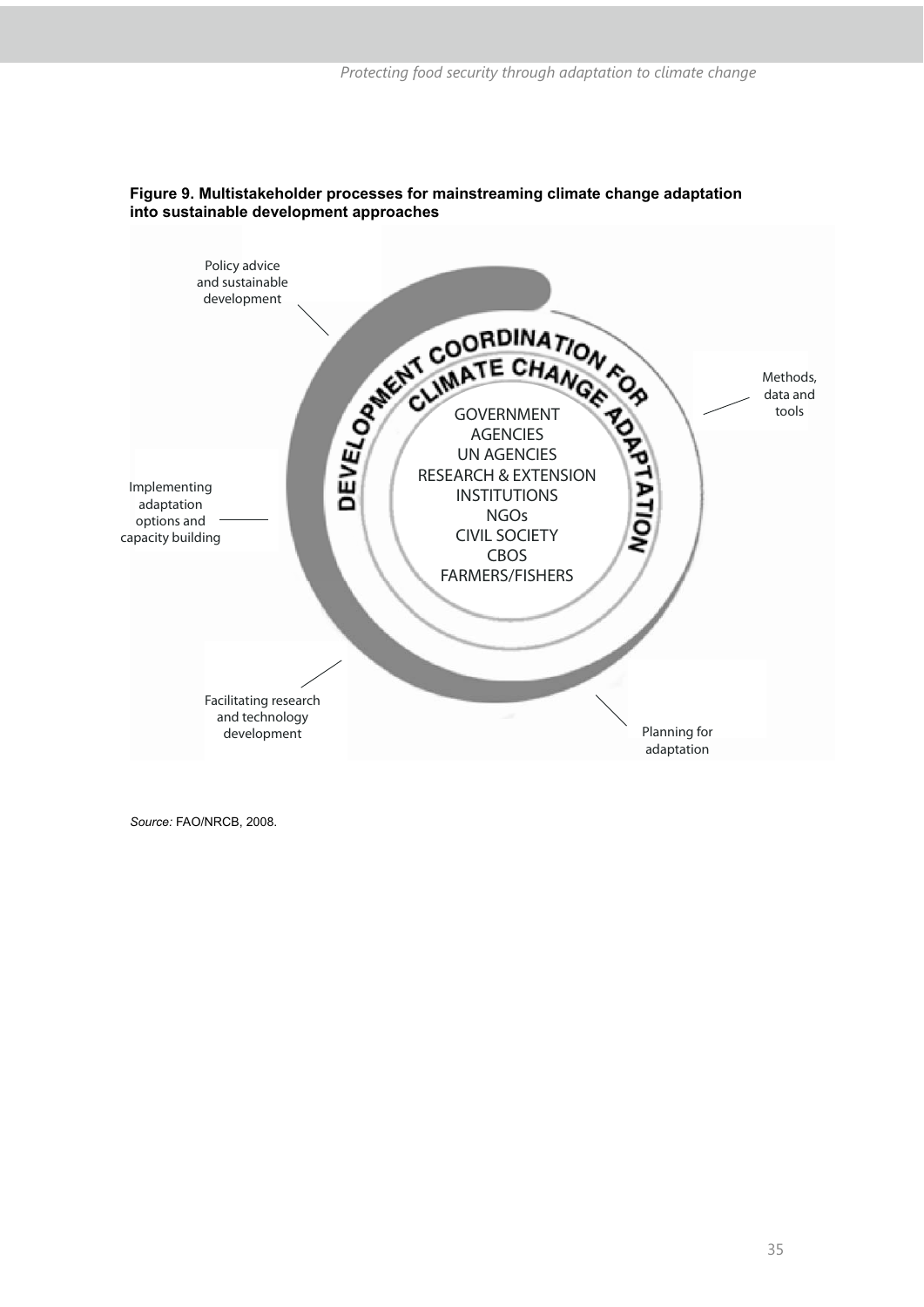**Figure 9. Multistakeholder processes for mainstreaming climate change adaptation into sustainable development approaches**

DEVELOPMENT COORDINATION FOR CLIMATE CHANGE ADAPTATION

GOVERNMENT AGENCIES
UN AGENCIES
RESEARCH & EXTENSION INSTITUTIONS
NGOs
CIVIL SOCIETY
CBOS
FARMERS/FISHERS

- Policy advice and sustainable development
- Methods, data and tools
- Implementing adaptation options and capacity building
- Facilitating research and technology development
- Planning for adaptation

*Source:* FAO/NRCB, 2008.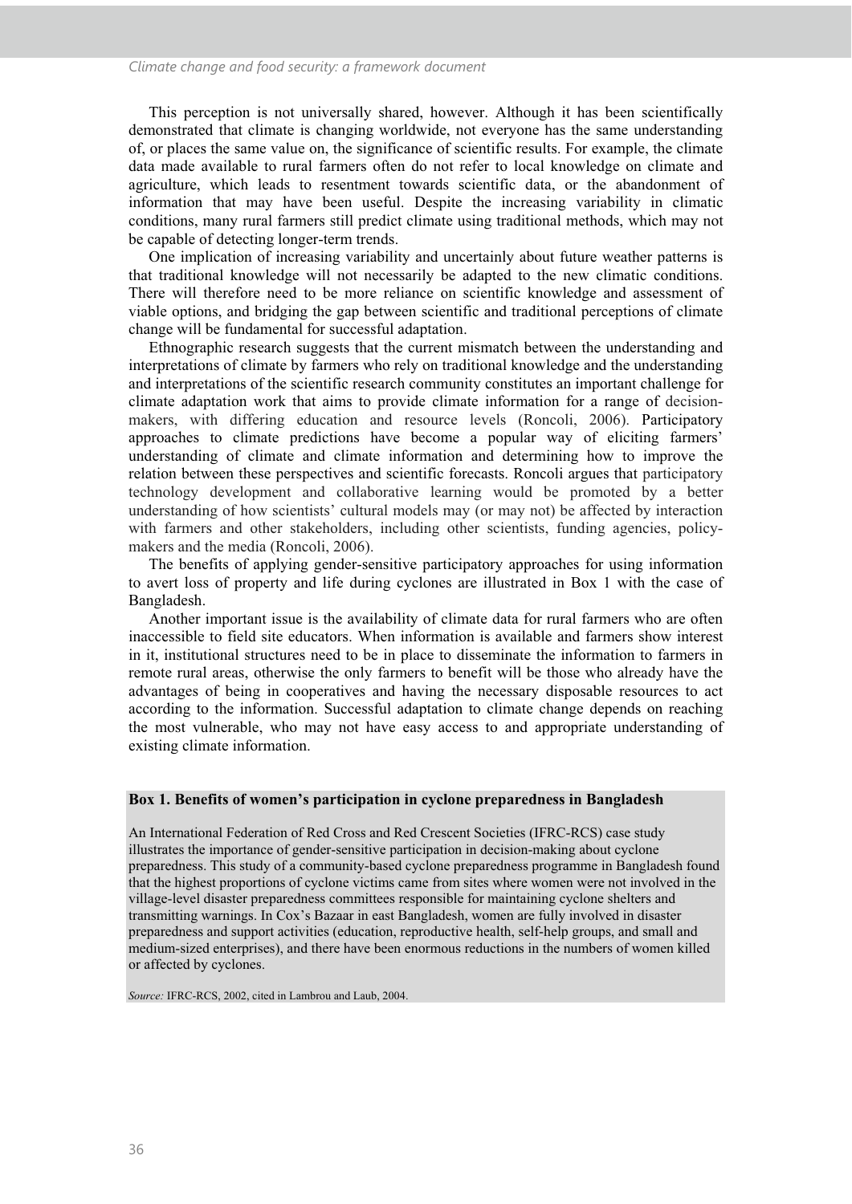This perception is not universally shared, however. Although it has been scientifically demonstrated that climate is changing worldwide, not everyone has the same understanding of, or places the same value on, the significance of scientific results. For example, the climate data made available to rural farmers often do not refer to local knowledge on climate and agriculture, which leads to resentment towards scientific data, or the abandonment of information that may have been useful. Despite the increasing variability in climatic conditions, many rural farmers still predict climate using traditional methods, which may not be capable of detecting longer-term trends.

One implication of increasing variability and uncertainly about future weather patterns is that traditional knowledge will not necessarily be adapted to the new climatic conditions. There will therefore need to be more reliance on scientific knowledge and assessment of viable options, and bridging the gap between scientific and traditional perceptions of climate change will be fundamental for successful adaptation.

Ethnographic research suggests that the current mismatch between the understanding and interpretations of climate by farmers who rely on traditional knowledge and the understanding and interpretations of the scientific research community constitutes an important challenge for climate adaptation work that aims to provide climate information for a range of decision-makers, with differing education and resource levels (Roncoli, 2006). Participatory approaches to climate predictions have become a popular way of eliciting farmers' understanding of climate and climate information and determining how to improve the relation between these perspectives and scientific forecasts. Roncoli argues that participatory technology development and collaborative learning would be promoted by a better understanding of how scientists' cultural models may (or may not) be affected by interaction with farmers and other stakeholders, including other scientists, funding agencies, policy-makers and the media (Roncoli, 2006).

The benefits of applying gender-sensitive participatory approaches for using information to avert loss of property and life during cyclones are illustrated in Box 1 with the case of Bangladesh.

Another important issue is the availability of climate data for rural farmers who are often inaccessible to field site educators. When information is available and farmers show interest in it, institutional structures need to be in place to disseminate the information to farmers in remote rural areas, otherwise the only farmers to benefit will be those who already have the advantages of being in cooperatives and having the necessary disposable resources to act according to the information. Successful adaptation to climate change depends on reaching the most vulnerable, who may not have easy access to and appropriate understanding of existing climate information.

**Box 1. Benefits of women's participation in cyclone preparedness in Bangladesh**

An International Federation of Red Cross and Red Crescent Societies (IFRC-RCS) case study illustrates the importance of gender-sensitive participation in decision-making about cyclone preparedness. This study of a community-based cyclone preparedness programme in Bangladesh found that the highest proportions of cyclone victims came from sites where women were not involved in the village-level disaster preparedness committees responsible for maintaining cyclone shelters and transmitting warnings. In Cox's Bazaar in east Bangladesh, women are fully involved in disaster preparedness and support activities (education, reproductive health, self-help groups, and small and medium-sized enterprises), and there have been enormous reductions in the numbers of women killed or affected by cyclones.

*Source:* IFRC-RCS, 2002, cited in Lambrou and Laub, 2004.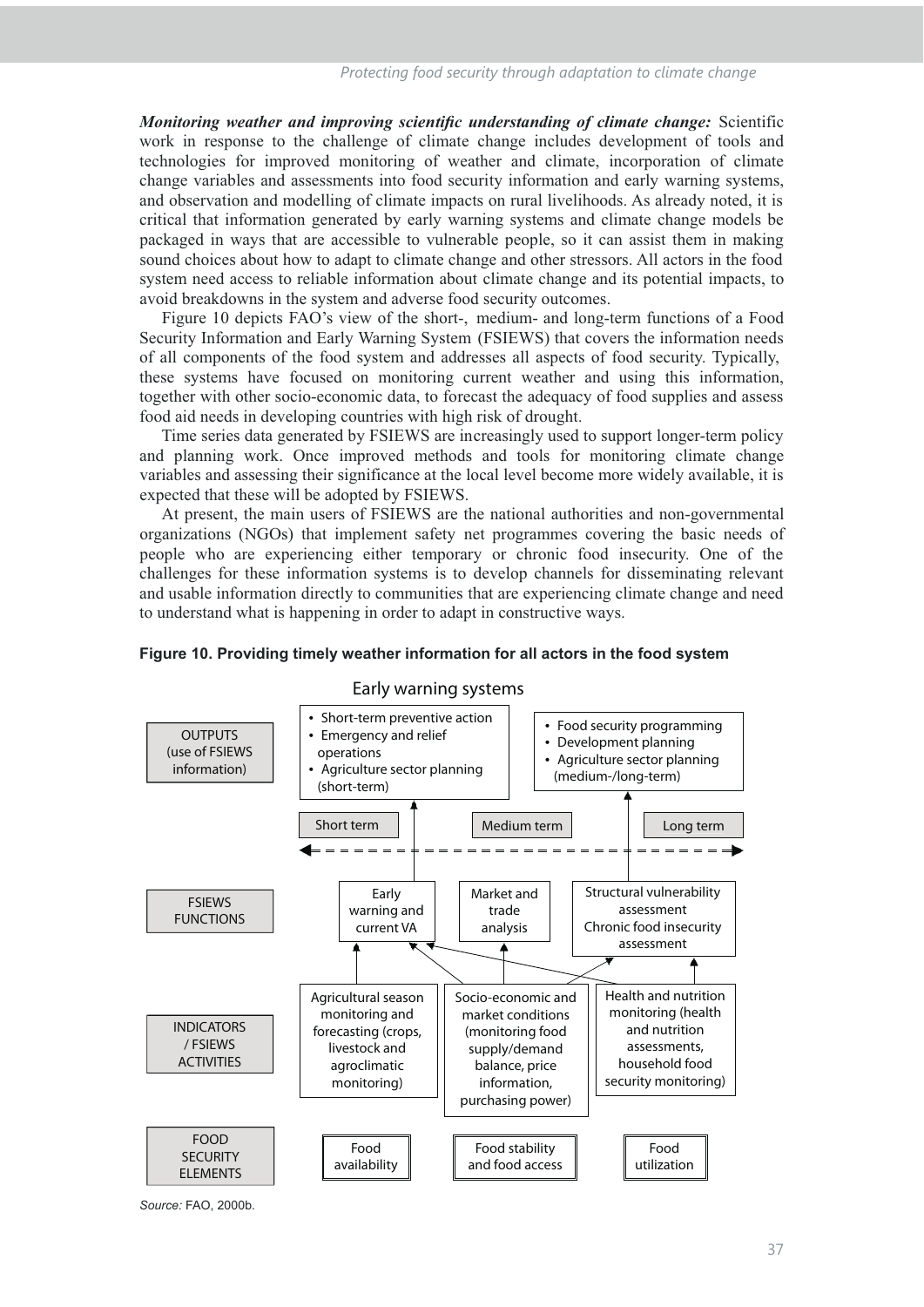***Monitoring weather and improving scientific understanding of climate change:*** Scientific work in response to the challenge of climate change includes development of tools and technologies for improved monitoring of weather and climate, incorporation of climate change variables and assessments into food security information and early warning systems, and observation and modelling of climate impacts on rural livelihoods. As already noted, it is critical that information generated by early warning systems and climate change models be packaged in ways that are accessible to vulnerable people, so it can assist them in making sound choices about how to adapt to climate change and other stressors. All actors in the food system need access to reliable information about climate change and its potential impacts, to avoid breakdowns in the system and adverse food security outcomes.

Figure 10 depicts FAO's view of the short-, medium- and long-term functions of a Food Security Information and Early Warning System (FSIEWS) that covers the information needs of all components of the food system and addresses all aspects of food security. Typically, these systems have focused on monitoring current weather and using this information, together with other socio-economic data, to forecast the adequacy of food supplies and assess food aid needs in developing countries with high risk of drought.

Time series data generated by FSIEWS are increasingly used to support longer-term policy and planning work. Once improved methods and tools for monitoring climate change variables and assessing their significance at the local level become more widely available, it is expected that these will be adopted by FSIEWS.

At present, the main users of FSIEWS are the national authorities and non-governmental organizations (NGOs) that implement safety net programmes covering the basic needs of people who are experiencing either temporary or chronic food insecurity. One of the challenges for these information systems is to develop channels for disseminating relevant and usable information directly to communities that are experiencing climate change and need to understand what is happening in order to adapt in constructive ways.

**Figure 10. Providing timely weather information for all actors in the food system**

Early warning systems

OUTPUTS (use of FSIEWS information)

- Short-term preventive action
- Emergency and relief operations
- Agriculture sector planning (short-term)

- Food security programming
- Development planning
- Agriculture sector planning (medium-/long-term)

Short term — Medium term — Long term

FSIEWS FUNCTIONS

- Early warning and current VA
- Market and trade analysis
- Structural vulnerability assessment / Chronic food insecurity assessment

INDICATORS / FSIEWS ACTIVITIES

- Agricultural season monitoring and forecasting (crops, livestock and agroclimatic monitoring)
- Socio-economic and market conditions (monitoring food supply/demand balance, price information, purchasing power)
- Health and nutrition monitoring (health and nutrition assessments, household food security monitoring)

FOOD SECURITY ELEMENTS

- Food availability
- Food stability and food access
- Food utilization

*Source:* FAO, 2000b.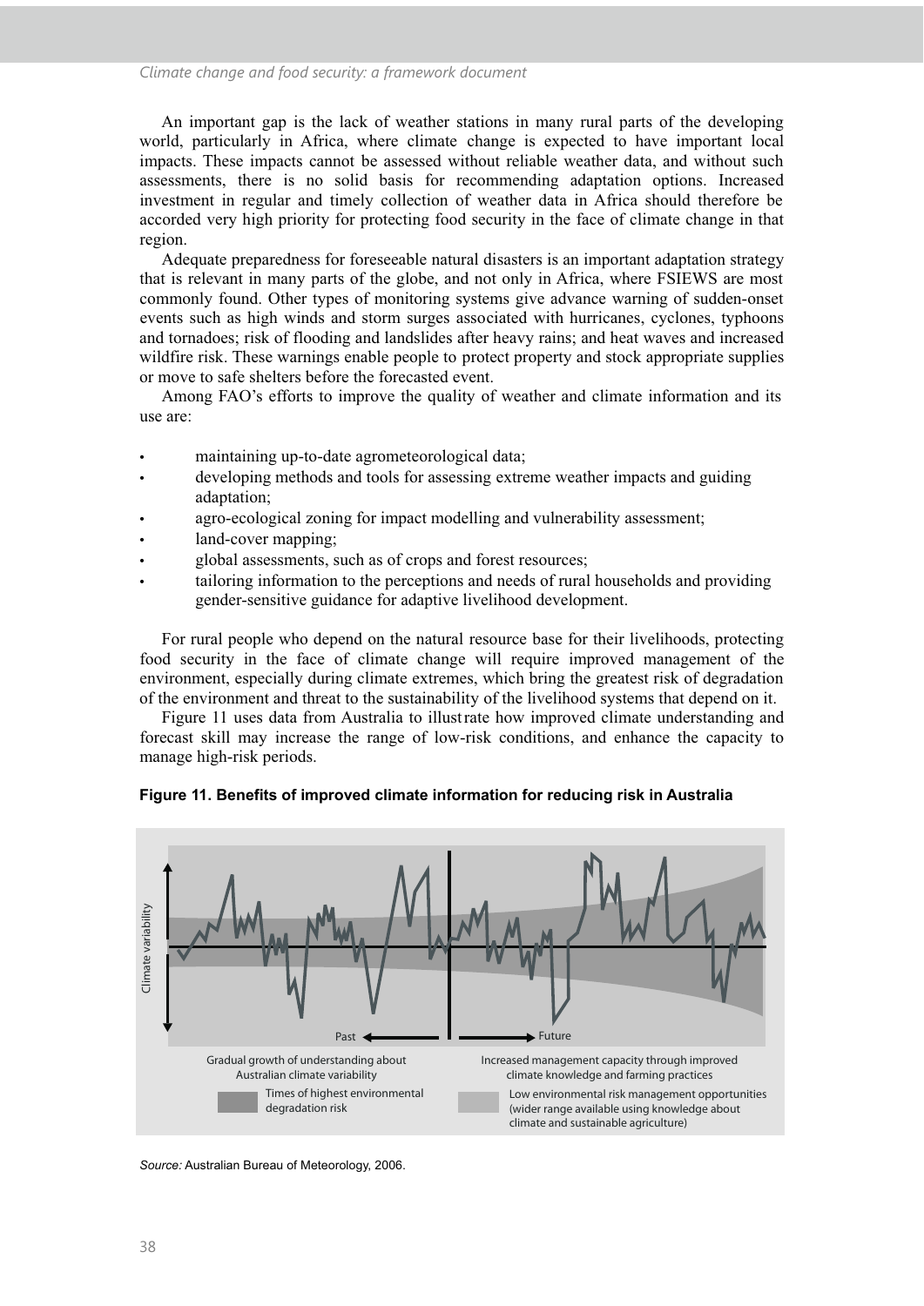An important gap is the lack of weather stations in many rural parts of the developing world, particularly in Africa, where climate change is expected to have important local impacts. These impacts cannot be assessed without reliable weather data, and without such assessments, there is no solid basis for recommending adaptation options. Increased investment in regular and timely collection of weather data in Africa should therefore be accorded very high priority for protecting food security in the face of climate change in that region.

Adequate preparedness for foreseeable natural disasters is an important adaptation strategy that is relevant in many parts of the globe, and not only in Africa, where FSIEWS are most commonly found. Other types of monitoring systems give advance warning of sudden-onset events such as high winds and storm surges associated with hurricanes, cyclones, typhoons and tornadoes; risk of flooding and landslides after heavy rains; and heat waves and increased wildfire risk. These warnings enable people to protect property and stock appropriate supplies or move to safe shelters before the forecasted event.

Among FAO's efforts to improve the quality of weather and climate information and its use are:

- maintaining up-to-date agrometeorological data;
- developing methods and tools for assessing extreme weather impacts and guiding adaptation;
- agro-ecological zoning for impact modelling and vulnerability assessment;
- land-cover mapping;
- global assessments, such as of crops and forest resources;
- tailoring information to the perceptions and needs of rural households and providing gender-sensitive guidance for adaptive livelihood development.

For rural people who depend on the natural resource base for their livelihoods, protecting food security in the face of climate change will require improved management of the environment, especially during climate extremes, which bring the greatest risk of degradation of the environment and threat to the sustainability of the livelihood systems that depend on it.

Figure 11 uses data from Australia to illustrate how improved climate understanding and forecast skill may increase the range of low-risk conditions, and enhance the capacity to manage high-risk periods.

**Figure 11. Benefits of improved climate information for reducing risk in Australia**

*Source:* Australian Bureau of Meteorology, 2006.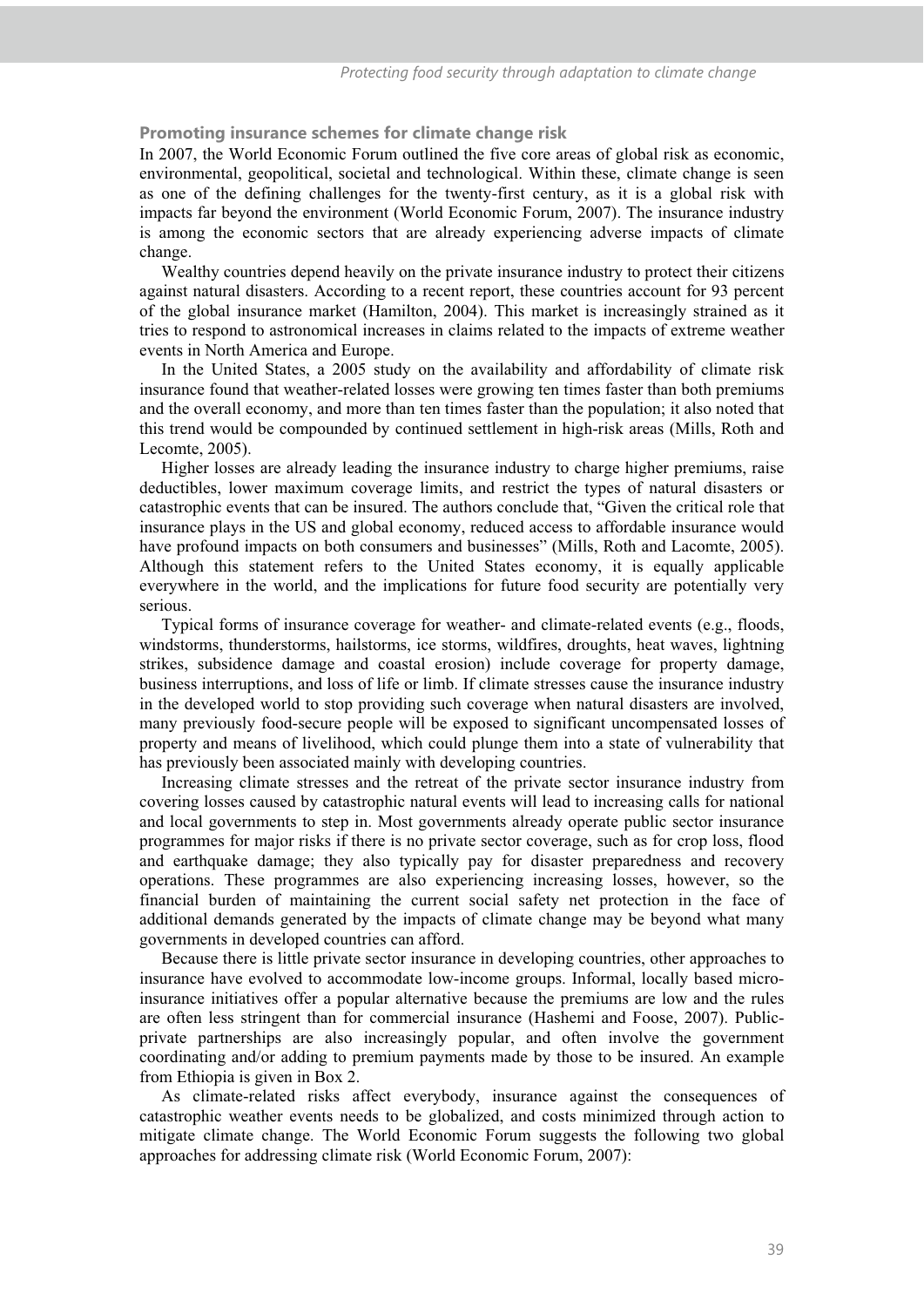### Promoting insurance schemes for climate change risk

In 2007, the World Economic Forum outlined the five core areas of global risk as economic, environmental, geopolitical, societal and technological. Within these, climate change is seen as one of the defining challenges for the twenty-first century, as it is a global risk with impacts far beyond the environment (World Economic Forum, 2007). The insurance industry is among the economic sectors that are already experiencing adverse impacts of climate change.

Wealthy countries depend heavily on the private insurance industry to protect their citizens against natural disasters. According to a recent report, these countries account for 93 percent of the global insurance market (Hamilton, 2004). This market is increasingly strained as it tries to respond to astronomical increases in claims related to the impacts of extreme weather events in North America and Europe.

In the United States, a 2005 study on the availability and affordability of climate risk insurance found that weather-related losses were growing ten times faster than both premiums and the overall economy, and more than ten times faster than the population; it also noted that this trend would be compounded by continued settlement in high-risk areas (Mills, Roth and Lecomte, 2005).

Higher losses are already leading the insurance industry to charge higher premiums, raise deductibles, lower maximum coverage limits, and restrict the types of natural disasters or catastrophic events that can be insured. The authors conclude that, "Given the critical role that insurance plays in the US and global economy, reduced access to affordable insurance would have profound impacts on both consumers and businesses" (Mills, Roth and Lacomte, 2005). Although this statement refers to the United States economy, it is equally applicable everywhere in the world, and the implications for future food security are potentially very serious.

Typical forms of insurance coverage for weather- and climate-related events (e.g., floods, windstorms, thunderstorms, hailstorms, ice storms, wildfires, droughts, heat waves, lightning strikes, subsidence damage and coastal erosion) include coverage for property damage, business interruptions, and loss of life or limb. If climate stresses cause the insurance industry in the developed world to stop providing such coverage when natural disasters are involved, many previously food-secure people will be exposed to significant uncompensated losses of property and means of livelihood, which could plunge them into a state of vulnerability that has previously been associated mainly with developing countries.

Increasing climate stresses and the retreat of the private sector insurance industry from covering losses caused by catastrophic natural events will lead to increasing calls for national and local governments to step in. Most governments already operate public sector insurance programmes for major risks if there is no private sector coverage, such as for crop loss, flood and earthquake damage; they also typically pay for disaster preparedness and recovery operations. These programmes are also experiencing increasing losses, however, so the financial burden of maintaining the current social safety net protection in the face of additional demands generated by the impacts of climate change may be beyond what many governments in developed countries can afford.

Because there is little private sector insurance in developing countries, other approaches to insurance have evolved to accommodate low-income groups. Informal, locally based micro-insurance initiatives offer a popular alternative because the premiums are low and the rules are often less stringent than for commercial insurance (Hashemi and Foose, 2007). Public-private partnerships are also increasingly popular, and often involve the government coordinating and/or adding to premium payments made by those to be insured. An example from Ethiopia is given in Box 2.

As climate-related risks affect everybody, insurance against the consequences of catastrophic weather events needs to be globalized, and costs minimized through action to mitigate climate change. The World Economic Forum suggests the following two global approaches for addressing climate risk (World Economic Forum, 2007):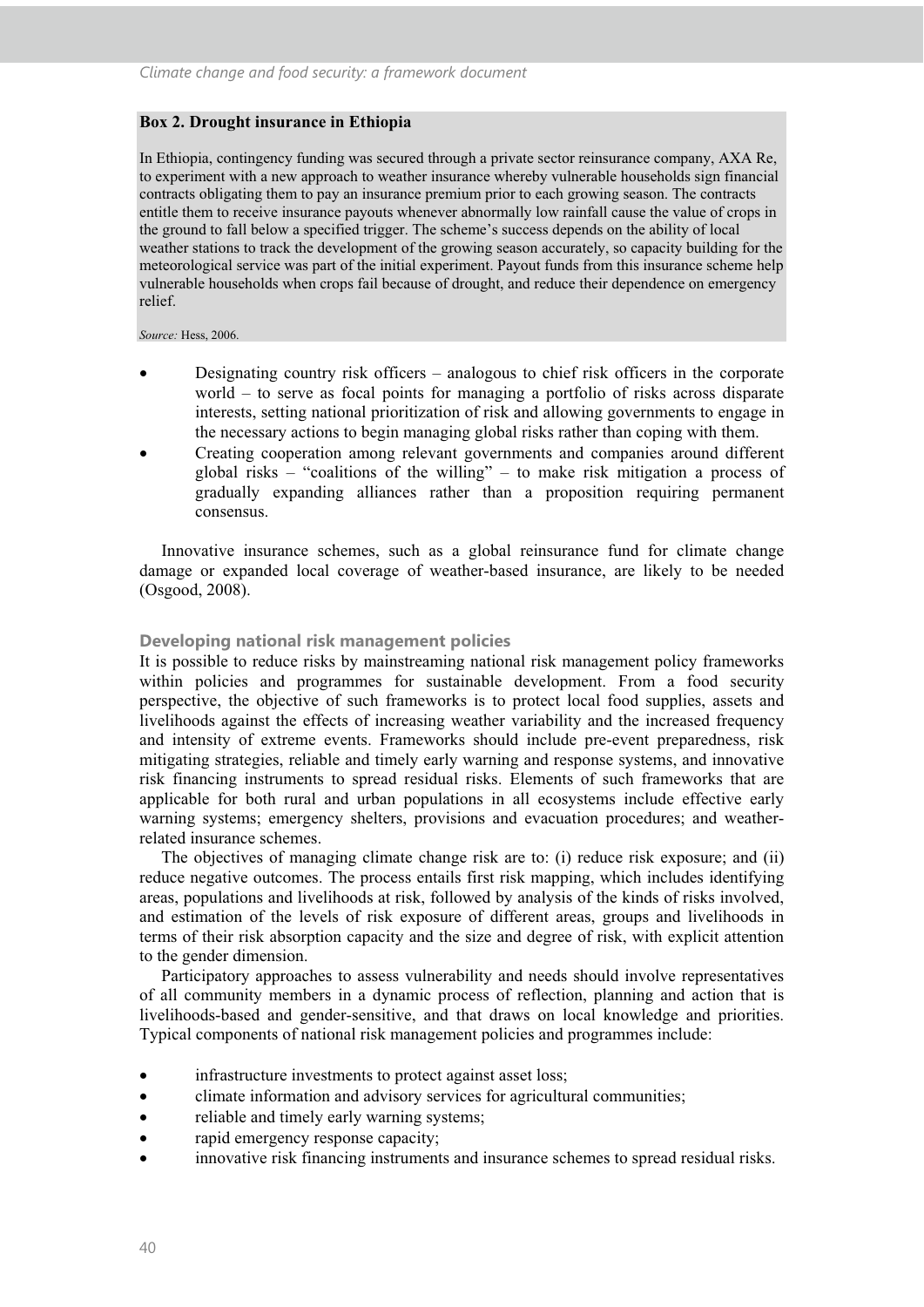**Box 2. Drought insurance in Ethiopia**

In Ethiopia, contingency funding was secured through a private sector reinsurance company, AXA Re, to experiment with a new approach to weather insurance whereby vulnerable households sign financial contracts obligating them to pay an insurance premium prior to each growing season. The contracts entitle them to receive insurance payouts whenever abnormally low rainfall cause the value of crops in the ground to fall below a specified trigger. The scheme's success depends on the ability of local weather stations to track the development of the growing season accurately, so capacity building for the meteorological service was part of the initial experiment. Payout funds from this insurance scheme help vulnerable households when crops fail because of drought, and reduce their dependence on emergency relief.

*Source:* Hess, 2006.

- Designating country risk officers – analogous to chief risk officers in the corporate world – to serve as focal points for managing a portfolio of risks across disparate interests, setting national prioritization of risk and allowing governments to engage in the necessary actions to begin managing global risks rather than coping with them.
- Creating cooperation among relevant governments and companies around different global risks – "coalitions of the willing" – to make risk mitigation a process of gradually expanding alliances rather than a proposition requiring permanent consensus.

Innovative insurance schemes, such as a global reinsurance fund for climate change damage or expanded local coverage of weather-based insurance, are likely to be needed (Osgood, 2008).

### Developing national risk management policies

It is possible to reduce risks by mainstreaming national risk management policy frameworks within policies and programmes for sustainable development. From a food security perspective, the objective of such frameworks is to protect local food supplies, assets and livelihoods against the effects of increasing weather variability and the increased frequency and intensity of extreme events. Frameworks should include pre-event preparedness, risk mitigating strategies, reliable and timely early warning and response systems, and innovative risk financing instruments to spread residual risks. Elements of such frameworks that are applicable for both rural and urban populations in all ecosystems include effective early warning systems; emergency shelters, provisions and evacuation procedures; and weather-related insurance schemes.

The objectives of managing climate change risk are to: (i) reduce risk exposure; and (ii) reduce negative outcomes. The process entails first risk mapping, which includes identifying areas, populations and livelihoods at risk, followed by analysis of the kinds of risks involved, and estimation of the levels of risk exposure of different areas, groups and livelihoods in terms of their risk absorption capacity and the size and degree of risk, with explicit attention to the gender dimension.

Participatory approaches to assess vulnerability and needs should involve representatives of all community members in a dynamic process of reflection, planning and action that is livelihoods-based and gender-sensitive, and that draws on local knowledge and priorities. Typical components of national risk management policies and programmes include:

- infrastructure investments to protect against asset loss;
- climate information and advisory services for agricultural communities;
- reliable and timely early warning systems;
- rapid emergency response capacity;
- innovative risk financing instruments and insurance schemes to spread residual risks.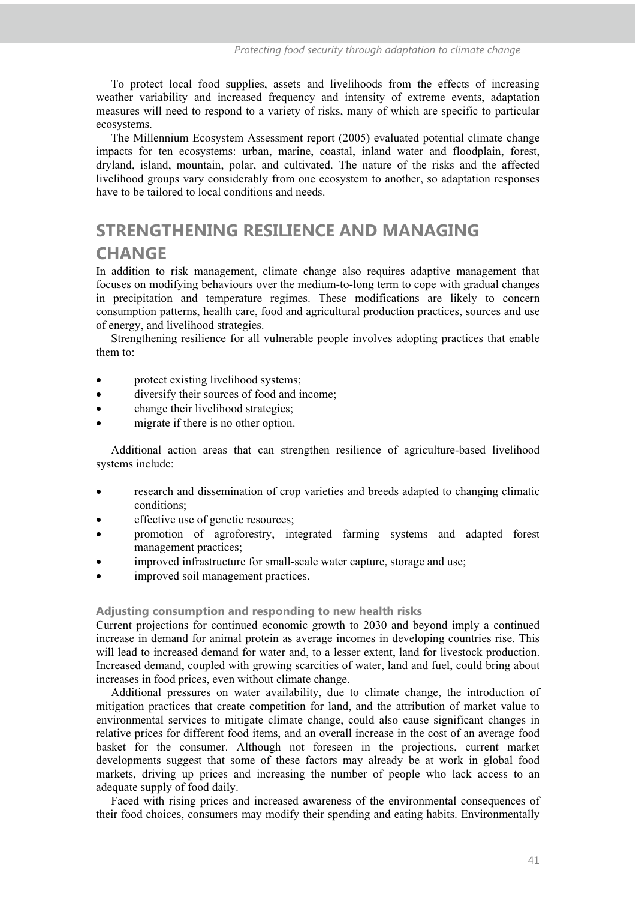To protect local food supplies, assets and livelihoods from the effects of increasing weather variability and increased frequency and intensity of extreme events, adaptation measures will need to respond to a variety of risks, many of which are specific to particular ecosystems.

The Millennium Ecosystem Assessment report (2005) evaluated potential climate change impacts for ten ecosystems: urban, marine, coastal, inland water and floodplain, forest, dryland, island, mountain, polar, and cultivated. The nature of the risks and the affected livelihood groups vary considerably from one ecosystem to another, so adaptation responses have to be tailored to local conditions and needs.

## STRENGTHENING RESILIENCE AND MANAGING CHANGE

In addition to risk management, climate change also requires adaptive management that focuses on modifying behaviours over the medium-to-long term to cope with gradual changes in precipitation and temperature regimes. These modifications are likely to concern consumption patterns, health care, food and agricultural production practices, sources and use of energy, and livelihood strategies.

Strengthening resilience for all vulnerable people involves adopting practices that enable them to:

- protect existing livelihood systems;
- diversify their sources of food and income;
- change their livelihood strategies;
- migrate if there is no other option.

Additional action areas that can strengthen resilience of agriculture-based livelihood systems include:

- research and dissemination of crop varieties and breeds adapted to changing climatic conditions;
- effective use of genetic resources;
- promotion of agroforestry, integrated farming systems and adapted forest management practices;
- improved infrastructure for small-scale water capture, storage and use;
- improved soil management practices.

### Adjusting consumption and responding to new health risks

Current projections for continued economic growth to 2030 and beyond imply a continued increase in demand for animal protein as average incomes in developing countries rise. This will lead to increased demand for water and, to a lesser extent, land for livestock production. Increased demand, coupled with growing scarcities of water, land and fuel, could bring about increases in food prices, even without climate change.

Additional pressures on water availability, due to climate change, the introduction of mitigation practices that create competition for land, and the attribution of market value to environmental services to mitigate climate change, could also cause significant changes in relative prices for different food items, and an overall increase in the cost of an average food basket for the consumer. Although not foreseen in the projections, current market developments suggest that some of these factors may already be at work in global food markets, driving up prices and increasing the number of people who lack access to an adequate supply of food daily.

Faced with rising prices and increased awareness of the environmental consequences of their food choices, consumers may modify their spending and eating habits. Environmentally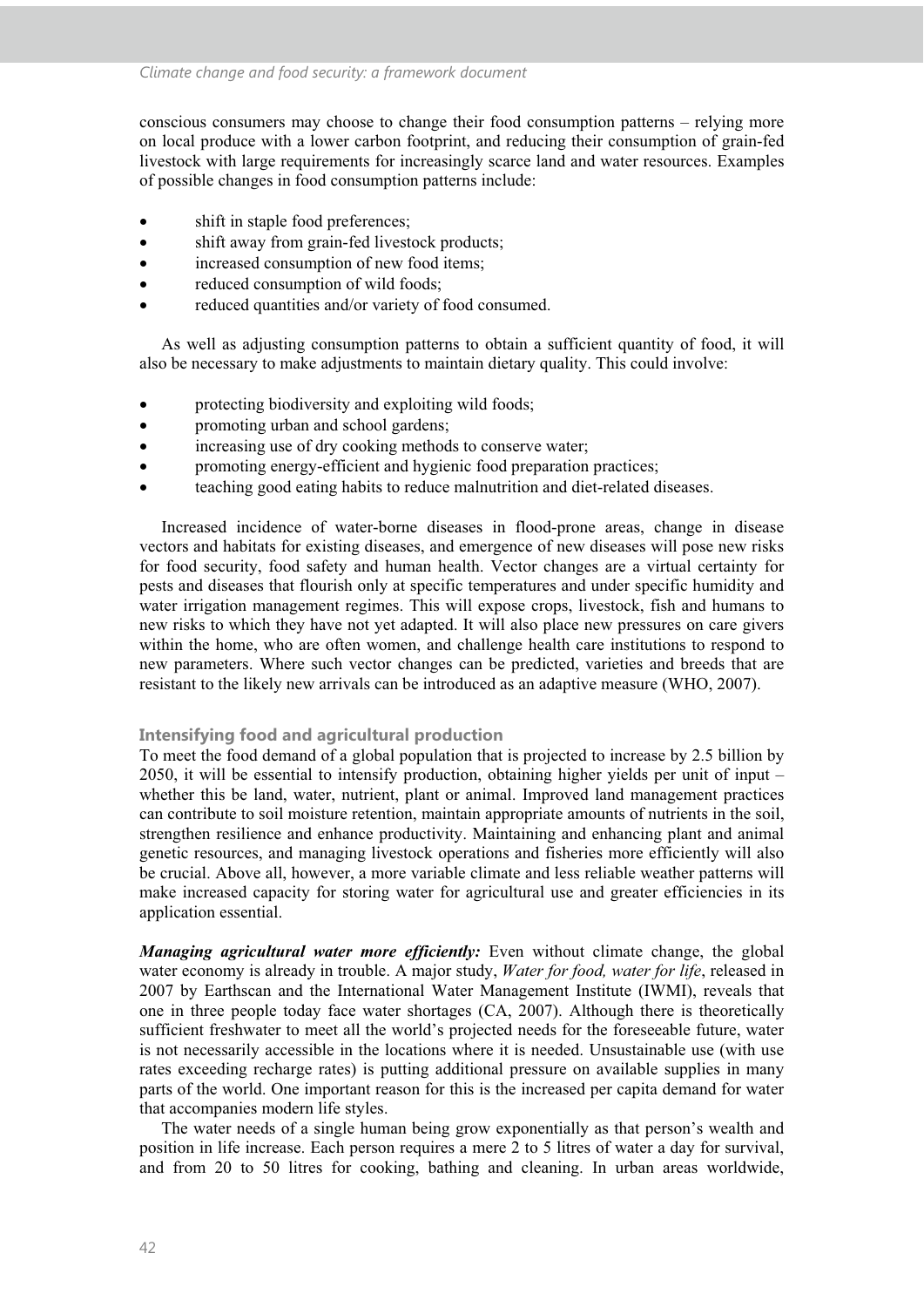conscious consumers may choose to change their food consumption patterns – relying more on local produce with a lower carbon footprint, and reducing their consumption of grain-fed livestock with large requirements for increasingly scarce land and water resources. Examples of possible changes in food consumption patterns include:

- shift in staple food preferences;
- shift away from grain-fed livestock products;
- increased consumption of new food items;
- reduced consumption of wild foods;
- reduced quantities and/or variety of food consumed.

As well as adjusting consumption patterns to obtain a sufficient quantity of food, it will also be necessary to make adjustments to maintain dietary quality. This could involve:

- protecting biodiversity and exploiting wild foods;
- promoting urban and school gardens;
- increasing use of dry cooking methods to conserve water;
- promoting energy-efficient and hygienic food preparation practices;
- teaching good eating habits to reduce malnutrition and diet-related diseases.

Increased incidence of water-borne diseases in flood-prone areas, change in disease vectors and habitats for existing diseases, and emergence of new diseases will pose new risks for food security, food safety and human health. Vector changes are a virtual certainty for pests and diseases that flourish only at specific temperatures and under specific humidity and water irrigation management regimes. This will expose crops, livestock, fish and humans to new risks to which they have not yet adapted. It will also place new pressures on care givers within the home, who are often women, and challenge health care institutions to respond to new parameters. Where such vector changes can be predicted, varieties and breeds that are resistant to the likely new arrivals can be introduced as an adaptive measure (WHO, 2007).

### Intensifying food and agricultural production

To meet the food demand of a global population that is projected to increase by 2.5 billion by 2050, it will be essential to intensify production, obtaining higher yields per unit of input – whether this be land, water, nutrient, plant or animal. Improved land management practices can contribute to soil moisture retention, maintain appropriate amounts of nutrients in the soil, strengthen resilience and enhance productivity. Maintaining and enhancing plant and animal genetic resources, and managing livestock operations and fisheries more efficiently will also be crucial. Above all, however, a more variable climate and less reliable weather patterns will make increased capacity for storing water for agricultural use and greater efficiencies in its application essential.

***Managing agricultural water more efficiently:*** Even without climate change, the global water economy is already in trouble. A major study, *Water for food, water for life*, released in 2007 by Earthscan and the International Water Management Institute (IWMI), reveals that one in three people today face water shortages (CA, 2007). Although there is theoretically sufficient freshwater to meet all the world's projected needs for the foreseeable future, water is not necessarily accessible in the locations where it is needed. Unsustainable use (with use rates exceeding recharge rates) is putting additional pressure on available supplies in many parts of the world. One important reason for this is the increased per capita demand for water that accompanies modern life styles.

The water needs of a single human being grow exponentially as that person's wealth and position in life increase. Each person requires a mere 2 to 5 litres of water a day for survival, and from 20 to 50 litres for cooking, bathing and cleaning. In urban areas worldwide,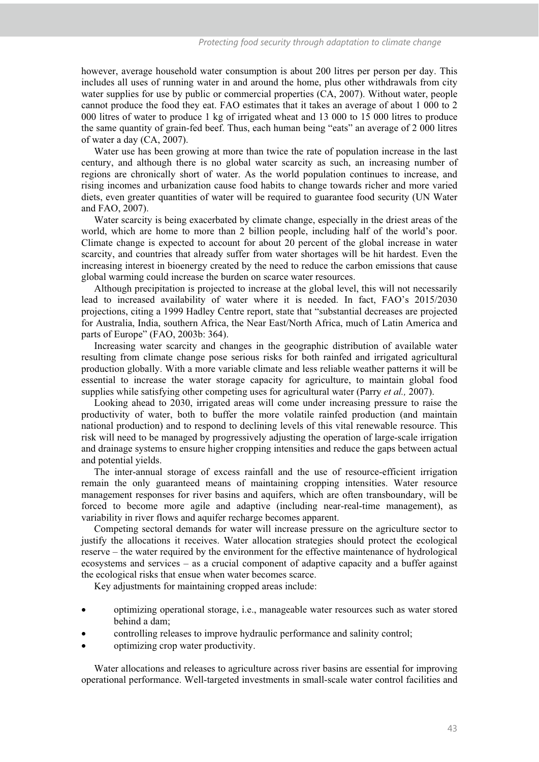however, average household water consumption is about 200 litres per person per day. This includes all uses of running water in and around the home, plus other withdrawals from city water supplies for use by public or commercial properties (CA, 2007). Without water, people cannot produce the food they eat. FAO estimates that it takes an average of about 1 000 to 2 000 litres of water to produce 1 kg of irrigated wheat and 13 000 to 15 000 litres to produce the same quantity of grain-fed beef. Thus, each human being "eats" an average of 2 000 litres of water a day (CA, 2007).

Water use has been growing at more than twice the rate of population increase in the last century, and although there is no global water scarcity as such, an increasing number of regions are chronically short of water. As the world population continues to increase, and rising incomes and urbanization cause food habits to change towards richer and more varied diets, even greater quantities of water will be required to guarantee food security (UN Water and FAO, 2007).

Water scarcity is being exacerbated by climate change, especially in the driest areas of the world, which are home to more than 2 billion people, including half of the world's poor. Climate change is expected to account for about 20 percent of the global increase in water scarcity, and countries that already suffer from water shortages will be hit hardest. Even the increasing interest in bioenergy created by the need to reduce the carbon emissions that cause global warming could increase the burden on scarce water resources.

Although precipitation is projected to increase at the global level, this will not necessarily lead to increased availability of water where it is needed. In fact, FAO's 2015/2030 projections, citing a 1999 Hadley Centre report, state that "substantial decreases are projected for Australia, India, southern Africa, the Near East/North Africa, much of Latin America and parts of Europe" (FAO, 2003b: 364).

Increasing water scarcity and changes in the geographic distribution of available water resulting from climate change pose serious risks for both rainfed and irrigated agricultural production globally. With a more variable climate and less reliable weather patterns it will be essential to increase the water storage capacity for agriculture, to maintain global food supplies while satisfying other competing uses for agricultural water (Parry *et al.,* 2007).

Looking ahead to 2030, irrigated areas will come under increasing pressure to raise the productivity of water, both to buffer the more volatile rainfed production (and maintain national production) and to respond to declining levels of this vital renewable resource. This risk will need to be managed by progressively adjusting the operation of large-scale irrigation and drainage systems to ensure higher cropping intensities and reduce the gaps between actual and potential yields.

The inter-annual storage of excess rainfall and the use of resource-efficient irrigation remain the only guaranteed means of maintaining cropping intensities. Water resource management responses for river basins and aquifers, which are often transboundary, will be forced to become more agile and adaptive (including near-real-time management), as variability in river flows and aquifer recharge becomes apparent.

Competing sectoral demands for water will increase pressure on the agriculture sector to justify the allocations it receives. Water allocation strategies should protect the ecological reserve – the water required by the environment for the effective maintenance of hydrological ecosystems and services – as a crucial component of adaptive capacity and a buffer against the ecological risks that ensue when water becomes scarce.

Key adjustments for maintaining cropped areas include:

- optimizing operational storage, i.e., manageable water resources such as water stored behind a dam;
- controlling releases to improve hydraulic performance and salinity control;
- optimizing crop water productivity.

Water allocations and releases to agriculture across river basins are essential for improving operational performance. Well-targeted investments in small-scale water control facilities and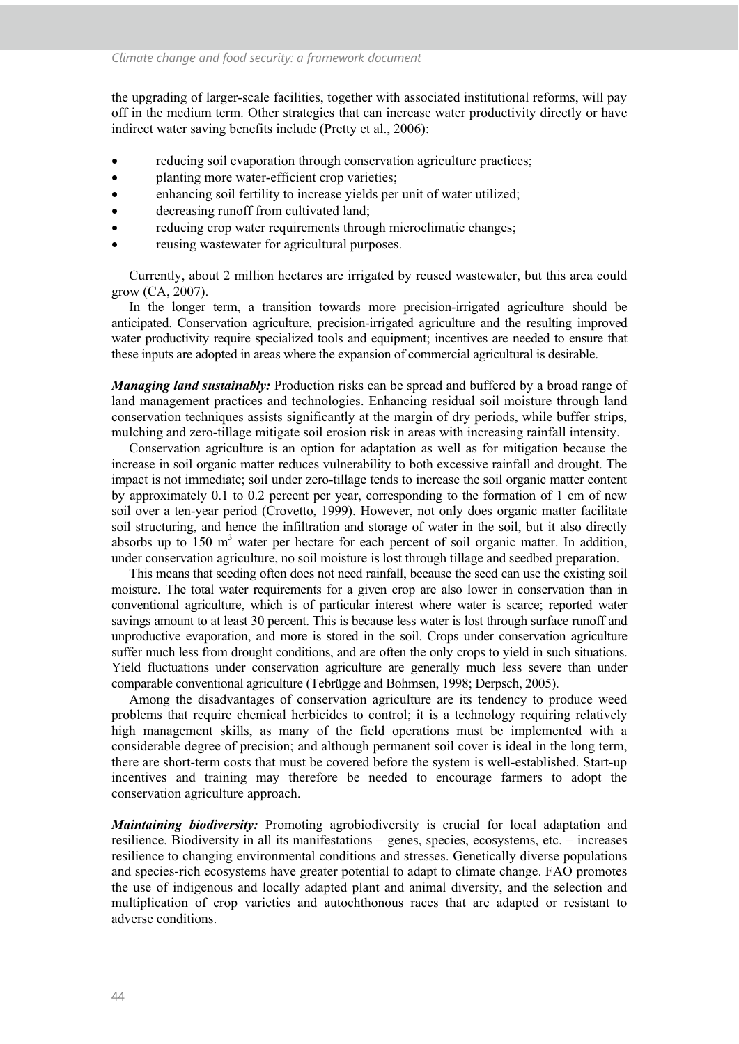the upgrading of larger-scale facilities, together with associated institutional reforms, will pay off in the medium term. Other strategies that can increase water productivity directly or have indirect water saving benefits include (Pretty et al., 2006):

- reducing soil evaporation through conservation agriculture practices;
- planting more water-efficient crop varieties;
- enhancing soil fertility to increase yields per unit of water utilized;
- decreasing runoff from cultivated land;
- reducing crop water requirements through microclimatic changes;
- reusing wastewater for agricultural purposes.

Currently, about 2 million hectares are irrigated by reused wastewater, but this area could grow (CA, 2007).

In the longer term, a transition towards more precision-irrigated agriculture should be anticipated. Conservation agriculture, precision-irrigated agriculture and the resulting improved water productivity require specialized tools and equipment; incentives are needed to ensure that these inputs are adopted in areas where the expansion of commercial agricultural is desirable.

***Managing land sustainably:*** Production risks can be spread and buffered by a broad range of land management practices and technologies. Enhancing residual soil moisture through land conservation techniques assists significantly at the margin of dry periods, while buffer strips, mulching and zero-tillage mitigate soil erosion risk in areas with increasing rainfall intensity.

Conservation agriculture is an option for adaptation as well as for mitigation because the increase in soil organic matter reduces vulnerability to both excessive rainfall and drought. The impact is not immediate; soil under zero-tillage tends to increase the soil organic matter content by approximately 0.1 to 0.2 percent per year, corresponding to the formation of 1 cm of new soil over a ten-year period (Crovetto, 1999). However, not only does organic matter facilitate soil structuring, and hence the infiltration and storage of water in the soil, but it also directly absorbs up to 150 $m^3$ water per hectare for each percent of soil organic matter. In addition, under conservation agriculture, no soil moisture is lost through tillage and seedbed preparation.

This means that seeding often does not need rainfall, because the seed can use the existing soil moisture. The total water requirements for a given crop are also lower in conservation than in conventional agriculture, which is of particular interest where water is scarce; reported water savings amount to at least 30 percent. This is because less water is lost through surface runoff and unproductive evaporation, and more is stored in the soil. Crops under conservation agriculture suffer much less from drought conditions, and are often the only crops to yield in such situations. Yield fluctuations under conservation agriculture are generally much less severe than under comparable conventional agriculture (Tebrügge and Bohmsen, 1998; Derpsch, 2005).

Among the disadvantages of conservation agriculture are its tendency to produce weed problems that require chemical herbicides to control; it is a technology requiring relatively high management skills, as many of the field operations must be implemented with a considerable degree of precision; and although permanent soil cover is ideal in the long term, there are short-term costs that must be covered before the system is well-established. Start-up incentives and training may therefore be needed to encourage farmers to adopt the conservation agriculture approach.

***Maintaining biodiversity:*** Promoting agrobiodiversity is crucial for local adaptation and resilience. Biodiversity in all its manifestations – genes, species, ecosystems, etc. – increases resilience to changing environmental conditions and stresses. Genetically diverse populations and species-rich ecosystems have greater potential to adapt to climate change. FAO promotes the use of indigenous and locally adapted plant and animal diversity, and the selection and multiplication of crop varieties and autochthonous races that are adapted or resistant to adverse conditions.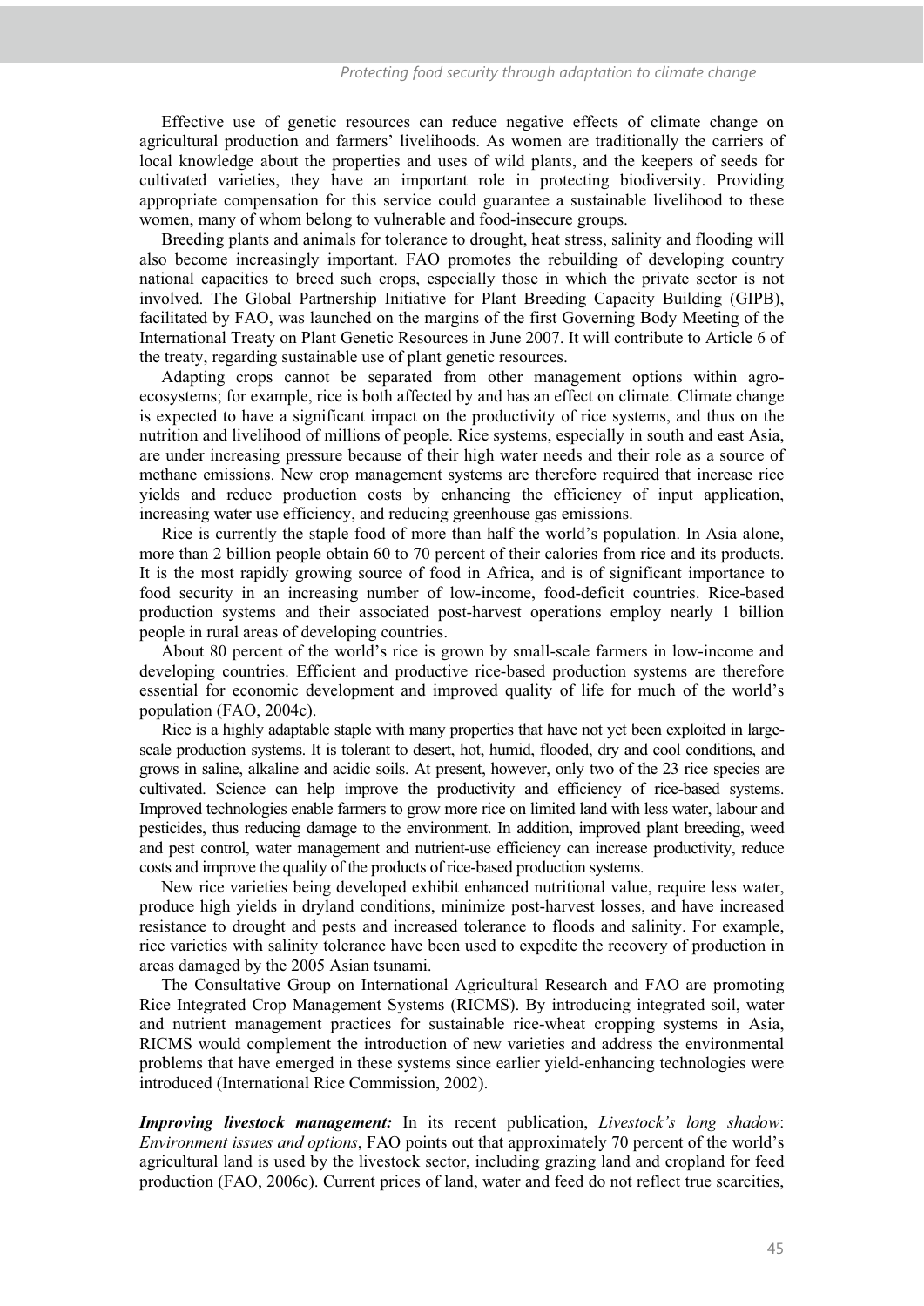Effective use of genetic resources can reduce negative effects of climate change on agricultural production and farmers' livelihoods. As women are traditionally the carriers of local knowledge about the properties and uses of wild plants, and the keepers of seeds for cultivated varieties, they have an important role in protecting biodiversity. Providing appropriate compensation for this service could guarantee a sustainable livelihood to these women, many of whom belong to vulnerable and food-insecure groups.

Breeding plants and animals for tolerance to drought, heat stress, salinity and flooding will also become increasingly important. FAO promotes the rebuilding of developing country national capacities to breed such crops, especially those in which the private sector is not involved. The Global Partnership Initiative for Plant Breeding Capacity Building (GIPB), facilitated by FAO, was launched on the margins of the first Governing Body Meeting of the International Treaty on Plant Genetic Resources in June 2007. It will contribute to Article 6 of the treaty, regarding sustainable use of plant genetic resources.

Adapting crops cannot be separated from other management options within agro-ecosystems; for example, rice is both affected by and has an effect on climate. Climate change is expected to have a significant impact on the productivity of rice systems, and thus on the nutrition and livelihood of millions of people. Rice systems, especially in south and east Asia, are under increasing pressure because of their high water needs and their role as a source of methane emissions. New crop management systems are therefore required that increase rice yields and reduce production costs by enhancing the efficiency of input application, increasing water use efficiency, and reducing greenhouse gas emissions.

Rice is currently the staple food of more than half the world's population. In Asia alone, more than 2 billion people obtain 60 to 70 percent of their calories from rice and its products. It is the most rapidly growing source of food in Africa, and is of significant importance to food security in an increasing number of low-income, food-deficit countries. Rice-based production systems and their associated post-harvest operations employ nearly 1 billion people in rural areas of developing countries.

About 80 percent of the world's rice is grown by small-scale farmers in low-income and developing countries. Efficient and productive rice-based production systems are therefore essential for economic development and improved quality of life for much of the world's population (FAO, 2004c).

Rice is a highly adaptable staple with many properties that have not yet been exploited in large-scale production systems. It is tolerant to desert, hot, humid, flooded, dry and cool conditions, and grows in saline, alkaline and acidic soils. At present, however, only two of the 23 rice species are cultivated. Science can help improve the productivity and efficiency of rice-based systems. Improved technologies enable farmers to grow more rice on limited land with less water, labour and pesticides, thus reducing damage to the environment. In addition, improved plant breeding, weed and pest control, water management and nutrient-use efficiency can increase productivity, reduce costs and improve the quality of the products of rice-based production systems.

New rice varieties being developed exhibit enhanced nutritional value, require less water, produce high yields in dryland conditions, minimize post-harvest losses, and have increased resistance to drought and pests and increased tolerance to floods and salinity. For example, rice varieties with salinity tolerance have been used to expedite the recovery of production in areas damaged by the 2005 Asian tsunami.

The Consultative Group on International Agricultural Research and FAO are promoting Rice Integrated Crop Management Systems (RICMS). By introducing integrated soil, water and nutrient management practices for sustainable rice-wheat cropping systems in Asia, RICMS would complement the introduction of new varieties and address the environmental problems that have emerged in these systems since earlier yield-enhancing technologies were introduced (International Rice Commission, 2002).

***Improving livestock management:*** In its recent publication, *Livestock's long shadow: Environment issues and options*, FAO points out that approximately 70 percent of the world's agricultural land is used by the livestock sector, including grazing land and cropland for feed production (FAO, 2006c). Current prices of land, water and feed do not reflect true scarcities,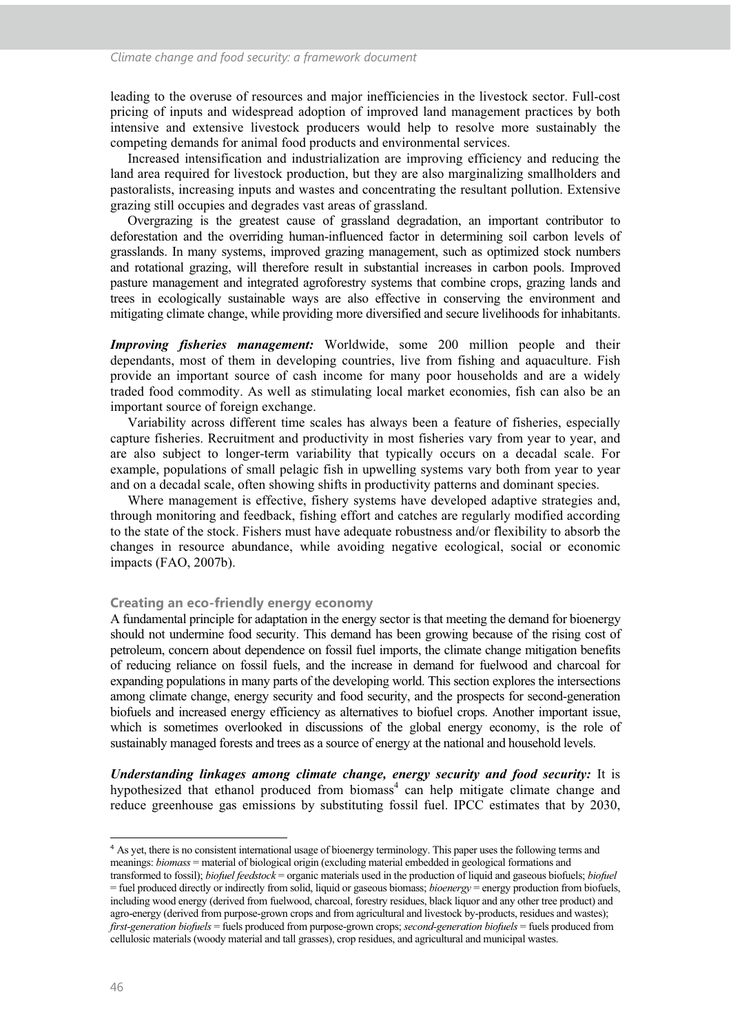leading to the overuse of resources and major inefficiencies in the livestock sector. Full-cost pricing of inputs and widespread adoption of improved land management practices by both intensive and extensive livestock producers would help to resolve more sustainably the competing demands for animal food products and environmental services.

Increased intensification and industrialization are improving efficiency and reducing the land area required for livestock production, but they are also marginalizing smallholders and pastoralists, increasing inputs and wastes and concentrating the resultant pollution. Extensive grazing still occupies and degrades vast areas of grassland.

Overgrazing is the greatest cause of grassland degradation, an important contributor to deforestation and the overriding human-influenced factor in determining soil carbon levels of grasslands. In many systems, improved grazing management, such as optimized stock numbers and rotational grazing, will therefore result in substantial increases in carbon pools. Improved pasture management and integrated agroforestry systems that combine crops, grazing lands and trees in ecologically sustainable ways are also effective in conserving the environment and mitigating climate change, while providing more diversified and secure livelihoods for inhabitants.

***Improving fisheries management:*** Worldwide, some 200 million people and their dependants, most of them in developing countries, live from fishing and aquaculture. Fish provide an important source of cash income for many poor households and are a widely traded food commodity. As well as stimulating local market economies, fish can also be an important source of foreign exchange.

Variability across different time scales has always been a feature of fisheries, especially capture fisheries. Recruitment and productivity in most fisheries vary from year to year, and are also subject to longer-term variability that typically occurs on a decadal scale. For example, populations of small pelagic fish in upwelling systems vary both from year to year and on a decadal scale, often showing shifts in productivity patterns and dominant species.

Where management is effective, fishery systems have developed adaptive strategies and, through monitoring and feedback, fishing effort and catches are regularly modified according to the state of the stock. Fishers must have adequate robustness and/or flexibility to absorb the changes in resource abundance, while avoiding negative ecological, social or economic impacts (FAO, 2007b).

### Creating an eco-friendly energy economy

A fundamental principle for adaptation in the energy sector is that meeting the demand for bioenergy should not undermine food security. This demand has been growing because of the rising cost of petroleum, concern about dependence on fossil fuel imports, the climate change mitigation benefits of reducing reliance on fossil fuels, and the increase in demand for fuelwood and charcoal for expanding populations in many parts of the developing world. This section explores the intersections among climate change, energy security and food security, and the prospects for second-generation biofuels and increased energy efficiency as alternatives to biofuel crops. Another important issue, which is sometimes overlooked in discussions of the global energy economy, is the role of sustainably managed forests and trees as a source of energy at the national and household levels.

***Understanding linkages among climate change, energy security and food security:*** It is hypothesized that ethanol produced from biomass[4] can help mitigate climate change and reduce greenhouse gas emissions by substituting fossil fuel. IPCC estimates that by 2030,

---

[4] As yet, there is no consistent international usage of bioenergy terminology. This paper uses the following terms and meanings: *biomass* = material of biological origin (excluding material embedded in geological formations and transformed to fossil); *biofuel feedstock* = organic materials used in the production of liquid and gaseous biofuels; *biofuel* = fuel produced directly or indirectly from solid, liquid or gaseous biomass; *bioenergy* = energy production from biofuels, including wood energy (derived from fuelwood, charcoal, forestry residues, black liquor and any other tree product) and agro-energy (derived from purpose-grown crops and from agricultural and livestock by-products, residues and wastes); *first-generation biofuels* = fuels produced from purpose-grown crops; *second-generation biofuels* = fuels produced from cellulosic materials (woody material and tall grasses), crop residues, and agricultural and municipal wastes.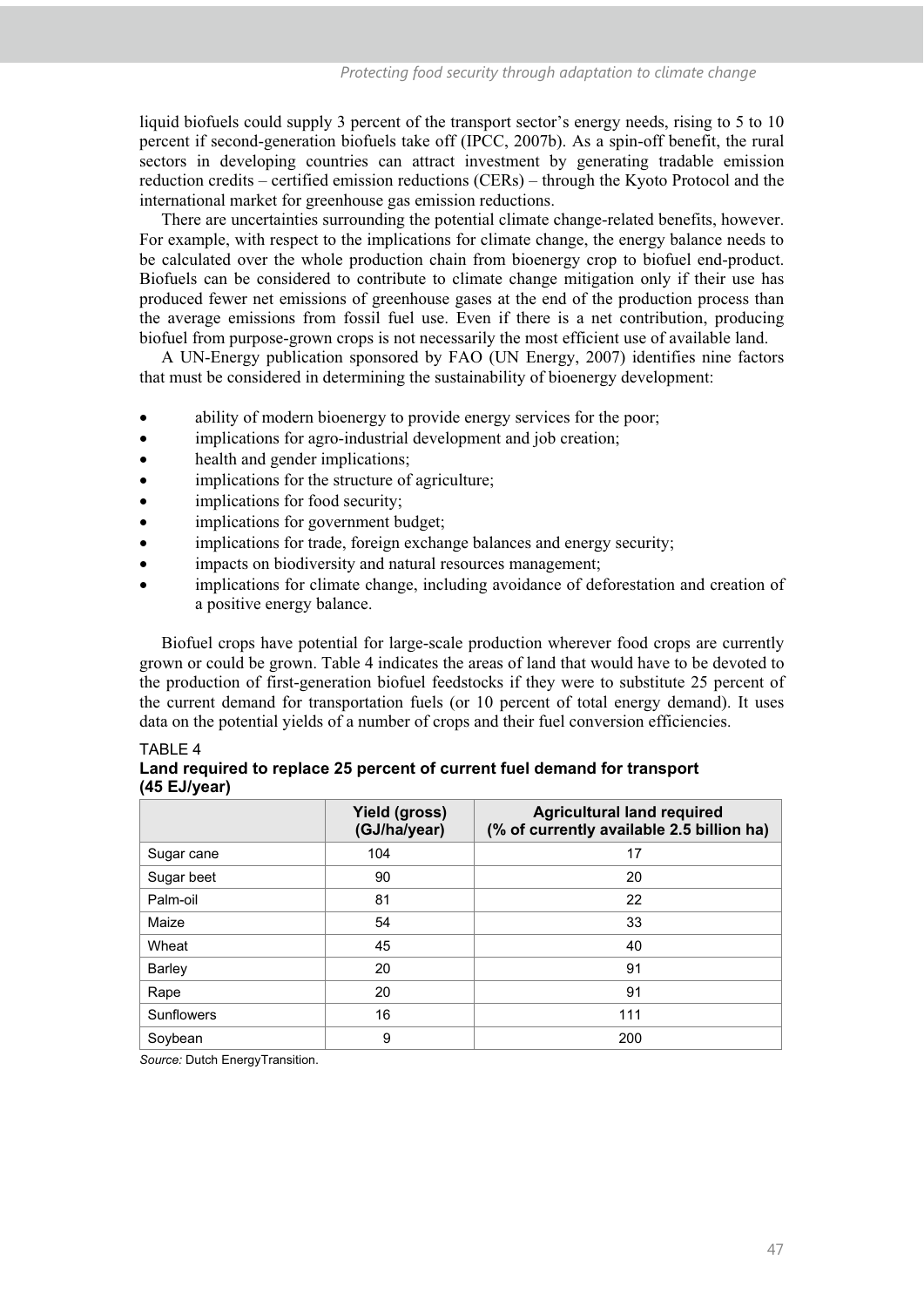liquid biofuels could supply 3 percent of the transport sector's energy needs, rising to 5 to 10 percent if second-generation biofuels take off (IPCC, 2007b). As a spin-off benefit, the rural sectors in developing countries can attract investment by generating tradable emission reduction credits – certified emission reductions (CERs) – through the Kyoto Protocol and the international market for greenhouse gas emission reductions.

There are uncertainties surrounding the potential climate change-related benefits, however. For example, with respect to the implications for climate change, the energy balance needs to be calculated over the whole production chain from bioenergy crop to biofuel end-product. Biofuels can be considered to contribute to climate change mitigation only if their use has produced fewer net emissions of greenhouse gases at the end of the production process than the average emissions from fossil fuel use. Even if there is a net contribution, producing biofuel from purpose-grown crops is not necessarily the most efficient use of available land.

A UN-Energy publication sponsored by FAO (UN Energy, 2007) identifies nine factors that must be considered in determining the sustainability of bioenergy development:

- ability of modern bioenergy to provide energy services for the poor;
- implications for agro-industrial development and job creation;
- health and gender implications;
- implications for the structure of agriculture;
- implications for food security;
- implications for government budget;
- implications for trade, foreign exchange balances and energy security;
- impacts on biodiversity and natural resources management;
- implications for climate change, including avoidance of deforestation and creation of a positive energy balance.

Biofuel crops have potential for large-scale production wherever food crops are currently grown or could be grown. Table 4 indicates the areas of land that would have to be devoted to the production of first-generation biofuel feedstocks if they were to substitute 25 percent of the current demand for transportation fuels (or 10 percent of total energy demand). It uses data on the potential yields of a number of crops and their fuel conversion efficiencies.

TABLE 4

**Land required to replace 25 percent of current fuel demand for transport (45 EJ/year)**

| | Yield (gross) (GJ/ha/year) | Agricultural land required (% of currently available 2.5 billion ha) |
|---|---|---|
| Sugar cane | 104 | 17 |
| Sugar beet | 90 | 20 |
| Palm-oil | 81 | 22 |
| Maize | 54 | 33 |
| Wheat | 45 | 40 |
| Barley | 20 | 91 |
| Rape | 20 | 91 |
| Sunflowers | 16 | 111 |
| Soybean | 9 | 200 |

*Source:* Dutch EnergyTransition.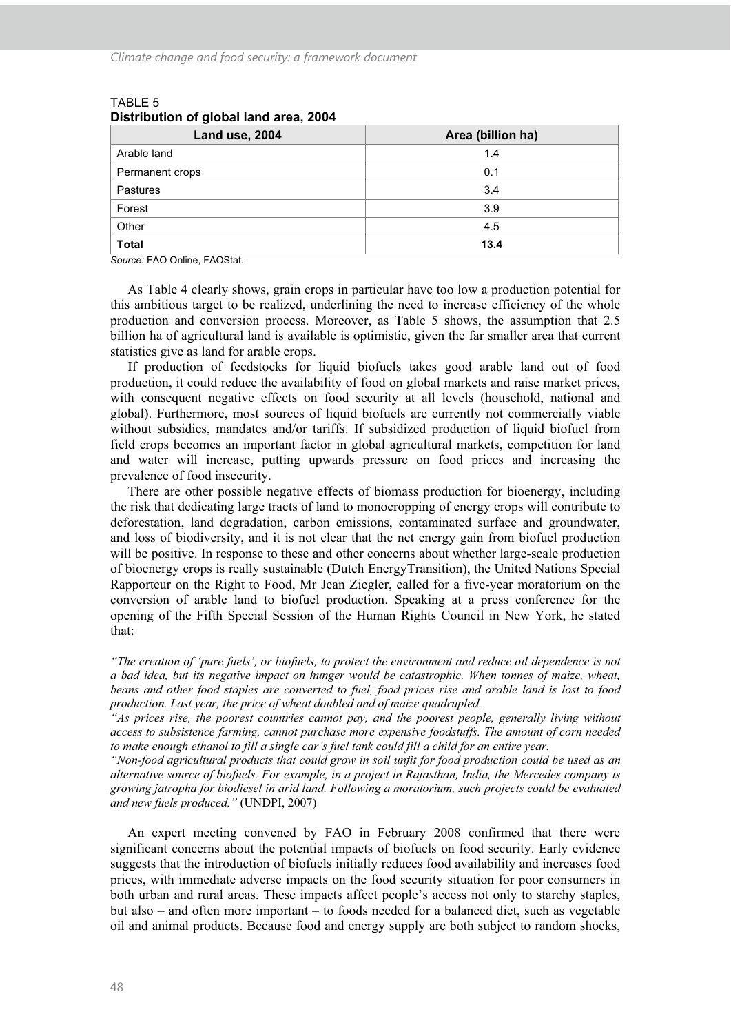TABLE 5
**Distribution of global land area, 2004**

| Land use, 2004 | Area (billion ha) |
| --- | --- |
| Arable land | 1.4 |
| Permanent crops | 0.1 |
| Pastures | 3.4 |
| Forest | 3.9 |
| Other | 4.5 |
| **Total** | **13.4** |

*Source:* FAO Online, FAOStat.

As Table 4 clearly shows, grain crops in particular have too low a production potential for this ambitious target to be realized, underlining the need to increase efficiency of the whole production and conversion process. Moreover, as Table 5 shows, the assumption that 2.5 billion ha of agricultural land is available is optimistic, given the far smaller area that current statistics give as land for arable crops.

If production of feedstocks for liquid biofuels takes good arable land out of food production, it could reduce the availability of food on global markets and raise market prices, with consequent negative effects on food security at all levels (household, national and global). Furthermore, most sources of liquid biofuels are currently not commercially viable without subsidies, mandates and/or tariffs. If subsidized production of liquid biofuel from field crops becomes an important factor in global agricultural markets, competition for land and water will increase, putting upwards pressure on food prices and increasing the prevalence of food insecurity.

There are other possible negative effects of biomass production for bioenergy, including the risk that dedicating large tracts of land to monocropping of energy crops will contribute to deforestation, land degradation, carbon emissions, contaminated surface and groundwater, and loss of biodiversity, and it is not clear that the net energy gain from biofuel production will be positive. In response to these and other concerns about whether large-scale production of bioenergy crops is really sustainable (Dutch EnergyTransition), the United Nations Special Rapporteur on the Right to Food, Mr Jean Ziegler, called for a five-year moratorium on the conversion of arable land to biofuel production. Speaking at a press conference for the opening of the Fifth Special Session of the Human Rights Council in New York, he stated that:

*"The creation of 'pure fuels', or biofuels, to protect the environment and reduce oil dependence is not a bad idea, but its negative impact on hunger would be catastrophic. When tonnes of maize, wheat, beans and other food staples are converted to fuel, food prices rise and arable land is lost to food production. Last year, the price of wheat doubled and of maize quadrupled.*

*"As prices rise, the poorest countries cannot pay, and the poorest people, generally living without access to subsistence farming, cannot purchase more expensive foodstuffs. The amount of corn needed to make enough ethanol to fill a single car's fuel tank could fill a child for an entire year.*

*"Non-food agricultural products that could grow in soil unfit for food production could be used as an alternative source of biofuels. For example, in a project in Rajasthan, India, the Mercedes company is growing jatropha for biodiesel in arid land. Following a moratorium, such projects could be evaluated and new fuels produced."* (UNDPI, 2007)

An expert meeting convened by FAO in February 2008 confirmed that there were significant concerns about the potential impacts of biofuels on food security. Early evidence suggests that the introduction of biofuels initially reduces food availability and increases food prices, with immediate adverse impacts on the food security situation for poor consumers in both urban and rural areas. These impacts affect people's access not only to starchy staples, but also – and often more important – to foods needed for a balanced diet, such as vegetable oil and animal products. Because food and energy supply are both subject to random shocks,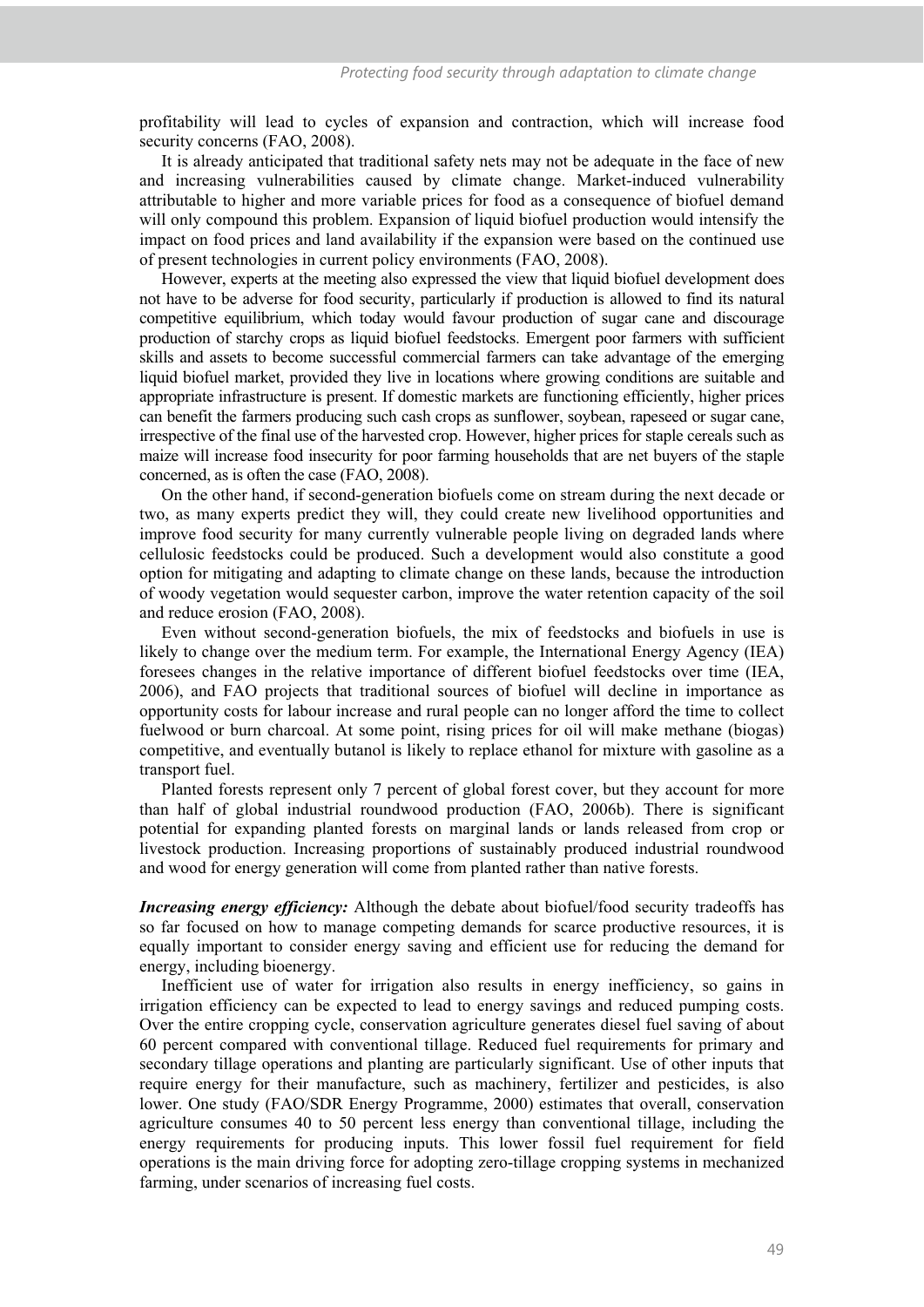profitability will lead to cycles of expansion and contraction, which will increase food security concerns (FAO, 2008).

It is already anticipated that traditional safety nets may not be adequate in the face of new and increasing vulnerabilities caused by climate change. Market-induced vulnerability attributable to higher and more variable prices for food as a consequence of biofuel demand will only compound this problem. Expansion of liquid biofuel production would intensify the impact on food prices and land availability if the expansion were based on the continued use of present technologies in current policy environments (FAO, 2008).

However, experts at the meeting also expressed the view that liquid biofuel development does not have to be adverse for food security, particularly if production is allowed to find its natural competitive equilibrium, which today would favour production of sugar cane and discourage production of starchy crops as liquid biofuel feedstocks. Emergent poor farmers with sufficient skills and assets to become successful commercial farmers can take advantage of the emerging liquid biofuel market, provided they live in locations where growing conditions are suitable and appropriate infrastructure is present. If domestic markets are functioning efficiently, higher prices can benefit the farmers producing such cash crops as sunflower, soybean, rapeseed or sugar cane, irrespective of the final use of the harvested crop. However, higher prices for staple cereals such as maize will increase food insecurity for poor farming households that are net buyers of the staple concerned, as is often the case (FAO, 2008).

On the other hand, if second-generation biofuels come on stream during the next decade or two, as many experts predict they will, they could create new livelihood opportunities and improve food security for many currently vulnerable people living on degraded lands where cellulosic feedstocks could be produced. Such a development would also constitute a good option for mitigating and adapting to climate change on these lands, because the introduction of woody vegetation would sequester carbon, improve the water retention capacity of the soil and reduce erosion (FAO, 2008).

Even without second-generation biofuels, the mix of feedstocks and biofuels in use is likely to change over the medium term. For example, the International Energy Agency (IEA) foresees changes in the relative importance of different biofuel feedstocks over time (IEA, 2006), and FAO projects that traditional sources of biofuel will decline in importance as opportunity costs for labour increase and rural people can no longer afford the time to collect fuelwood or burn charcoal. At some point, rising prices for oil will make methane (biogas) competitive, and eventually butanol is likely to replace ethanol for mixture with gasoline as a transport fuel.

Planted forests represent only 7 percent of global forest cover, but they account for more than half of global industrial roundwood production (FAO, 2006b). There is significant potential for expanding planted forests on marginal lands or lands released from crop or livestock production. Increasing proportions of sustainably produced industrial roundwood and wood for energy generation will come from planted rather than native forests.

***Increasing energy efficiency:*** Although the debate about biofuel/food security tradeoffs has so far focused on how to manage competing demands for scarce productive resources, it is equally important to consider energy saving and efficient use for reducing the demand for energy, including bioenergy.

Inefficient use of water for irrigation also results in energy inefficiency, so gains in irrigation efficiency can be expected to lead to energy savings and reduced pumping costs. Over the entire cropping cycle, conservation agriculture generates diesel fuel saving of about 60 percent compared with conventional tillage. Reduced fuel requirements for primary and secondary tillage operations and planting are particularly significant. Use of other inputs that require energy for their manufacture, such as machinery, fertilizer and pesticides, is also lower. One study (FAO/SDR Energy Programme, 2000) estimates that overall, conservation agriculture consumes 40 to 50 percent less energy than conventional tillage, including the energy requirements for producing inputs. This lower fossil fuel requirement for field operations is the main driving force for adopting zero-tillage cropping systems in mechanized farming, under scenarios of increasing fuel costs.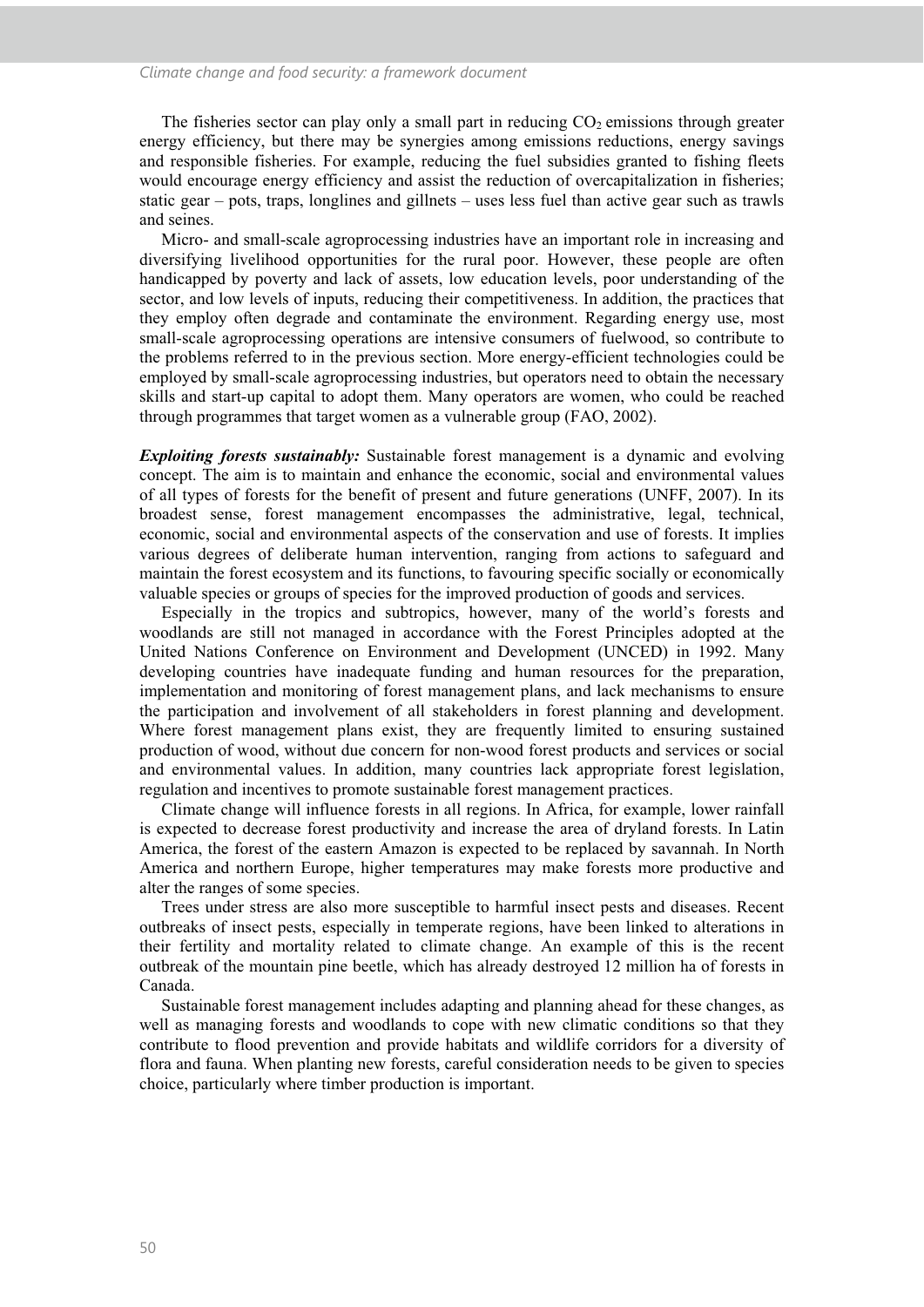The fisheries sector can play only a small part in reducing $CO_2$ emissions through greater energy efficiency, but there may be synergies among emissions reductions, energy savings and responsible fisheries. For example, reducing the fuel subsidies granted to fishing fleets would encourage energy efficiency and assist the reduction of overcapitalization in fisheries; static gear – pots, traps, longlines and gillnets – uses less fuel than active gear such as trawls and seines.

Micro- and small-scale agroprocessing industries have an important role in increasing and diversifying livelihood opportunities for the rural poor. However, these people are often handicapped by poverty and lack of assets, low education levels, poor understanding of the sector, and low levels of inputs, reducing their competitiveness. In addition, the practices that they employ often degrade and contaminate the environment. Regarding energy use, most small-scale agroprocessing operations are intensive consumers of fuelwood, so contribute to the problems referred to in the previous section. More energy-efficient technologies could be employed by small-scale agroprocessing industries, but operators need to obtain the necessary skills and start-up capital to adopt them. Many operators are women, who could be reached through programmes that target women as a vulnerable group (FAO, 2002).

***Exploiting forests sustainably:*** Sustainable forest management is a dynamic and evolving concept. The aim is to maintain and enhance the economic, social and environmental values of all types of forests for the benefit of present and future generations (UNFF, 2007). In its broadest sense, forest management encompasses the administrative, legal, technical, economic, social and environmental aspects of the conservation and use of forests. It implies various degrees of deliberate human intervention, ranging from actions to safeguard and maintain the forest ecosystem and its functions, to favouring specific socially or economically valuable species or groups of species for the improved production of goods and services.

Especially in the tropics and subtropics, however, many of the world's forests and woodlands are still not managed in accordance with the Forest Principles adopted at the United Nations Conference on Environment and Development (UNCED) in 1992. Many developing countries have inadequate funding and human resources for the preparation, implementation and monitoring of forest management plans, and lack mechanisms to ensure the participation and involvement of all stakeholders in forest planning and development. Where forest management plans exist, they are frequently limited to ensuring sustained production of wood, without due concern for non-wood forest products and services or social and environmental values. In addition, many countries lack appropriate forest legislation, regulation and incentives to promote sustainable forest management practices.

Climate change will influence forests in all regions. In Africa, for example, lower rainfall is expected to decrease forest productivity and increase the area of dryland forests. In Latin America, the forest of the eastern Amazon is expected to be replaced by savannah. In North America and northern Europe, higher temperatures may make forests more productive and alter the ranges of some species.

Trees under stress are also more susceptible to harmful insect pests and diseases. Recent outbreaks of insect pests, especially in temperate regions, have been linked to alterations in their fertility and mortality related to climate change. An example of this is the recent outbreak of the mountain pine beetle, which has already destroyed 12 million ha of forests in Canada.

Sustainable forest management includes adapting and planning ahead for these changes, as well as managing forests and woodlands to cope with new climatic conditions so that they contribute to flood prevention and provide habitats and wildlife corridors for a diversity of flora and fauna. When planting new forests, careful consideration needs to be given to species choice, particularly where timber production is important.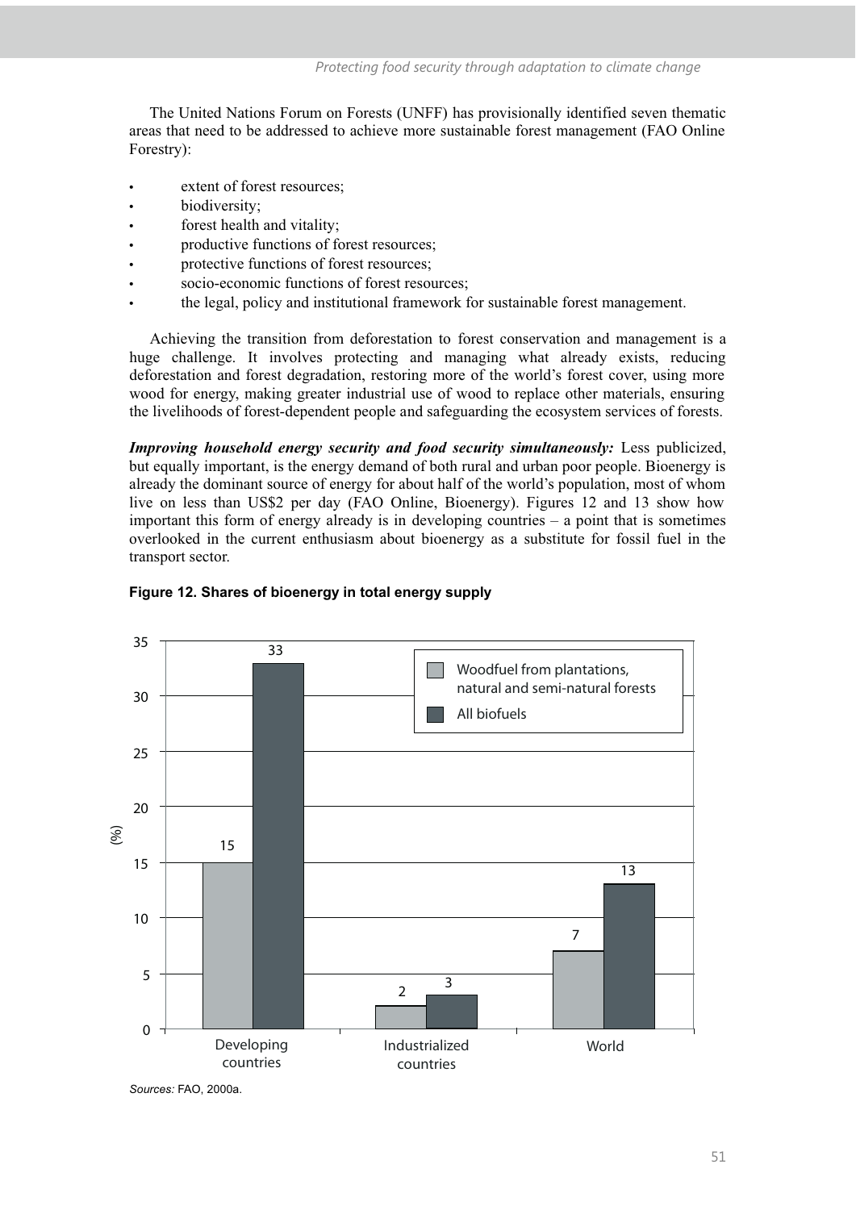The United Nations Forum on Forests (UNFF) has provisionally identified seven thematic areas that need to be addressed to achieve more sustainable forest management (FAO Online Forestry):

- extent of forest resources;
- biodiversity;
- forest health and vitality;
- productive functions of forest resources;
- protective functions of forest resources;
- socio-economic functions of forest resources;
- the legal, policy and institutional framework for sustainable forest management.

Achieving the transition from deforestation to forest conservation and management is a huge challenge. It involves protecting and managing what already exists, reducing deforestation and forest degradation, restoring more of the world's forest cover, using more wood for energy, making greater industrial use of wood to replace other materials, ensuring the livelihoods of forest-dependent people and safeguarding the ecosystem services of forests.

***Improving household energy security and food security simultaneously:*** Less publicized, but equally important, is the energy demand of both rural and urban poor people. Bioenergy is already the dominant source of energy for about half of the world's population, most of whom live on less than US$2 per day (FAO Online, Bioenergy). Figures 12 and 13 show how important this form of energy already is in developing countries – a point that is sometimes overlooked in the current enthusiasm about bioenergy as a substitute for fossil fuel in the transport sector.

**Figure 12. Shares of bioenergy in total energy supply**

| (%) | Woodfuel from plantations, natural and semi-natural forests | All biofuels |
|---|---|---|
| Developing countries | 15 | 33 |
| Industrialized countries | 2 | 3 |
| World | 7 | 13 |

*Sources:* FAO, 2000a.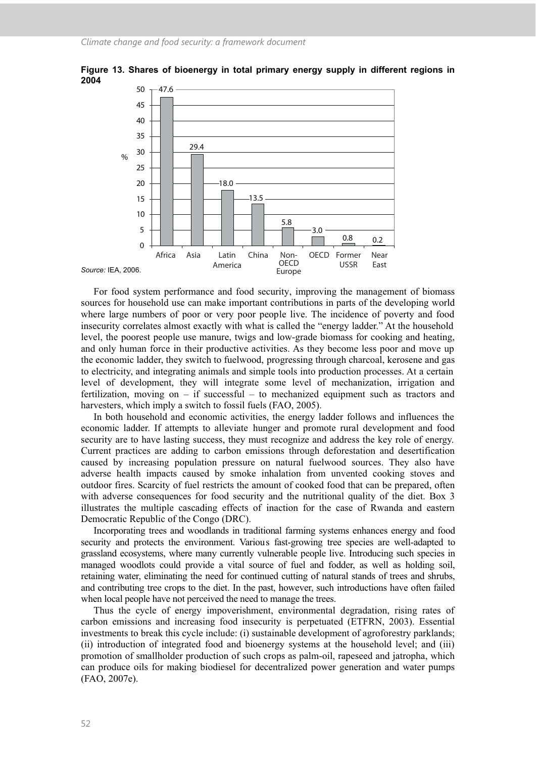**Figure 13. Shares of bioenergy in total primary energy supply in different regions in 2004**

| Region | % |
|---|---|
| Africa | 47.6 |
| Asia | 29.4 |
| Latin America | 18.0 |
| China | 13.5 |
| Non-OECD Europe | 5.8 |
| OECD | 3.0 |
| Former USSR | 0.8 |
| Near East | 0.2 |

*Source:* IEA, 2006.

For food system performance and food security, improving the management of biomass sources for household use can make important contributions in parts of the developing world where large numbers of poor or very poor people live. The incidence of poverty and food insecurity correlates almost exactly with what is called the "energy ladder." At the household level, the poorest people use manure, twigs and low-grade biomass for cooking and heating, and only human force in their productive activities. As they become less poor and move up the economic ladder, they switch to fuelwood, progressing through charcoal, kerosene and gas to electricity, and integrating animals and simple tools into production processes. At a certain level of development, they will integrate some level of mechanization, irrigation and fertilization, moving on – if successful – to mechanized equipment such as tractors and harvesters, which imply a switch to fossil fuels (FAO, 2005).

In both household and economic activities, the energy ladder follows and influences the economic ladder. If attempts to alleviate hunger and promote rural development and food security are to have lasting success, they must recognize and address the key role of energy. Current practices are adding to carbon emissions through deforestation and desertification caused by increasing population pressure on natural fuelwood sources. They also have adverse health impacts caused by smoke inhalation from unvented cooking stoves and outdoor fires. Scarcity of fuel restricts the amount of cooked food that can be prepared, often with adverse consequences for food security and the nutritional quality of the diet. Box 3 illustrates the multiple cascading effects of inaction for the case of Rwanda and eastern Democratic Republic of the Congo (DRC).

Incorporating trees and woodlands in traditional farming systems enhances energy and food security and protects the environment. Various fast-growing tree species are well-adapted to grassland ecosystems, where many currently vulnerable people live. Introducing such species in managed woodlots could provide a vital source of fuel and fodder, as well as holding soil, retaining water, eliminating the need for continued cutting of natural stands of trees and shrubs, and contributing tree crops to the diet. In the past, however, such introductions have often failed when local people have not perceived the need to manage the trees.

Thus the cycle of energy impoverishment, environmental degradation, rising rates of carbon emissions and increasing food insecurity is perpetuated (ETFRN, 2003). Essential investments to break this cycle include: (i) sustainable development of agroforestry parklands; (ii) introduction of integrated food and bioenergy systems at the household level; and (iii) promotion of smallholder production of such crops as palm-oil, rapeseed and jatropha, which can produce oils for making biodiesel for decentralized power generation and water pumps (FAO, 2007e).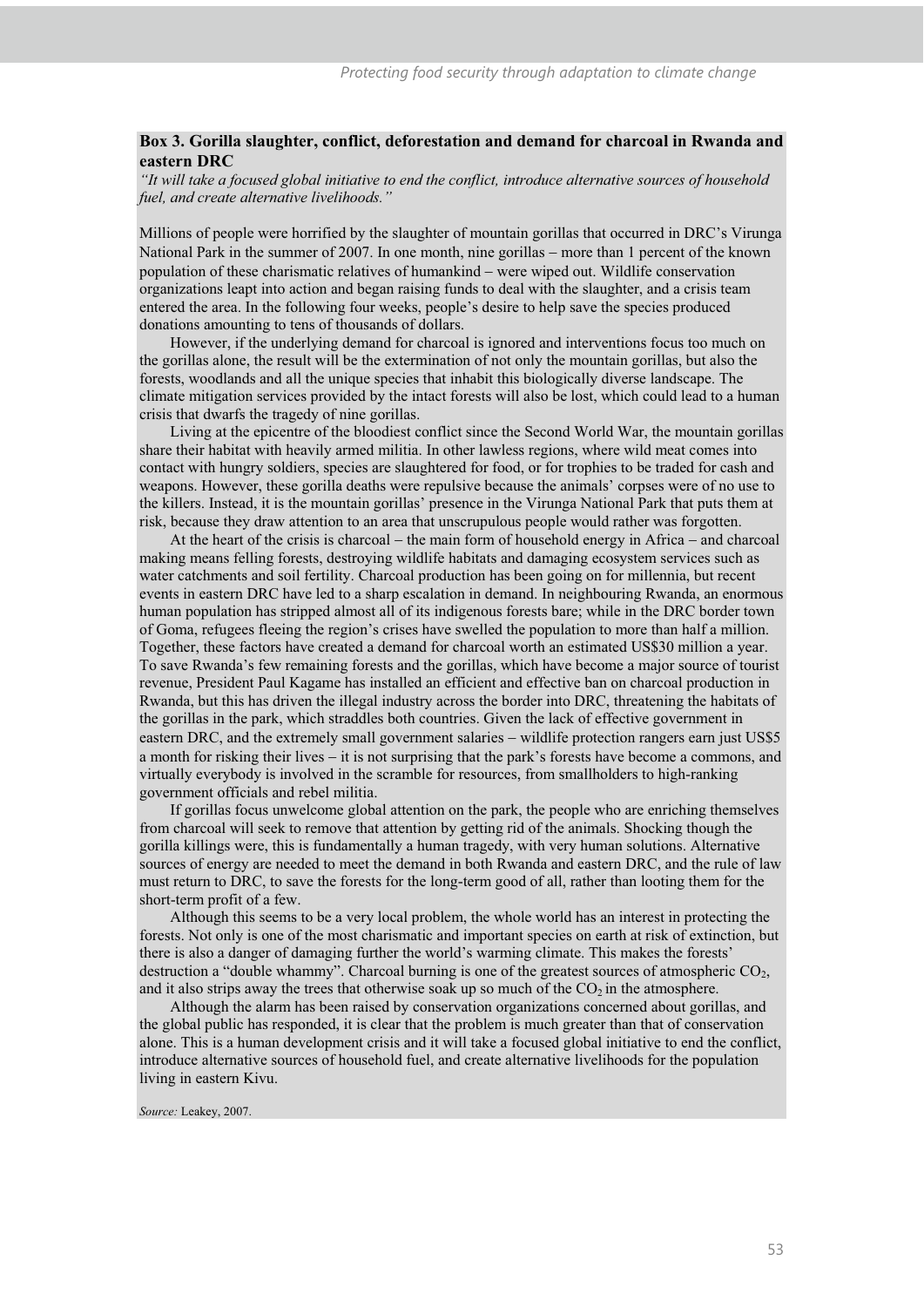**Box 3. Gorilla slaughter, conflict, deforestation and demand for charcoal in Rwanda and eastern DRC**

*"It will take a focused global initiative to end the conflict, introduce alternative sources of household fuel, and create alternative livelihoods."*

Millions of people were horrified by the slaughter of mountain gorillas that occurred in DRC's Virunga National Park in the summer of 2007. In one month, nine gorillas – more than 1 percent of the known population of these charismatic relatives of humankind – were wiped out. Wildlife conservation organizations leapt into action and began raising funds to deal with the slaughter, and a crisis team entered the area. In the following four weeks, people's desire to help save the species produced donations amounting to tens of thousands of dollars.

However, if the underlying demand for charcoal is ignored and interventions focus too much on the gorillas alone, the result will be the extermination of not only the mountain gorillas, but also the forests, woodlands and all the unique species that inhabit this biologically diverse landscape. The climate mitigation services provided by the intact forests will also be lost, which could lead to a human crisis that dwarfs the tragedy of nine gorillas.

Living at the epicentre of the bloodiest conflict since the Second World War, the mountain gorillas share their habitat with heavily armed militia. In other lawless regions, where wild meat comes into contact with hungry soldiers, species are slaughtered for food, or for trophies to be traded for cash and weapons. However, these gorilla deaths were repulsive because the animals' corpses were of no use to the killers. Instead, it is the mountain gorillas' presence in the Virunga National Park that puts them at risk, because they draw attention to an area that unscrupulous people would rather was forgotten.

At the heart of the crisis is charcoal – the main form of household energy in Africa – and charcoal making means felling forests, destroying wildlife habitats and damaging ecosystem services such as water catchments and soil fertility. Charcoal production has been going on for millennia, but recent events in eastern DRC have led to a sharp escalation in demand. In neighbouring Rwanda, an enormous human population has stripped almost all of its indigenous forests bare; while in the DRC border town of Goma, refugees fleeing the region's crises have swelled the population to more than half a million. Together, these factors have created a demand for charcoal worth an estimated US$30 million a year. To save Rwanda's few remaining forests and the gorillas, which have become a major source of tourist revenue, President Paul Kagame has installed an efficient and effective ban on charcoal production in Rwanda, but this has driven the illegal industry across the border into DRC, threatening the habitats of the gorillas in the park, which straddles both countries. Given the lack of effective government in eastern DRC, and the extremely small government salaries – wildlife protection rangers earn just US$5 a month for risking their lives – it is not surprising that the park's forests have become a commons, and virtually everybody is involved in the scramble for resources, from smallholders to high-ranking government officials and rebel militia.

If gorillas focus unwelcome global attention on the park, the people who are enriching themselves from charcoal will seek to remove that attention by getting rid of the animals. Shocking though the gorilla killings were, this is fundamentally a human tragedy, with very human solutions. Alternative sources of energy are needed to meet the demand in both Rwanda and eastern DRC, and the rule of law must return to DRC, to save the forests for the long-term good of all, rather than looting them for the short-term profit of a few.

Although this seems to be a very local problem, the whole world has an interest in protecting the forests. Not only is one of the most charismatic and important species on earth at risk of extinction, but there is also a danger of damaging further the world's warming climate. This makes the forests' destruction a "double whammy". Charcoal burning is one of the greatest sources of atmospheric $CO_2$, and it also strips away the trees that otherwise soak up so much of the $CO_2$ in the atmosphere.

Although the alarm has been raised by conservation organizations concerned about gorillas, and the global public has responded, it is clear that the problem is much greater than that of conservation alone. This is a human development crisis and it will take a focused global initiative to end the conflict, introduce alternative sources of household fuel, and create alternative livelihoods for the population living in eastern Kivu.

*Source:* Leakey, 2007.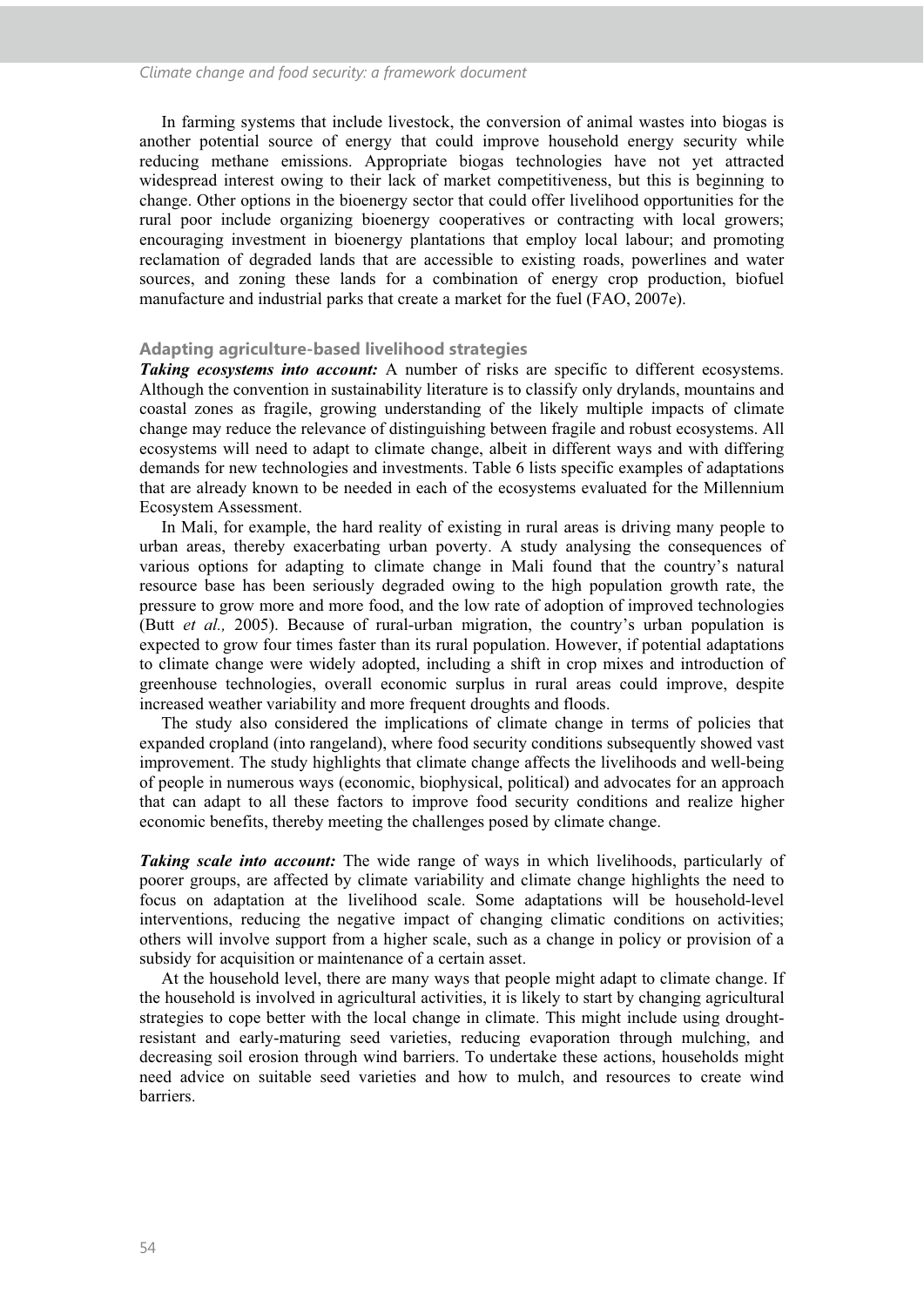In farming systems that include livestock, the conversion of animal wastes into biogas is another potential source of energy that could improve household energy security while reducing methane emissions. Appropriate biogas technologies have not yet attracted widespread interest owing to their lack of market competitiveness, but this is beginning to change. Other options in the bioenergy sector that could offer livelihood opportunities for the rural poor include organizing bioenergy cooperatives or contracting with local growers; encouraging investment in bioenergy plantations that employ local labour; and promoting reclamation of degraded lands that are accessible to existing roads, powerlines and water sources, and zoning these lands for a combination of energy crop production, biofuel manufacture and industrial parks that create a market for the fuel (FAO, 2007e).

### Adapting agriculture-based livelihood strategies

***Taking ecosystems into account:*** A number of risks are specific to different ecosystems. Although the convention in sustainability literature is to classify only drylands, mountains and coastal zones as fragile, growing understanding of the likely multiple impacts of climate change may reduce the relevance of distinguishing between fragile and robust ecosystems. All ecosystems will need to adapt to climate change, albeit in different ways and with differing demands for new technologies and investments. Table 6 lists specific examples of adaptations that are already known to be needed in each of the ecosystems evaluated for the Millennium Ecosystem Assessment.

In Mali, for example, the hard reality of existing in rural areas is driving many people to urban areas, thereby exacerbating urban poverty. A study analysing the consequences of various options for adapting to climate change in Mali found that the country's natural resource base has been seriously degraded owing to the high population growth rate, the pressure to grow more and more food, and the low rate of adoption of improved technologies (Butt *et al.,* 2005). Because of rural-urban migration, the country's urban population is expected to grow four times faster than its rural population. However, if potential adaptations to climate change were widely adopted, including a shift in crop mixes and introduction of greenhouse technologies, overall economic surplus in rural areas could improve, despite increased weather variability and more frequent droughts and floods.

The study also considered the implications of climate change in terms of policies that expanded cropland (into rangeland), where food security conditions subsequently showed vast improvement. The study highlights that climate change affects the livelihoods and well-being of people in numerous ways (economic, biophysical, political) and advocates for an approach that can adapt to all these factors to improve food security conditions and realize higher economic benefits, thereby meeting the challenges posed by climate change.

***Taking scale into account:*** The wide range of ways in which livelihoods, particularly of poorer groups, are affected by climate variability and climate change highlights the need to focus on adaptation at the livelihood scale. Some adaptations will be household-level interventions, reducing the negative impact of changing climatic conditions on activities; others will involve support from a higher scale, such as a change in policy or provision of a subsidy for acquisition or maintenance of a certain asset.

At the household level, there are many ways that people might adapt to climate change. If the household is involved in agricultural activities, it is likely to start by changing agricultural strategies to cope better with the local change in climate. This might include using drought-resistant and early-maturing seed varieties, reducing evaporation through mulching, and decreasing soil erosion through wind barriers. To undertake these actions, households might need advice on suitable seed varieties and how to mulch, and resources to create wind barriers.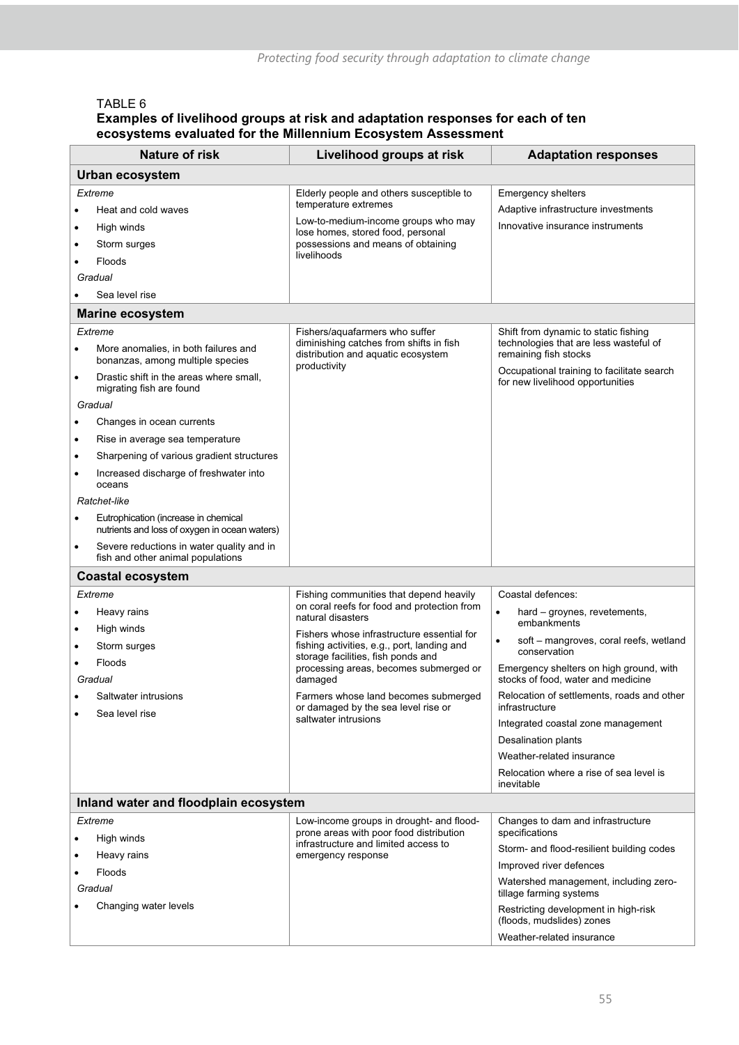TABLE 6

**Examples of livelihood groups at risk and adaptation responses for each of ten ecosystems evaluated for the Millennium Ecosystem Assessment**

| Nature of risk | Livelihood groups at risk | Adaptation responses |
|---|---|---|
| **Urban ecosystem** | | |
| *Extreme*<br>• Heat and cold waves<br>• High winds<br>• Storm surges<br>• Floods<br>*Gradual*<br>• Sea level rise | Elderly people and others susceptible to temperature extremes<br>Low-to-medium-income groups who may lose homes, stored food, personal possessions and means of obtaining livelihoods | Emergency shelters<br>Adaptive infrastructure investments<br>Innovative insurance instruments |
| **Marine ecosystem** | | |
| *Extreme*<br>• More anomalies, in both failures and bonanzas, among multiple species<br>• Drastic shift in the areas where small, migrating fish are found<br>*Gradual*<br>• Changes in ocean currents<br>• Rise in average sea temperature<br>• Sharpening of various gradient structures<br>• Increased discharge of freshwater into oceans<br>*Ratchet-like*<br>• Eutrophication (increase in chemical nutrients and loss of oxygen in ocean waters)<br>• Severe reductions in water quality and in fish and other animal populations | Fishers/aquafarmers who suffer diminishing catches from shifts in fish distribution and aquatic ecosystem productivity | Shift from dynamic to static fishing technologies that are less wasteful of remaining fish stocks<br>Occupational training to facilitate search for new livelihood opportunities |
| **Coastal ecosystem** | | |
| *Extreme*<br>• Heavy rains<br>• High winds<br>• Storm surges<br>• Floods<br>*Gradual*<br>• Saltwater intrusions<br>• Sea level rise | Fishing communities that depend heavily on coral reefs for food and protection from natural disasters<br>Fishers whose infrastructure essential for fishing activities, e.g., port, landing and storage facilities, fish ponds and processing areas, becomes submerged or damaged<br>Farmers whose land becomes submerged or damaged by the sea level rise or saltwater intrusions | Coastal defences:<br>• hard – groynes, revetements, embankments<br>• soft – mangroves, coral reefs, wetland conservation<br>Emergency shelters on high ground, with stocks of food, water and medicine<br>Relocation of settlements, roads and other infrastructure<br>Integrated coastal zone management<br>Desalination plants<br>Weather-related insurance<br>Relocation where a rise of sea level is inevitable |
| **Inland water and floodplain ecosystem** | | |
| *Extreme*<br>• High winds<br>• Heavy rains<br>• Floods<br>*Gradual*<br>• Changing water levels | Low-income groups in drought- and flood-prone areas with poor food distribution infrastructure and limited access to emergency response | Changes to dam and infrastructure specifications<br>Storm- and flood-resilient building codes<br>Improved river defences<br>Watershed management, including zero-tillage farming systems<br>Restricting development in high-risk (floods, mudslides) zones<br>Weather-related insurance |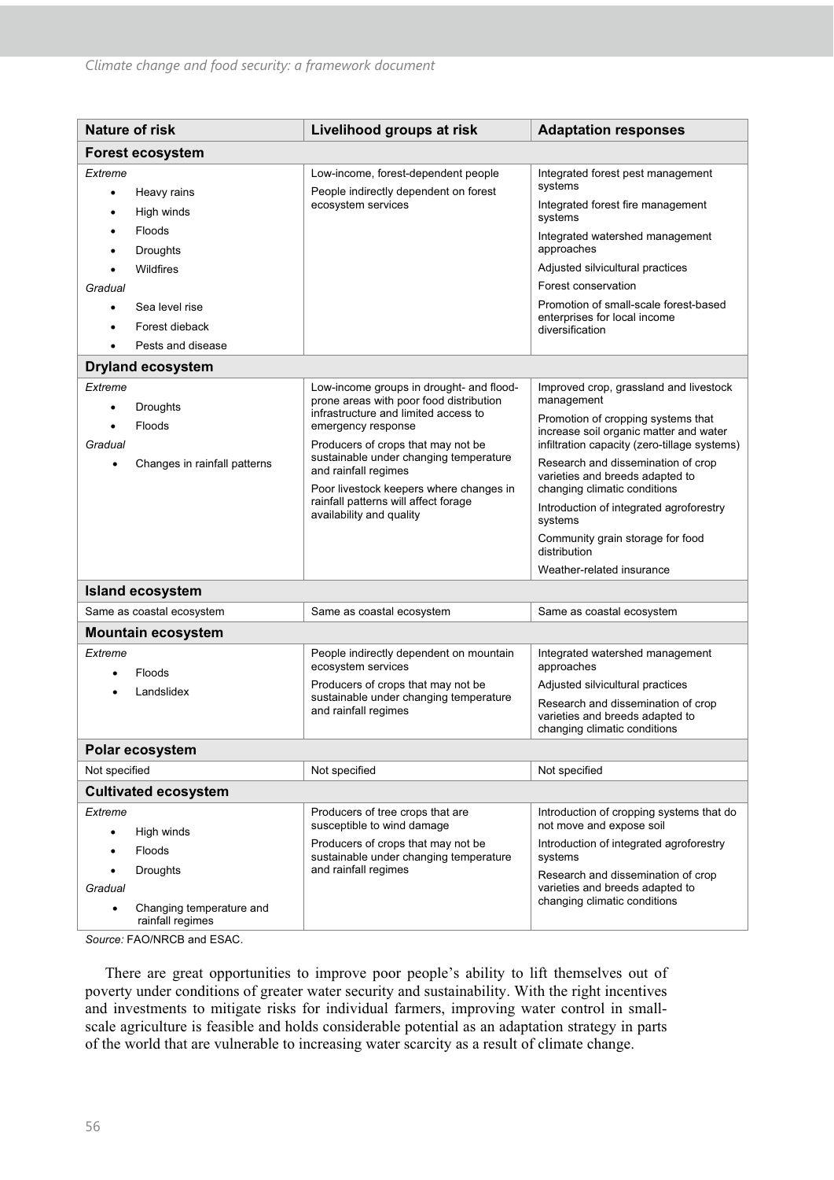| Nature of risk | Livelihood groups at risk | Adaptation responses |
|---|---|---|
| **Forest ecosystem** | | |
| *Extreme*<br>• Heavy rains<br>• High winds<br>• Floods<br>• Droughts<br>• Wildfires<br>*Gradual*<br>• Sea level rise<br>• Forest dieback<br>• Pests and disease | Low-income, forest-dependent people<br>People indirectly dependent on forest ecosystem services | Integrated forest pest management systems<br>Integrated forest fire management systems<br>Integrated watershed management approaches<br>Adjusted silvicultural practices<br>Forest conservation<br>Promotion of small-scale forest-based enterprises for local income diversification |
| **Dryland ecosystem** | | |
| *Extreme*<br>• Droughts<br>• Floods<br>*Gradual*<br>• Changes in rainfall patterns | Low-income groups in drought- and flood-prone areas with poor food distribution infrastructure and limited access to emergency response<br>Producers of crops that may not be sustainable under changing temperature and rainfall regimes<br>Poor livestock keepers where changes in rainfall patterns will affect forage availability and quality | Improved crop, grassland and livestock management<br>Promotion of cropping systems that increase soil organic matter and water infiltration capacity (zero-tillage systems)<br>Research and dissemination of crop varieties and breeds adapted to changing climatic conditions<br>Introduction of integrated agroforestry systems<br>Community grain storage for food distribution<br>Weather-related insurance |
| **Island ecosystem** | | |
| Same as coastal ecosystem | Same as coastal ecosystem | Same as coastal ecosystem |
| **Mountain ecosystem** | | |
| *Extreme*<br>• Floods<br>• Landslidex | People indirectly dependent on mountain ecosystem services<br>Producers of crops that may not be sustainable under changing temperature and rainfall regimes | Integrated watershed management approaches<br>Adjusted silvicultural practices<br>Research and dissemination of crop varieties and breeds adapted to changing climatic conditions |
| **Polar ecosystem** | | |
| Not specified | Not specified | Not specified |
| **Cultivated ecosystem** | | |
| *Extreme*<br>• High winds<br>• Floods<br>• Droughts<br>*Gradual*<br>• Changing temperature and rainfall regimes | Producers of tree crops that are susceptible to wind damage<br>Producers of crops that may not be sustainable under changing temperature and rainfall regimes | Introduction of cropping systems that do not move and expose soil<br>Introduction of integrated agroforestry systems<br>Research and dissemination of crop varieties and breeds adapted to changing climatic conditions |

*Source:* FAO/NRCB and ESAC.

There are great opportunities to improve poor people's ability to lift themselves out of poverty under conditions of greater water security and sustainability. With the right incentives and investments to mitigate risks for individual farmers, improving water control in small-scale agriculture is feasible and holds considerable potential as an adaptation strategy in parts of the world that are vulnerable to increasing water scarcity as a result of climate change.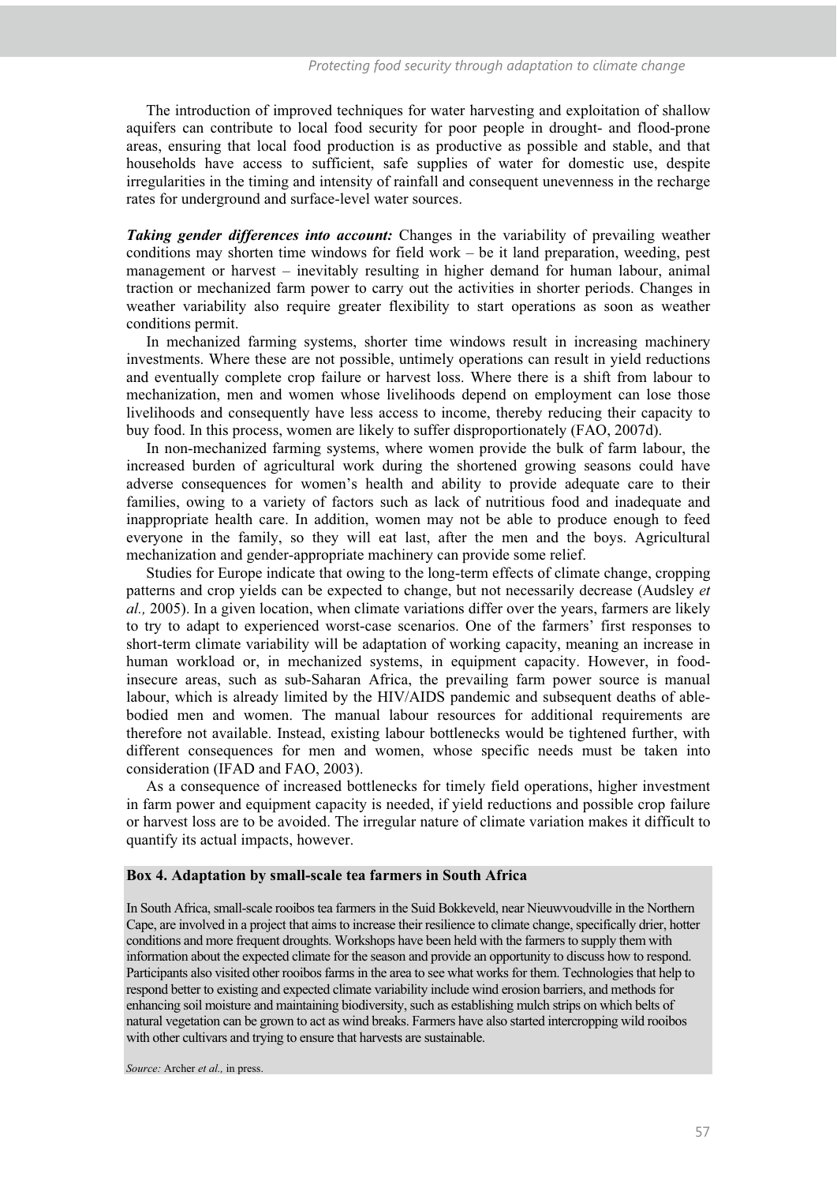The introduction of improved techniques for water harvesting and exploitation of shallow aquifers can contribute to local food security for poor people in drought- and flood-prone areas, ensuring that local food production is as productive as possible and stable, and that households have access to sufficient, safe supplies of water for domestic use, despite irregularities in the timing and intensity of rainfall and consequent unevenness in the recharge rates for underground and surface-level water sources.

***Taking gender differences into account:*** Changes in the variability of prevailing weather conditions may shorten time windows for field work – be it land preparation, weeding, pest management or harvest – inevitably resulting in higher demand for human labour, animal traction or mechanized farm power to carry out the activities in shorter periods. Changes in weather variability also require greater flexibility to start operations as soon as weather conditions permit.

In mechanized farming systems, shorter time windows result in increasing machinery investments. Where these are not possible, untimely operations can result in yield reductions and eventually complete crop failure or harvest loss. Where there is a shift from labour to mechanization, men and women whose livelihoods depend on employment can lose those livelihoods and consequently have less access to income, thereby reducing their capacity to buy food. In this process, women are likely to suffer disproportionately (FAO, 2007d).

In non-mechanized farming systems, where women provide the bulk of farm labour, the increased burden of agricultural work during the shortened growing seasons could have adverse consequences for women's health and ability to provide adequate care to their families, owing to a variety of factors such as lack of nutritious food and inadequate and inappropriate health care. In addition, women may not be able to produce enough to feed everyone in the family, so they will eat last, after the men and the boys. Agricultural mechanization and gender-appropriate machinery can provide some relief.

Studies for Europe indicate that owing to the long-term effects of climate change, cropping patterns and crop yields can be expected to change, but not necessarily decrease (Audsley *et al.,* 2005). In a given location, when climate variations differ over the years, farmers are likely to try to adapt to experienced worst-case scenarios. One of the farmers' first responses to short-term climate variability will be adaptation of working capacity, meaning an increase in human workload or, in mechanized systems, in equipment capacity. However, in food-insecure areas, such as sub-Saharan Africa, the prevailing farm power source is manual labour, which is already limited by the HIV/AIDS pandemic and subsequent deaths of able-bodied men and women. The manual labour resources for additional requirements are therefore not available. Instead, existing labour bottlenecks would be tightened further, with different consequences for men and women, whose specific needs must be taken into consideration (IFAD and FAO, 2003).

As a consequence of increased bottlenecks for timely field operations, higher investment in farm power and equipment capacity is needed, if yield reductions and possible crop failure or harvest loss are to be avoided. The irregular nature of climate variation makes it difficult to quantify its actual impacts, however.

**Box 4. Adaptation by small-scale tea farmers in South Africa**

In South Africa, small-scale rooibos tea farmers in the Suid Bokkeveld, near Nieuwvoudville in the Northern Cape, are involved in a project that aims to increase their resilience to climate change, specifically drier, hotter conditions and more frequent droughts. Workshops have been held with the farmers to supply them with information about the expected climate for the season and provide an opportunity to discuss how to respond. Participants also visited other rooibos farms in the area to see what works for them. Technologies that help to respond better to existing and expected climate variability include wind erosion barriers, and methods for enhancing soil moisture and maintaining biodiversity, such as establishing mulch strips on which belts of natural vegetation can be grown to act as wind breaks. Farmers have also started intercropping wild rooibos with other cultivars and trying to ensure that harvests are sustainable.

*Source:* Archer *et al.,* in press.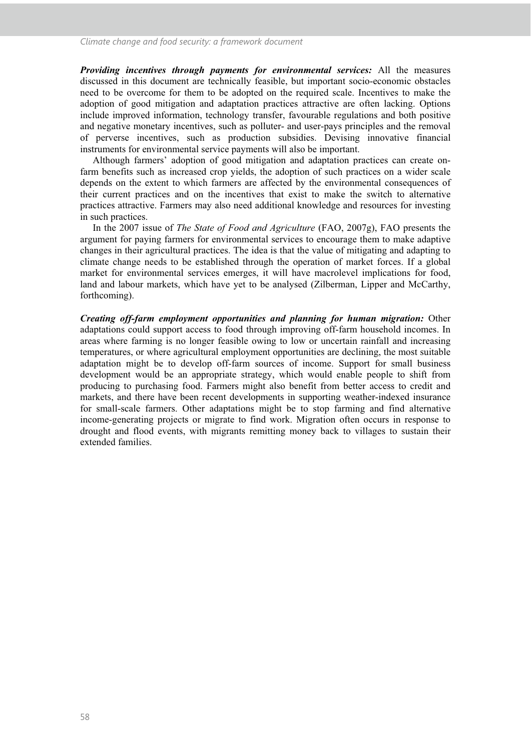***Providing incentives through payments for environmental services:*** All the measures discussed in this document are technically feasible, but important socio-economic obstacles need to be overcome for them to be adopted on the required scale. Incentives to make the adoption of good mitigation and adaptation practices attractive are often lacking. Options include improved information, technology transfer, favourable regulations and both positive and negative monetary incentives, such as polluter- and user-pays principles and the removal of perverse incentives, such as production subsidies. Devising innovative financial instruments for environmental service payments will also be important.

Although farmers' adoption of good mitigation and adaptation practices can create on-farm benefits such as increased crop yields, the adoption of such practices on a wider scale depends on the extent to which farmers are affected by the environmental consequences of their current practices and on the incentives that exist to make the switch to alternative practices attractive. Farmers may also need additional knowledge and resources for investing in such practices.

In the 2007 issue of *The State of Food and Agriculture* (FAO, 2007g), FAO presents the argument for paying farmers for environmental services to encourage them to make adaptive changes in their agricultural practices. The idea is that the value of mitigating and adapting to climate change needs to be established through the operation of market forces. If a global market for environmental services emerges, it will have macrolevel implications for food, land and labour markets, which have yet to be analysed (Zilberman, Lipper and McCarthy, forthcoming).

***Creating off-farm employment opportunities and planning for human migration:*** Other adaptations could support access to food through improving off-farm household incomes. In areas where farming is no longer feasible owing to low or uncertain rainfall and increasing temperatures, or where agricultural employment opportunities are declining, the most suitable adaptation might be to develop off-farm sources of income. Support for small business development would be an appropriate strategy, which would enable people to shift from producing to purchasing food. Farmers might also benefit from better access to credit and markets, and there have been recent developments in supporting weather-indexed insurance for small-scale farmers. Other adaptations might be to stop farming and find alternative income-generating projects or migrate to find work. Migration often occurs in response to drought and flood events, with migrants remitting money back to villages to sustain their extended families.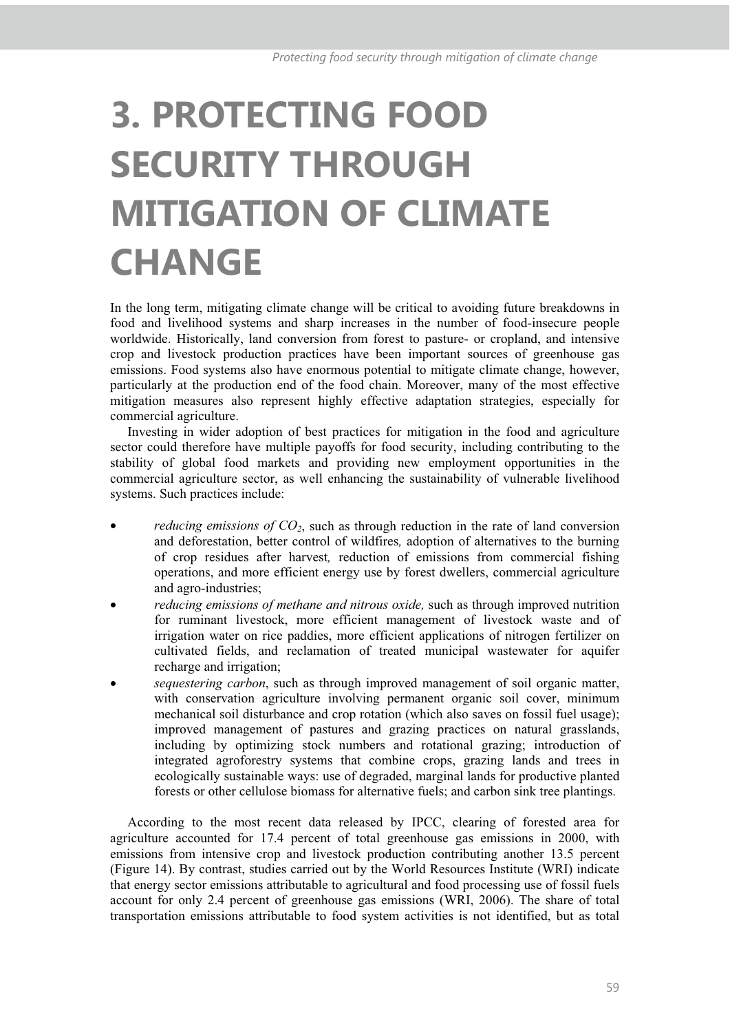# 3. PROTECTING FOOD SECURITY THROUGH MITIGATION OF CLIMATE CHANGE

In the long term, mitigating climate change will be critical to avoiding future breakdowns in food and livelihood systems and sharp increases in the number of food-insecure people worldwide. Historically, land conversion from forest to pasture- or cropland, and intensive crop and livestock production practices have been important sources of greenhouse gas emissions. Food systems also have enormous potential to mitigate climate change, however, particularly at the production end of the food chain. Moreover, many of the most effective mitigation measures also represent highly effective adaptation strategies, especially for commercial agriculture.

Investing in wider adoption of best practices for mitigation in the food and agriculture sector could therefore have multiple payoffs for food security, including contributing to the stability of global food markets and providing new employment opportunities in the commercial agriculture sector, as well enhancing the sustainability of vulnerable livelihood systems. Such practices include:

- *reducing emissions of $CO_2$*, such as through reduction in the rate of land conversion and deforestation, better control of wildfires*,* adoption of alternatives to the burning of crop residues after harvest*,* reduction of emissions from commercial fishing operations, and more efficient energy use by forest dwellers, commercial agriculture and agro-industries;
- *reducing emissions of methane and nitrous oxide,* such as through improved nutrition for ruminant livestock, more efficient management of livestock waste and of irrigation water on rice paddies, more efficient applications of nitrogen fertilizer on cultivated fields, and reclamation of treated municipal wastewater for aquifer recharge and irrigation;
- *sequestering carbon*, such as through improved management of soil organic matter, with conservation agriculture involving permanent organic soil cover, minimum mechanical soil disturbance and crop rotation (which also saves on fossil fuel usage); improved management of pastures and grazing practices on natural grasslands, including by optimizing stock numbers and rotational grazing; introduction of integrated agroforestry systems that combine crops, grazing lands and trees in ecologically sustainable ways: use of degraded, marginal lands for productive planted forests or other cellulose biomass for alternative fuels; and carbon sink tree plantings.

According to the most recent data released by IPCC, clearing of forested area for agriculture accounted for 17.4 percent of total greenhouse gas emissions in 2000, with emissions from intensive crop and livestock production contributing another 13.5 percent (Figure 14). By contrast, studies carried out by the World Resources Institute (WRI) indicate that energy sector emissions attributable to agricultural and food processing use of fossil fuels account for only 2.4 percent of greenhouse gas emissions (WRI, 2006). The share of total transportation emissions attributable to food system activities is not identified, but as total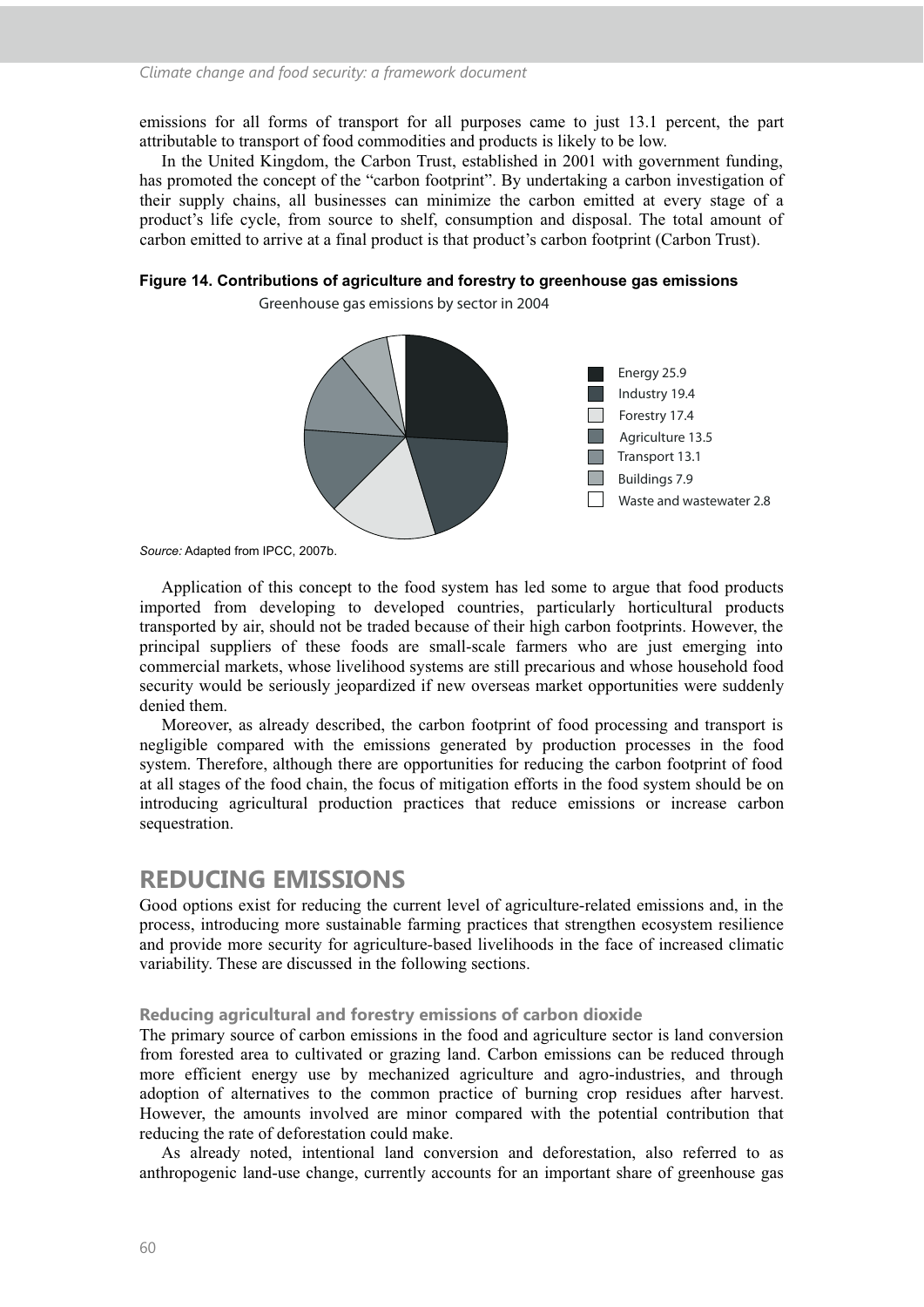emissions for all forms of transport for all purposes came to just 13.1 percent, the part attributable to transport of food commodities and products is likely to be low.

In the United Kingdom, the Carbon Trust, established in 2001 with government funding, has promoted the concept of the "carbon footprint". By undertaking a carbon investigation of their supply chains, all businesses can minimize the carbon emitted at every stage of a product's life cycle, from source to shelf, consumption and disposal. The total amount of carbon emitted to arrive at a final product is that product's carbon footprint (Carbon Trust).

**Figure 14. Contributions of agriculture and forestry to greenhouse gas emissions**

Greenhouse gas emissions by sector in 2004

| Sector | Share |
|---|---|
| Energy | 25.9 |
| Industry | 19.4 |
| Forestry | 17.4 |
| Agriculture | 13.5 |
| Transport | 13.1 |
| Buildings | 7.9 |
| Waste and wastewater | 2.8 |

*Source:* Adapted from IPCC, 2007b.

Application of this concept to the food system has led some to argue that food products imported from developing to developed countries, particularly horticultural products transported by air, should not be traded because of their high carbon footprints. However, the principal suppliers of these foods are small-scale farmers who are just emerging into commercial markets, whose livelihood systems are still precarious and whose household food security would be seriously jeopardized if new overseas market opportunities were suddenly denied them.

Moreover, as already described, the carbon footprint of food processing and transport is negligible compared with the emissions generated by production processes in the food system. Therefore, although there are opportunities for reducing the carbon footprint of food at all stages of the food chain, the focus of mitigation efforts in the food system should be on introducing agricultural production practices that reduce emissions or increase carbon sequestration.

## REDUCING EMISSIONS

Good options exist for reducing the current level of agriculture-related emissions and, in the process, introducing more sustainable farming practices that strengthen ecosystem resilience and provide more security for agriculture-based livelihoods in the face of increased climatic variability. These are discussed in the following sections.

### Reducing agricultural and forestry emissions of carbon dioxide

The primary source of carbon emissions in the food and agriculture sector is land conversion from forested area to cultivated or grazing land. Carbon emissions can be reduced through more efficient energy use by mechanized agriculture and agro-industries, and through adoption of alternatives to the common practice of burning crop residues after harvest. However, the amounts involved are minor compared with the potential contribution that reducing the rate of deforestation could make.

As already noted, intentional land conversion and deforestation, also referred to as anthropogenic land-use change, currently accounts for an important share of greenhouse gas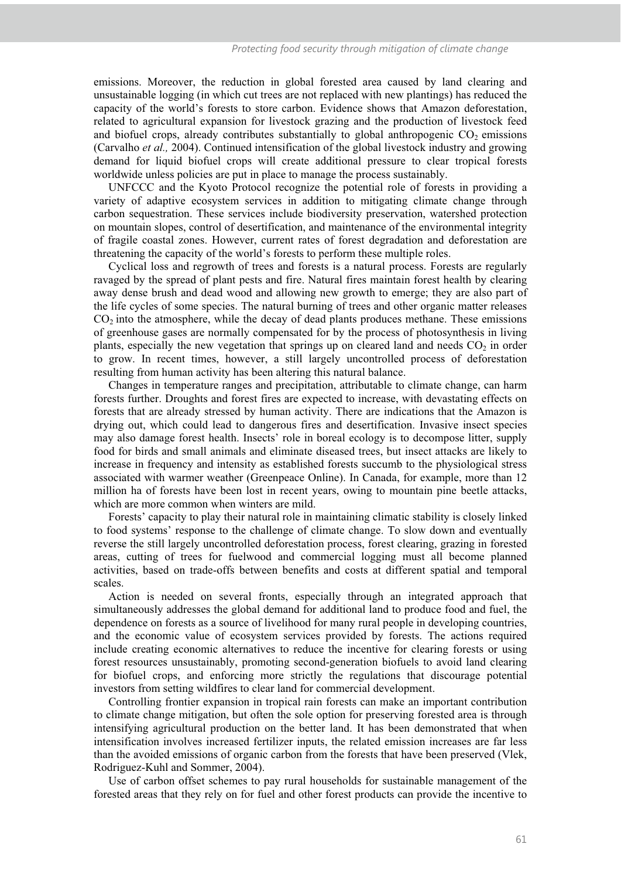emissions. Moreover, the reduction in global forested area caused by land clearing and unsustainable logging (in which cut trees are not replaced with new plantings) has reduced the capacity of the world's forests to store carbon. Evidence shows that Amazon deforestation, related to agricultural expansion for livestock grazing and the production of livestock feed and biofuel crops, already contributes substantially to global anthropogenic $CO_2$ emissions (Carvalho *et al.,* 2004). Continued intensification of the global livestock industry and growing demand for liquid biofuel crops will create additional pressure to clear tropical forests worldwide unless policies are put in place to manage the process sustainably.

UNFCCC and the Kyoto Protocol recognize the potential role of forests in providing a variety of adaptive ecosystem services in addition to mitigating climate change through carbon sequestration. These services include biodiversity preservation, watershed protection on mountain slopes, control of desertification, and maintenance of the environmental integrity of fragile coastal zones. However, current rates of forest degradation and deforestation are threatening the capacity of the world's forests to perform these multiple roles.

Cyclical loss and regrowth of trees and forests is a natural process. Forests are regularly ravaged by the spread of plant pests and fire. Natural fires maintain forest health by clearing away dense brush and dead wood and allowing new growth to emerge; they are also part of the life cycles of some species. The natural burning of trees and other organic matter releases $CO_2$ into the atmosphere, while the decay of dead plants produces methane. These emissions of greenhouse gases are normally compensated for by the process of photosynthesis in living plants, especially the new vegetation that springs up on cleared land and needs $CO_2$ in order to grow. In recent times, however, a still largely uncontrolled process of deforestation resulting from human activity has been altering this natural balance.

Changes in temperature ranges and precipitation, attributable to climate change, can harm forests further. Droughts and forest fires are expected to increase, with devastating effects on forests that are already stressed by human activity. There are indications that the Amazon is drying out, which could lead to dangerous fires and desertification. Invasive insect species may also damage forest health. Insects' role in boreal ecology is to decompose litter, supply food for birds and small animals and eliminate diseased trees, but insect attacks are likely to increase in frequency and intensity as established forests succumb to the physiological stress associated with warmer weather (Greenpeace Online). In Canada, for example, more than 12 million ha of forests have been lost in recent years, owing to mountain pine beetle attacks, which are more common when winters are mild.

Forests' capacity to play their natural role in maintaining climatic stability is closely linked to food systems' response to the challenge of climate change. To slow down and eventually reverse the still largely uncontrolled deforestation process, forest clearing, grazing in forested areas, cutting of trees for fuelwood and commercial logging must all become planned activities, based on trade-offs between benefits and costs at different spatial and temporal scales.

Action is needed on several fronts, especially through an integrated approach that simultaneously addresses the global demand for additional land to produce food and fuel, the dependence on forests as a source of livelihood for many rural people in developing countries, and the economic value of ecosystem services provided by forests. The actions required include creating economic alternatives to reduce the incentive for clearing forests or using forest resources unsustainably, promoting second-generation biofuels to avoid land clearing for biofuel crops, and enforcing more strictly the regulations that discourage potential investors from setting wildfires to clear land for commercial development.

Controlling frontier expansion in tropical rain forests can make an important contribution to climate change mitigation, but often the sole option for preserving forested area is through intensifying agricultural production on the better land. It has been demonstrated that when intensification involves increased fertilizer inputs, the related emission increases are far less than the avoided emissions of organic carbon from the forests that have been preserved (Vlek, Rodriguez-Kuhl and Sommer, 2004).

Use of carbon offset schemes to pay rural households for sustainable management of the forested areas that they rely on for fuel and other forest products can provide the incentive to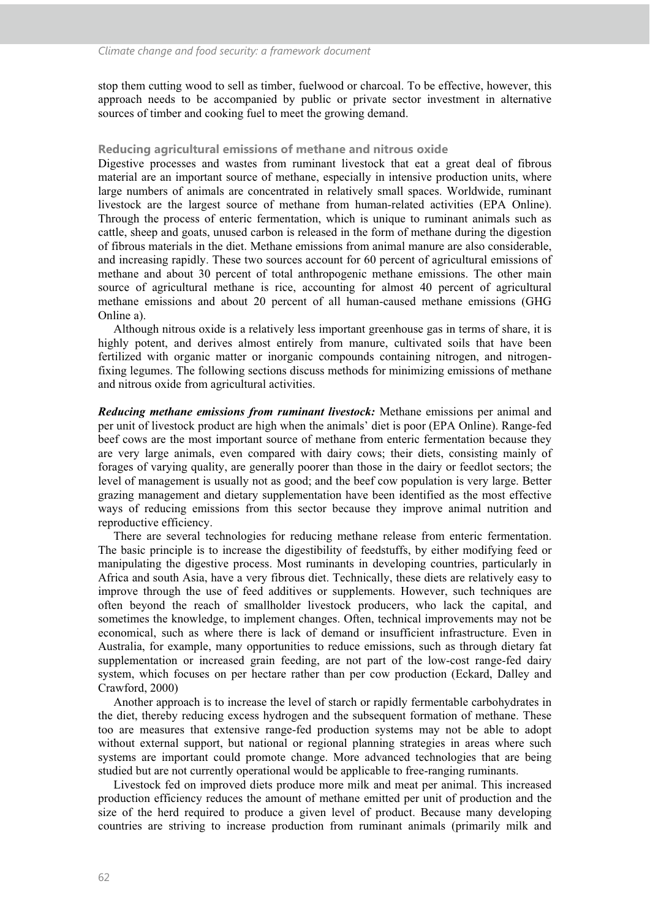stop them cutting wood to sell as timber, fuelwood or charcoal. To be effective, however, this approach needs to be accompanied by public or private sector investment in alternative sources of timber and cooking fuel to meet the growing demand.

### Reducing agricultural emissions of methane and nitrous oxide

Digestive processes and wastes from ruminant livestock that eat a great deal of fibrous material are an important source of methane, especially in intensive production units, where large numbers of animals are concentrated in relatively small spaces. Worldwide, ruminant livestock are the largest source of methane from human-related activities (EPA Online). Through the process of enteric fermentation, which is unique to ruminant animals such as cattle, sheep and goats, unused carbon is released in the form of methane during the digestion of fibrous materials in the diet. Methane emissions from animal manure are also considerable, and increasing rapidly. These two sources account for 60 percent of agricultural emissions of methane and about 30 percent of total anthropogenic methane emissions. The other main source of agricultural methane is rice, accounting for almost 40 percent of agricultural methane emissions and about 20 percent of all human-caused methane emissions (GHG Online a).

Although nitrous oxide is a relatively less important greenhouse gas in terms of share, it is highly potent, and derives almost entirely from manure, cultivated soils that have been fertilized with organic matter or inorganic compounds containing nitrogen, and nitrogen-fixing legumes. The following sections discuss methods for minimizing emissions of methane and nitrous oxide from agricultural activities.

***Reducing methane emissions from ruminant livestock:*** Methane emissions per animal and per unit of livestock product are high when the animals' diet is poor (EPA Online). Range-fed beef cows are the most important source of methane from enteric fermentation because they are very large animals, even compared with dairy cows; their diets, consisting mainly of forages of varying quality, are generally poorer than those in the dairy or feedlot sectors; the level of management is usually not as good; and the beef cow population is very large. Better grazing management and dietary supplementation have been identified as the most effective ways of reducing emissions from this sector because they improve animal nutrition and reproductive efficiency.

There are several technologies for reducing methane release from enteric fermentation. The basic principle is to increase the digestibility of feedstuffs, by either modifying feed or manipulating the digestive process. Most ruminants in developing countries, particularly in Africa and south Asia, have a very fibrous diet. Technically, these diets are relatively easy to improve through the use of feed additives or supplements. However, such techniques are often beyond the reach of smallholder livestock producers, who lack the capital, and sometimes the knowledge, to implement changes. Often, technical improvements may not be economical, such as where there is lack of demand or insufficient infrastructure. Even in Australia, for example, many opportunities to reduce emissions, such as through dietary fat supplementation or increased grain feeding, are not part of the low-cost range-fed dairy system, which focuses on per hectare rather than per cow production (Eckard, Dalley and Crawford, 2000)

Another approach is to increase the level of starch or rapidly fermentable carbohydrates in the diet, thereby reducing excess hydrogen and the subsequent formation of methane. These too are measures that extensive range-fed production systems may not be able to adopt without external support, but national or regional planning strategies in areas where such systems are important could promote change. More advanced technologies that are being studied but are not currently operational would be applicable to free-ranging ruminants.

Livestock fed on improved diets produce more milk and meat per animal. This increased production efficiency reduces the amount of methane emitted per unit of production and the size of the herd required to produce a given level of product. Because many developing countries are striving to increase production from ruminant animals (primarily milk and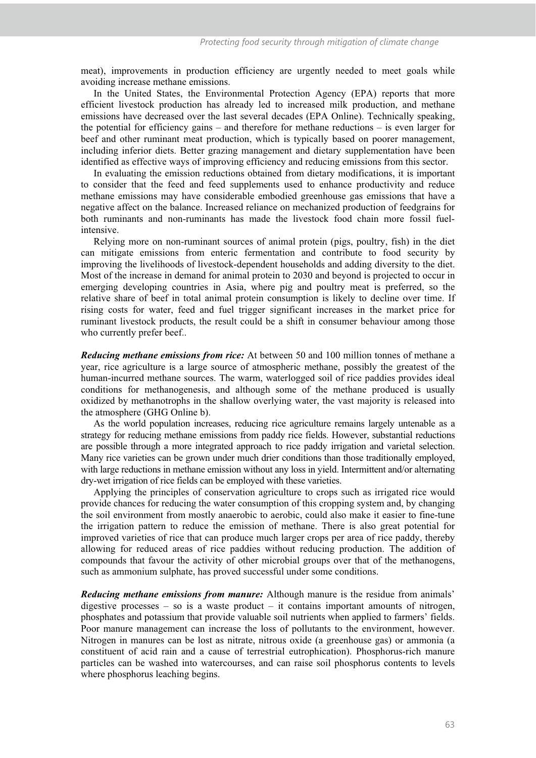meat), improvements in production efficiency are urgently needed to meet goals while avoiding increase methane emissions.

In the United States, the Environmental Protection Agency (EPA) reports that more efficient livestock production has already led to increased milk production, and methane emissions have decreased over the last several decades (EPA Online). Technically speaking, the potential for efficiency gains – and therefore for methane reductions – is even larger for beef and other ruminant meat production, which is typically based on poorer management, including inferior diets. Better grazing management and dietary supplementation have been identified as effective ways of improving efficiency and reducing emissions from this sector.

In evaluating the emission reductions obtained from dietary modifications, it is important to consider that the feed and feed supplements used to enhance productivity and reduce methane emissions may have considerable embodied greenhouse gas emissions that have a negative affect on the balance. Increased reliance on mechanized production of feedgrains for both ruminants and non-ruminants has made the livestock food chain more fossil fuel-intensive.

Relying more on non-ruminant sources of animal protein (pigs, poultry, fish) in the diet can mitigate emissions from enteric fermentation and contribute to food security by improving the livelihoods of livestock-dependent households and adding diversity to the diet. Most of the increase in demand for animal protein to 2030 and beyond is projected to occur in emerging developing countries in Asia, where pig and poultry meat is preferred, so the relative share of beef in total animal protein consumption is likely to decline over time. If rising costs for water, feed and fuel trigger significant increases in the market price for ruminant livestock products, the result could be a shift in consumer behaviour among those who currently prefer beef..

***Reducing methane emissions from rice:*** At between 50 and 100 million tonnes of methane a year, rice agriculture is a large source of atmospheric methane, possibly the greatest of the human-incurred methane sources. The warm, waterlogged soil of rice paddies provides ideal conditions for methanogenesis, and although some of the methane produced is usually oxidized by methanotrophs in the shallow overlying water, the vast majority is released into the atmosphere (GHG Online b).

As the world population increases, reducing rice agriculture remains largely untenable as a strategy for reducing methane emissions from paddy rice fields. However, substantial reductions are possible through a more integrated approach to rice paddy irrigation and varietal selection. Many rice varieties can be grown under much drier conditions than those traditionally employed, with large reductions in methane emission without any loss in yield. Intermittent and/or alternating dry-wet irrigation of rice fields can be employed with these varieties.

Applying the principles of conservation agriculture to crops such as irrigated rice would provide chances for reducing the water consumption of this cropping system and, by changing the soil environment from mostly anaerobic to aerobic, could also make it easier to fine-tune the irrigation pattern to reduce the emission of methane. There is also great potential for improved varieties of rice that can produce much larger crops per area of rice paddy, thereby allowing for reduced areas of rice paddies without reducing production. The addition of compounds that favour the activity of other microbial groups over that of the methanogens, such as ammonium sulphate, has proved successful under some conditions.

***Reducing methane emissions from manure:*** Although manure is the residue from animals' digestive processes – so is a waste product – it contains important amounts of nitrogen, phosphates and potassium that provide valuable soil nutrients when applied to farmers' fields. Poor manure management can increase the loss of pollutants to the environment, however. Nitrogen in manures can be lost as nitrate, nitrous oxide (a greenhouse gas) or ammonia (a constituent of acid rain and a cause of terrestrial eutrophication). Phosphorus-rich manure particles can be washed into watercourses, and can raise soil phosphorus contents to levels where phosphorus leaching begins.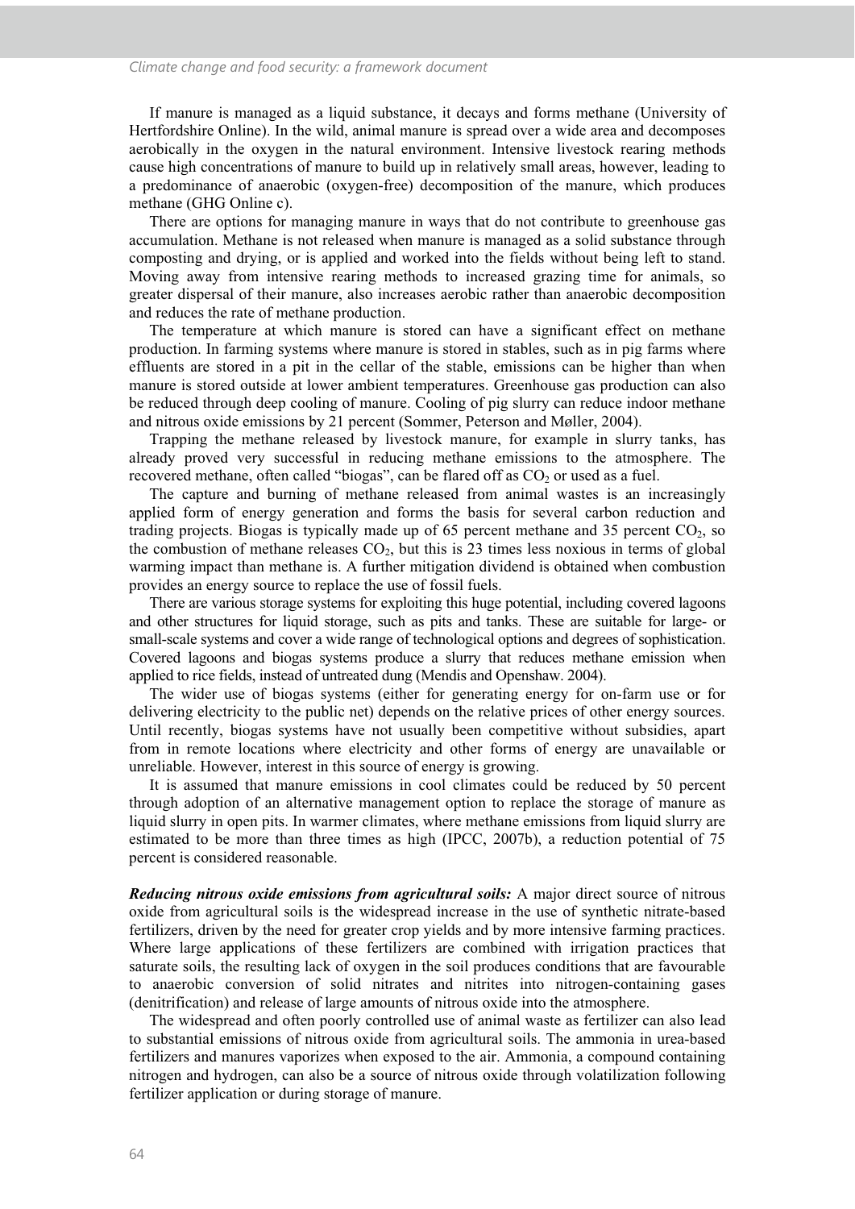If manure is managed as a liquid substance, it decays and forms methane (University of Hertfordshire Online). In the wild, animal manure is spread over a wide area and decomposes aerobically in the oxygen in the natural environment. Intensive livestock rearing methods cause high concentrations of manure to build up in relatively small areas, however, leading to a predominance of anaerobic (oxygen-free) decomposition of the manure, which produces methane (GHG Online c).

There are options for managing manure in ways that do not contribute to greenhouse gas accumulation. Methane is not released when manure is managed as a solid substance through composting and drying, or is applied and worked into the fields without being left to stand. Moving away from intensive rearing methods to increased grazing time for animals, so greater dispersal of their manure, also increases aerobic rather than anaerobic decomposition and reduces the rate of methane production.

The temperature at which manure is stored can have a significant effect on methane production. In farming systems where manure is stored in stables, such as in pig farms where effluents are stored in a pit in the cellar of the stable, emissions can be higher than when manure is stored outside at lower ambient temperatures. Greenhouse gas production can also be reduced through deep cooling of manure. Cooling of pig slurry can reduce indoor methane and nitrous oxide emissions by 21 percent (Sommer, Peterson and Møller, 2004).

Trapping the methane released by livestock manure, for example in slurry tanks, has already proved very successful in reducing methane emissions to the atmosphere. The recovered methane, often called "biogas", can be flared off as $CO_2$ or used as a fuel.

The capture and burning of methane released from animal wastes is an increasingly applied form of energy generation and forms the basis for several carbon reduction and trading projects. Biogas is typically made up of 65 percent methane and 35 percent $CO_2$, so the combustion of methane releases $CO_2$, but this is 23 times less noxious in terms of global warming impact than methane is. A further mitigation dividend is obtained when combustion provides an energy source to replace the use of fossil fuels.

There are various storage systems for exploiting this huge potential, including covered lagoons and other structures for liquid storage, such as pits and tanks. These are suitable for large- or small-scale systems and cover a wide range of technological options and degrees of sophistication. Covered lagoons and biogas systems produce a slurry that reduces methane emission when applied to rice fields, instead of untreated dung (Mendis and Openshaw. 2004).

The wider use of biogas systems (either for generating energy for on-farm use or for delivering electricity to the public net) depends on the relative prices of other energy sources. Until recently, biogas systems have not usually been competitive without subsidies, apart from in remote locations where electricity and other forms of energy are unavailable or unreliable. However, interest in this source of energy is growing.

It is assumed that manure emissions in cool climates could be reduced by 50 percent through adoption of an alternative management option to replace the storage of manure as liquid slurry in open pits. In warmer climates, where methane emissions from liquid slurry are estimated to be more than three times as high (IPCC, 2007b), a reduction potential of 75 percent is considered reasonable.

***Reducing nitrous oxide emissions from agricultural soils:*** A major direct source of nitrous oxide from agricultural soils is the widespread increase in the use of synthetic nitrate-based fertilizers, driven by the need for greater crop yields and by more intensive farming practices. Where large applications of these fertilizers are combined with irrigation practices that saturate soils, the resulting lack of oxygen in the soil produces conditions that are favourable to anaerobic conversion of solid nitrates and nitrites into nitrogen-containing gases (denitrification) and release of large amounts of nitrous oxide into the atmosphere.

The widespread and often poorly controlled use of animal waste as fertilizer can also lead to substantial emissions of nitrous oxide from agricultural soils. The ammonia in urea-based fertilizers and manures vaporizes when exposed to the air. Ammonia, a compound containing nitrogen and hydrogen, can also be a source of nitrous oxide through volatilization following fertilizer application or during storage of manure.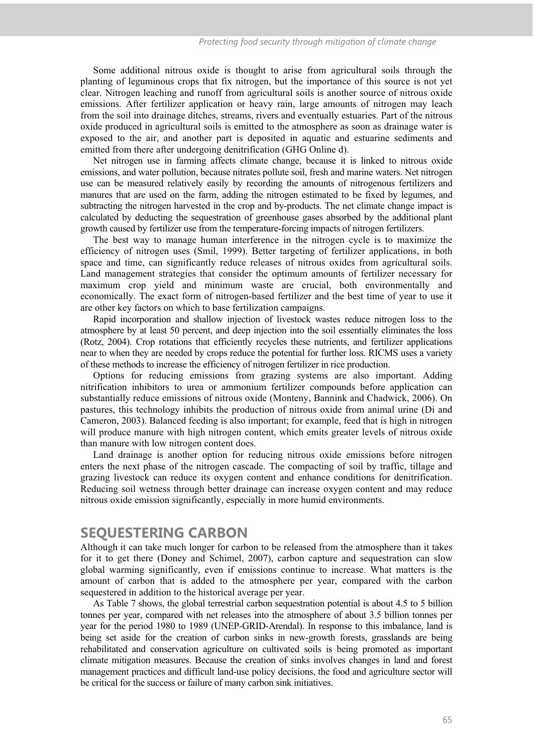Some additional nitrous oxide is thought to arise from agricultural soils through the planting of leguminous crops that fix nitrogen, but the importance of this source is not yet clear. Nitrogen leaching and runoff from agricultural soils is another source of nitrous oxide emissions. After fertilizer application or heavy rain, large amounts of nitrogen may leach from the soil into drainage ditches, streams, rivers and eventually estuaries. Part of the nitrous oxide produced in agricultural soils is emitted to the atmosphere as soon as drainage water is exposed to the air, and another part is deposited in aquatic and estuarine sediments and emitted from there after undergoing denitrification (GHG Online d).

Net nitrogen use in farming affects climate change, because it is linked to nitrous oxide emissions, and water pollution, because nitrates pollute soil, fresh and marine waters. Net nitrogen use can be measured relatively easily by recording the amounts of nitrogenous fertilizers and manures that are used on the farm, adding the nitrogen estimated to be fixed by legumes, and subtracting the nitrogen harvested in the crop and by-products. The net climate change impact is calculated by deducting the sequestration of greenhouse gases absorbed by the additional plant growth caused by fertilizer use from the temperature-forcing impacts of nitrogen fertilizers.

The best way to manage human interference in the nitrogen cycle is to maximize the efficiency of nitrogen uses (Smil, 1999). Better targeting of fertilizer applications, in both space and time, can significantly reduce releases of nitrous oxides from agricultural soils. Land management strategies that consider the optimum amounts of fertilizer necessary for maximum crop yield and minimum waste are crucial, both environmentally and economically. The exact form of nitrogen-based fertilizer and the best time of year to use it are other key factors on which to base fertilization campaigns.

Rapid incorporation and shallow injection of livestock wastes reduce nitrogen loss to the atmosphere by at least 50 percent, and deep injection into the soil essentially eliminates the loss (Rotz, 2004). Crop rotations that efficiently recycles these nutrients, and fertilizer applications near to when they are needed by crops reduce the potential for further loss. RICMS uses a variety of these methods to increase the efficiency of nitrogen fertilizer in rice production.

Options for reducing emissions from grazing systems are also important. Adding nitrification inhibitors to urea or ammonium fertilizer compounds before application can substantially reduce emissions of nitrous oxide (Monteny, Bannink and Chadwick, 2006). On pastures, this technology inhibits the production of nitrous oxide from animal urine (Di and Cameron, 2003). Balanced feeding is also important; for example, feed that is high in nitrogen will produce manure with high nitrogen content, which emits greater levels of nitrous oxide than manure with low nitrogen content does.

Land drainage is another option for reducing nitrous oxide emissions before nitrogen enters the next phase of the nitrogen cascade. The compacting of soil by traffic, tillage and grazing livestock can reduce its oxygen content and enhance conditions for denitrification. Reducing soil wetness through better drainage can increase oxygen content and may reduce nitrous oxide emission significantly, especially in more humid environments.

## SEQUESTERING CARBON

Although it can take much longer for carbon to be released from the atmosphere than it takes for it to get there (Doney and Schimel, 2007), carbon capture and sequestration can slow global warming significantly, even if emissions continue to increase. What matters is the amount of carbon that is added to the atmosphere per year, compared with the carbon sequestered in addition to the historical average per year.

As Table 7 shows, the global terrestrial carbon sequestration potential is about 4.5 to 5 billion tonnes per year, compared with net releases into the atmosphere of about 3.5 billion tonnes per year for the period 1980 to 1989 (UNEP-GRID-Arendal). In response to this imbalance, land is being set aside for the creation of carbon sinks in new-growth forests, grasslands are being rehabilitated and conservation agriculture on cultivated soils is being promoted as important climate mitigation measures. Because the creation of sinks involves changes in land and forest management practices and difficult land-use policy decisions, the food and agriculture sector will be critical for the success or failure of many carbon sink initiatives.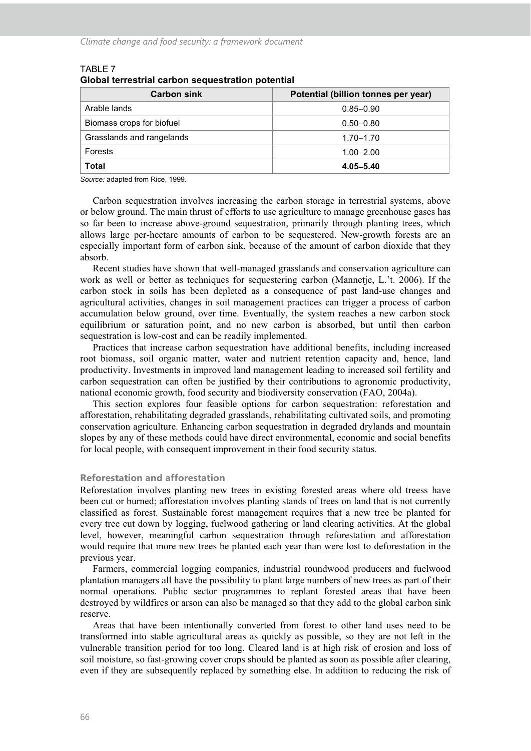TABLE 7
**Global terrestrial carbon sequestration potential**

| Carbon sink | Potential (billion tonnes per year) |
|---|---|
| Arable lands | 0.85–0.90 |
| Biomass crops for biofuel | 0.50–0.80 |
| Grasslands and rangelands | 1.70–1.70 |
| Forests | 1.00–2.00 |
| **Total** | **4.05–5.40** |

*Source:* adapted from Rice, 1999.

Carbon sequestration involves increasing the carbon storage in terrestrial systems, above or below ground. The main thrust of efforts to use agriculture to manage greenhouse gases has so far been to increase above-ground sequestration, primarily through planting trees, which allows large per-hectare amounts of carbon to be sequestered. New-growth forests are an especially important form of carbon sink, because of the amount of carbon dioxide that they absorb.

Recent studies have shown that well-managed grasslands and conservation agriculture can work as well or better as techniques for sequestering carbon (Mannetje, L.'t. 2006). If the carbon stock in soils has been depleted as a consequence of past land-use changes and agricultural activities, changes in soil management practices can trigger a process of carbon accumulation below ground, over time. Eventually, the system reaches a new carbon stock equilibrium or saturation point, and no new carbon is absorbed, but until then carbon sequestration is low-cost and can be readily implemented.

Practices that increase carbon sequestration have additional benefits, including increased root biomass, soil organic matter, water and nutrient retention capacity and, hence, land productivity. Investments in improved land management leading to increased soil fertility and carbon sequestration can often be justified by their contributions to agronomic productivity, national economic growth, food security and biodiversity conservation (FAO, 2004a).

This section explores four feasible options for carbon sequestration: reforestation and afforestation, rehabilitating degraded grasslands, rehabilitating cultivated soils, and promoting conservation agriculture. Enhancing carbon sequestration in degraded drylands and mountain slopes by any of these methods could have direct environmental, economic and social benefits for local people, with consequent improvement in their food security status.

### Reforestation and afforestation

Reforestation involves planting new trees in existing forested areas where old treess have been cut or burned; afforestation involves planting stands of trees on land that is not currently classified as forest. Sustainable forest management requires that a new tree be planted for every tree cut down by logging, fuelwood gathering or land clearing activities. At the global level, however, meaningful carbon sequestration through reforestation and afforestation would require that more new trees be planted each year than were lost to deforestation in the previous year.

Farmers, commercial logging companies, industrial roundwood producers and fuelwood plantation managers all have the possibility to plant large numbers of new trees as part of their normal operations. Public sector programmes to replant forested areas that have been destroyed by wildfires or arson can also be managed so that they add to the global carbon sink reserve.

Areas that have been intentionally converted from forest to other land uses need to be transformed into stable agricultural areas as quickly as possible, so they are not left in the vulnerable transition period for too long. Cleared land is at high risk of erosion and loss of soil moisture, so fast-growing cover crops should be planted as soon as possible after clearing, even if they are subsequently replaced by something else. In addition to reducing the risk of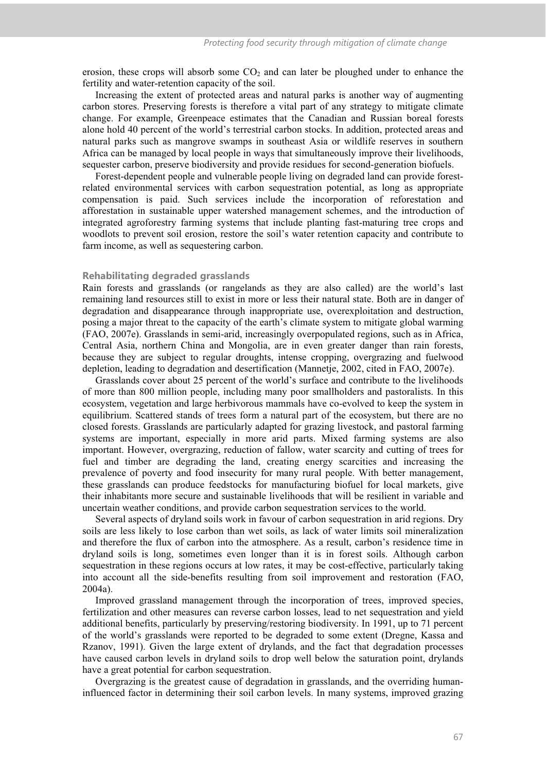erosion, these crops will absorb some $CO_2$ and can later be ploughed under to enhance the fertility and water-retention capacity of the soil.

Increasing the extent of protected areas and natural parks is another way of augmenting carbon stores. Preserving forests is therefore a vital part of any strategy to mitigate climate change. For example, Greenpeace estimates that the Canadian and Russian boreal forests alone hold 40 percent of the world's terrestrial carbon stocks. In addition, protected areas and natural parks such as mangrove swamps in southeast Asia or wildlife reserves in southern Africa can be managed by local people in ways that simultaneously improve their livelihoods, sequester carbon, preserve biodiversity and provide residues for second-generation biofuels.

Forest-dependent people and vulnerable people living on degraded land can provide forest-related environmental services with carbon sequestration potential, as long as appropriate compensation is paid. Such services include the incorporation of reforestation and afforestation in sustainable upper watershed management schemes, and the introduction of integrated agroforestry farming systems that include planting fast-maturing tree crops and woodlots to prevent soil erosion, restore the soil's water retention capacity and contribute to farm income, as well as sequestering carbon.

### Rehabilitating degraded grasslands

Rain forests and grasslands (or rangelands as they are also called) are the world's last remaining land resources still to exist in more or less their natural state. Both are in danger of degradation and disappearance through inappropriate use, overexploitation and destruction, posing a major threat to the capacity of the earth's climate system to mitigate global warming (FAO, 2007e). Grasslands in semi-arid, increasingly overpopulated regions, such as in Africa, Central Asia, northern China and Mongolia, are in even greater danger than rain forests, because they are subject to regular droughts, intense cropping, overgrazing and fuelwood depletion, leading to degradation and desertification (Mannetje, 2002, cited in FAO, 2007e).

Grasslands cover about 25 percent of the world's surface and contribute to the livelihoods of more than 800 million people, including many poor smallholders and pastoralists. In this ecosystem, vegetation and large herbivorous mammals have co-evolved to keep the system in equilibrium. Scattered stands of trees form a natural part of the ecosystem, but there are no closed forests. Grasslands are particularly adapted for grazing livestock, and pastoral farming systems are important, especially in more arid parts. Mixed farming systems are also important. However, overgrazing, reduction of fallow, water scarcity and cutting of trees for fuel and timber are degrading the land, creating energy scarcities and increasing the prevalence of poverty and food insecurity for many rural people. With better management, these grasslands can produce feedstocks for manufacturing biofuel for local markets, give their inhabitants more secure and sustainable livelihoods that will be resilient in variable and uncertain weather conditions, and provide carbon sequestration services to the world.

Several aspects of dryland soils work in favour of carbon sequestration in arid regions. Dry soils are less likely to lose carbon than wet soils, as lack of water limits soil mineralization and therefore the flux of carbon into the atmosphere. As a result, carbon's residence time in dryland soils is long, sometimes even longer than it is in forest soils. Although carbon sequestration in these regions occurs at low rates, it may be cost-effective, particularly taking into account all the side-benefits resulting from soil improvement and restoration (FAO, 2004a).

Improved grassland management through the incorporation of trees, improved species, fertilization and other measures can reverse carbon losses, lead to net sequestration and yield additional benefits, particularly by preserving/restoring biodiversity. In 1991, up to 71 percent of the world's grasslands were reported to be degraded to some extent (Dregne, Kassa and Rzanov, 1991). Given the large extent of drylands, and the fact that degradation processes have caused carbon levels in dryland soils to drop well below the saturation point, drylands have a great potential for carbon sequestration.

Overgrazing is the greatest cause of degradation in grasslands, and the overriding human-influenced factor in determining their soil carbon levels. In many systems, improved grazing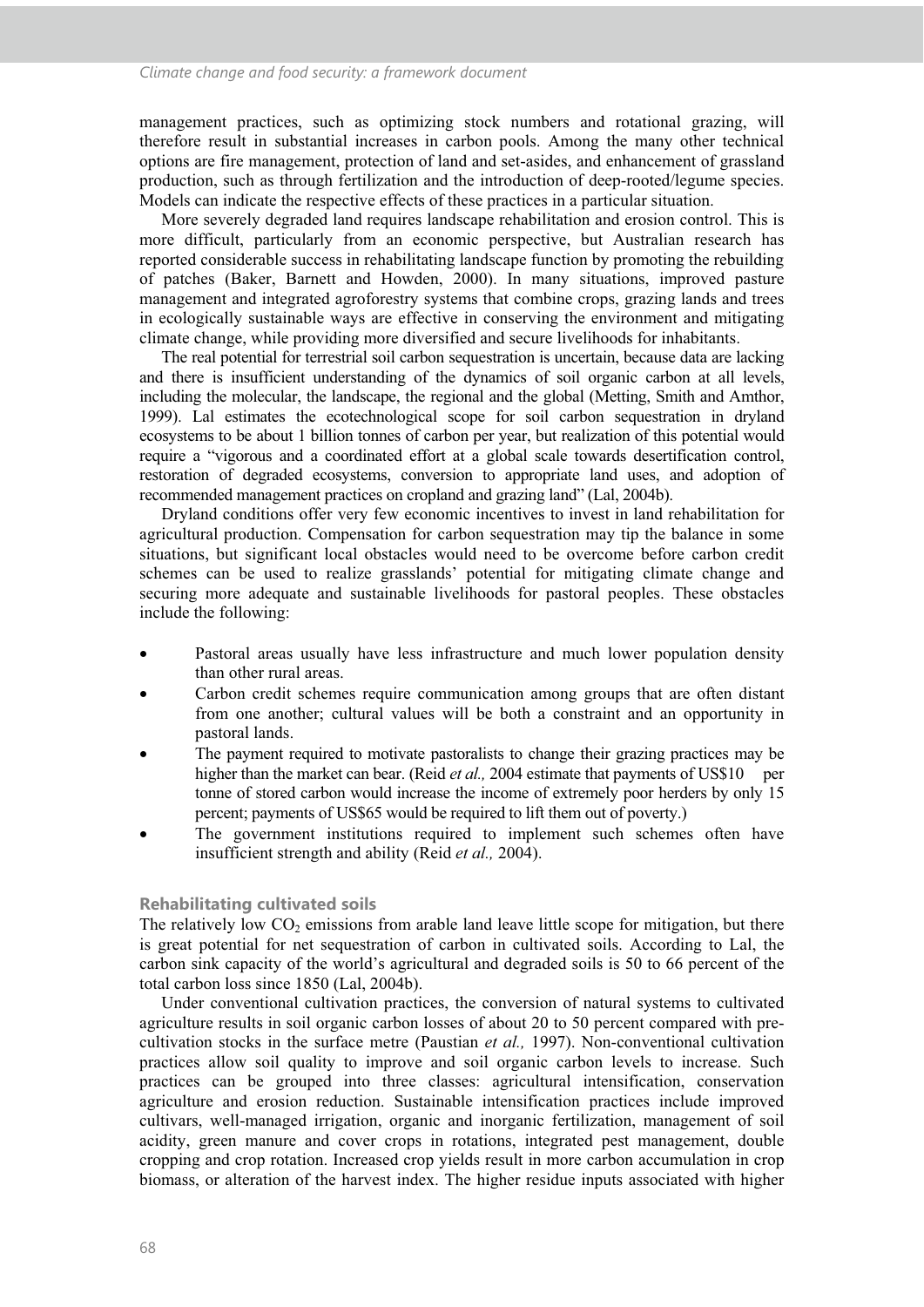management practices, such as optimizing stock numbers and rotational grazing, will therefore result in substantial increases in carbon pools. Among the many other technical options are fire management, protection of land and set-asides, and enhancement of grassland production, such as through fertilization and the introduction of deep-rooted/legume species. Models can indicate the respective effects of these practices in a particular situation.

More severely degraded land requires landscape rehabilitation and erosion control. This is more difficult, particularly from an economic perspective, but Australian research has reported considerable success in rehabilitating landscape function by promoting the rebuilding of patches (Baker, Barnett and Howden, 2000). In many situations, improved pasture management and integrated agroforestry systems that combine crops, grazing lands and trees in ecologically sustainable ways are effective in conserving the environment and mitigating climate change, while providing more diversified and secure livelihoods for inhabitants.

The real potential for terrestrial soil carbon sequestration is uncertain, because data are lacking and there is insufficient understanding of the dynamics of soil organic carbon at all levels, including the molecular, the landscape, the regional and the global (Metting, Smith and Amthor, 1999). Lal estimates the ecotechnological scope for soil carbon sequestration in dryland ecosystems to be about 1 billion tonnes of carbon per year, but realization of this potential would require a "vigorous and a coordinated effort at a global scale towards desertification control, restoration of degraded ecosystems, conversion to appropriate land uses, and adoption of recommended management practices on cropland and grazing land" (Lal, 2004b).

Dryland conditions offer very few economic incentives to invest in land rehabilitation for agricultural production. Compensation for carbon sequestration may tip the balance in some situations, but significant local obstacles would need to be overcome before carbon credit schemes can be used to realize grasslands' potential for mitigating climate change and securing more adequate and sustainable livelihoods for pastoral peoples. These obstacles include the following:

- Pastoral areas usually have less infrastructure and much lower population density than other rural areas.
- Carbon credit schemes require communication among groups that are often distant from one another; cultural values will be both a constraint and an opportunity in pastoral lands.
- The payment required to motivate pastoralists to change their grazing practices may be higher than the market can bear. (Reid *et al.,* 2004 estimate that payments of US$10 per tonne of stored carbon would increase the income of extremely poor herders by only 15 percent; payments of US$65 would be required to lift them out of poverty.)
- The government institutions required to implement such schemes often have insufficient strength and ability (Reid *et al.,* 2004).

### Rehabilitating cultivated soils

The relatively low $CO_2$ emissions from arable land leave little scope for mitigation, but there is great potential for net sequestration of carbon in cultivated soils. According to Lal, the carbon sink capacity of the world's agricultural and degraded soils is 50 to 66 percent of the total carbon loss since 1850 (Lal, 2004b).

Under conventional cultivation practices, the conversion of natural systems to cultivated agriculture results in soil organic carbon losses of about 20 to 50 percent compared with pre-cultivation stocks in the surface metre (Paustian *et al.,* 1997). Non-conventional cultivation practices allow soil quality to improve and soil organic carbon levels to increase. Such practices can be grouped into three classes: agricultural intensification, conservation agriculture and erosion reduction. Sustainable intensification practices include improved cultivars, well-managed irrigation, organic and inorganic fertilization, management of soil acidity, green manure and cover crops in rotations, integrated pest management, double cropping and crop rotation. Increased crop yields result in more carbon accumulation in crop biomass, or alteration of the harvest index. The higher residue inputs associated with higher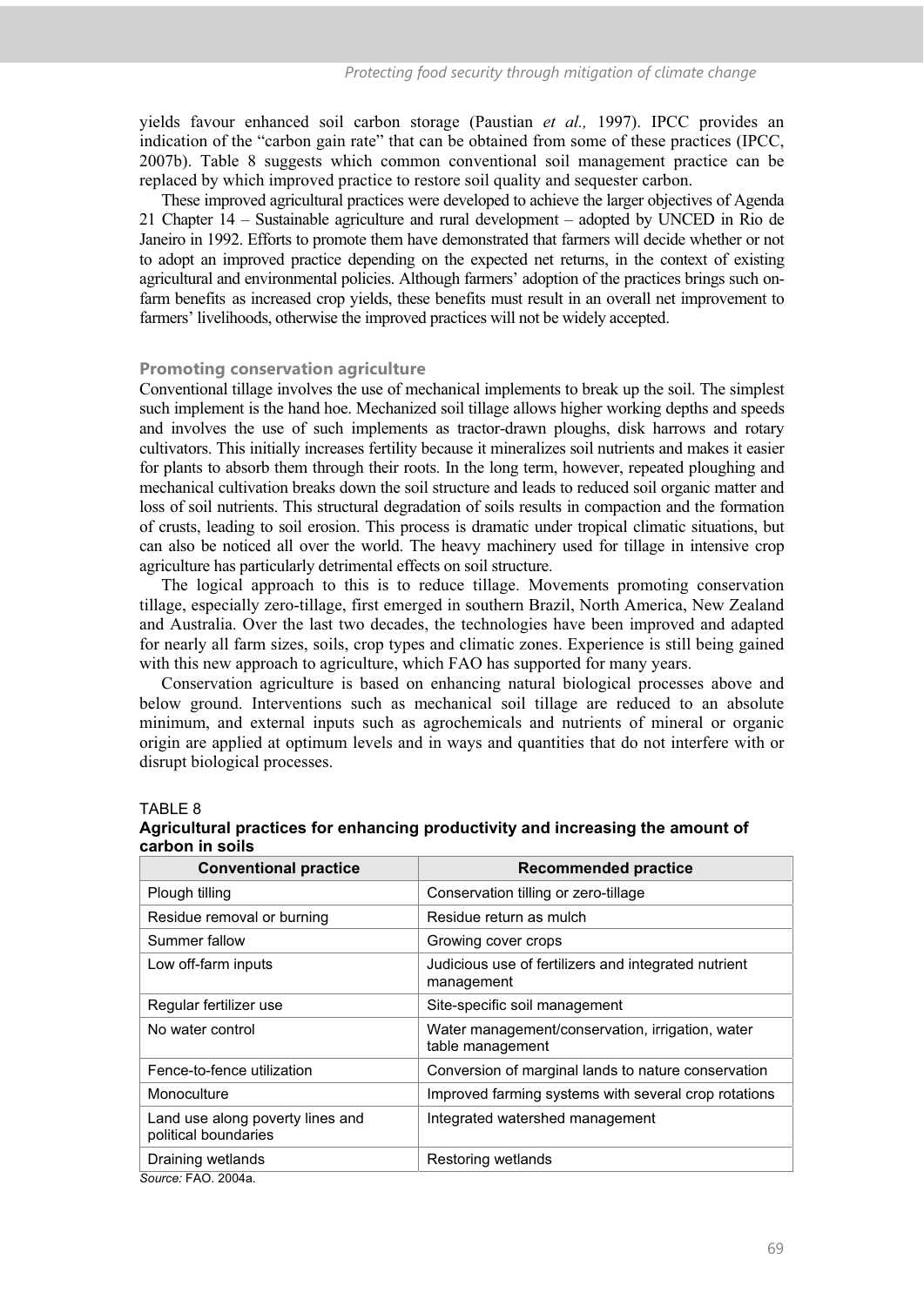yields favour enhanced soil carbon storage (Paustian *et al.,* 1997). IPCC provides an indication of the "carbon gain rate" that can be obtained from some of these practices (IPCC, 2007b). Table 8 suggests which common conventional soil management practice can be replaced by which improved practice to restore soil quality and sequester carbon.

These improved agricultural practices were developed to achieve the larger objectives of Agenda 21 Chapter 14 – Sustainable agriculture and rural development – adopted by UNCED in Rio de Janeiro in 1992. Efforts to promote them have demonstrated that farmers will decide whether or not to adopt an improved practice depending on the expected net returns, in the context of existing agricultural and environmental policies. Although farmers' adoption of the practices brings such on-farm benefits as increased crop yields, these benefits must result in an overall net improvement to farmers' livelihoods, otherwise the improved practices will not be widely accepted.

### Promoting conservation agriculture

Conventional tillage involves the use of mechanical implements to break up the soil. The simplest such implement is the hand hoe. Mechanized soil tillage allows higher working depths and speeds and involves the use of such implements as tractor-drawn ploughs, disk harrows and rotary cultivators. This initially increases fertility because it mineralizes soil nutrients and makes it easier for plants to absorb them through their roots. In the long term, however, repeated ploughing and mechanical cultivation breaks down the soil structure and leads to reduced soil organic matter and loss of soil nutrients. This structural degradation of soils results in compaction and the formation of crusts, leading to soil erosion. This process is dramatic under tropical climatic situations, but can also be noticed all over the world. The heavy machinery used for tillage in intensive crop agriculture has particularly detrimental effects on soil structure.

The logical approach to this is to reduce tillage. Movements promoting conservation tillage, especially zero-tillage, first emerged in southern Brazil, North America, New Zealand and Australia. Over the last two decades, the technologies have been improved and adapted for nearly all farm sizes, soils, crop types and climatic zones. Experience is still being gained with this new approach to agriculture, which FAO has supported for many years.

Conservation agriculture is based on enhancing natural biological processes above and below ground. Interventions such as mechanical soil tillage are reduced to an absolute minimum, and external inputs such as agrochemicals and nutrients of mineral or organic origin are applied at optimum levels and in ways and quantities that do not interfere with or disrupt biological processes.

TABLE 8
**Agricultural practices for enhancing productivity and increasing the amount of carbon in soils**

| Conventional practice | Recommended practice |
|---|---|
| Plough tilling | Conservation tilling or zero-tillage |
| Residue removal or burning | Residue return as mulch |
| Summer fallow | Growing cover crops |
| Low off-farm inputs | Judicious use of fertilizers and integrated nutrient management |
| Regular fertilizer use | Site-specific soil management |
| No water control | Water management/conservation, irrigation, water table management |
| Fence-to-fence utilization | Conversion of marginal lands to nature conservation |
| Monoculture | Improved farming systems with several crop rotations |
| Land use along poverty lines and political boundaries | Integrated watershed management |
| Draining wetlands | Restoring wetlands |

*Source:* FAO. 2004a.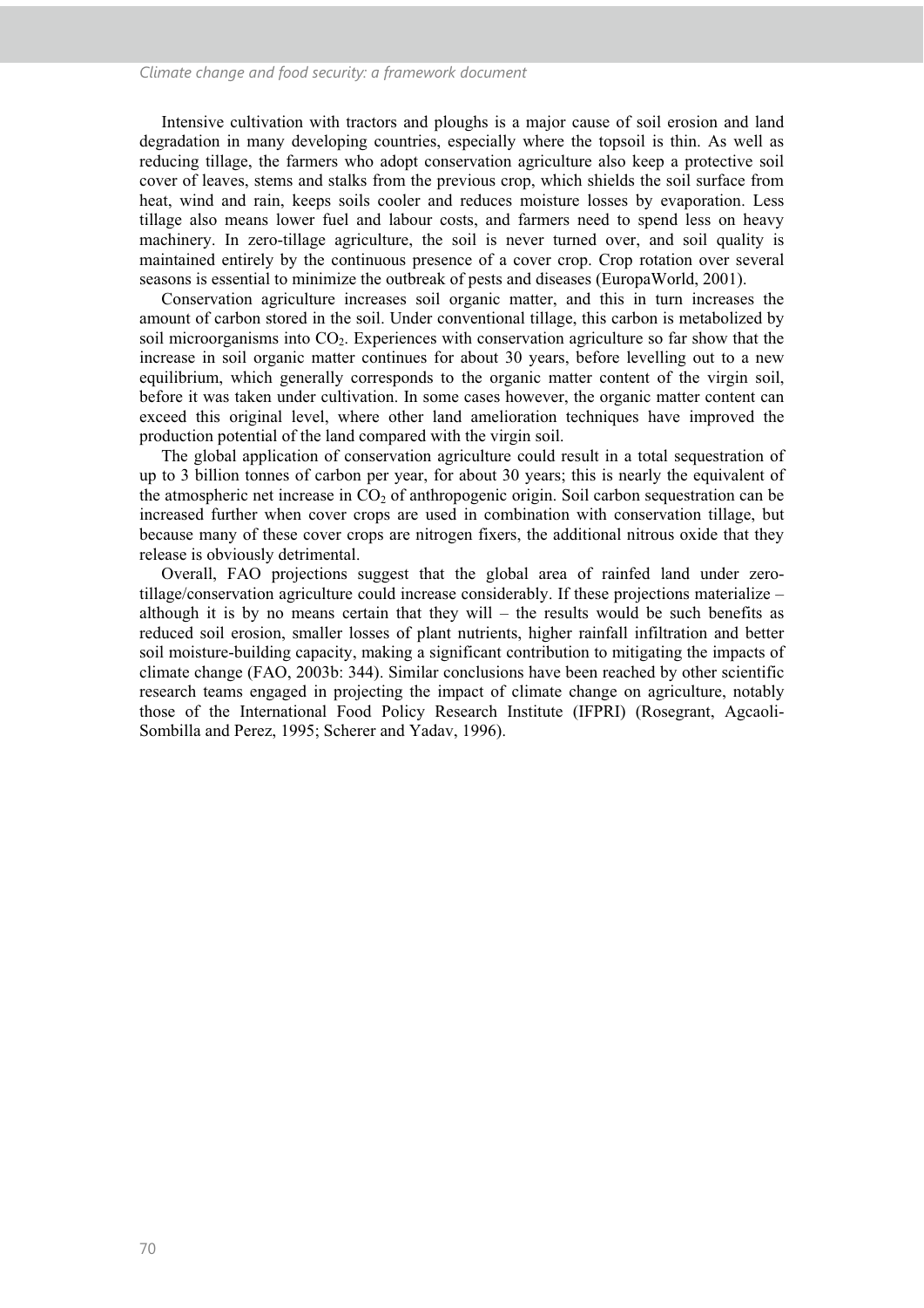Intensive cultivation with tractors and ploughs is a major cause of soil erosion and land degradation in many developing countries, especially where the topsoil is thin. As well as reducing tillage, the farmers who adopt conservation agriculture also keep a protective soil cover of leaves, stems and stalks from the previous crop, which shields the soil surface from heat, wind and rain, keeps soils cooler and reduces moisture losses by evaporation. Less tillage also means lower fuel and labour costs, and farmers need to spend less on heavy machinery. In zero-tillage agriculture, the soil is never turned over, and soil quality is maintained entirely by the continuous presence of a cover crop. Crop rotation over several seasons is essential to minimize the outbreak of pests and diseases (EuropaWorld, 2001).

Conservation agriculture increases soil organic matter, and this in turn increases the amount of carbon stored in the soil. Under conventional tillage, this carbon is metabolized by soil microorganisms into $CO_2$. Experiences with conservation agriculture so far show that the increase in soil organic matter continues for about 30 years, before levelling out to a new equilibrium, which generally corresponds to the organic matter content of the virgin soil, before it was taken under cultivation. In some cases however, the organic matter content can exceed this original level, where other land amelioration techniques have improved the production potential of the land compared with the virgin soil.

The global application of conservation agriculture could result in a total sequestration of up to 3 billion tonnes of carbon per year, for about 30 years; this is nearly the equivalent of the atmospheric net increase in $CO_2$ of anthropogenic origin. Soil carbon sequestration can be increased further when cover crops are used in combination with conservation tillage, but because many of these cover crops are nitrogen fixers, the additional nitrous oxide that they release is obviously detrimental.

Overall, FAO projections suggest that the global area of rainfed land under zero-tillage/conservation agriculture could increase considerably. If these projections materialize – although it is by no means certain that they will – the results would be such benefits as reduced soil erosion, smaller losses of plant nutrients, higher rainfall infiltration and better soil moisture-building capacity, making a significant contribution to mitigating the impacts of climate change (FAO, 2003b: 344). Similar conclusions have been reached by other scientific research teams engaged in projecting the impact of climate change on agriculture, notably those of the International Food Policy Research Institute (IFPRI) (Rosegrant, Agcaoli-Sombilla and Perez, 1995; Scherer and Yadav, 1996).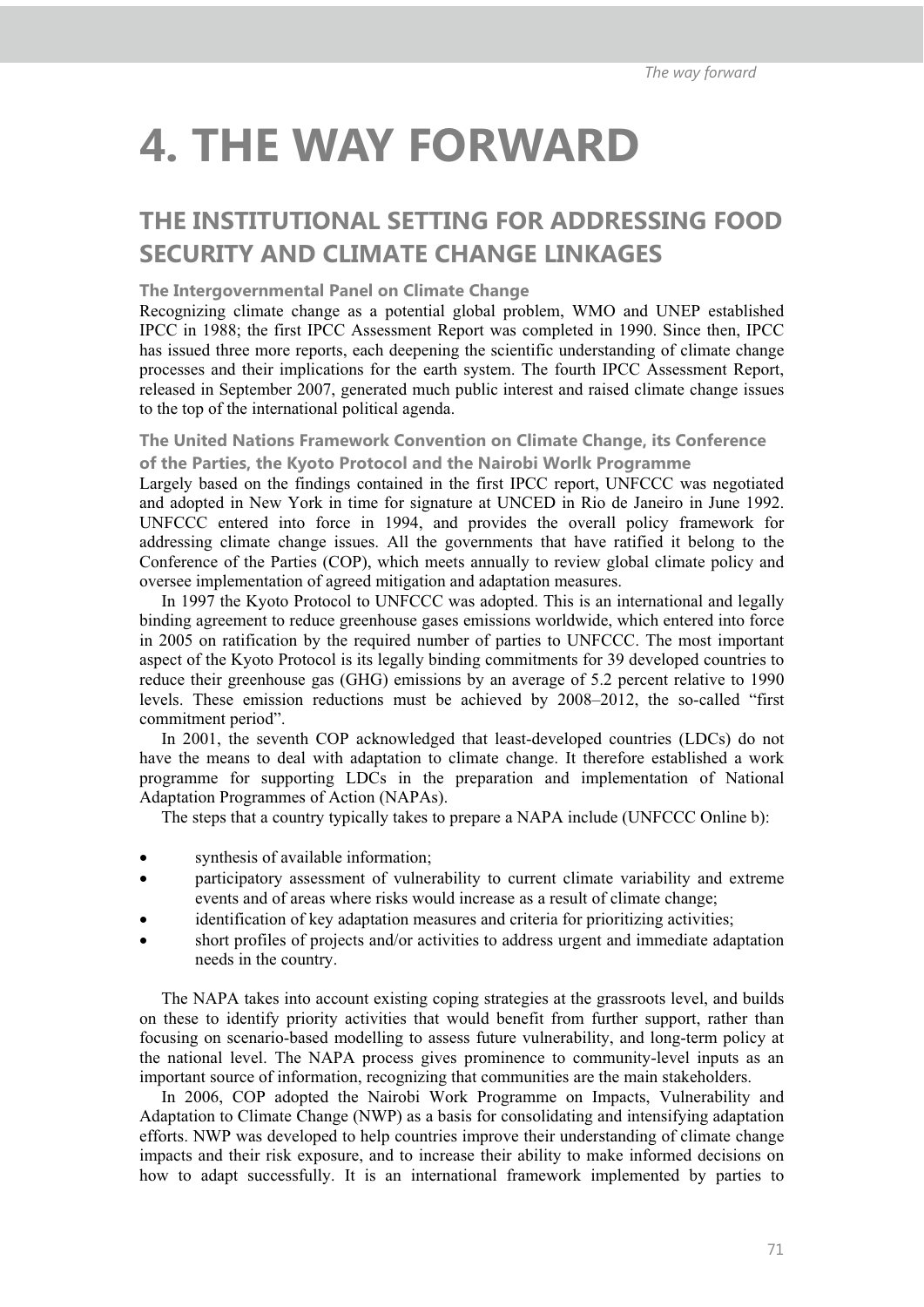# 4. THE WAY FORWARD

## THE INSTITUTIONAL SETTING FOR ADDRESSING FOOD SECURITY AND CLIMATE CHANGE LINKAGES

### The Intergovernmental Panel on Climate Change

Recognizing climate change as a potential global problem, WMO and UNEP established IPCC in 1988; the first IPCC Assessment Report was completed in 1990. Since then, IPCC has issued three more reports, each deepening the scientific understanding of climate change processes and their implications for the earth system. The fourth IPCC Assessment Report, released in September 2007, generated much public interest and raised climate change issues to the top of the international political agenda.

### The United Nations Framework Convention on Climate Change, its Conference of the Parties, the Kyoto Protocol and the Nairobi Worlk Programme

Largely based on the findings contained in the first IPCC report, UNFCCC was negotiated and adopted in New York in time for signature at UNCED in Rio de Janeiro in June 1992. UNFCCC entered into force in 1994, and provides the overall policy framework for addressing climate change issues. All the governments that have ratified it belong to the Conference of the Parties (COP), which meets annually to review global climate policy and oversee implementation of agreed mitigation and adaptation measures.

In 1997 the Kyoto Protocol to UNFCCC was adopted. This is an international and legally binding agreement to reduce greenhouse gases emissions worldwide, which entered into force in 2005 on ratification by the required number of parties to UNFCCC. The most important aspect of the Kyoto Protocol is its legally binding commitments for 39 developed countries to reduce their greenhouse gas (GHG) emissions by an average of 5.2 percent relative to 1990 levels. These emission reductions must be achieved by 2008–2012, the so-called "first commitment period".

In 2001, the seventh COP acknowledged that least-developed countries (LDCs) do not have the means to deal with adaptation to climate change. It therefore established a work programme for supporting LDCs in the preparation and implementation of National Adaptation Programmes of Action (NAPAs).

The steps that a country typically takes to prepare a NAPA include (UNFCCC Online b):

- synthesis of available information;
- participatory assessment of vulnerability to current climate variability and extreme events and of areas where risks would increase as a result of climate change;
- identification of key adaptation measures and criteria for prioritizing activities;
- short profiles of projects and/or activities to address urgent and immediate adaptation needs in the country.

The NAPA takes into account existing coping strategies at the grassroots level, and builds on these to identify priority activities that would benefit from further support, rather than focusing on scenario-based modelling to assess future vulnerability, and long-term policy at the national level. The NAPA process gives prominence to community-level inputs as an important source of information, recognizing that communities are the main stakeholders.

In 2006, COP adopted the Nairobi Work Programme on Impacts, Vulnerability and Adaptation to Climate Change (NWP) as a basis for consolidating and intensifying adaptation efforts. NWP was developed to help countries improve their understanding of climate change impacts and their risk exposure, and to increase their ability to make informed decisions on how to adapt successfully. It is an international framework implemented by parties to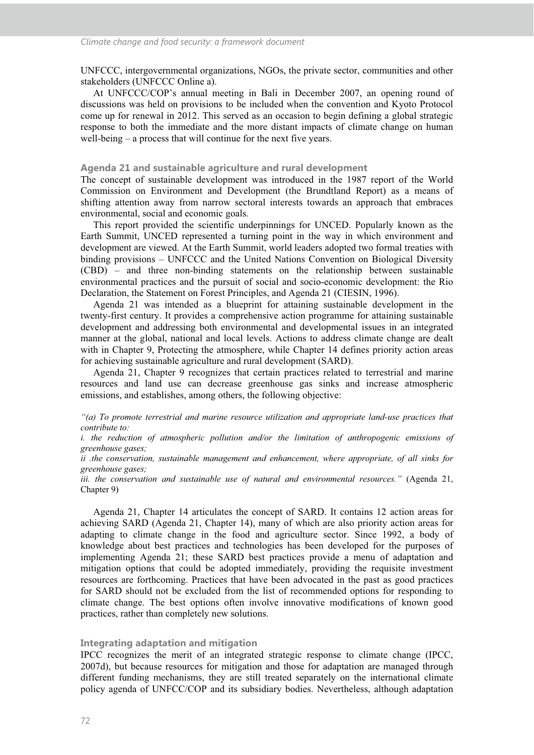UNFCCC, intergovernmental organizations, NGOs, the private sector, communities and other stakeholders (UNFCCC Online a).

At UNFCCC/COP's annual meeting in Bali in December 2007, an opening round of discussions was held on provisions to be included when the convention and Kyoto Protocol come up for renewal in 2012. This served as an occasion to begin defining a global strategic response to both the immediate and the more distant impacts of climate change on human well-being – a process that will continue for the next five years.

### Agenda 21 and sustainable agriculture and rural development

The concept of sustainable development was introduced in the 1987 report of the World Commission on Environment and Development (the Brundtland Report) as a means of shifting attention away from narrow sectoral interests towards an approach that embraces environmental, social and economic goals.

This report provided the scientific underpinnings for UNCED. Popularly known as the Earth Summit, UNCED represented a turning point in the way in which environment and development are viewed. At the Earth Summit, world leaders adopted two formal treaties with binding provisions – UNFCCC and the United Nations Convention on Biological Diversity (CBD) – and three non-binding statements on the relationship between sustainable environmental practices and the pursuit of social and socio-economic development: the Rio Declaration, the Statement on Forest Principles, and Agenda 21 (CIESIN, 1996).

Agenda 21 was intended as a blueprint for attaining sustainable development in the twenty-first century. It provides a comprehensive action programme for attaining sustainable development and addressing both environmental and developmental issues in an integrated manner at the global, national and local levels. Actions to address climate change are dealt with in Chapter 9, Protecting the atmosphere, while Chapter 14 defines priority action areas for achieving sustainable agriculture and rural development (SARD).

Agenda 21, Chapter 9 recognizes that certain practices related to terrestrial and marine resources and land use can decrease greenhouse gas sinks and increase atmospheric emissions, and establishes, among others, the following objective:

*"(a) To promote terrestrial and marine resource utilization and appropriate land-use practices that contribute to:*

*i. the reduction of atmospheric pollution and/or the limitation of anthropogenic emissions of greenhouse gases;*

*ii .the conservation, sustainable management and enhancement, where appropriate, of all sinks for greenhouse gases;*

*iii. the conservation and sustainable use of natural and environmental resources."* (Agenda 21, Chapter 9)

Agenda 21, Chapter 14 articulates the concept of SARD. It contains 12 action areas for achieving SARD (Agenda 21, Chapter 14), many of which are also priority action areas for adapting to climate change in the food and agriculture sector. Since 1992, a body of knowledge about best practices and technologies has been developed for the purposes of implementing Agenda 21; these SARD best practices provide a menu of adaptation and mitigation options that could be adopted immediately, providing the requisite investment resources are forthcoming. Practices that have been advocated in the past as good practices for SARD should not be excluded from the list of recommended options for responding to climate change. The best options often involve innovative modifications of known good practices, rather than completely new solutions.

### Integrating adaptation and mitigation

IPCC recognizes the merit of an integrated strategic response to climate change (IPCC, 2007d), but because resources for mitigation and those for adaptation are managed through different funding mechanisms, they are still treated separately on the international climate policy agenda of UNFCC/COP and its subsidiary bodies. Nevertheless, although adaptation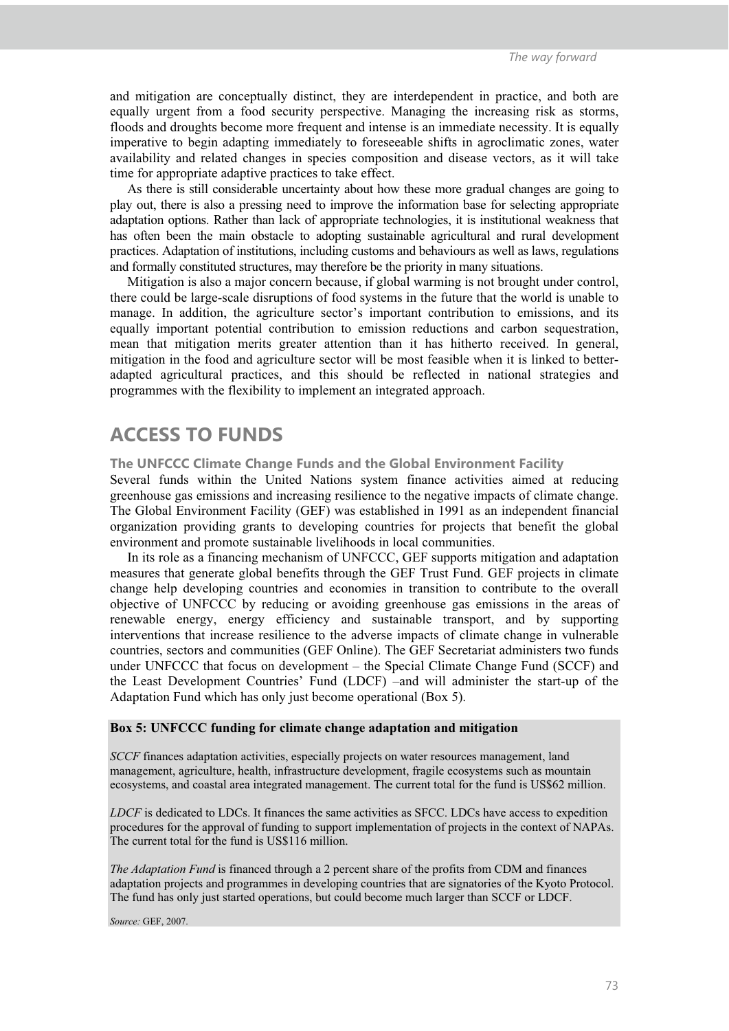and mitigation are conceptually distinct, they are interdependent in practice, and both are equally urgent from a food security perspective. Managing the increasing risk as storms, floods and droughts become more frequent and intense is an immediate necessity. It is equally imperative to begin adapting immediately to foreseeable shifts in agroclimatic zones, water availability and related changes in species composition and disease vectors, as it will take time for appropriate adaptive practices to take effect.

As there is still considerable uncertainty about how these more gradual changes are going to play out, there is also a pressing need to improve the information base for selecting appropriate adaptation options. Rather than lack of appropriate technologies, it is institutional weakness that has often been the main obstacle to adopting sustainable agricultural and rural development practices. Adaptation of institutions, including customs and behaviours as well as laws, regulations and formally constituted structures, may therefore be the priority in many situations.

Mitigation is also a major concern because, if global warming is not brought under control, there could be large-scale disruptions of food systems in the future that the world is unable to manage. In addition, the agriculture sector's important contribution to emissions, and its equally important potential contribution to emission reductions and carbon sequestration, mean that mitigation merits greater attention than it has hitherto received. In general, mitigation in the food and agriculture sector will be most feasible when it is linked to better-adapted agricultural practices, and this should be reflected in national strategies and programmes with the flexibility to implement an integrated approach.

## ACCESS TO FUNDS

### The UNFCCC Climate Change Funds and the Global Environment Facility

Several funds within the United Nations system finance activities aimed at reducing greenhouse gas emissions and increasing resilience to the negative impacts of climate change. The Global Environment Facility (GEF) was established in 1991 as an independent financial organization providing grants to developing countries for projects that benefit the global environment and promote sustainable livelihoods in local communities.

In its role as a financing mechanism of UNFCCC, GEF supports mitigation and adaptation measures that generate global benefits through the GEF Trust Fund. GEF projects in climate change help developing countries and economies in transition to contribute to the overall objective of UNFCCC by reducing or avoiding greenhouse gas emissions in the areas of renewable energy, energy efficiency and sustainable transport, and by supporting interventions that increase resilience to the adverse impacts of climate change in vulnerable countries, sectors and communities (GEF Online). The GEF Secretariat administers two funds under UNFCCC that focus on development – the Special Climate Change Fund (SCCF) and the Least Development Countries' Fund (LDCF) –and will administer the start-up of the Adaptation Fund which has only just become operational (Box 5).

**Box 5: UNFCCC funding for climate change adaptation and mitigation**

*SCCF* finances adaptation activities, especially projects on water resources management, land management, agriculture, health, infrastructure development, fragile ecosystems such as mountain ecosystems, and coastal area integrated management. The current total for the fund is US$62 million.

*LDCF* is dedicated to LDCs. It finances the same activities as SFCC. LDCs have access to expedition procedures for the approval of funding to support implementation of projects in the context of NAPAs. The current total for the fund is US$116 million.

*The Adaptation Fund* is financed through a 2 percent share of the profits from CDM and finances adaptation projects and programmes in developing countries that are signatories of the Kyoto Protocol. The fund has only just started operations, but could become much larger than SCCF or LDCF.

*Source:* GEF, 2007.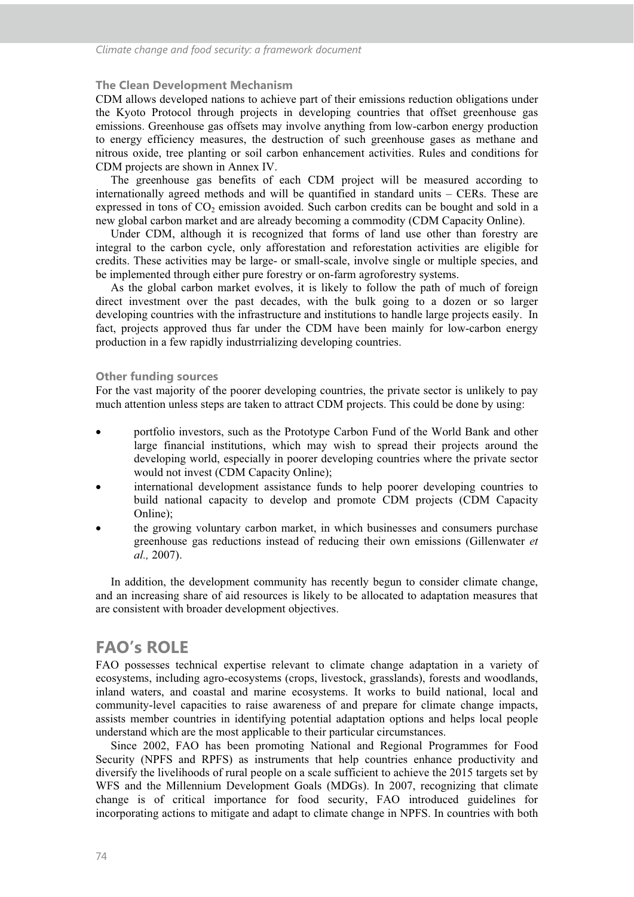### The Clean Development Mechanism

CDM allows developed nations to achieve part of their emissions reduction obligations under the Kyoto Protocol through projects in developing countries that offset greenhouse gas emissions. Greenhouse gas offsets may involve anything from low-carbon energy production to energy efficiency measures, the destruction of such greenhouse gases as methane and nitrous oxide, tree planting or soil carbon enhancement activities. Rules and conditions for CDM projects are shown in Annex IV.

The greenhouse gas benefits of each CDM project will be measured according to internationally agreed methods and will be quantified in standard units – CERs. These are expressed in tons of $CO_2$ emission avoided. Such carbon credits can be bought and sold in a new global carbon market and are already becoming a commodity (CDM Capacity Online).

Under CDM, although it is recognized that forms of land use other than forestry are integral to the carbon cycle, only afforestation and reforestation activities are eligible for credits. These activities may be large- or small-scale, involve single or multiple species, and be implemented through either pure forestry or on-farm agroforestry systems.

As the global carbon market evolves, it is likely to follow the path of much of foreign direct investment over the past decades, with the bulk going to a dozen or so larger developing countries with the infrastructure and institutions to handle large projects easily. In fact, projects approved thus far under the CDM have been mainly for low-carbon energy production in a few rapidly industrrializing developing countries.

### Other funding sources

For the vast majority of the poorer developing countries, the private sector is unlikely to pay much attention unless steps are taken to attract CDM projects. This could be done by using:

- portfolio investors, such as the Prototype Carbon Fund of the World Bank and other large financial institutions, which may wish to spread their projects around the developing world, especially in poorer developing countries where the private sector would not invest (CDM Capacity Online);
- international development assistance funds to help poorer developing countries to build national capacity to develop and promote CDM projects (CDM Capacity Online);
- the growing voluntary carbon market, in which businesses and consumers purchase greenhouse gas reductions instead of reducing their own emissions (Gillenwater *et al.,* 2007).

In addition, the development community has recently begun to consider climate change, and an increasing share of aid resources is likely to be allocated to adaptation measures that are consistent with broader development objectives.

## FAO's ROLE

FAO possesses technical expertise relevant to climate change adaptation in a variety of ecosystems, including agro-ecosystems (crops, livestock, grasslands), forests and woodlands, inland waters, and coastal and marine ecosystems. It works to build national, local and community-level capacities to raise awareness of and prepare for climate change impacts, assists member countries in identifying potential adaptation options and helps local people understand which are the most applicable to their particular circumstances.

Since 2002, FAO has been promoting National and Regional Programmes for Food Security (NPFS and RPFS) as instruments that help countries enhance productivity and diversify the livelihoods of rural people on a scale sufficient to achieve the 2015 targets set by WFS and the Millennium Development Goals (MDGs). In 2007, recognizing that climate change is of critical importance for food security, FAO introduced guidelines for incorporating actions to mitigate and adapt to climate change in NPFS. In countries with both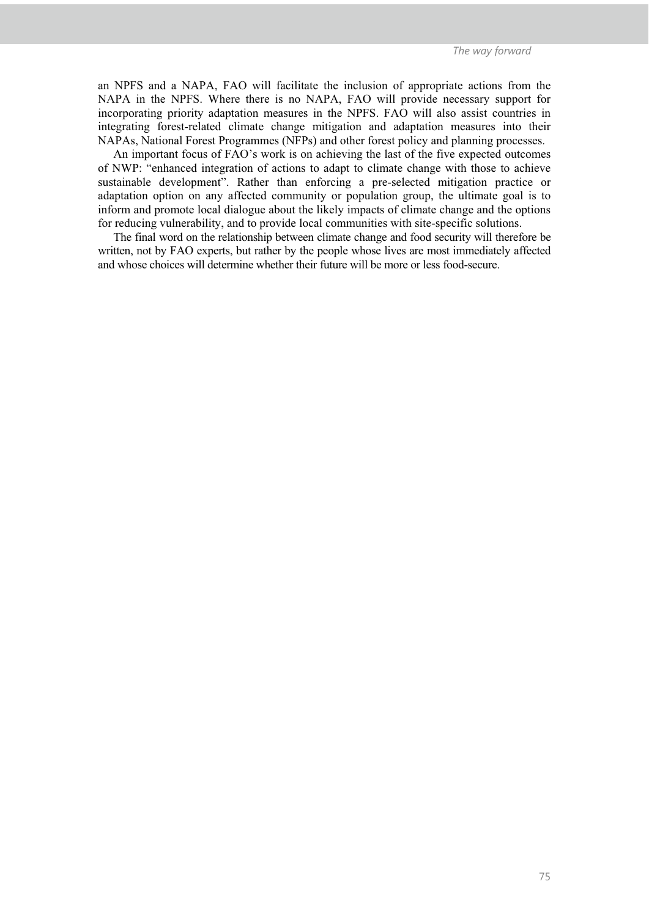an NPFS and a NAPA, FAO will facilitate the inclusion of appropriate actions from the NAPA in the NPFS. Where there is no NAPA, FAO will provide necessary support for incorporating priority adaptation measures in the NPFS. FAO will also assist countries in integrating forest-related climate change mitigation and adaptation measures into their NAPAs, National Forest Programmes (NFPs) and other forest policy and planning processes.

An important focus of FAO's work is on achieving the last of the five expected outcomes of NWP: "enhanced integration of actions to adapt to climate change with those to achieve sustainable development". Rather than enforcing a pre-selected mitigation practice or adaptation option on any affected community or population group, the ultimate goal is to inform and promote local dialogue about the likely impacts of climate change and the options for reducing vulnerability, and to provide local communities with site-specific solutions.

The final word on the relationship between climate change and food security will therefore be written, not by FAO experts, but rather by the people whose lives are most immediately affected and whose choices will determine whether their future will be more or less food-secure.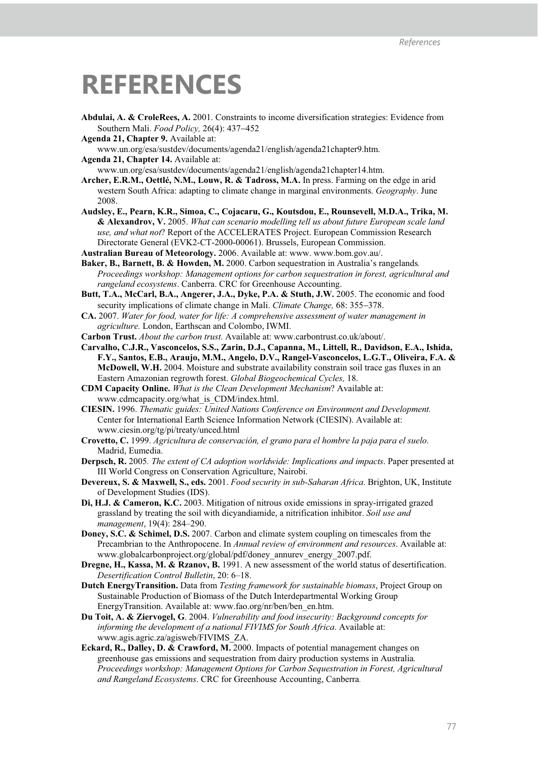# REFERENCES

**Abdulai, A. & CroleRees, A.** 2001. Constraints to income diversification strategies: Evidence from Southern Mali. *Food Policy,* 26(4): 437–452

**Agenda 21, Chapter 9.** Available at: www.un.org/esa/sustdev/documents/agenda21/english/agenda21chapter9.htm.

**Agenda 21, Chapter 14.** Available at: www.un.org/esa/sustdev/documents/agenda21/english/agenda21chapter14.htm.

**Archer, E.R.M., Oettlé, N.M., Louw, R. & Tadross, M.A.** In press. Farming on the edge in arid western South Africa: adapting to climate change in marginal environments. *Geography*. June 2008.

**Audsley, E., Pearn, K.R., Simoa, C., Cojacaru, G., Koutsdou, E., Rounsevell, M.D.A., Trika, M. & Alexandrov, V.** 2005. *What can scenario modelling tell us about future European scale land use, and what not*? Report of the ACCELERATES Project. European Commission Research Directorate General (EVK2-CT-2000-00061). Brussels, European Commission.

**Australian Bureau of Meteorology.** 2006. Available at: www. www.bom.gov.au/.

**Baker, B., Barnett, B. & Howden, M.** 2000. Carbon sequestration in Australia's rangelands*. Proceedings workshop: Management options for carbon sequestration in forest, agricultural and rangeland ecosystems*. Canberra. CRC for Greenhouse Accounting.

**Butt, T.A., McCarl, B.A., Angerer, J.A., Dyke, P.A. & Stuth, J.W.** 2005. The economic and food security implications of climate change in Mali. *Climate Change,* 68: 355–378.

**CA.** 2007. *Water for food, water for life: A comprehensive assessment of water management in agriculture.* London, Earthscan and Colombo, IWMI.

**Carbon Trust.** *About the carbon trust.* Available at: www.carbontrust.co.uk/about/.

**Carvalho, C.J.R., Vasconcelos, S.S., Zarin, D.J., Capanna, M., Littell, R., Davidson, E.A., Ishida, F.Y., Santos, E.B., Araujo, M.M., Angelo, D.V., Rangel-Vasconcelos, L.G.T., Oliveira, F.A. & McDowell, W.H.** 2004. Moisture and substrate availability constrain soil trace gas fluxes in an Eastern Amazonian regrowth forest. *Global Biogeochemical Cycles,* 18.

**CDM Capacity Online.** *What is the Clean Development Mechanism*? Available at: www.cdmcapacity.org/what_is_CDM/index.html.

**CIESIN.** 1996. *Thematic guides: United Nations Conference on Environment and Development.* Center for International Earth Science Information Network (CIESIN). Available at: www.ciesin.org/tg/pi/treaty/unced.html

**Crovetto, C.** 1999. *Agricultura de conservación, el grano para el hombre la paja para el suelo*. Madrid, Eumedia.

**Derpsch, R.** 2005*. The extent of CA adoption worldwide: Implications and impacts*. Paper presented at III World Congress on Conservation Agriculture, Nairobi.

**Devereux, S. & Maxwell, S., eds.** 2001. *Food security in sub-Saharan Africa*. Brighton, UK, Institute of Development Studies (IDS).

**Di, H.J. & Cameron, K.C.** 2003. Mitigation of nitrous oxide emissions in spray-irrigated grazed grassland by treating the soil with dicyandiamide, a nitrification inhibitor. *Soil use and management*, 19(4): 284–290.

**Doney, S.C. & Schimel, D.S.** 2007. Carbon and climate system coupling on timescales from the Precambrian to the Anthropocene. In *Annual review of environment and resources*. Available at: www.globalcarbonproject.org/global/pdf/doney_annurev_energy_2007.pdf.

**Dregne, H., Kassa, M. & Rzanov, B.** 1991. A new assessment of the world status of desertification. *Desertification Control Bulletin*, 20: 6–18.

**Dutch EnergyTransition.** Data from *Testing framework for sustainable biomass*, Project Group on Sustainable Production of Biomass of the Dutch Interdepartmental Working Group EnergyTransition. Available at: www.fao.org/nr/ben/ben_en.htm.

**Du Toit, A. & Ziervogel, G**. 2004. *Vulnerability and food insecurity: Background concepts for informing the development of a national FIVIMS for South Africa*. Available at: www.agis.agric.za/agisweb/FIVIMS_ZA.

**Eckard, R., Dalley, D. & Crawford, M.** 2000. Impacts of potential management changes on greenhouse gas emissions and sequestration from dairy production systems in Australia*. Proceedings workshop: Management Options for Carbon Sequestration in Forest, Agricultural and Rangeland Ecosystems*. CRC for Greenhouse Accounting, Canberra.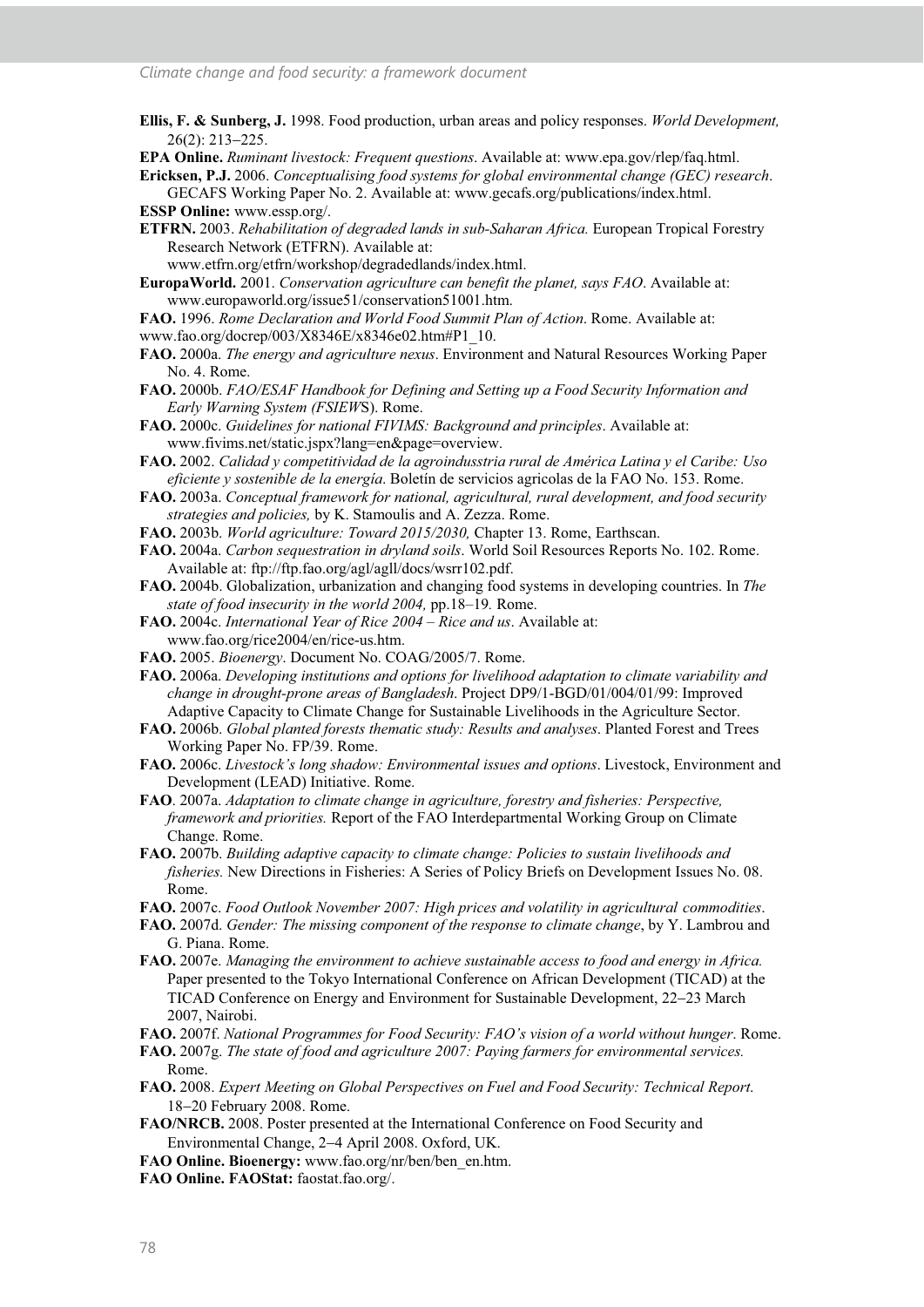**Ellis, F. & Sunberg, J.** 1998. Food production, urban areas and policy responses. *World Development,* 26(2): 213–225.

**EPA Online.** *Ruminant livestock: Frequent questions*. Available at: www.epa.gov/rlep/faq.html.

**Ericksen, P.J.** 2006. *Conceptualising food systems for global environmental change (GEC) research*. GECAFS Working Paper No. 2. Available at: www.gecafs.org/publications/index.html.

**ESSP Online:** www.essp.org/.

**ETFRN.** 2003. *Rehabilitation of degraded lands in sub-Saharan Africa.* European Tropical Forestry Research Network (ETFRN). Available at: www.etfrn.org/etfrn/workshop/degradedlands/index.html.

**EuropaWorld.** 2001. *Conservation agriculture can benefit the planet, says FAO*. Available at: www.europaworld.org/issue51/conservation51001.htm.

**FAO.** 1996. *Rome Declaration and World Food Summit Plan of Action*. Rome. Available at: www.fao.org/docrep/003/X8346E/x8346e02.htm#P1_10.

**FAO.** 2000a. *The energy and agriculture nexus*. Environment and Natural Resources Working Paper No. 4. Rome.

**FAO.** 2000b. *FAO/ESAF Handbook for Defining and Setting up a Food Security Information and Early Warning System (FSIEWS*). Rome.

**FAO.** 2000c. *Guidelines for national FIVIMS: Background and principles*. Available at: www.fivims.net/static.jspx?lang=en&page=overview.

**FAO.** 2002. *Calidad y competitividad de la agroindusstria rural de América Latina y el Caribe: Uso eficiente y sostenible de la energía.* Boletín de servicios agricolas de la FAO No. 153. Rome.

**FAO.** 2003a. *Conceptual framework for national, agricultural, rural development, and food security strategies and policies,* by K. Stamoulis and A. Zezza. Rome.

**FAO.** 2003b. *World agriculture: Toward 2015/2030,* Chapter 13. Rome, Earthscan.

**FAO.** 2004a. *Carbon sequestration in dryland soils*. World Soil Resources Reports No. 102. Rome. Available at: ftp://ftp.fao.org/agl/agll/docs/wsrr102.pdf.

**FAO.** 2004b. Globalization, urbanization and changing food systems in developing countries. In *The state of food insecurity in the world 2004,* pp.18–19*.* Rome.

**FAO.** 2004c. *International Year of Rice 2004 – Rice and us*. Available at: www.fao.org/rice2004/en/rice-us.htm.

**FAO.** 2005. *Bioenergy*. Document No. COAG/2005/7. Rome.

**FAO.** 2006a. *Developing institutions and options for livelihood adaptation to climate variability and change in drought-prone areas of Bangladesh*. Project DP9/1-BGD/01/004/01/99: Improved Adaptive Capacity to Climate Change for Sustainable Livelihoods in the Agriculture Sector.

**FAO.** 2006b. *Global planted forests thematic study: Results and analyses*. Planted Forest and Trees Working Paper No. FP/39. Rome.

**FAO.** 2006c. *Livestock's long shadow: Environmental issues and options*. Livestock, Environment and Development (LEAD) Initiative. Rome.

**FAO**. 2007a. *Adaptation to climate change in agriculture, forestry and fisheries: Perspective, framework and priorities.* Report of the FAO Interdepartmental Working Group on Climate Change. Rome.

**FAO.** 2007b. *Building adaptive capacity to climate change: Policies to sustain livelihoods and fisheries.* New Directions in Fisheries: A Series of Policy Briefs on Development Issues No. 08. Rome.

**FAO.** 2007c. *Food Outlook November 2007: High prices and volatility in agricultural commodities*.

**FAO.** 2007d. *Gender: The missing component of the response to climate change*, by Y. Lambrou and G. Piana. Rome.

**FAO.** 2007e. *Managing the environment to achieve sustainable access to food and energy in Africa.* Paper presented to the Tokyo International Conference on African Development (TICAD) at the TICAD Conference on Energy and Environment for Sustainable Development, 22–23 March 2007, Nairobi.

**FAO.** 2007f. *National Programmes for Food Security: FAO's vision of a world without hunger*. Rome.

**FAO.** 2007g. *The state of food and agriculture 2007: Paying farmers for environmental services.* Rome.

**FAO.** 2008. *Expert Meeting on Global Perspectives on Fuel and Food Security: Technical Report.* 18–20 February 2008. Rome.

**FAO/NRCB.** 2008. Poster presented at the International Conference on Food Security and Environmental Change, 2–4 April 2008. Oxford, UK.

**FAO Online. Bioenergy:** www.fao.org/nr/ben/ben_en.htm.

**FAO Online. FAOStat:** faostat.fao.org/.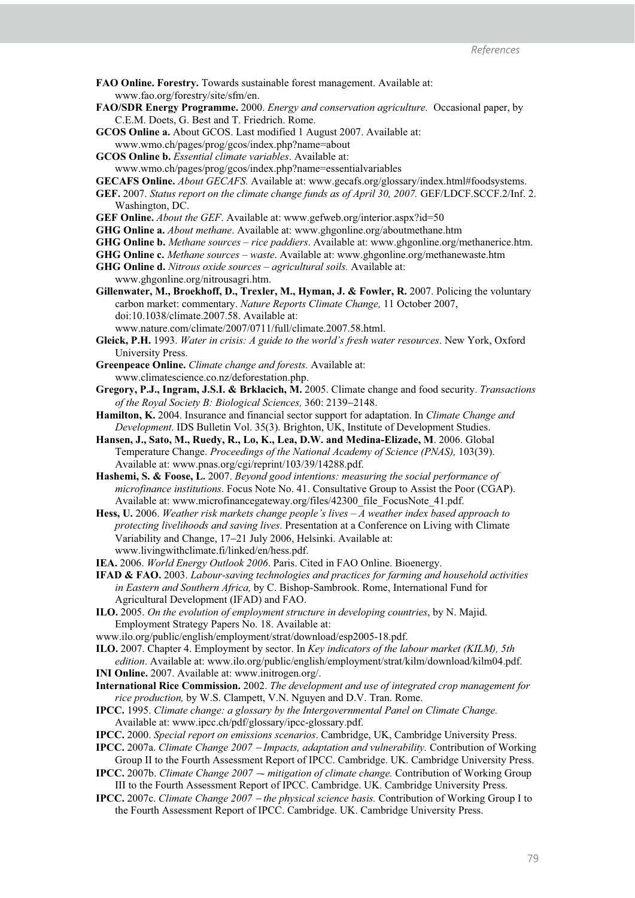**FAO Online. Forestry.** Towards sustainable forest management. Available at: www.fao.org/forestry/site/sfm/en.

**FAO/SDR Energy Programme.** 2000. *Energy and conservation agriculture.* Occasional paper, by C.E.M. Doets, G. Best and T. Friedrich. Rome.

**GCOS Online a.** About GCOS. Last modified 1 August 2007. Available at: www.wmo.ch/pages/prog/gcos/index.php?name=about

**GCOS Online b.** *Essential climate variables*. Available at: www.wmo.ch/pages/prog/gcos/index.php?name=essentialvariables

**GECAFS Online.** *About GECAFS.* Available at: www.gecafs.org/glossary/index.html#foodsystems.

**GEF.** 2007. *Status report on the climate change funds as of April 30, 2007.* GEF/LDCF.SCCF.2/Inf. 2. Washington, DC.

**GEF Online.** *About the GEF*. Available at: www.gefweb.org/interior.aspx?id=50

**GHG Online a.** *About methane*. Available at: www.ghgonline.org/aboutmethane.htm

**GHG Online b.** *Methane sources – rice paddiers*. Available at: www.ghgonline.org/methanerice.htm.

**GHG Online c.** *Methane sources – waste*. Available at: www.ghgonline.org/methanewaste.htm

**GHG Online d.** *Nitrous oxide sources – agricultural soils.* Available at: www.ghgonline.org/nitrousagri.htm.

**Gillenwater, M., Broekhoff, D., Trexler, M., Hyman, J. & Fowler, R.** 2007. Policing the voluntary carbon market: commentary. *Nature Reports Climate Change,* 11 October 2007, doi:10.1038/climate.2007.58. Available at: www.nature.com/climate/2007/0711/full/climate.2007.58.html.

**Gleick, P.H.** 1993. *Water in crisis: A guide to the world's fresh water resources*. New York, Oxford University Press.

**Greenpeace Online.** *Climate change and forests.* Available at: www.climatescience.co.nz/deforestation.php.

**Gregory, P.J., Ingram, J.S.I. & Brklacich, M.** 2005. Climate change and food security. *Transactions of the Royal Society B: Biological Sciences,* 360: 2139–2148.

**Hamilton, K.** 2004. Insurance and financial sector support for adaptation. In *Climate Change and Development*. IDS Bulletin Vol. 35(3). Brighton, UK, Institute of Development Studies.

**Hansen, J., Sato, M., Ruedy, R., Lo, K., Lea, D.W. and Medina-Elizade, M**. 2006. Global Temperature Change. *Proceedings of the National Academy of Science (PNAS),* 103(39). Available at: www.pnas.org/cgi/reprint/103/39/14288.pdf.

**Hashemi, S. & Foose, L.** 2007. *Beyond good intentions: measuring the social performance of microfinance institutions*. Focus Note No. 41. Consultative Group to Assist the Poor (CGAP). Available at: www.microfinancegateway.org/files/42300_file_FocusNote_41.pdf.

**Hess, U.** 2006. *Weather risk markets change people's lives – A weather index based approach to protecting livelihoods and saving lives.* Presentation at a Conference on Living with Climate Variability and Change, 17–21 July 2006, Helsinki. Available at: www.livingwithclimate.fi/linked/en/hess.pdf.

**IEA.** 2006. *World Energy Outlook 2006*. Paris. Cited in FAO Online. Bioenergy.

**IFAD & FAO.** 2003. *Labour-saving technologies and practices for farming and household activities in Eastern and Southern Africa,* by C. Bishop-Sambrook. Rome, International Fund for Agricultural Development (IFAD) and FAO.

**ILO.** 2005. *On the evolution of employment structure in developing countries*, by N. Majid. Employment Strategy Papers No. 18. Available at: www.ilo.org/public/english/employment/strat/download/esp2005-18.pdf.

**ILO.** 2007. Chapter 4. Employment by sector. In *Key indicators of the labour market (KILM), 5th edition*. Available at: www.ilo.org/public/english/employment/strat/kilm/download/kilm04.pdf.

**INI Online.** 2007. Available at: www.initrogen.org/.

**International Rice Commission.** 2002. *The development and use of integrated crop management for rice production,* by W.S. Clampett, V.N. Nguyen and D.V. Tran. Rome.

**IPCC.** 1995. *Climate change: a glossary by the Intergovernmental Panel on Climate Change.* Available at: www.ipcc.ch/pdf/glossary/ipcc-glossary.pdf.

**IPCC.** 2000. *Special report on emissions scenarios*. Cambridge, UK, Cambridge University Press.

**IPCC.** 2007a. *Climate Change 2007 – Impacts, adaptation and vulnerability.* Contribution of Working Group II to the Fourth Assessment Report of IPCC. Cambridge. UK. Cambridge University Press.

**IPCC.** 2007b. *Climate Change 2007 -- mitigation of climate change.* Contribution of Working Group III to the Fourth Assessment Report of IPCC. Cambridge. UK. Cambridge University Press.

**IPCC.** 2007c. *Climate Change 2007 – the physical science basis.* Contribution of Working Group I to the Fourth Assessment Report of IPCC. Cambridge. UK. Cambridge University Press.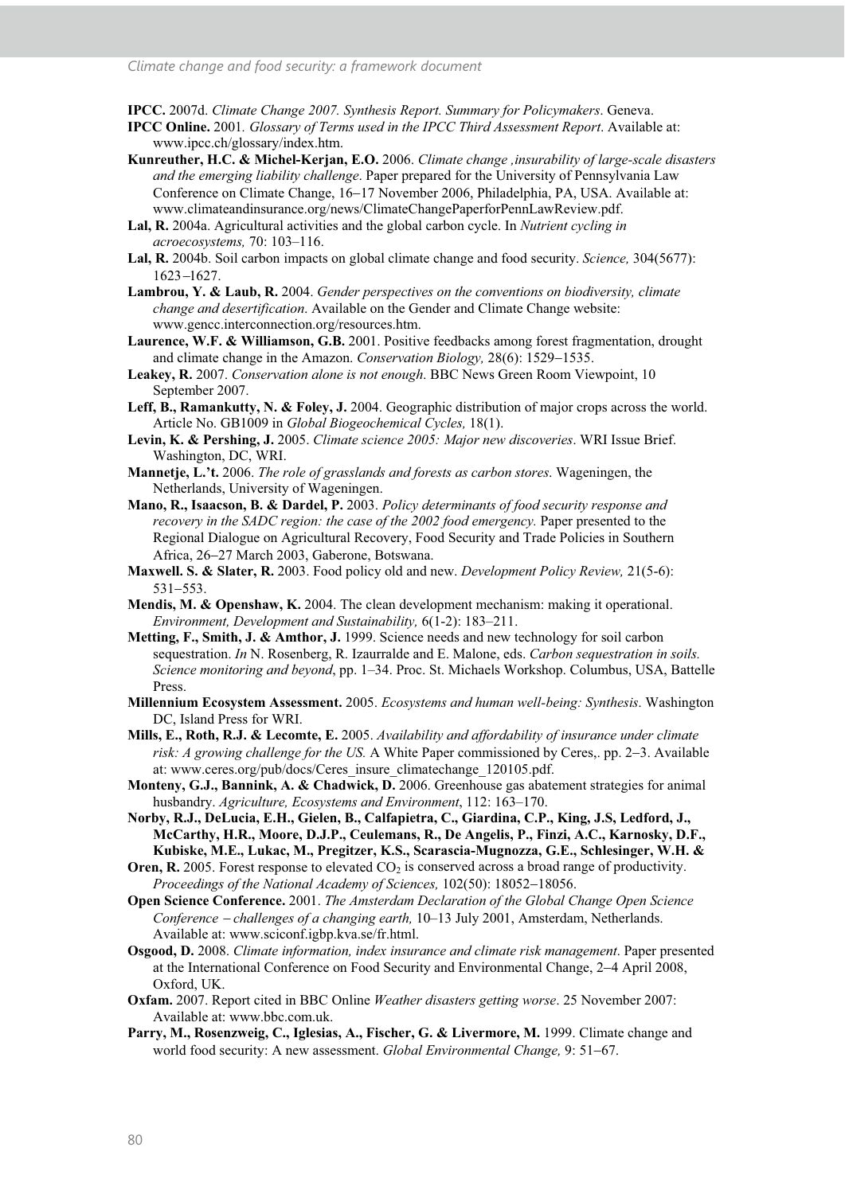**IPCC.** 2007d. *Climate Change 2007. Synthesis Report. Summary for Policymakers*. Geneva.

**IPCC Online.** 2001. *Glossary of Terms used in the IPCC Third Assessment Report*. Available at: www.ipcc.ch/glossary/index.htm.

**Kunreuther, H.C. & Michel-Kerjan, E.O.** 2006. *Climate change ,insurability of large-scale disasters and the emerging liability challenge*. Paper prepared for the University of Pennsylvania Law Conference on Climate Change, 16–17 November 2006, Philadelphia, PA, USA. Available at: www.climateandinsurance.org/news/ClimateChangePaperforPennLawReview.pdf.

**Lal, R.** 2004a. Agricultural activities and the global carbon cycle. In *Nutrient cycling in acroecosystems,* 70: 103–116.

**Lal, R.** 2004b. Soil carbon impacts on global climate change and food security. *Science,* 304(5677): 1623–1627.

**Lambrou, Y. & Laub, R.** 2004. *Gender perspectives on the conventions on biodiversity, climate change and desertification*. Available on the Gender and Climate Change website: www.gencc.interconnection.org/resources.htm.

**Laurence, W.F. & Williamson, G.B.** 2001. Positive feedbacks among forest fragmentation, drought and climate change in the Amazon. *Conservation Biology,* 28(6): 1529–1535.

**Leakey, R.** 2007. *Conservation alone is not enough*. BBC News Green Room Viewpoint, 10 September 2007.

**Leff, B., Ramankutty, N. & Foley, J.** 2004. Geographic distribution of major crops across the world. Article No. GB1009 in *Global Biogeochemical Cycles,* 18(1).

**Levin, K. & Pershing, J.** 2005. *Climate science 2005: Major new discoveries*. WRI Issue Brief. Washington, DC, WRI.

**Mannetje, L.'t.** 2006. *The role of grasslands and forests as carbon stores.* Wageningen, the Netherlands, University of Wageningen.

**Mano, R., Isaacson, B. & Dardel, P.** 2003. *Policy determinants of food security response and recovery in the SADC region: the case of the 2002 food emergency.* Paper presented to the Regional Dialogue on Agricultural Recovery, Food Security and Trade Policies in Southern Africa, 26–27 March 2003, Gaberone, Botswana.

**Maxwell. S. & Slater, R.** 2003. Food policy old and new. *Development Policy Review,* 21(5-6): 531–553.

**Mendis, M. & Openshaw, K.** 2004. The clean development mechanism: making it operational. *Environment, Development and Sustainability,* 6(1-2): 183–211.

**Metting, F., Smith, J. & Amthor, J.** 1999. Science needs and new technology for soil carbon sequestration. *In* N. Rosenberg, R. Izaurralde and E. Malone, eds. *Carbon sequestration in soils. Science monitoring and beyond*, pp. 1–34. Proc. St. Michaels Workshop. Columbus, USA, Battelle Press.

**Millennium Ecosystem Assessment.** 2005. *Ecosystems and human well-being: Synthesis.* Washington DC, Island Press for WRI.

**Mills, E., Roth, R.J. & Lecomte, E.** 2005. *Availability and affordability of insurance under climate risk: A growing challenge for the US.* A White Paper commissioned by Ceres,. pp. 2–3. Available at: www.ceres.org/pub/docs/Ceres_insure_climatechange_120105.pdf.

**Monteny, G.J., Bannink, A. & Chadwick, D.** 2006. Greenhouse gas abatement strategies for animal husbandry. *Agriculture, Ecosystems and Environment*, 112: 163–170.

**Norby, R.J., DeLucia, E.H., Gielen, B., Calfapietra, C., Giardina, C.P., King, J.S, Ledford, J., McCarthy, H.R., Moore, D.J.P., Ceulemans, R., De Angelis, P., Finzi, A.C., Karnosky, D.F., Kubiske, M.E., Lukac, M., Pregitzer, K.S., Scarascia-Mugnozza, G.E., Schlesinger, W.H. &**

**Oren, R.** 2005. Forest response to elevated $CO_2$ is conserved across a broad range of productivity. *Proceedings of the National Academy of Sciences,* 102(50): 18052–18056.

**Open Science Conference.** 2001. *The Amsterdam Declaration of the Global Change Open Science Conference – challenges of a changing earth,* 10–13 July 2001, Amsterdam, Netherlands. Available at: www.sciconf.igbp.kva.se/fr.html.

**Osgood, D.** 2008. *Climate information, index insurance and climate risk management*. Paper presented at the International Conference on Food Security and Environmental Change, 2–4 April 2008, Oxford, UK.

**Oxfam.** 2007. Report cited in BBC Online *Weather disasters getting worse*. 25 November 2007: Available at: www.bbc.com.uk.

**Parry, M., Rosenzweig, C., Iglesias, A., Fischer, G. & Livermore, M.** 1999. Climate change and world food security: A new assessment. *Global Environmental Change,* 9: 51–67.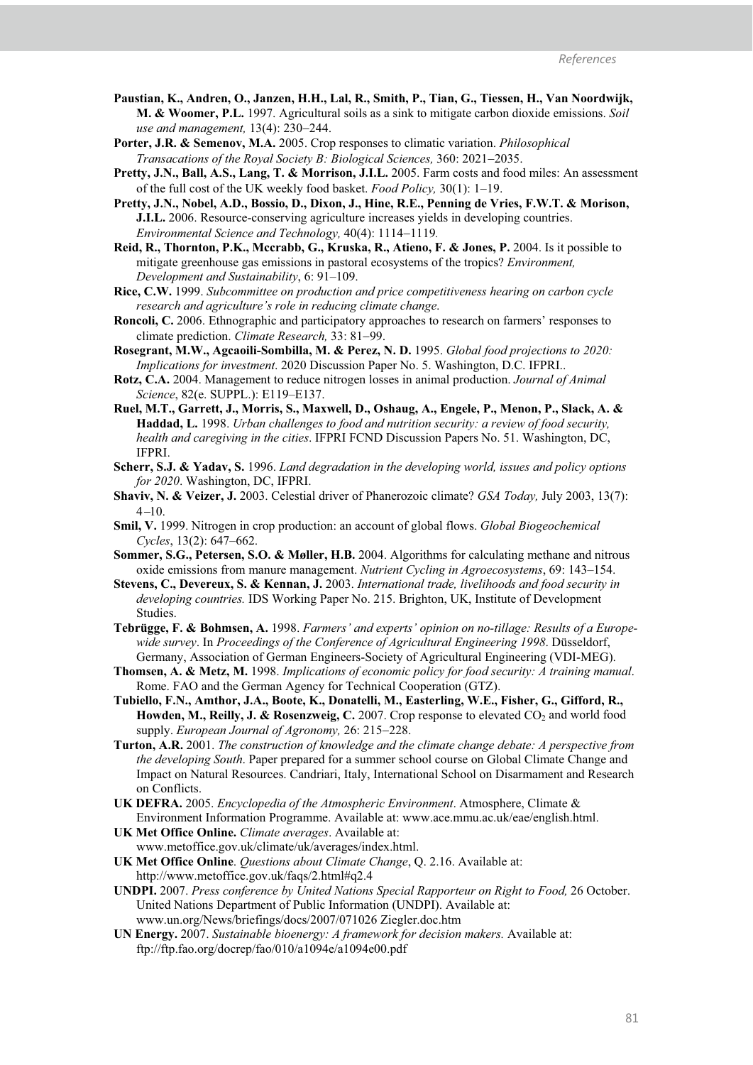**Paustian, K., Andren, O., Janzen, H.H., Lal, R., Smith, P., Tian, G., Tiessen, H., Van Noordwijk, M. & Woomer, P.L.** 1997. Agricultural soils as a sink to mitigate carbon dioxide emissions. *Soil use and management,* 13(4): 230–244.

**Porter, J.R. & Semenov, M.A.** 2005. Crop responses to climatic variation. *Philosophical Transacations of the Royal Society B: Biological Sciences,* 360: 2021–2035.

**Pretty, J.N., Ball, A.S., Lang, T. & Morrison, J.I.L.** 2005. Farm costs and food miles: An assessment of the full cost of the UK weekly food basket. *Food Policy,* 30(1): 1–19.

**Pretty, J.N., Nobel, A.D., Bossio, D., Dixon, J., Hine, R.E., Penning de Vries, F.W.T. & Morison, J.I.L.** 2006. Resource-conserving agriculture increases yields in developing countries. *Environmental Science and Technology,* 40(4): 1114–1119*.*

**Reid, R., Thornton, P.K., Mccrabb, G., Kruska, R., Atieno, F. & Jones, P.** 2004. Is it possible to mitigate greenhouse gas emissions in pastoral ecosystems of the tropics? *Environment, Development and Sustainability*, 6: 91–109.

**Rice, C.W.** 1999. *Subcommittee on production and price competitiveness hearing on carbon cycle research and agriculture's role in reducing climate change*.

**Roncoli, C.** 2006. Ethnographic and participatory approaches to research on farmers' responses to climate prediction. *Climate Research,* 33: 81–99.

**Rosegrant, M.W., Agcaoili-Sombilla, M. & Perez, N. D.** 1995. *Global food projections to 2020: Implications for investment*. 2020 Discussion Paper No. 5. Washington, D.C. IFPRI..

**Rotz, C.A.** 2004. Management to reduce nitrogen losses in animal production. *Journal of Animal Science*, 82(e. SUPPL.): E119–E137.

**Ruel, M.T., Garrett, J., Morris, S., Maxwell, D., Oshaug, A., Engele, P., Menon, P., Slack, A. & Haddad, L.** 1998. *Urban challenges to food and nutrition security: a review of food security, health and caregiving in the cities*. IFPRI FCND Discussion Papers No. 51. Washington, DC, IFPRI.

**Scherr, S.J. & Yadav, S.** 1996. *Land degradation in the developing world, issues and policy options for 2020*. Washington, DC, IFPRI.

**Shaviv, N. & Veizer, J.** 2003. Celestial driver of Phanerozoic climate? *GSA Today,* July 2003, 13(7): 4–10.

**Smil, V.** 1999. Nitrogen in crop production: an account of global flows. *Global Biogeochemical Cycles*, 13(2): 647–662.

**Sommer, S.G., Petersen, S.O. & Møller, H.B.** 2004. Algorithms for calculating methane and nitrous oxide emissions from manure management. *Nutrient Cycling in Agroecosystems*, 69: 143–154.

**Stevens, C., Devereux, S. & Kennan, J.** 2003. *International trade, livelihoods and food security in developing countries.* IDS Working Paper No. 215. Brighton, UK, Institute of Development Studies.

**Tebrügge, F. & Bohmsen, A.** 1998. *Farmers' and experts' opinion on no-tillage: Results of a Europe-wide survey*. In *Proceedings of the Conference of Agricultural Engineering 1998*. Düsseldorf, Germany, Association of German Engineers-Society of Agricultural Engineering (VDI-MEG).

**Thomsen, A. & Metz, M.** 1998. *Implications of economic policy for food security: A training manual*. Rome. FAO and the German Agency for Technical Cooperation (GTZ).

**Tubiello, F.N., Amthor, J.A., Boote, K., Donatelli, M., Easterling, W.E., Fisher, G., Gifford, R., Howden, M., Reilly, J. & Rosenzweig, C.** 2007. Crop response to elevated $CO_2$ and world food supply. *European Journal of Agronomy,* 26: 215–228.

**Turton, A.R.** 2001. *The construction of knowledge and the climate change debate: A perspective from the developing South*. Paper prepared for a summer school course on Global Climate Change and Impact on Natural Resources. Candriari, Italy, International School on Disarmament and Research on Conflicts.

**UK DEFRA.** 2005. *Encyclopedia of the Atmospheric Environment*. Atmosphere, Climate & Environment Information Programme. Available at: www.ace.mmu.ac.uk/eae/english.html.

**UK Met Office Online.** *Climate averages*. Available at: www.metoffice.gov.uk/climate/uk/averages/index.html.

**UK Met Office Online**. *Questions about Climate Change*, Q. 2.16. Available at: http://www.metoffice.gov.uk/faqs/2.html#q2.4

**UNDPI.** 2007. *Press conference by United Nations Special Rapporteur on Right to Food,* 26 October. United Nations Department of Public Information (UNDPI). Available at: www.un.org/News/briefings/docs/2007/071026 Ziegler.doc.htm

**UN Energy.** 2007. *Sustainable bioenergy: A framework for decision makers.* Available at: ftp://ftp.fao.org/docrep/fao/010/a1094e/a1094e00.pdf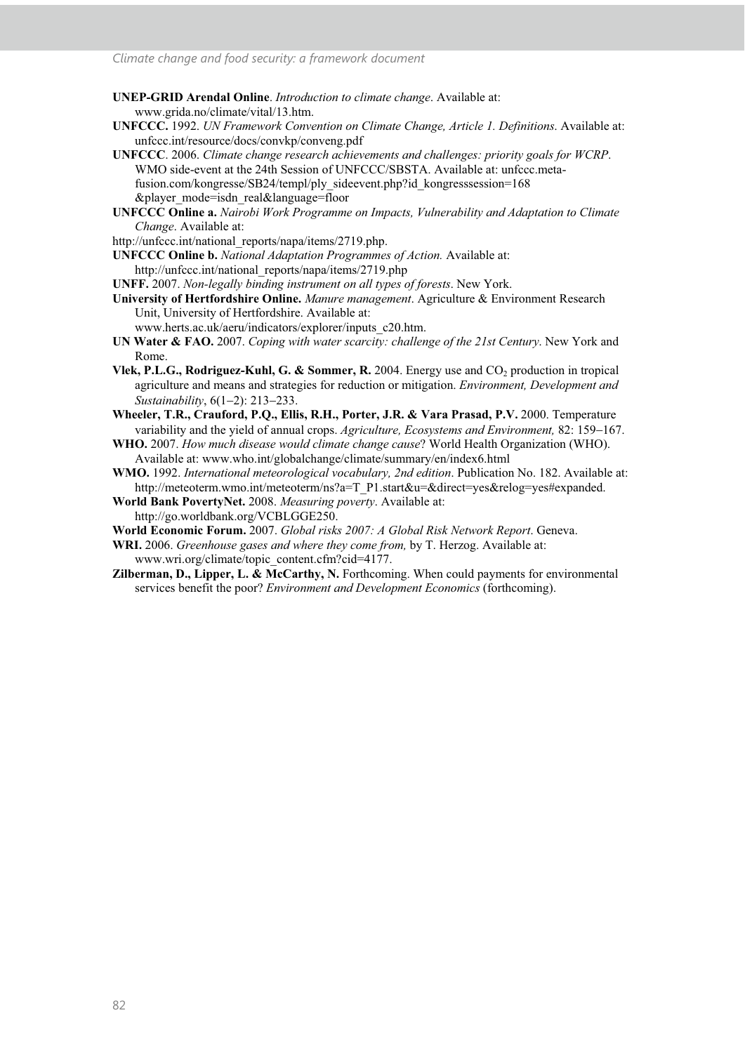**UNEP-GRID Arendal Online**. *Introduction to climate change*. Available at: www.grida.no/climate/vital/13.htm.

**UNFCCC.** 1992. *UN Framework Convention on Climate Change, Article 1. Definitions*. Available at: unfccc.int/resource/docs/convkp/conveng.pdf

**UNFCCC**. 2006. *Climate change research achievements and challenges: priority goals for WCRP*. WMO side-event at the 24th Session of UNFCCC/SBSTA. Available at: unfccc.meta-fusion.com/kongresse/SB24/templ/ply_sideevent.php?id_kongresssession=168 &player_mode=isdn_real&language=floor

**UNFCCC Online a.** *Nairobi Work Programme on Impacts, Vulnerability and Adaptation to Climate Change*. Available at:

http://unfccc.int/national_reports/napa/items/2719.php.

**UNFCCC Online b.** *National Adaptation Programmes of Action.* Available at: http://unfccc.int/national_reports/napa/items/2719.php

**UNFF.** 2007. *Non-legally binding instrument on all types of forests*. New York.

**University of Hertfordshire Online.** *Manure management*. Agriculture & Environment Research Unit, University of Hertfordshire. Available at: www.herts.ac.uk/aeru/indicators/explorer/inputs_c20.htm.

**UN Water & FAO.** 2007. *Coping with water scarcity: challenge of the 21st Century*. New York and Rome.

**Vlek, P.L.G., Rodriguez-Kuhl, G. & Sommer, R.** 2004. Energy use and $CO_2$ production in tropical agriculture and means and strategies for reduction or mitigation. *Environment, Development and Sustainability*, 6(1–2): 213–233.

**Wheeler, T.R., Crauford, P.Q., Ellis, R.H., Porter, J.R. & Vara Prasad, P.V.** 2000. Temperature variability and the yield of annual crops. *Agriculture, Ecosystems and Environment,* 82: 159–167.

**WHO.** 2007. *How much disease would climate change cause*? World Health Organization (WHO). Available at: www.who.int/globalchange/climate/summary/en/index6.html

**WMO.** 1992. *International meteorological vocabulary, 2nd edition*. Publication No. 182. Available at: http://meteoterm.wmo.int/meteoterm/ns?a=T_P1.start&u=&direct=yes&relog=yes#expanded.

**World Bank PovertyNet.** 2008. *Measuring poverty*. Available at: http://go.worldbank.org/VCBLGGE250.

**World Economic Forum.** 2007. *Global risks 2007: A Global Risk Network Report*. Geneva.

**WRI.** 2006. *Greenhouse gases and where they come from,* by T. Herzog. Available at: www.wri.org/climate/topic_content.cfm?cid=4177.

**Zilberman, D., Lipper, L. & McCarthy, N.** Forthcoming. When could payments for environmental services benefit the poor? *Environment and Development Economics* (forthcoming).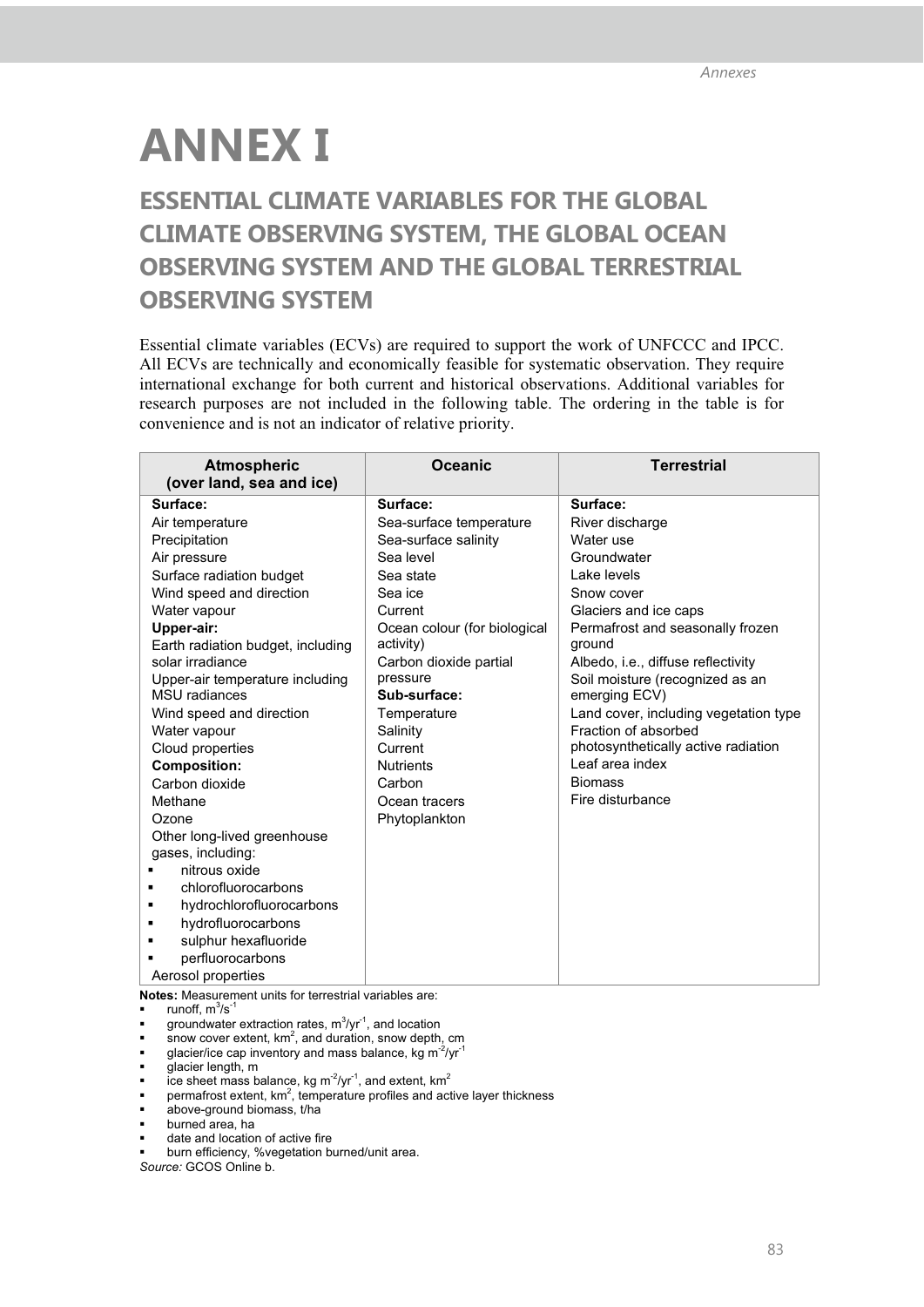# ANNEX I

## ESSENTIAL CLIMATE VARIABLES FOR THE GLOBAL CLIMATE OBSERVING SYSTEM, THE GLOBAL OCEAN OBSERVING SYSTEM AND THE GLOBAL TERRESTRIAL OBSERVING SYSTEM

Essential climate variables (ECVs) are required to support the work of UNFCCC and IPCC. All ECVs are technically and economically feasible for systematic observation. They require international exchange for both current and historical observations. Additional variables for research purposes are not included in the following table. The ordering in the table is for convenience and is not an indicator of relative priority.

| Atmospheric (over land, sea and ice) | Oceanic | Terrestrial |
|---|---|---|
| **Surface:** | **Surface:** | **Surface:** |
| Air temperature | Sea-surface temperature | River discharge |
| Precipitation | Sea-surface salinity | Water use |
| Air pressure | Sea level | Groundwater |
| Surface radiation budget | Sea state | Lake levels |
| Wind speed and direction | Sea ice | Snow cover |
| Water vapour | Current | Glaciers and ice caps |
| **Upper-air:** | Ocean colour (for biological activity) | Permafrost and seasonally frozen ground |
| Earth radiation budget, including solar irradiance | Carbon dioxide partial pressure | Albedo, i.e., diffuse reflectivity |
| Upper-air temperature including MSU radiances | **Sub-surface:** | Soil moisture (recognized as an emerging ECV) |
| Wind speed and direction | Temperature | Land cover, including vegetation type |
| Water vapour | Salinity | Fraction of absorbed photosynthetically active radiation |
| Cloud properties | Current | Leaf area index |
| **Composition:** | Nutrients | Biomass |
| Carbon dioxide | Carbon | Fire disturbance |
| Methane | Ocean tracers | |
| Ozone | Phytoplankton | |
| Other long-lived greenhouse gases, including: | | |
| ▪ nitrous oxide | | |
| ▪ chlorofluorocarbons | | |
| ▪ hydrochlorofluorocarbons | | |
| ▪ hydrofluorocarbons | | |
| ▪ sulphur hexafluoride | | |
| ▪ perfluorocarbons | | |
| Aerosol properties | | |

**Notes:** Measurement units for terrestrial variables are:

- runoff, $m^3/s^{-1}$
- groundwater extraction rates, $m^3/yr^{-1}$, and location
- snow cover extent, $km^2$, and duration, snow depth, cm
- glacier/ice cap inventory and mass balance, kg $m^{-2}/yr^{-1}$
- glacier length, m
- ice sheet mass balance, kg $m^{-2}/yr^{-1}$, and extent, $km^2$
- permafrost extent, $km^2$, temperature profiles and active layer thickness
- above-ground biomass, t/ha
- burned area, ha
- date and location of active fire
- burn efficiency, %vegetation burned/unit area.

*Source:* GCOS Online b.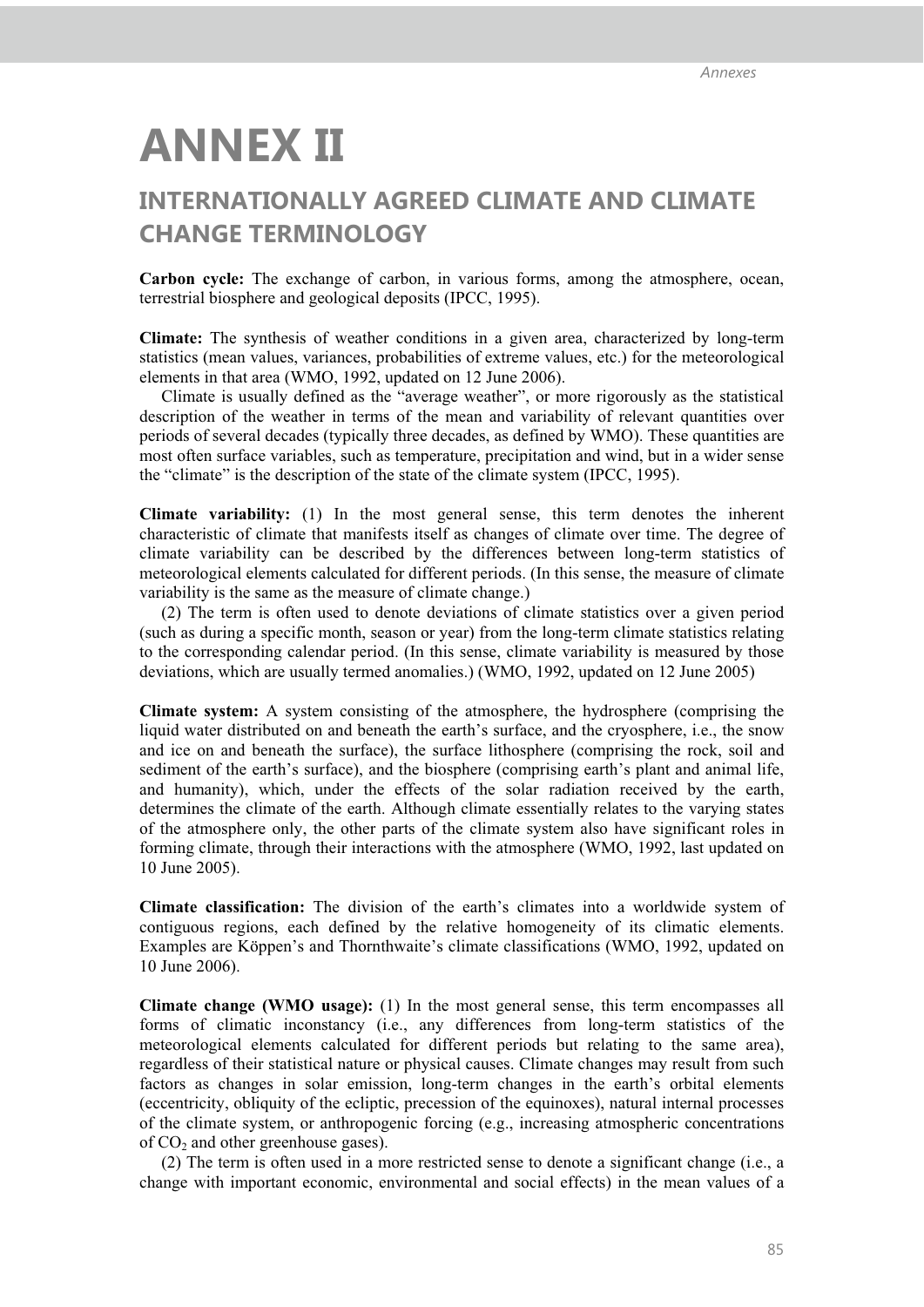# ANNEX II

## INTERNATIONALLY AGREED CLIMATE AND CLIMATE CHANGE TERMINOLOGY

**Carbon cycle:** The exchange of carbon, in various forms, among the atmosphere, ocean, terrestrial biosphere and geological deposits (IPCC, 1995).

**Climate:** The synthesis of weather conditions in a given area, characterized by long-term statistics (mean values, variances, probabilities of extreme values, etc.) for the meteorological elements in that area (WMO, 1992, updated on 12 June 2006).

Climate is usually defined as the "average weather", or more rigorously as the statistical description of the weather in terms of the mean and variability of relevant quantities over periods of several decades (typically three decades, as defined by WMO). These quantities are most often surface variables, such as temperature, precipitation and wind, but in a wider sense the "climate" is the description of the state of the climate system (IPCC, 1995).

**Climate variability:** (1) In the most general sense, this term denotes the inherent characteristic of climate that manifests itself as changes of climate over time. The degree of climate variability can be described by the differences between long-term statistics of meteorological elements calculated for different periods. (In this sense, the measure of climate variability is the same as the measure of climate change.)

(2) The term is often used to denote deviations of climate statistics over a given period (such as during a specific month, season or year) from the long-term climate statistics relating to the corresponding calendar period. (In this sense, climate variability is measured by those deviations, which are usually termed anomalies.) (WMO, 1992, updated on 12 June 2005)

**Climate system:** A system consisting of the atmosphere, the hydrosphere (comprising the liquid water distributed on and beneath the earth's surface, and the cryosphere, i.e., the snow and ice on and beneath the surface), the surface lithosphere (comprising the rock, soil and sediment of the earth's surface), and the biosphere (comprising earth's plant and animal life, and humanity), which, under the effects of the solar radiation received by the earth, determines the climate of the earth. Although climate essentially relates to the varying states of the atmosphere only, the other parts of the climate system also have significant roles in forming climate, through their interactions with the atmosphere (WMO, 1992, last updated on 10 June 2005).

**Climate classification:** The division of the earth's climates into a worldwide system of contiguous regions, each defined by the relative homogeneity of its climatic elements. Examples are Köppen's and Thornthwaite's climate classifications (WMO, 1992, updated on 10 June 2006).

**Climate change (WMO usage):** (1) In the most general sense, this term encompasses all forms of climatic inconstancy (i.e., any differences from long-term statistics of the meteorological elements calculated for different periods but relating to the same area), regardless of their statistical nature or physical causes. Climate changes may result from such factors as changes in solar emission, long-term changes in the earth's orbital elements (eccentricity, obliquity of the ecliptic, precession of the equinoxes), natural internal processes of the climate system, or anthropogenic forcing (e.g., increasing atmospheric concentrations of $CO_2$ and other greenhouse gases).

(2) The term is often used in a more restricted sense to denote a significant change (i.e., a change with important economic, environmental and social effects) in the mean values of a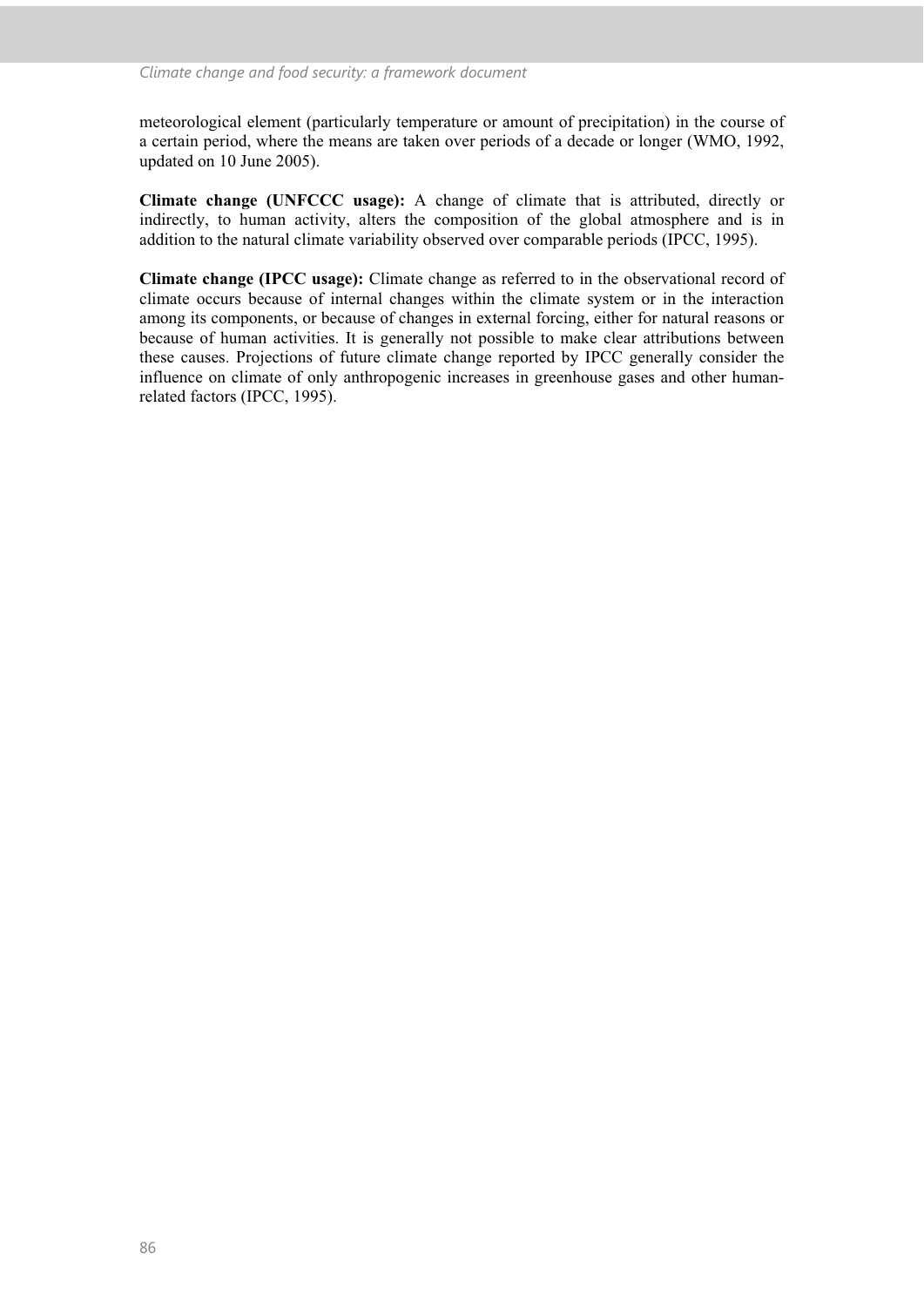meteorological element (particularly temperature or amount of precipitation) in the course of a certain period, where the means are taken over periods of a decade or longer (WMO, 1992, updated on 10 June 2005).

**Climate change (UNFCCC usage):** A change of climate that is attributed, directly or indirectly, to human activity, alters the composition of the global atmosphere and is in addition to the natural climate variability observed over comparable periods (IPCC, 1995).

**Climate change (IPCC usage):** Climate change as referred to in the observational record of climate occurs because of internal changes within the climate system or in the interaction among its components, or because of changes in external forcing, either for natural reasons or because of human activities. It is generally not possible to make clear attributions between these causes. Projections of future climate change reported by IPCC generally consider the influence on climate of only anthropogenic increases in greenhouse gases and other human-related factors (IPCC, 1995).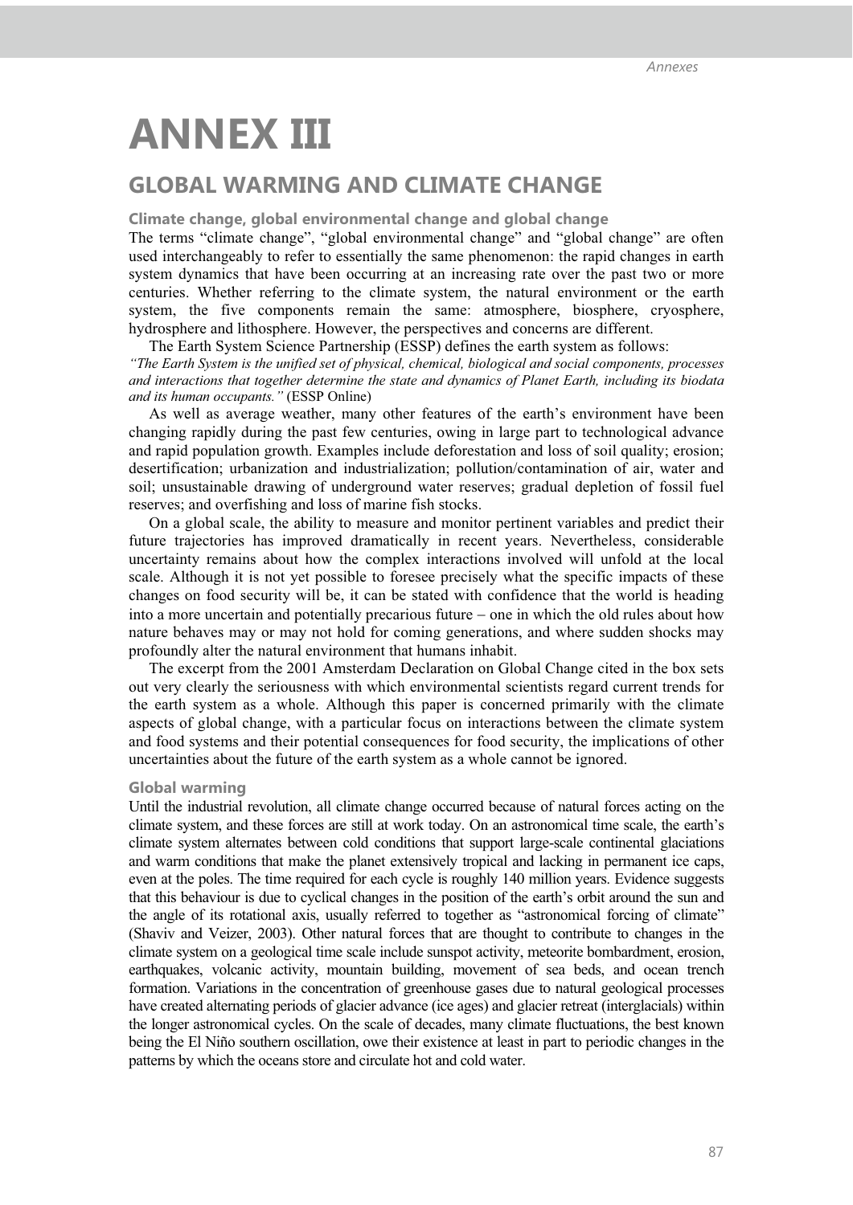# ANNEX III

## GLOBAL WARMING AND CLIMATE CHANGE

### Climate change, global environmental change and global change

The terms "climate change", "global environmental change" and "global change" are often used interchangeably to refer to essentially the same phenomenon: the rapid changes in earth system dynamics that have been occurring at an increasing rate over the past two or more centuries. Whether referring to the climate system, the natural environment or the earth system, the five components remain the same: atmosphere, biosphere, cryosphere, hydrosphere and lithosphere. However, the perspectives and concerns are different.

The Earth System Science Partnership (ESSP) defines the earth system as follows:

*"The Earth System is the unified set of physical, chemical, biological and social components, processes and interactions that together determine the state and dynamics of Planet Earth, including its biodata and its human occupants."* (ESSP Online)

As well as average weather, many other features of the earth's environment have been changing rapidly during the past few centuries, owing in large part to technological advance and rapid population growth. Examples include deforestation and loss of soil quality; erosion; desertification; urbanization and industrialization; pollution/contamination of air, water and soil; unsustainable drawing of underground water reserves; gradual depletion of fossil fuel reserves; and overfishing and loss of marine fish stocks.

On a global scale, the ability to measure and monitor pertinent variables and predict their future trajectories has improved dramatically in recent years. Nevertheless, considerable uncertainty remains about how the complex interactions involved will unfold at the local scale. Although it is not yet possible to foresee precisely what the specific impacts of these changes on food security will be, it can be stated with confidence that the world is heading into a more uncertain and potentially precarious future – one in which the old rules about how nature behaves may or may not hold for coming generations, and where sudden shocks may profoundly alter the natural environment that humans inhabit.

The excerpt from the 2001 Amsterdam Declaration on Global Change cited in the box sets out very clearly the seriousness with which environmental scientists regard current trends for the earth system as a whole. Although this paper is concerned primarily with the climate aspects of global change, with a particular focus on interactions between the climate system and food systems and their potential consequences for food security, the implications of other uncertainties about the future of the earth system as a whole cannot be ignored.

### Global warming

Until the industrial revolution, all climate change occurred because of natural forces acting on the climate system, and these forces are still at work today. On an astronomical time scale, the earth's climate system alternates between cold conditions that support large-scale continental glaciations and warm conditions that make the planet extensively tropical and lacking in permanent ice caps, even at the poles. The time required for each cycle is roughly 140 million years. Evidence suggests that this behaviour is due to cyclical changes in the position of the earth's orbit around the sun and the angle of its rotational axis, usually referred to together as "astronomical forcing of climate" (Shaviv and Veizer, 2003). Other natural forces that are thought to contribute to changes in the climate system on a geological time scale include sunspot activity, meteorite bombardment, erosion, earthquakes, volcanic activity, mountain building, movement of sea beds, and ocean trench formation. Variations in the concentration of greenhouse gases due to natural geological processes have created alternating periods of glacier advance (ice ages) and glacier retreat (interglacials) within the longer astronomical cycles. On the scale of decades, many climate fluctuations, the best known being the El Niño southern oscillation, owe their existence at least in part to periodic changes in the patterns by which the oceans store and circulate hot and cold water.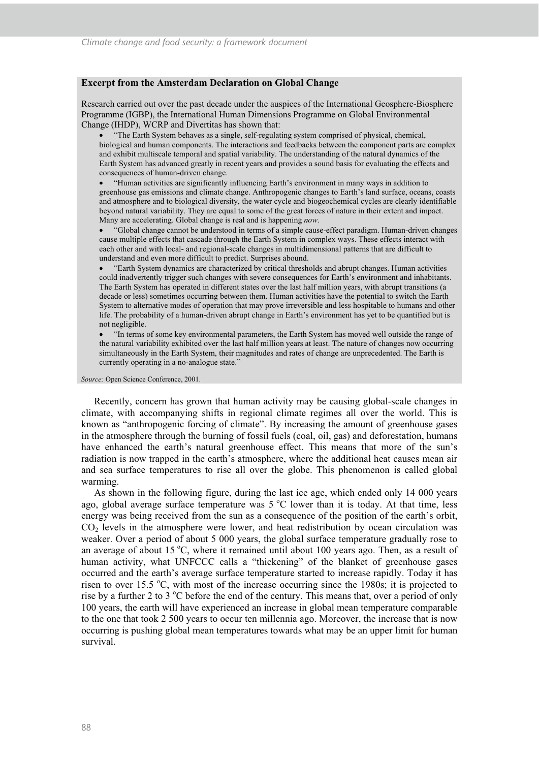**Excerpt from the Amsterdam Declaration on Global Change**

Research carried out over the past decade under the auspices of the International Geosphere-Biosphere Programme (IGBP), the International Human Dimensions Programme on Global Environmental Change (IHDP), WCRP and Divertitas has shown that:

- "The Earth System behaves as a single, self-regulating system comprised of physical, chemical, biological and human components. The interactions and feedbacks between the component parts are complex and exhibit multiscale temporal and spatial variability. The understanding of the natural dynamics of the Earth System has advanced greatly in recent years and provides a sound basis for evaluating the effects and consequences of human-driven change.
- "Human activities are significantly influencing Earth's environment in many ways in addition to greenhouse gas emissions and climate change. Anthropogenic changes to Earth's land surface, oceans, coasts and atmosphere and to biological diversity, the water cycle and biogeochemical cycles are clearly identifiable beyond natural variability. They are equal to some of the great forces of nature in their extent and impact. Many are accelerating. Global change is real and is happening *now*.
- "Global change cannot be understood in terms of a simple cause-effect paradigm. Human-driven changes cause multiple effects that cascade through the Earth System in complex ways. These effects interact with each other and with local- and regional-scale changes in multidimensional patterns that are difficult to understand and even more difficult to predict. Surprises abound.
- "Earth System dynamics are characterized by critical thresholds and abrupt changes. Human activities could inadvertently trigger such changes with severe consequences for Earth's environment and inhabitants. The Earth System has operated in different states over the last half million years, with abrupt transitions (a decade or less) sometimes occurring between them. Human activities have the potential to switch the Earth System to alternative modes of operation that may prove irreversible and less hospitable to humans and other life. The probability of a human-driven abrupt change in Earth's environment has yet to be quantified but is not negligible.
- "In terms of some key environmental parameters, the Earth System has moved well outside the range of the natural variability exhibited over the last half million years at least. The nature of changes now occurring simultaneously in the Earth System, their magnitudes and rates of change are unprecedented. The Earth is currently operating in a no-analogue state."

*Source:* Open Science Conference, 2001.

Recently, concern has grown that human activity may be causing global-scale changes in climate, with accompanying shifts in regional climate regimes all over the world. This is known as "anthropogenic forcing of climate". By increasing the amount of greenhouse gases in the atmosphere through the burning of fossil fuels (coal, oil, gas) and deforestation, humans have enhanced the earth's natural greenhouse effect. This means that more of the sun's radiation is now trapped in the earth's atmosphere, where the additional heat causes mean air and sea surface temperatures to rise all over the globe. This phenomenon is called global warming.

As shown in the following figure, during the last ice age, which ended only 14 000 years ago, global average surface temperature was 5 °C lower than it is today. At that time, less energy was being received from the sun as a consequence of the position of the earth's orbit, $CO_2$ levels in the atmosphere were lower, and heat redistribution by ocean circulation was weaker. Over a period of about 5 000 years, the global surface temperature gradually rose to an average of about 15 °C, where it remained until about 100 years ago. Then, as a result of human activity, what UNFCCC calls a "thickening" of the blanket of greenhouse gases occurred and the earth's average surface temperature started to increase rapidly. Today it has risen to over 15.5 °C, with most of the increase occurring since the 1980s; it is projected to rise by a further 2 to 3 °C before the end of the century. This means that, over a period of only 100 years, the earth will have experienced an increase in global mean temperature comparable to the one that took 2 500 years to occur ten millennia ago. Moreover, the increase that is now occurring is pushing global mean temperatures towards what may be an upper limit for human survival.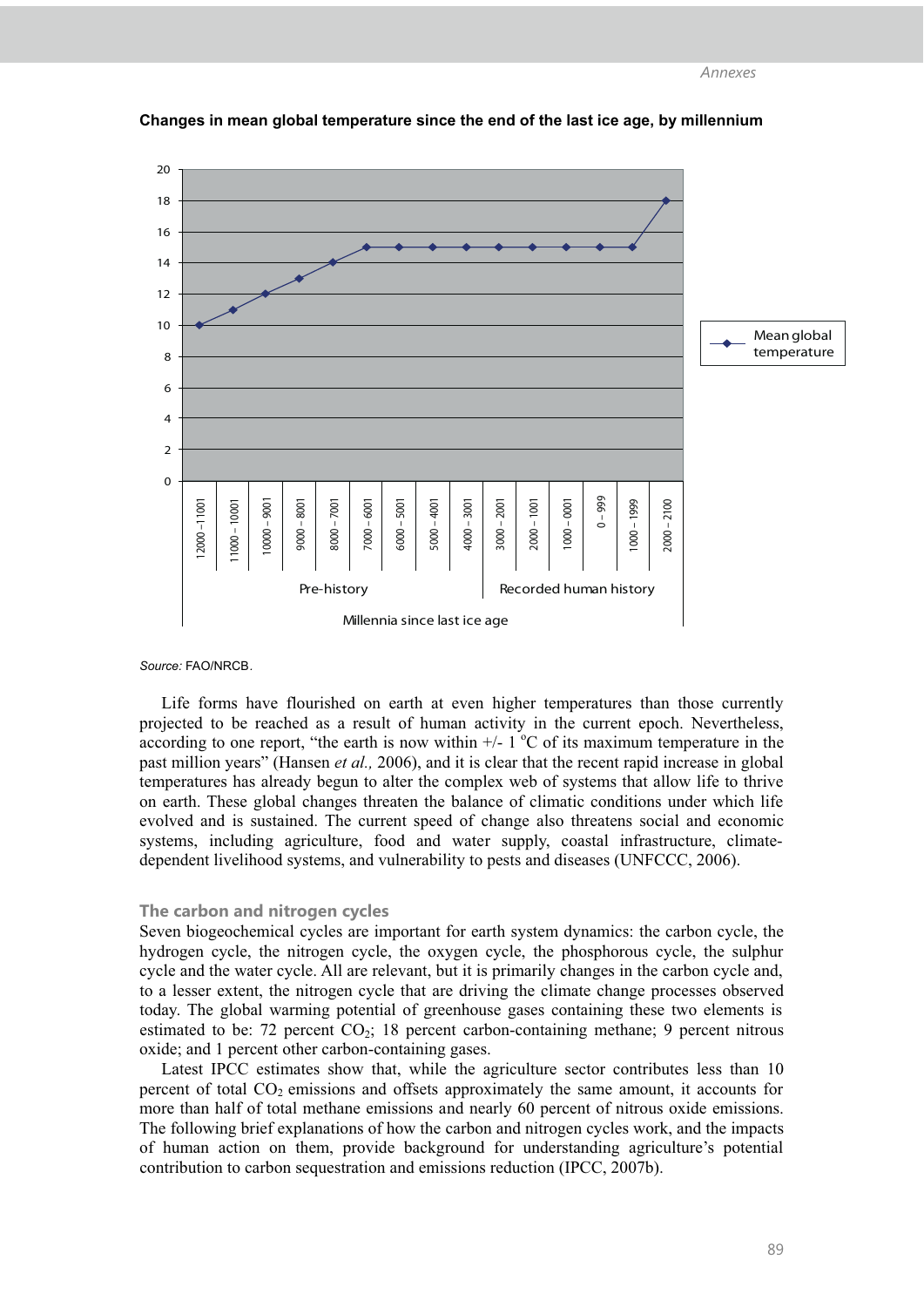**Changes in mean global temperature since the end of the last ice age, by millennium**

*Source:* FAO/NRCB.

Life forms have flourished on earth at even higher temperatures than those currently projected to be reached as a result of human activity in the current epoch. Nevertheless, according to one report, "the earth is now within +/- 1 °C of its maximum temperature in the past million years" (Hansen *et al.,* 2006), and it is clear that the recent rapid increase in global temperatures has already begun to alter the complex web of systems that allow life to thrive on earth. These global changes threaten the balance of climatic conditions under which life evolved and is sustained. The current speed of change also threatens social and economic systems, including agriculture, food and water supply, coastal infrastructure, climate-dependent livelihood systems, and vulnerability to pests and diseases (UNFCCC, 2006).

### The carbon and nitrogen cycles

Seven biogeochemical cycles are important for earth system dynamics: the carbon cycle, the hydrogen cycle, the nitrogen cycle, the oxygen cycle, the phosphorous cycle, the sulphur cycle and the water cycle. All are relevant, but it is primarily changes in the carbon cycle and, to a lesser extent, the nitrogen cycle that are driving the climate change processes observed today. The global warming potential of greenhouse gases containing these two elements is estimated to be: 72 percent $CO_2$; 18 percent carbon-containing methane; 9 percent nitrous oxide; and 1 percent other carbon-containing gases.

Latest IPCC estimates show that, while the agriculture sector contributes less than 10 percent of total $CO_2$ emissions and offsets approximately the same amount, it accounts for more than half of total methane emissions and nearly 60 percent of nitrous oxide emissions. The following brief explanations of how the carbon and nitrogen cycles work, and the impacts of human action on them, provide background for understanding agriculture's potential contribution to carbon sequestration and emissions reduction (IPCC, 2007b).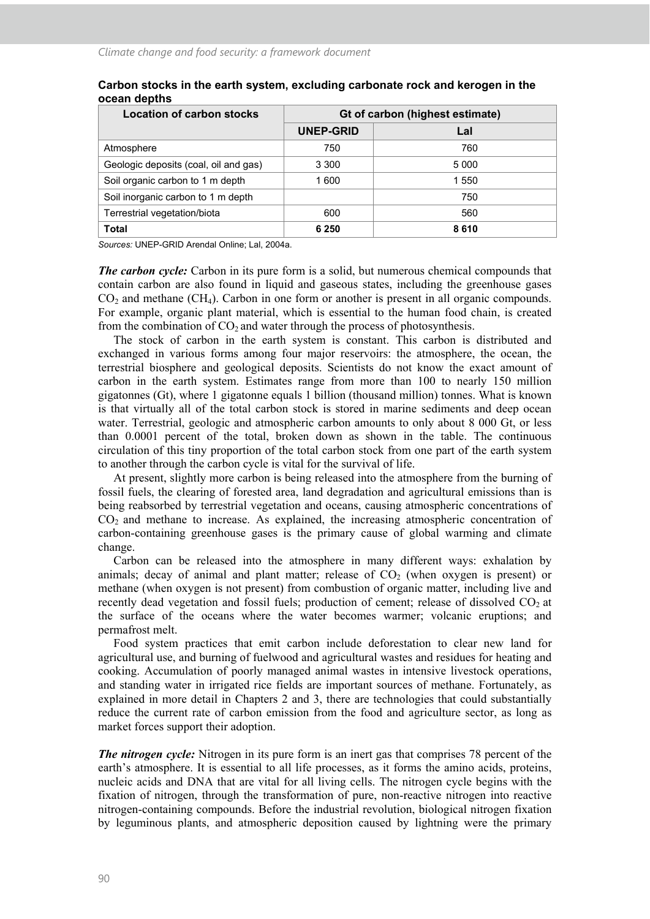**Carbon stocks in the earth system, excluding carbonate rock and kerogen in the ocean depths**

| Location of carbon stocks | Gt of carbon (highest estimate) | |
|---|---|---|
| | UNEP-GRID | Lal |
| Atmosphere | 750 | 760 |
| Geologic deposits (coal, oil and gas) | 3 300 | 5 000 |
| Soil organic carbon to 1 m depth | 1 600 | 1 550 |
| Soil inorganic carbon to 1 m depth | | 750 |
| Terrestrial vegetation/biota | 600 | 560 |
| **Total** | **6 250** | **8 610** |

*Sources:* UNEP-GRID Arendal Online; Lal, 2004a.

***The carbon cycle:*** Carbon in its pure form is a solid, but numerous chemical compounds that contain carbon are also found in liquid and gaseous states, including the greenhouse gases $CO_2$ and methane ($CH_4$). Carbon in one form or another is present in all organic compounds. For example, organic plant material, which is essential to the human food chain, is created from the combination of $CO_2$ and water through the process of photosynthesis.

The stock of carbon in the earth system is constant. This carbon is distributed and exchanged in various forms among four major reservoirs: the atmosphere, the ocean, the terrestrial biosphere and geological deposits. Scientists do not know the exact amount of carbon in the earth system. Estimates range from more than 100 to nearly 150 million gigatonnes (Gt), where 1 gigatonne equals 1 billion (thousand million) tonnes. What is known is that virtually all of the total carbon stock is stored in marine sediments and deep ocean water. Terrestrial, geologic and atmospheric carbon amounts to only about 8 000 Gt, or less than 0.0001 percent of the total, broken down as shown in the table. The continuous circulation of this tiny proportion of the total carbon stock from one part of the earth system to another through the carbon cycle is vital for the survival of life.

At present, slightly more carbon is being released into the atmosphere from the burning of fossil fuels, the clearing of forested area, land degradation and agricultural emissions than is being reabsorbed by terrestrial vegetation and oceans, causing atmospheric concentrations of $CO_2$ and methane to increase. As explained, the increasing atmospheric concentration of carbon-containing greenhouse gases is the primary cause of global warming and climate change.

Carbon can be released into the atmosphere in many different ways: exhalation by animals; decay of animal and plant matter; release of $CO_2$ (when oxygen is present) or methane (when oxygen is not present) from combustion of organic matter, including live and recently dead vegetation and fossil fuels; production of cement; release of dissolved $CO_2$ at the surface of the oceans where the water becomes warmer; volcanic eruptions; and permafrost melt.

Food system practices that emit carbon include deforestation to clear new land for agricultural use, and burning of fuelwood and agricultural wastes and residues for heating and cooking. Accumulation of poorly managed animal wastes in intensive livestock operations, and standing water in irrigated rice fields are important sources of methane. Fortunately, as explained in more detail in Chapters 2 and 3, there are technologies that could substantially reduce the current rate of carbon emission from the food and agriculture sector, as long as market forces support their adoption.

***The nitrogen cycle:*** Nitrogen in its pure form is an inert gas that comprises 78 percent of the earth's atmosphere. It is essential to all life processes, as it forms the amino acids, proteins, nucleic acids and DNA that are vital for all living cells. The nitrogen cycle begins with the fixation of nitrogen, through the transformation of pure, non-reactive nitrogen into reactive nitrogen-containing compounds. Before the industrial revolution, biological nitrogen fixation by leguminous plants, and atmospheric deposition caused by lightning were the primary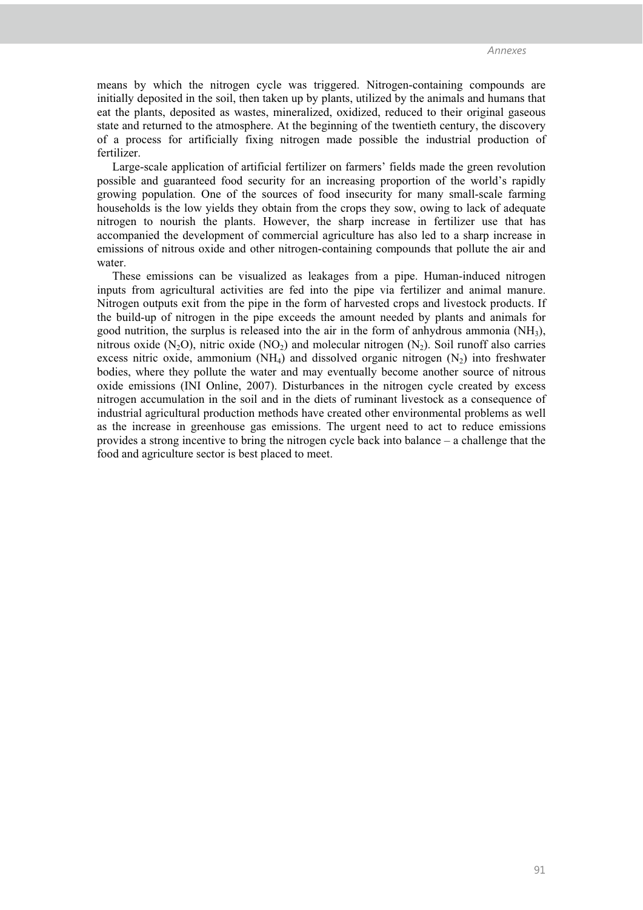means by which the nitrogen cycle was triggered. Nitrogen-containing compounds are initially deposited in the soil, then taken up by plants, utilized by the animals and humans that eat the plants, deposited as wastes, mineralized, oxidized, reduced to their original gaseous state and returned to the atmosphere. At the beginning of the twentieth century, the discovery of a process for artificially fixing nitrogen made possible the industrial production of fertilizer.

Large-scale application of artificial fertilizer on farmers' fields made the green revolution possible and guaranteed food security for an increasing proportion of the world's rapidly growing population. One of the sources of food insecurity for many small-scale farming households is the low yields they obtain from the crops they sow, owing to lack of adequate nitrogen to nourish the plants. However, the sharp increase in fertilizer use that has accompanied the development of commercial agriculture has also led to a sharp increase in emissions of nitrous oxide and other nitrogen-containing compounds that pollute the air and water.

These emissions can be visualized as leakages from a pipe. Human-induced nitrogen inputs from agricultural activities are fed into the pipe via fertilizer and animal manure. Nitrogen outputs exit from the pipe in the form of harvested crops and livestock products. If the build-up of nitrogen in the pipe exceeds the amount needed by plants and animals for good nutrition, the surplus is released into the air in the form of anhydrous ammonia ($NH_3$), nitrous oxide ($N_2O$), nitric oxide ($NO_2$) and molecular nitrogen ($N_2$). Soil runoff also carries excess nitric oxide, ammonium ($NH_4$) and dissolved organic nitrogen ($N_2$) into freshwater bodies, where they pollute the water and may eventually become another source of nitrous oxide emissions (INI Online, 2007). Disturbances in the nitrogen cycle created by excess nitrogen accumulation in the soil and in the diets of ruminant livestock as a consequence of industrial agricultural production methods have created other environmental problems as well as the increase in greenhouse gas emissions. The urgent need to act to reduce emissions provides a strong incentive to bring the nitrogen cycle back into balance – a challenge that the food and agriculture sector is best placed to meet.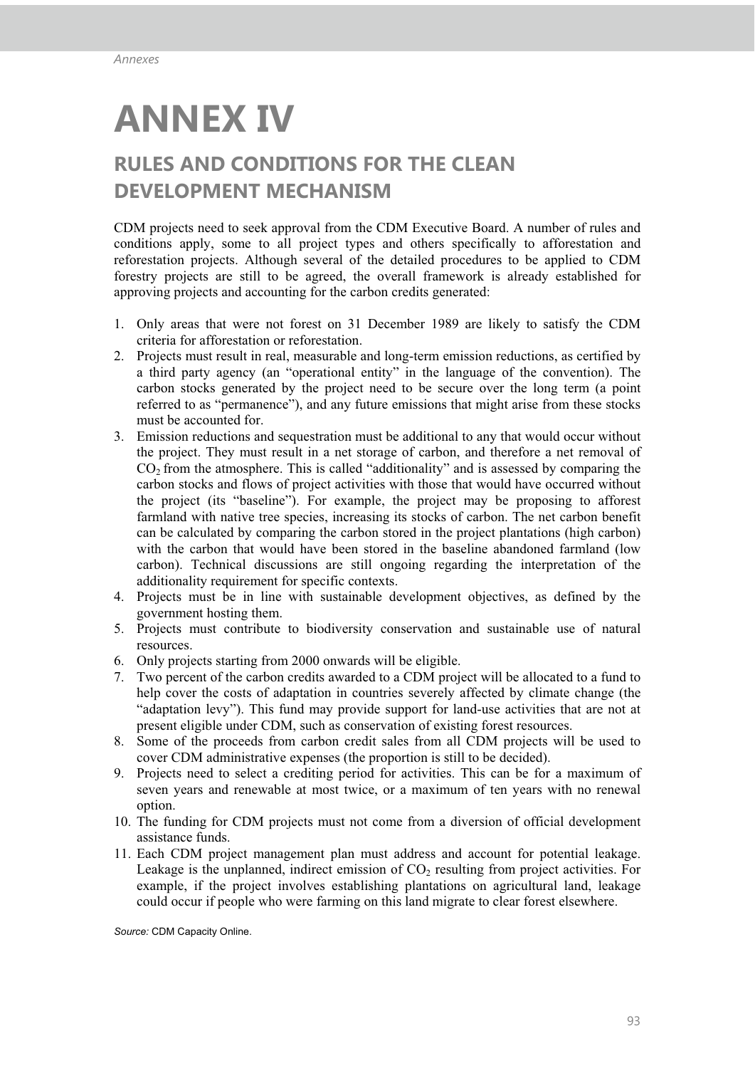# ANNEX IV

## RULES AND CONDITIONS FOR THE CLEAN DEVELOPMENT MECHANISM

CDM projects need to seek approval from the CDM Executive Board. A number of rules and conditions apply, some to all project types and others specifically to afforestation and reforestation projects. Although several of the detailed procedures to be applied to CDM forestry projects are still to be agreed, the overall framework is already established for approving projects and accounting for the carbon credits generated:

1. Only areas that were not forest on 31 December 1989 are likely to satisfy the CDM criteria for afforestation or reforestation.
2. Projects must result in real, measurable and long-term emission reductions, as certified by a third party agency (an "operational entity" in the language of the convention). The carbon stocks generated by the project need to be secure over the long term (a point referred to as "permanence"), and any future emissions that might arise from these stocks must be accounted for.
3. Emission reductions and sequestration must be additional to any that would occur without the project. They must result in a net storage of carbon, and therefore a net removal of $CO_2$ from the atmosphere. This is called "additionality" and is assessed by comparing the carbon stocks and flows of project activities with those that would have occurred without the project (its "baseline"). For example, the project may be proposing to afforest farmland with native tree species, increasing its stocks of carbon. The net carbon benefit can be calculated by comparing the carbon stored in the project plantations (high carbon) with the carbon that would have been stored in the baseline abandoned farmland (low carbon). Technical discussions are still ongoing regarding the interpretation of the additionality requirement for specific contexts.
4. Projects must be in line with sustainable development objectives, as defined by the government hosting them.
5. Projects must contribute to biodiversity conservation and sustainable use of natural resources.
6. Only projects starting from 2000 onwards will be eligible.
7. Two percent of the carbon credits awarded to a CDM project will be allocated to a fund to help cover the costs of adaptation in countries severely affected by climate change (the "adaptation levy"). This fund may provide support for land-use activities that are not at present eligible under CDM, such as conservation of existing forest resources.
8. Some of the proceeds from carbon credit sales from all CDM projects will be used to cover CDM administrative expenses (the proportion is still to be decided).
9. Projects need to select a crediting period for activities. This can be for a maximum of seven years and renewable at most twice, or a maximum of ten years with no renewal option.
10. The funding for CDM projects must not come from a diversion of official development assistance funds.
11. Each CDM project management plan must address and account for potential leakage. Leakage is the unplanned, indirect emission of $CO_2$ resulting from project activities. For example, if the project involves establishing plantations on agricultural land, leakage could occur if people who were farming on this land migrate to clear forest elsewhere.

*Source:* CDM Capacity Online.